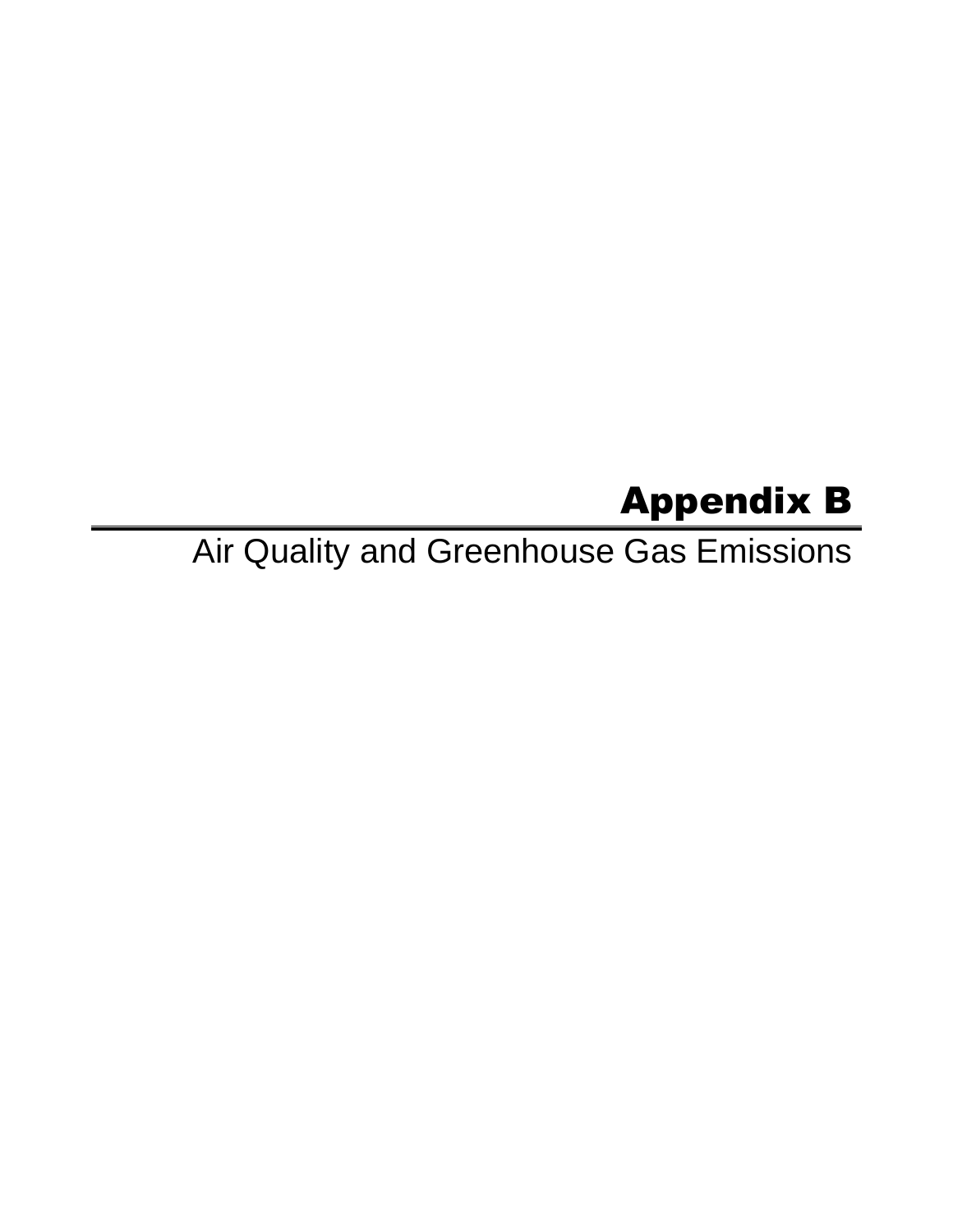# Appendix B

Air Quality and Greenhouse Gas Emissions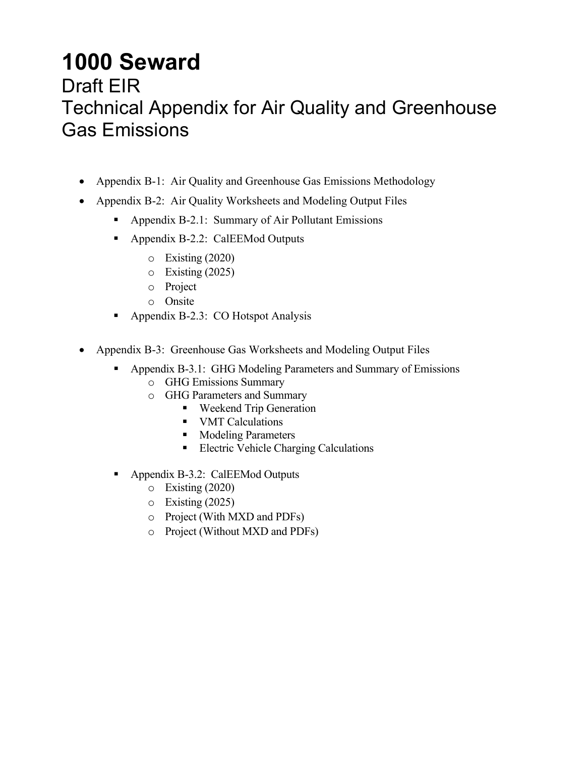# 1000 Seward

## Draft EIR

## Technical Appendix for Air Quality and Greenhouse Gas Emissions

- Appendix B-1: Air Quality and Greenhouse Gas Emissions Methodology
- Appendix B-2: Air Quality Worksheets and Modeling Output Files
  - Appendix B-2.1: Summary of Air Pollutant Emissions
  - Appendix B-2.2: CalEEMod Outputs
    - Existing (2020)
    - Existing (2025)
    - Project
    - Onsite
  - Appendix B-2.3: CO Hotspot Analysis

- Appendix B-3: Greenhouse Gas Worksheets and Modeling Output Files
  - Appendix B-3.1: GHG Modeling Parameters and Summary of Emissions
    - GHG Emissions Summary
    - GHG Parameters and Summary
      - Weekend Trip Generation
      - VMT Calculations
      - Modeling Parameters
      - Electric Vehicle Charging Calculations

  - Appendix B-3.2: CalEEMod Outputs
    - Existing (2020)
    - Existing (2025)
    - Project (With MXD and PDFs)
    - Project (Without MXD and PDFs)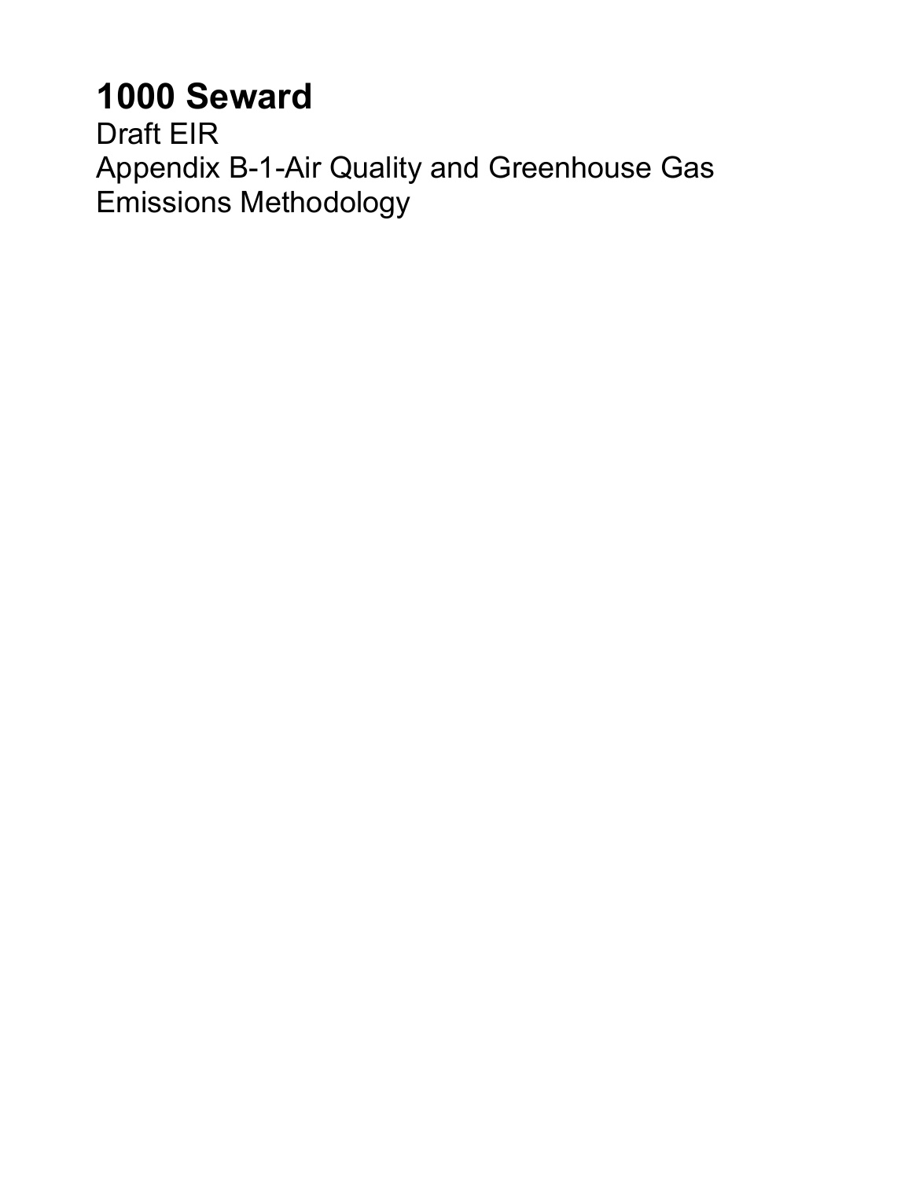# 1000 Seward

Draft EIR

Appendix B-1-Air Quality and Greenhouse Gas Emissions Methodology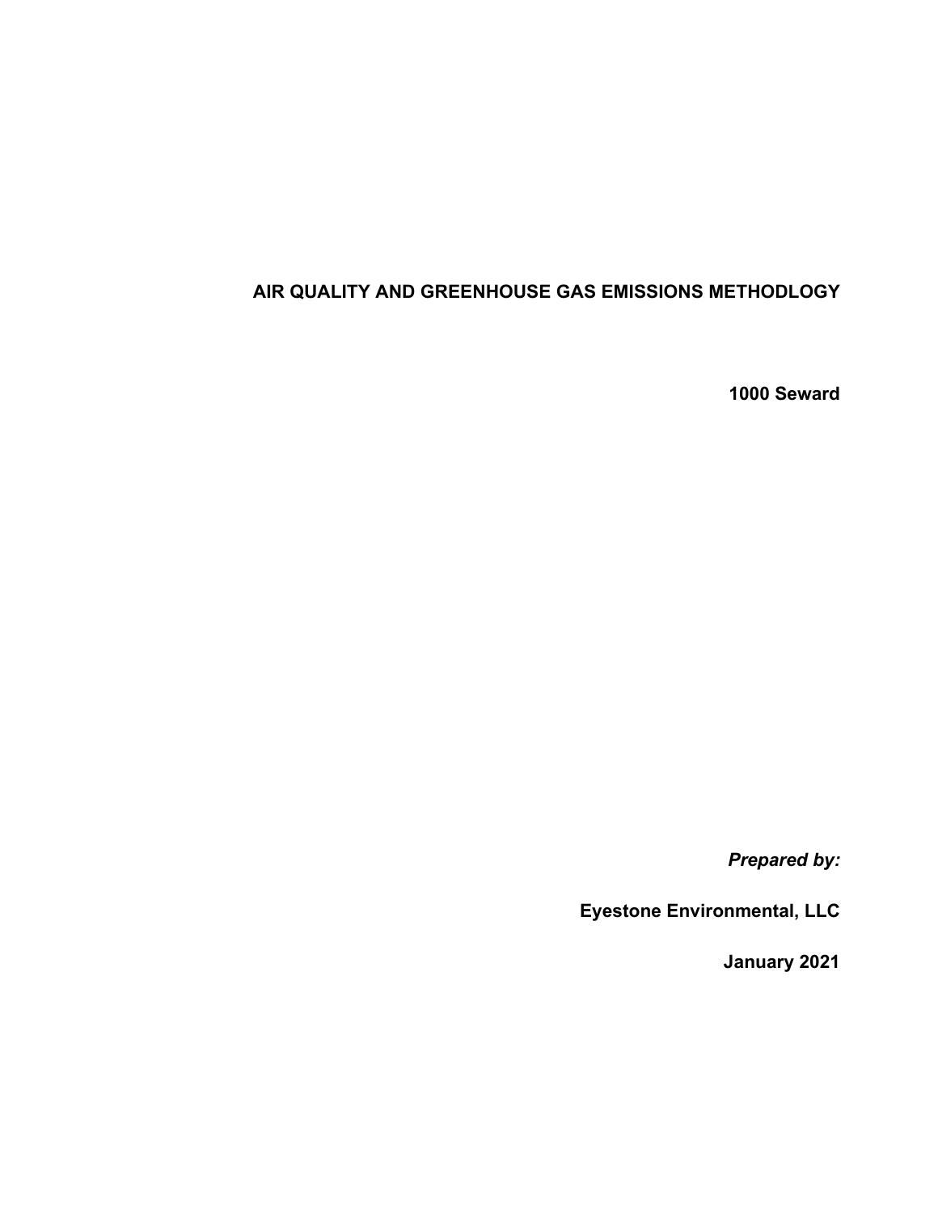# AIR QUALITY AND GREENHOUSE GAS EMISSIONS METHODLOGY

**1000 Seward**

***Prepared by:***

**Eyestone Environmental, LLC**

**January 2021**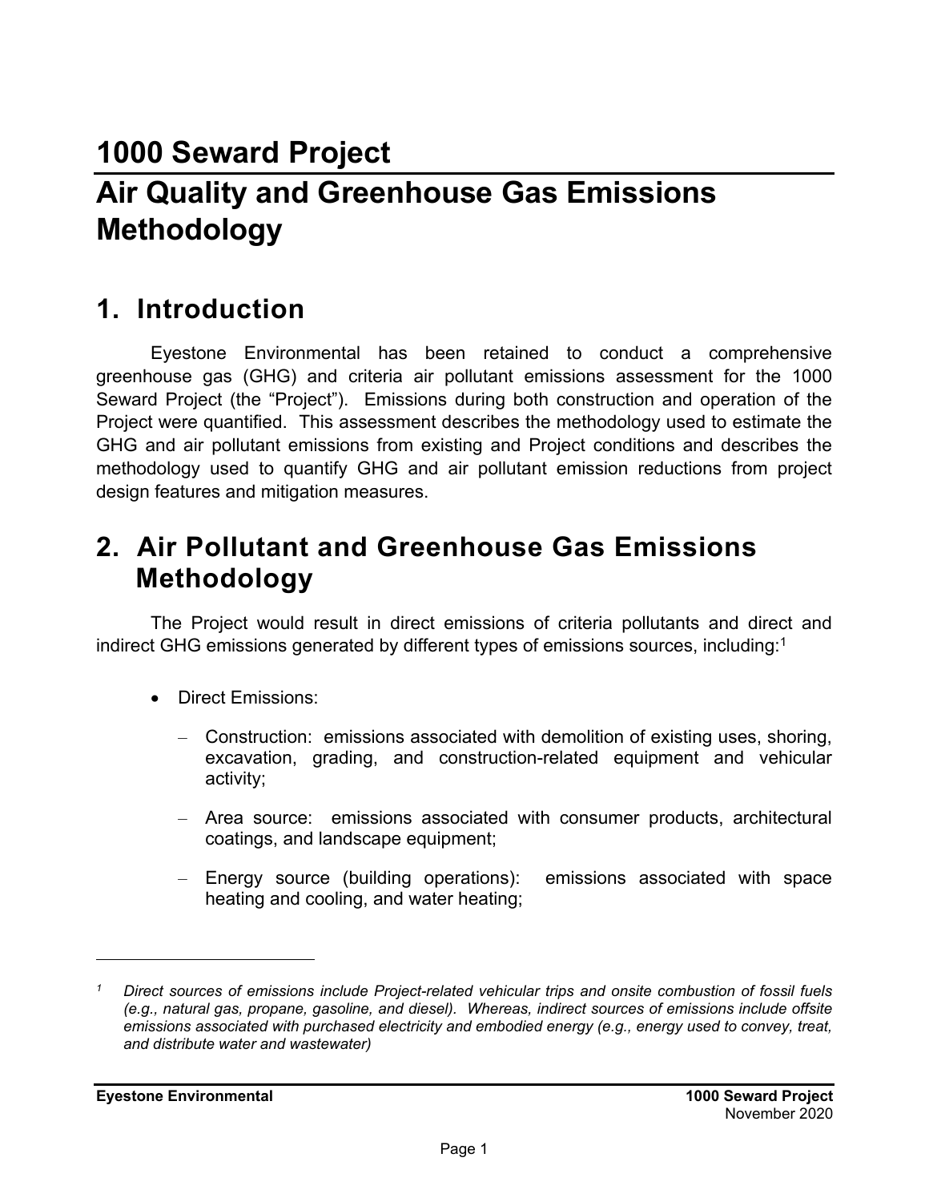# 1000 Seward Project

# Air Quality and Greenhouse Gas Emissions Methodology

## 1. Introduction

Eyestone Environmental has been retained to conduct a comprehensive greenhouse gas (GHG) and criteria air pollutant emissions assessment for the 1000 Seward Project (the "Project"). Emissions during both construction and operation of the Project were quantified. This assessment describes the methodology used to estimate the GHG and air pollutant emissions from existing and Project conditions and describes the methodology used to quantify GHG and air pollutant emission reductions from project design features and mitigation measures.

## 2. Air Pollutant and Greenhouse Gas Emissions Methodology

The Project would result in direct emissions of criteria pollutants and direct and indirect GHG emissions generated by different types of emissions sources, including:[1]

- Direct Emissions:
  - Construction: emissions associated with demolition of existing uses, shoring, excavation, grading, and construction-related equipment and vehicular activity;
  - Area source: emissions associated with consumer products, architectural coatings, and landscape equipment;
  - Energy source (building operations): emissions associated with space heating and cooling, and water heating;

---

[1] *Direct sources of emissions include Project-related vehicular trips and onsite combustion of fossil fuels (e.g., natural gas, propane, gasoline, and diesel). Whereas, indirect sources of emissions include offsite emissions associated with purchased electricity and embodied energy (e.g., energy used to convey, treat, and distribute water and wastewater)*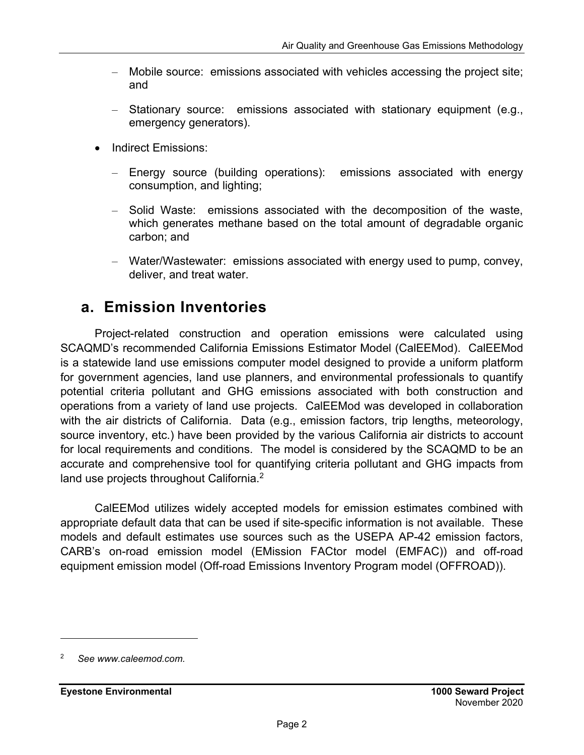- Mobile source: emissions associated with vehicles accessing the project site; and
  - Stationary source: emissions associated with stationary equipment (e.g., emergency generators).

- Indirect Emissions:
  - Energy source (building operations): emissions associated with energy consumption, and lighting;
  - Solid Waste: emissions associated with the decomposition of the waste, which generates methane based on the total amount of degradable organic carbon; and
  - Water/Wastewater: emissions associated with energy used to pump, convey, deliver, and treat water.

## a. Emission Inventories

Project-related construction and operation emissions were calculated using SCAQMD's recommended California Emissions Estimator Model (CalEEMod). CalEEMod is a statewide land use emissions computer model designed to provide a uniform platform for government agencies, land use planners, and environmental professionals to quantify potential criteria pollutant and GHG emissions associated with both construction and operations from a variety of land use projects. CalEEMod was developed in collaboration with the air districts of California. Data (e.g., emission factors, trip lengths, meteorology, source inventory, etc.) have been provided by the various California air districts to account for local requirements and conditions. The model is considered by the SCAQMD to be an accurate and comprehensive tool for quantifying criteria pollutant and GHG impacts from land use projects throughout California.[2]

CalEEMod utilizes widely accepted models for emission estimates combined with appropriate default data that can be used if site-specific information is not available. These models and default estimates use sources such as the USEPA AP-42 emission factors, CARB's on-road emission model (EMission FACtor model (EMFAC)) and off-road equipment emission model (Off-road Emissions Inventory Program model (OFFROAD)).

---

[2] *See www.caleemod.com.*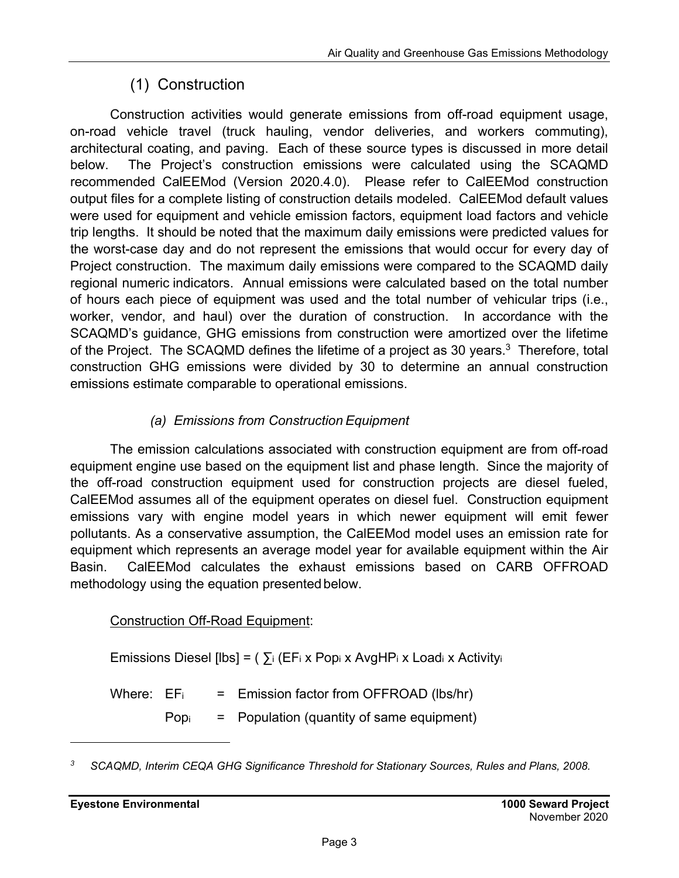## (1) Construction

Construction activities would generate emissions from off-road equipment usage, on-road vehicle travel (truck hauling, vendor deliveries, and workers commuting), architectural coating, and paving. Each of these source types is discussed in more detail below. The Project's construction emissions were calculated using the SCAQMD recommended CalEEMod (Version 2020.4.0). Please refer to CalEEMod construction output files for a complete listing of construction details modeled. CalEEMod default values were used for equipment and vehicle emission factors, equipment load factors and vehicle trip lengths. It should be noted that the maximum daily emissions were predicted values for the worst-case day and do not represent the emissions that would occur for every day of Project construction. The maximum daily emissions were compared to the SCAQMD daily regional numeric indicators. Annual emissions were calculated based on the total number of hours each piece of equipment was used and the total number of vehicular trips (i.e., worker, vendor, and haul) over the duration of construction. In accordance with the SCAQMD's guidance, GHG emissions from construction were amortized over the lifetime of the Project. The SCAQMD defines the lifetime of a project as 30 years.[3] Therefore, total construction GHG emissions were divided by 30 to determine an annual construction emissions estimate comparable to operational emissions.

### *(a) Emissions from Construction Equipment*

The emission calculations associated with construction equipment are from off-road equipment engine use based on the equipment list and phase length. Since the majority of the off-road construction equipment used for construction projects are diesel fueled, CalEEMod assumes all of the equipment operates on diesel fuel. Construction equipment emissions vary with engine model years in which newer equipment will emit fewer pollutants. As a conservative assumption, the CalEEMod model uses an emission rate for equipment which represents an average model year for available equipment within the Air Basin. CalEEMod calculates the exhaust emissions based on CARB OFFROAD methodology using the equation presented below.

Construction Off-Road Equipment:

Emissions Diesel [lbs] = $( \sum_i (EF_i \times Pop_i \times AvgHP_i \times Load_i \times Activity_i$

Where: $EF_i$ = Emission factor from OFFROAD (lbs/hr)

$Pop_i$ = Population (quantity of same equipment)

---

[3] *SCAQMD, Interim CEQA GHG Significance Threshold for Stationary Sources, Rules and Plans, 2008.*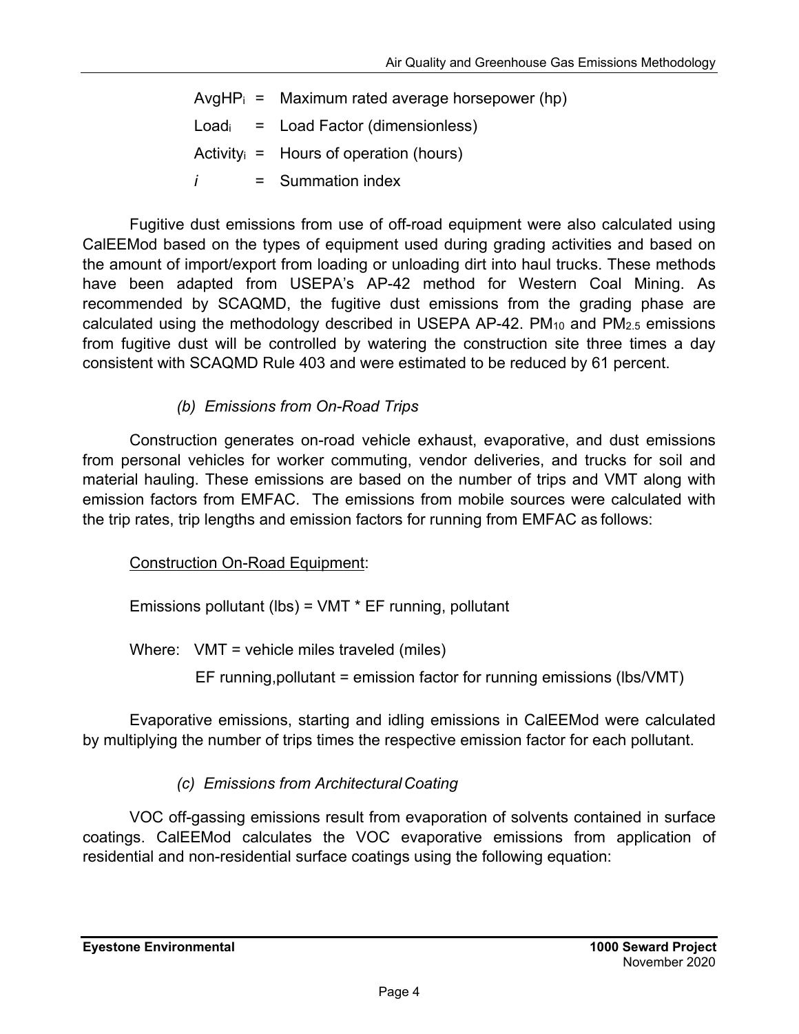$AvgHP_i$ = Maximum rated average horsepower (hp)

$Load_i$ = Load Factor (dimensionless)

$Activity_i$ = Hours of operation (hours)

$i$ = Summation index

Fugitive dust emissions from use of off-road equipment were also calculated using CalEEMod based on the types of equipment used during grading activities and based on the amount of import/export from loading or unloading dirt into haul trucks. These methods have been adapted from USEPA's AP-42 method for Western Coal Mining. As recommended by SCAQMD, the fugitive dust emissions from the grading phase are calculated using the methodology described in USEPA AP-42. $PM_{10}$ and $PM_{2.5}$ emissions from fugitive dust will be controlled by watering the construction site three times a day consistent with SCAQMD Rule 403 and were estimated to be reduced by 61 percent.

*(b) Emissions from On-Road Trips*

Construction generates on-road vehicle exhaust, evaporative, and dust emissions from personal vehicles for worker commuting, vendor deliveries, and trucks for soil and material hauling. These emissions are based on the number of trips and VMT along with emission factors from EMFAC. The emissions from mobile sources were calculated with the trip rates, trip lengths and emission factors for running from EMFAC as follows:

Construction On-Road Equipment:

Emissions pollutant (lbs) = VMT * EF running, pollutant

Where: VMT = vehicle miles traveled (miles)

EF running,pollutant = emission factor for running emissions (lbs/VMT)

Evaporative emissions, starting and idling emissions in CalEEMod were calculated by multiplying the number of trips times the respective emission factor for each pollutant.

*(c) Emissions from Architectural Coating*

VOC off-gassing emissions result from evaporation of solvents contained in surface coatings. CalEEMod calculates the VOC evaporative emissions from application of residential and non-residential surface coatings using the following equation: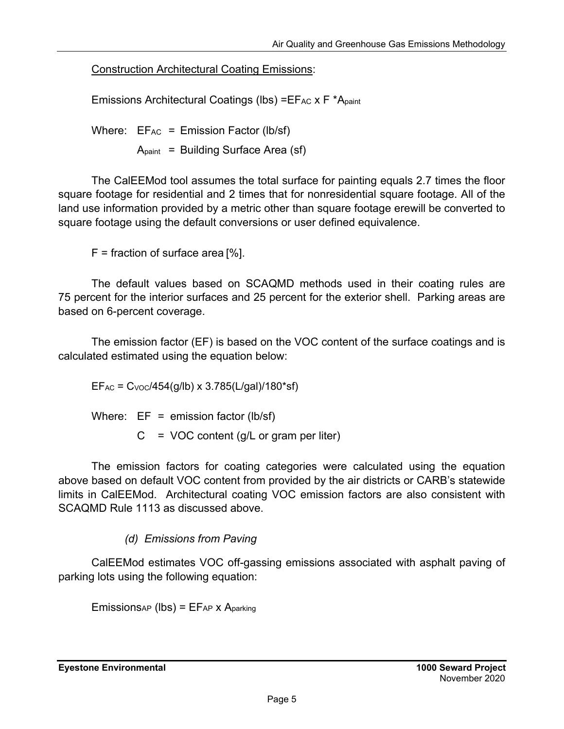Construction Architectural Coating Emissions:

Emissions Architectural Coatings (lbs) $=EF_{AC} \times F * A_{paint}$

Where: $EF_{AC}$ = Emission Factor (lb/sf)

$A_{paint}$ = Building Surface Area (sf)

The CalEEMod tool assumes the total surface for painting equals 2.7 times the floor square footage for residential and 2 times that for nonresidential square footage. All of the land use information provided by a metric other than square footage erewill be converted to square footage using the default conversions or user defined equivalence.

F = fraction of surface area [%].

The default values based on SCAQMD methods used in their coating rules are 75 percent for the interior surfaces and 25 percent for the exterior shell. Parking areas are based on 6-percent coverage.

The emission factor (EF) is based on the VOC content of the surface coatings and is calculated estimated using the equation below:

$EF_{AC} = C_{VOC}/454(g/lb) \times 3.785(L/gal)/180*sf)$

Where: EF = emission factor (lb/sf)

C = VOC content (g/L or gram per liter)

The emission factors for coating categories were calculated using the equation above based on default VOC content from provided by the air districts or CARB's statewide limits in CalEEMod. Architectural coating VOC emission factors are also consistent with SCAQMD Rule 1113 as discussed above.

*(d) Emissions from Paving*

CalEEMod estimates VOC off-gassing emissions associated with asphalt paving of parking lots using the following equation:

$Emissions_{AP}$ (lbs) = $EF_{AP} \times A_{parking}$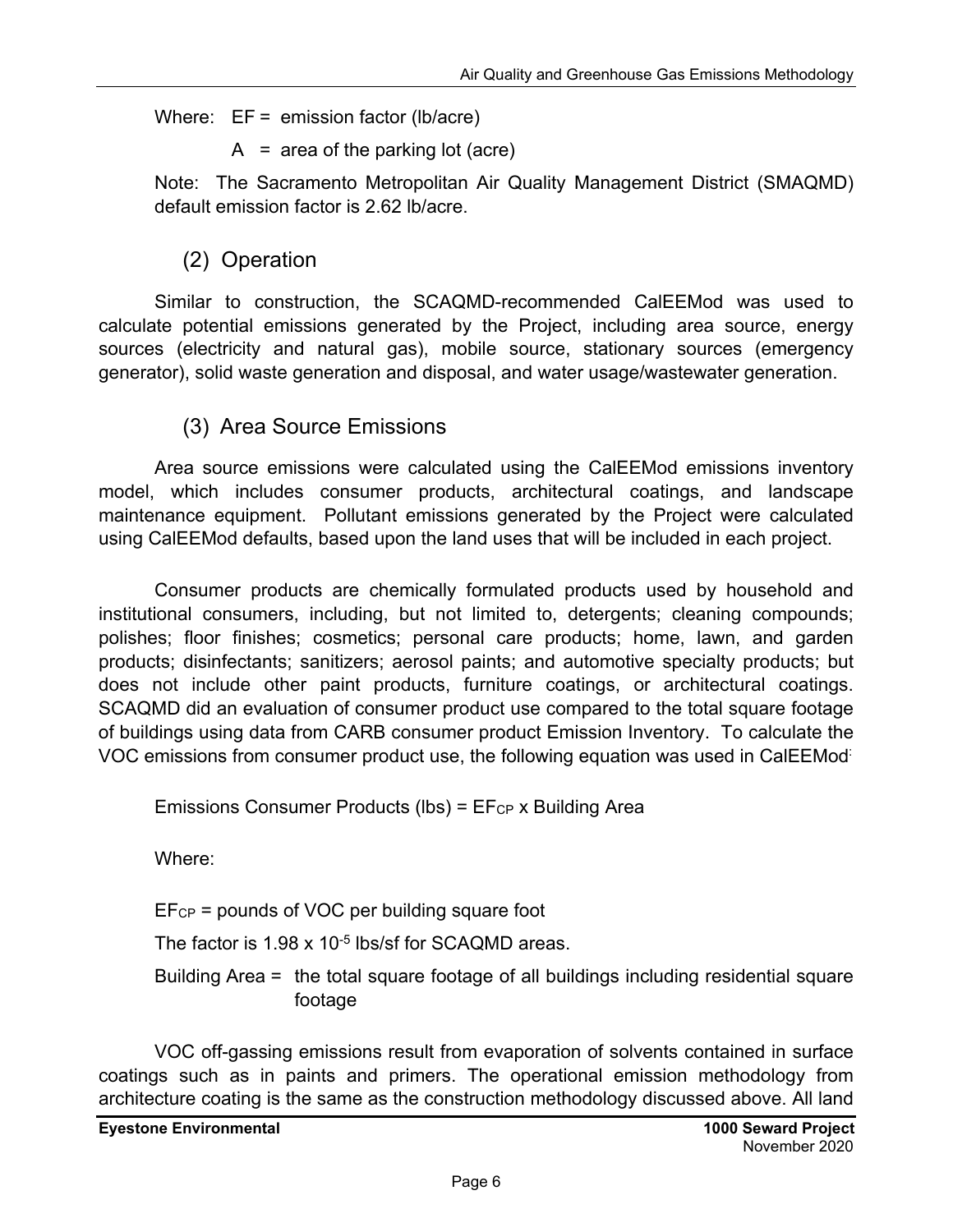Where: EF = emission factor (lb/acre)

A = area of the parking lot (acre)

Note: The Sacramento Metropolitan Air Quality Management District (SMAQMD) default emission factor is 2.62 lb/acre.

### (2) Operation

Similar to construction, the SCAQMD-recommended CalEEMod was used to calculate potential emissions generated by the Project, including area source, energy sources (electricity and natural gas), mobile source, stationary sources (emergency generator), solid waste generation and disposal, and water usage/wastewater generation.

### (3) Area Source Emissions

Area source emissions were calculated using the CalEEMod emissions inventory model, which includes consumer products, architectural coatings, and landscape maintenance equipment. Pollutant emissions generated by the Project were calculated using CalEEMod defaults, based upon the land uses that will be included in each project.

Consumer products are chemically formulated products used by household and institutional consumers, including, but not limited to, detergents; cleaning compounds; polishes; floor finishes; cosmetics; personal care products; home, lawn, and garden products; disinfectants; sanitizers; aerosol paints; and automotive specialty products; but does not include other paint products, furniture coatings, or architectural coatings. SCAQMD did an evaluation of consumer product use compared to the total square footage of buildings using data from CARB consumer product Emission Inventory. To calculate the VOC emissions from consumer product use, the following equation was used in CalEEMod:

Emissions Consumer Products (lbs) = $EF_{CP}$ x Building Area

Where:

$EF_{CP}$ = pounds of VOC per building square foot

The factor is $1.98 \times 10^{-5}$ lbs/sf for SCAQMD areas.

Building Area = the total square footage of all buildings including residential square footage

VOC off-gassing emissions result from evaporation of solvents contained in surface coatings such as in paints and primers. The operational emission methodology from architecture coating is the same as the construction methodology discussed above. All land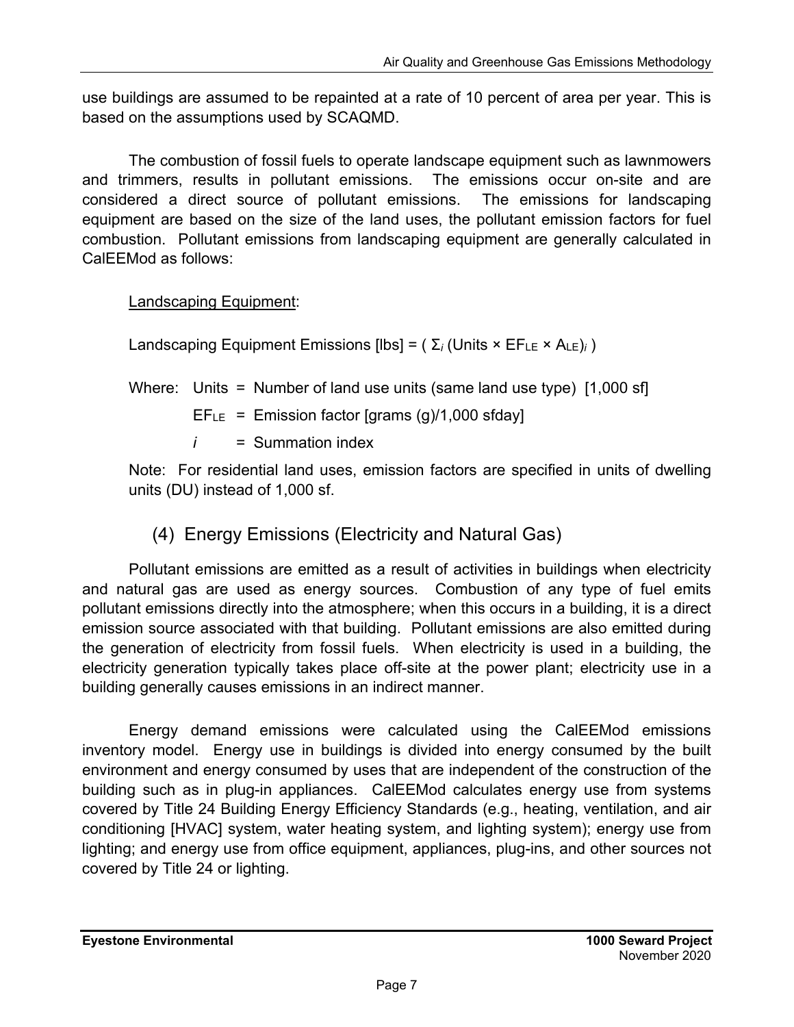use buildings are assumed to be repainted at a rate of 10 percent of area per year. This is based on the assumptions used by SCAQMD.

The combustion of fossil fuels to operate landscape equipment such as lawnmowers and trimmers, results in pollutant emissions. The emissions occur on-site and are considered a direct source of pollutant emissions. The emissions for landscaping equipment are based on the size of the land uses, the pollutant emission factors for fuel combustion. Pollutant emissions from landscaping equipment are generally calculated in CalEEMod as follows:

Landscaping Equipment:

Landscaping Equipment Emissions [lbs] = $( \Sigma_i \text{ (Units} \times EF_{LE} \times A_{LE})_i )$

Where: Units = Number of land use units (same land use type) [1,000 sf]

$EF_{LE}$ = Emission factor [grams (g)/1,000 sfday]

$i$ = Summation index

Note: For residential land uses, emission factors are specified in units of dwelling units (DU) instead of 1,000 sf.

### (4) Energy Emissions (Electricity and Natural Gas)

Pollutant emissions are emitted as a result of activities in buildings when electricity and natural gas are used as energy sources. Combustion of any type of fuel emits pollutant emissions directly into the atmosphere; when this occurs in a building, it is a direct emission source associated with that building. Pollutant emissions are also emitted during the generation of electricity from fossil fuels. When electricity is used in a building, the electricity generation typically takes place off-site at the power plant; electricity use in a building generally causes emissions in an indirect manner.

Energy demand emissions were calculated using the CalEEMod emissions inventory model. Energy use in buildings is divided into energy consumed by the built environment and energy consumed by uses that are independent of the construction of the building such as in plug-in appliances. CalEEMod calculates energy use from systems covered by Title 24 Building Energy Efficiency Standards (e.g., heating, ventilation, and air conditioning [HVAC] system, water heating system, and lighting system); energy use from lighting; and energy use from office equipment, appliances, plug-ins, and other sources not covered by Title 24 or lighting.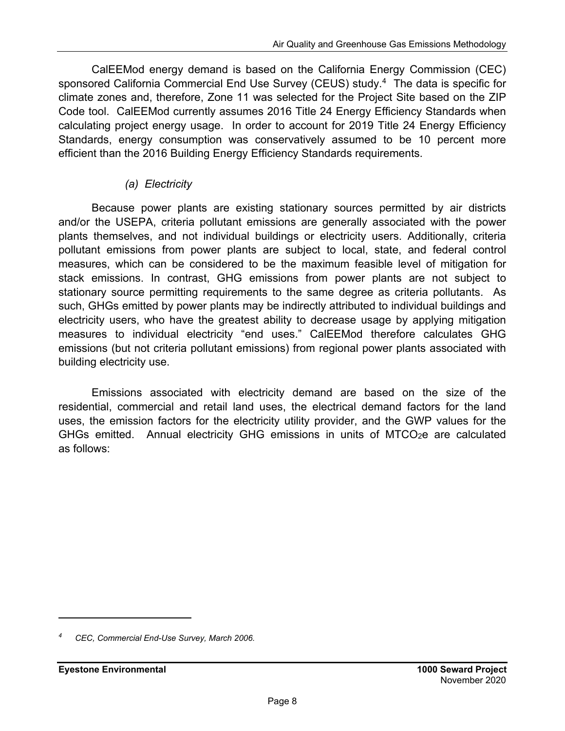CalEEMod energy demand is based on the California Energy Commission (CEC) sponsored California Commercial End Use Survey (CEUS) study.[4] The data is specific for climate zones and, therefore, Zone 11 was selected for the Project Site based on the ZIP Code tool. CalEEMod currently assumes 2016 Title 24 Energy Efficiency Standards when calculating project energy usage. In order to account for 2019 Title 24 Energy Efficiency Standards, energy consumption was conservatively assumed to be 10 percent more efficient than the 2016 Building Energy Efficiency Standards requirements.

*(a) Electricity*

Because power plants are existing stationary sources permitted by air districts and/or the USEPA, criteria pollutant emissions are generally associated with the power plants themselves, and not individual buildings or electricity users. Additionally, criteria pollutant emissions from power plants are subject to local, state, and federal control measures, which can be considered to be the maximum feasible level of mitigation for stack emissions. In contrast, GHG emissions from power plants are not subject to stationary source permitting requirements to the same degree as criteria pollutants. As such, GHGs emitted by power plants may be indirectly attributed to individual buildings and electricity users, who have the greatest ability to decrease usage by applying mitigation measures to individual electricity "end uses." CalEEMod therefore calculates GHG emissions (but not criteria pollutant emissions) from regional power plants associated with building electricity use.

Emissions associated with electricity demand are based on the size of the residential, commercial and retail land uses, the electrical demand factors for the land uses, the emission factors for the electricity utility provider, and the GWP values for the GHGs emitted. Annual electricity GHG emissions in units of $MTCO_2e$ are calculated as follows:

---

[4] *CEC, Commercial End-Use Survey, March 2006.*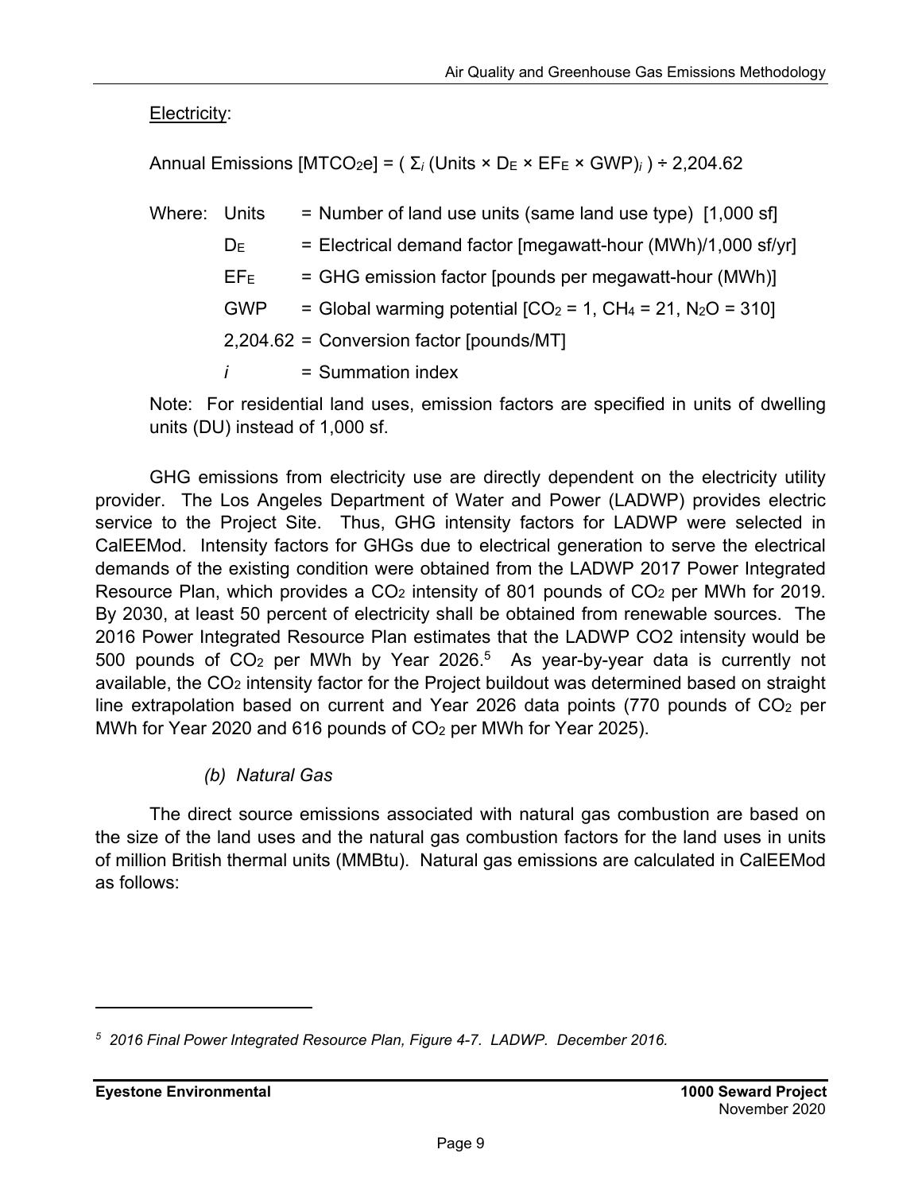Electricity:

$$\text{Annual Emissions [MTCO}_2\text{e]} = \left( \Sigma_i \left(\text{Units} \times D_E \times EF_E \times GWP\right)_i \right) \div 2{,}204.62$$

Where:

- Units = Number of land use units (same land use type) [1,000 sf]
- $D_E$ = Electrical demand factor [megawatt-hour (MWh)/1,000 sf/yr]
- $EF_E$ = GHG emission factor [pounds per megawatt-hour (MWh)]
- GWP = Global warming potential [$CO_2$ = 1, $CH_4$ = 21, $N_2O$ = 310]
- 2,204.62 = Conversion factor [pounds/MT]
- $i$ = Summation index

Note: For residential land uses, emission factors are specified in units of dwelling units (DU) instead of 1,000 sf.

GHG emissions from electricity use are directly dependent on the electricity utility provider. The Los Angeles Department of Water and Power (LADWP) provides electric service to the Project Site. Thus, GHG intensity factors for LADWP were selected in CalEEMod. Intensity factors for GHGs due to electrical generation to serve the electrical demands of the existing condition were obtained from the LADWP 2017 Power Integrated Resource Plan, which provides a $CO_2$ intensity of 801 pounds of $CO_2$ per MWh for 2019. By 2030, at least 50 percent of electricity shall be obtained from renewable sources. The 2016 Power Integrated Resource Plan estimates that the LADWP CO2 intensity would be 500 pounds of $CO_2$ per MWh by Year 2026.[5] As year-by-year data is currently not available, the $CO_2$ intensity factor for the Project buildout was determined based on straight line extrapolation based on current and Year 2026 data points (770 pounds of $CO_2$ per MWh for Year 2020 and 616 pounds of $CO_2$ per MWh for Year 2025).

### *(b) Natural Gas*

The direct source emissions associated with natural gas combustion are based on the size of the land uses and the natural gas combustion factors for the land uses in units of million British thermal units (MMBtu). Natural gas emissions are calculated in CalEEMod as follows:

---

[5] *2016 Final Power Integrated Resource Plan, Figure 4-7. LADWP. December 2016.*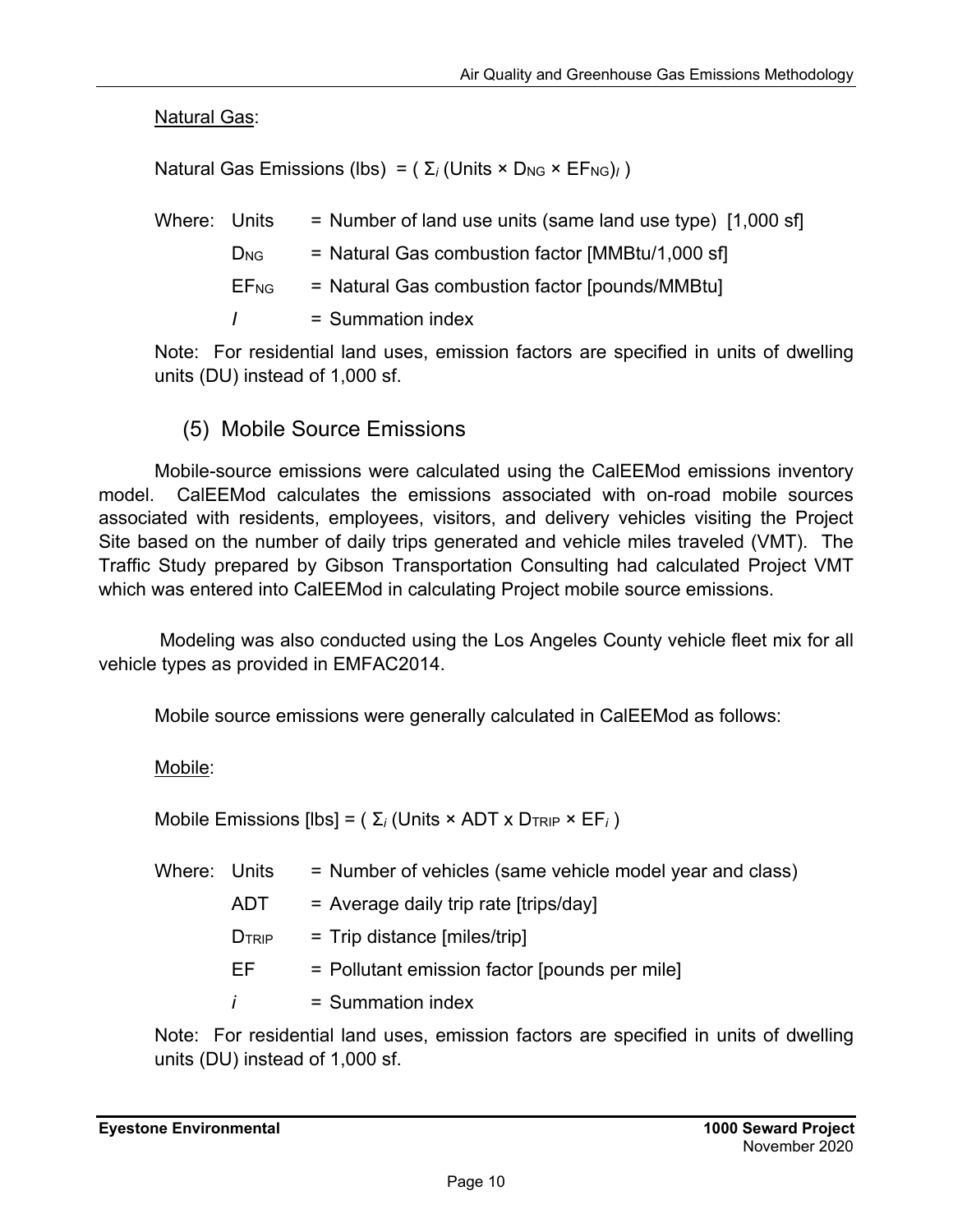Natural Gas:

Natural Gas Emissions (lbs) = ( $\Sigma_i$ (Units × $D_{NG}$ × $EF_{NG}$)$_I$ )

Where: Units = Number of land use units (same land use type) [1,000 sf]

$D_{NG}$ = Natural Gas combustion factor [MMBtu/1,000 sf]

$EF_{NG}$ = Natural Gas combustion factor [pounds/MMBtu]

$I$ = Summation index

Note: For residential land uses, emission factors are specified in units of dwelling units (DU) instead of 1,000 sf.

### (5) Mobile Source Emissions

Mobile-source emissions were calculated using the CalEEMod emissions inventory model. CalEEMod calculates the emissions associated with on-road mobile sources associated with residents, employees, visitors, and delivery vehicles visiting the Project Site based on the number of daily trips generated and vehicle miles traveled (VMT). The Traffic Study prepared by Gibson Transportation Consulting had calculated Project VMT which was entered into CalEEMod in calculating Project mobile source emissions.

Modeling was also conducted using the Los Angeles County vehicle fleet mix for all vehicle types as provided in EMFAC2014.

Mobile source emissions were generally calculated in CalEEMod as follows:

Mobile:

Mobile Emissions [lbs] = ( $\Sigma_i$ (Units × ADT x $D_{TRIP}$ × $EF_i$ )

Where: Units = Number of vehicles (same vehicle model year and class)

ADT = Average daily trip rate [trips/day]

$D_{TRIP}$ = Trip distance [miles/trip]

EF = Pollutant emission factor [pounds per mile]

$i$ = Summation index

Note: For residential land uses, emission factors are specified in units of dwelling units (DU) instead of 1,000 sf.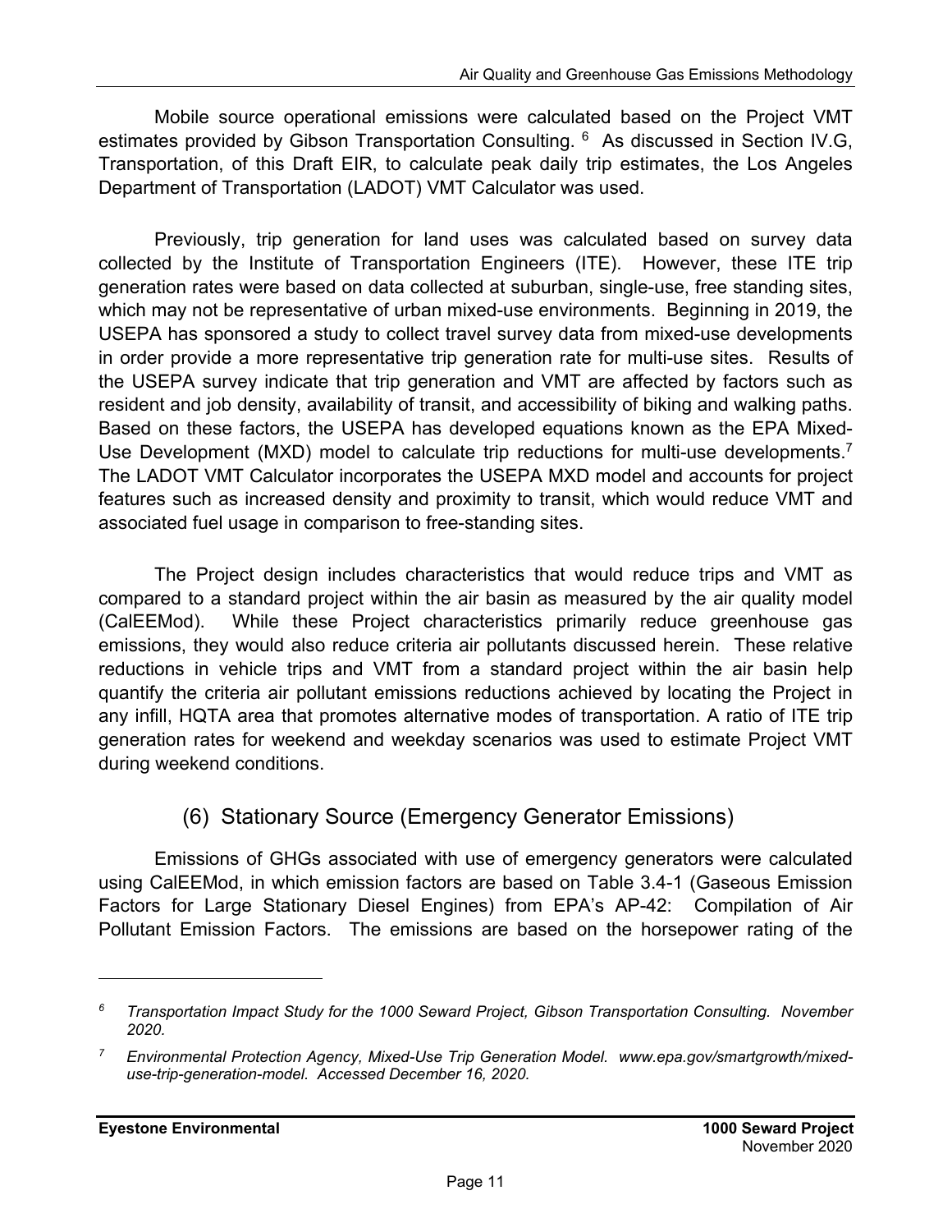Mobile source operational emissions were calculated based on the Project VMT estimates provided by Gibson Transportation Consulting.[6] As discussed in Section IV.G, Transportation, of this Draft EIR, to calculate peak daily trip estimates, the Los Angeles Department of Transportation (LADOT) VMT Calculator was used.

Previously, trip generation for land uses was calculated based on survey data collected by the Institute of Transportation Engineers (ITE). However, these ITE trip generation rates were based on data collected at suburban, single-use, free standing sites, which may not be representative of urban mixed-use environments. Beginning in 2019, the USEPA has sponsored a study to collect travel survey data from mixed-use developments in order provide a more representative trip generation rate for multi-use sites. Results of the USEPA survey indicate that trip generation and VMT are affected by factors such as resident and job density, availability of transit, and accessibility of biking and walking paths. Based on these factors, the USEPA has developed equations known as the EPA Mixed-Use Development (MXD) model to calculate trip reductions for multi-use developments.[7] The LADOT VMT Calculator incorporates the USEPA MXD model and accounts for project features such as increased density and proximity to transit, which would reduce VMT and associated fuel usage in comparison to free-standing sites.

The Project design includes characteristics that would reduce trips and VMT as compared to a standard project within the air basin as measured by the air quality model (CalEEMod). While these Project characteristics primarily reduce greenhouse gas emissions, they would also reduce criteria air pollutants discussed herein. These relative reductions in vehicle trips and VMT from a standard project within the air basin help quantify the criteria air pollutant emissions reductions achieved by locating the Project in any infill, HQTA area that promotes alternative modes of transportation. A ratio of ITE trip generation rates for weekend and weekday scenarios was used to estimate Project VMT during weekend conditions.

### (6) Stationary Source (Emergency Generator Emissions)

Emissions of GHGs associated with use of emergency generators were calculated using CalEEMod, in which emission factors are based on Table 3.4-1 (Gaseous Emission Factors for Large Stationary Diesel Engines) from EPA's AP-42: Compilation of Air Pollutant Emission Factors. The emissions are based on the horsepower rating of the

---

[6] *Transportation Impact Study for the 1000 Seward Project, Gibson Transportation Consulting. November 2020.*

[7] *Environmental Protection Agency, Mixed-Use Trip Generation Model. www.epa.gov/smartgrowth/mixed-use-trip-generation-model. Accessed December 16, 2020.*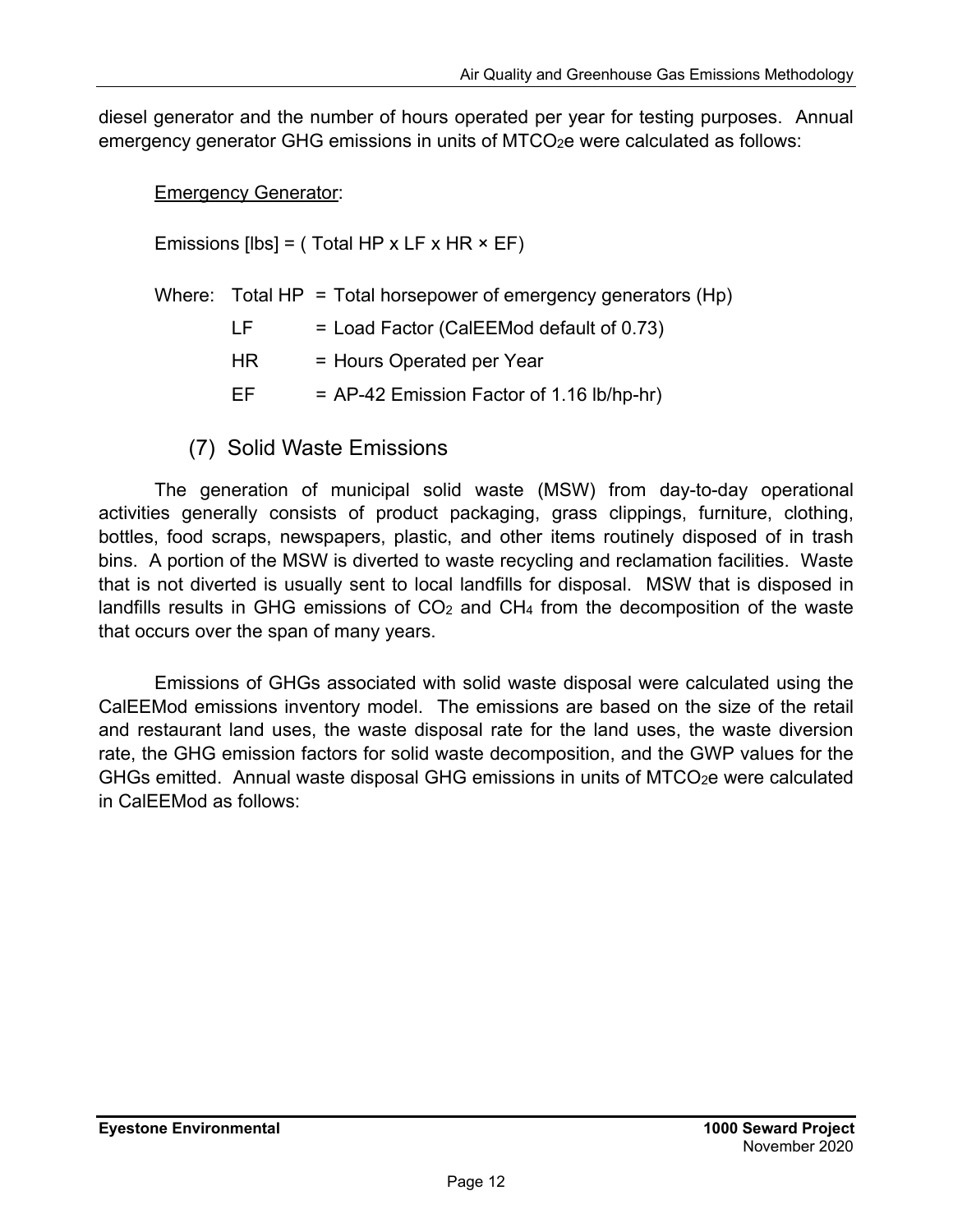diesel generator and the number of hours operated per year for testing purposes. Annual emergency generator GHG emissions in units of $MTCO_2e$ were calculated as follows:

Emergency Generator:

Emissions [lbs] = ( Total HP x LF x HR × EF)

Where: Total HP = Total horsepower of emergency generators (Hp)

LF = Load Factor (CalEEMod default of 0.73)

HR = Hours Operated per Year

EF = AP-42 Emission Factor of 1.16 lb/hp-hr)

### (7) Solid Waste Emissions

The generation of municipal solid waste (MSW) from day-to-day operational activities generally consists of product packaging, grass clippings, furniture, clothing, bottles, food scraps, newspapers, plastic, and other items routinely disposed of in trash bins. A portion of the MSW is diverted to waste recycling and reclamation facilities. Waste that is not diverted is usually sent to local landfills for disposal. MSW that is disposed in landfills results in GHG emissions of $CO_2$ and $CH_4$ from the decomposition of the waste that occurs over the span of many years.

Emissions of GHGs associated with solid waste disposal were calculated using the CalEEMod emissions inventory model. The emissions are based on the size of the retail and restaurant land uses, the waste disposal rate for the land uses, the waste diversion rate, the GHG emission factors for solid waste decomposition, and the GWP values for the GHGs emitted. Annual waste disposal GHG emissions in units of $MTCO_2e$ were calculated in CalEEMod as follows: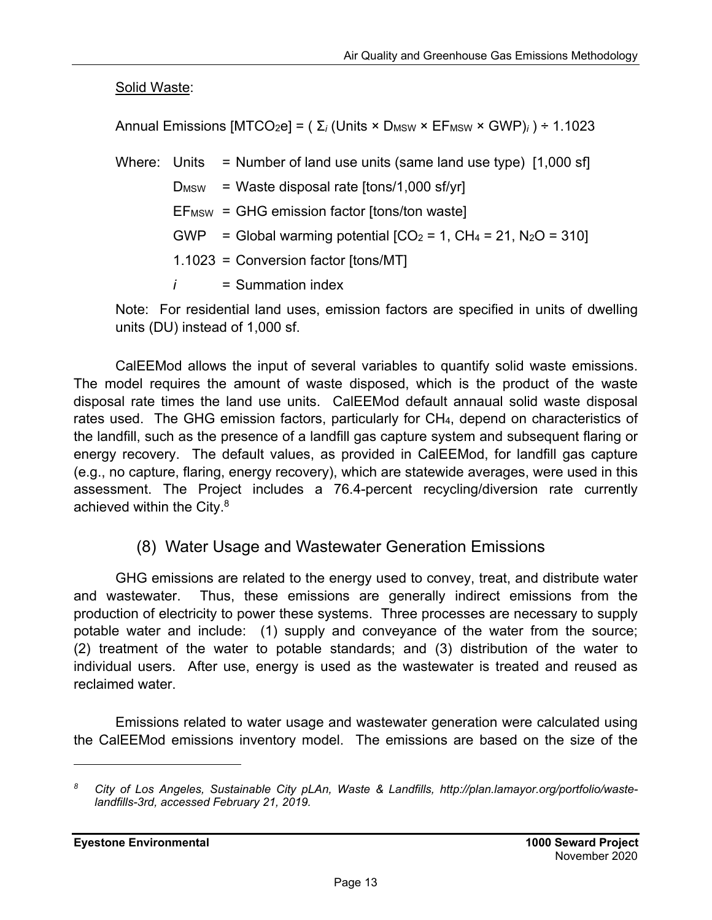Solid Waste:

$$\text{Annual Emissions } [MTCO_2e] = \left( \Sigma_i \left(\text{Units} \times D_{MSW} \times EF_{MSW} \times GWP\right)_i \right) \div 1.1023$$

Where: Units = Number of land use units (same land use type) [1,000 sf]

$D_{MSW}$ = Waste disposal rate [tons/1,000 sf/yr]

$EF_{MSW}$ = GHG emission factor [tons/ton waste]

GWP = Global warming potential [$CO_2$ = 1, $CH_4$ = 21, $N_2O$ = 310]

1.1023 = Conversion factor [tons/MT]

$i$ = Summation index

Note: For residential land uses, emission factors are specified in units of dwelling units (DU) instead of 1,000 sf.

CalEEMod allows the input of several variables to quantify solid waste emissions. The model requires the amount of waste disposed, which is the product of the waste disposal rate times the land use units. CalEEMod default annaual solid waste disposal rates used. The GHG emission factors, particularly for $CH_4$, depend on characteristics of the landfill, such as the presence of a landfill gas capture system and subsequent flaring or energy recovery. The default values, as provided in CalEEMod, for landfill gas capture (e.g., no capture, flaring, energy recovery), which are statewide averages, were used in this assessment. The Project includes a 76.4-percent recycling/diversion rate currently achieved within the City.[8]

## (8) Water Usage and Wastewater Generation Emissions

GHG emissions are related to the energy used to convey, treat, and distribute water and wastewater. Thus, these emissions are generally indirect emissions from the production of electricity to power these systems. Three processes are necessary to supply potable water and include: (1) supply and conveyance of the water from the source; (2) treatment of the water to potable standards; and (3) distribution of the water to individual users. After use, energy is used as the wastewater is treated and reused as reclaimed water.

Emissions related to water usage and wastewater generation were calculated using the CalEEMod emissions inventory model. The emissions are based on the size of the

---

[8] *City of Los Angeles, Sustainable City pLAn, Waste & Landfills, http://plan.lamayor.org/portfolio/waste-landfills-3rd, accessed February 21, 2019.*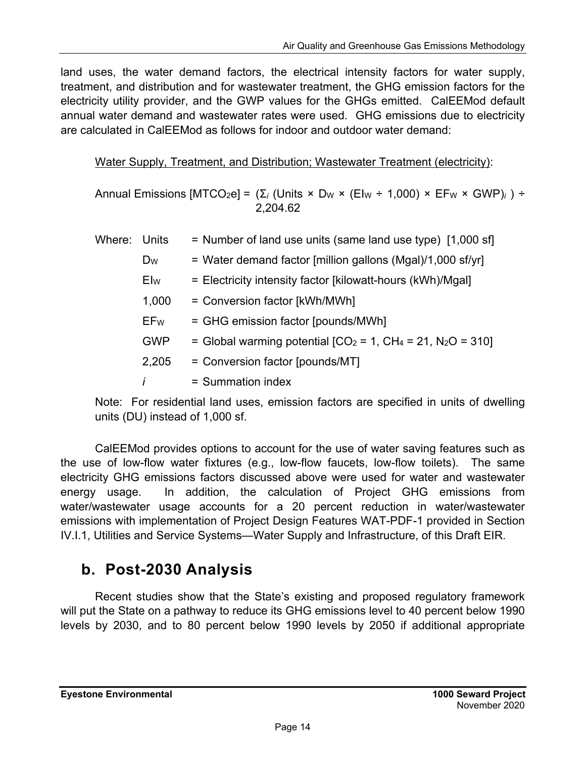land uses, the water demand factors, the electrical intensity factors for water supply, treatment, and distribution and for wastewater treatment, the GHG emission factors for the electricity utility provider, and the GWP values for the GHGs emitted. CalEEMod default annual water demand and wastewater rates were used. GHG emissions due to electricity are calculated in CalEEMod as follows for indoor and outdoor water demand:

Water Supply, Treatment, and Distribution; Wastewater Treatment (electricity):

$$\text{Annual Emissions } [MTCO_2e] = (\Sigma_i \text{ (Units} \times D_W \times (EI_W \div 1{,}000) \times EF_W \times GWP)_i ) \div 2{,}204.62$$

Where:

| | | |
|---|---|---|
| Units | = | Number of land use units (same land use type) [1,000 sf] |
| $D_W$ | = | Water demand factor [million gallons (Mgal)/1,000 sf/yr] |
| $EI_W$ | = | Electricity intensity factor [kilowatt-hours (kWh)/Mgal] |
| 1,000 | = | Conversion factor [kWh/MWh] |
| $EF_W$ | = | GHG emission factor [pounds/MWh] |
| GWP | = | Global warming potential [$CO_2$ = 1, $CH_4$ = 21, $N_2O$ = 310] |
| 2,205 | = | Conversion factor [pounds/MT] |
| $i$ | = | Summation index |

Note: For residential land uses, emission factors are specified in units of dwelling units (DU) instead of 1,000 sf.

CalEEMod provides options to account for the use of water saving features such as the use of low-flow water fixtures (e.g., low-flow faucets, low-flow toilets). The same electricity GHG emissions factors discussed above were used for water and wastewater energy usage. In addition, the calculation of Project GHG emissions from water/wastewater usage accounts for a 20 percent reduction in water/wastewater emissions with implementation of Project Design Features WAT-PDF-1 provided in Section IV.I.1, Utilities and Service Systems—Water Supply and Infrastructure, of this Draft EIR.

## b. Post-2030 Analysis

Recent studies show that the State's existing and proposed regulatory framework will put the State on a pathway to reduce its GHG emissions level to 40 percent below 1990 levels by 2030, and to 80 percent below 1990 levels by 2050 if additional appropriate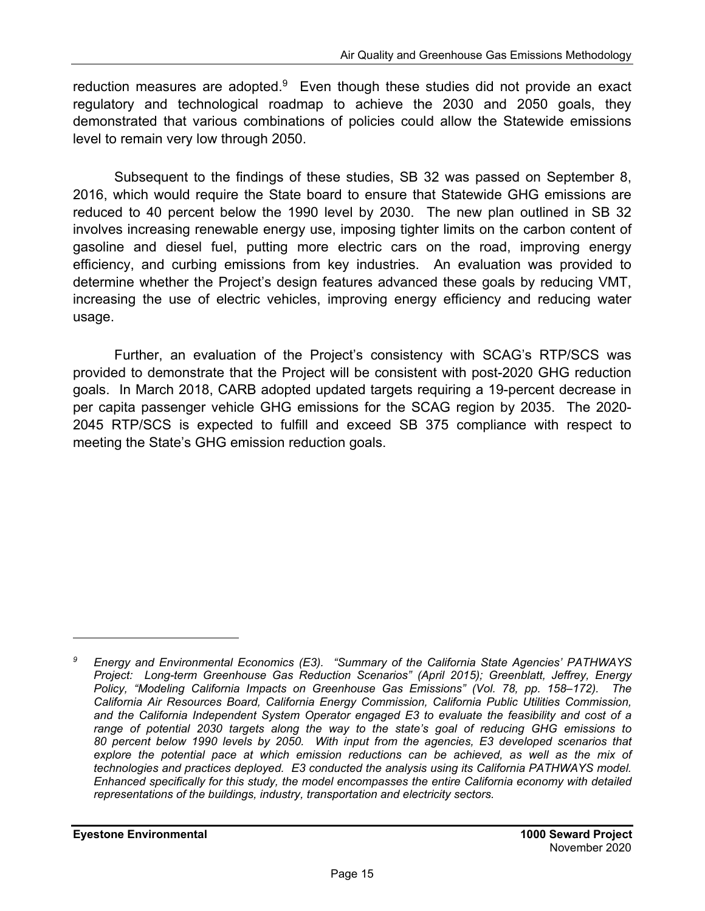reduction measures are adopted.[9] Even though these studies did not provide an exact regulatory and technological roadmap to achieve the 2030 and 2050 goals, they demonstrated that various combinations of policies could allow the Statewide emissions level to remain very low through 2050.

Subsequent to the findings of these studies, SB 32 was passed on September 8, 2016, which would require the State board to ensure that Statewide GHG emissions are reduced to 40 percent below the 1990 level by 2030. The new plan outlined in SB 32 involves increasing renewable energy use, imposing tighter limits on the carbon content of gasoline and diesel fuel, putting more electric cars on the road, improving energy efficiency, and curbing emissions from key industries. An evaluation was provided to determine whether the Project's design features advanced these goals by reducing VMT, increasing the use of electric vehicles, improving energy efficiency and reducing water usage.

Further, an evaluation of the Project's consistency with SCAG's RTP/SCS was provided to demonstrate that the Project will be consistent with post-2020 GHG reduction goals. In March 2018, CARB adopted updated targets requiring a 19-percent decrease in per capita passenger vehicle GHG emissions for the SCAG region by 2035. The 2020-2045 RTP/SCS is expected to fulfill and exceed SB 375 compliance with respect to meeting the State's GHG emission reduction goals.

---

[9] *Energy and Environmental Economics (E3). "Summary of the California State Agencies' PATHWAYS Project: Long-term Greenhouse Gas Reduction Scenarios" (April 2015); Greenblatt, Jeffrey, Energy Policy, "Modeling California Impacts on Greenhouse Gas Emissions" (Vol. 78, pp. 158–172). The California Air Resources Board, California Energy Commission, California Public Utilities Commission, and the California Independent System Operator engaged E3 to evaluate the feasibility and cost of a range of potential 2030 targets along the way to the state's goal of reducing GHG emissions to 80 percent below 1990 levels by 2050. With input from the agencies, E3 developed scenarios that explore the potential pace at which emission reductions can be achieved, as well as the mix of technologies and practices deployed. E3 conducted the analysis using its California PATHWAYS model. Enhanced specifically for this study, the model encompasses the entire California economy with detailed representations of the buildings, industry, transportation and electricity sectors.*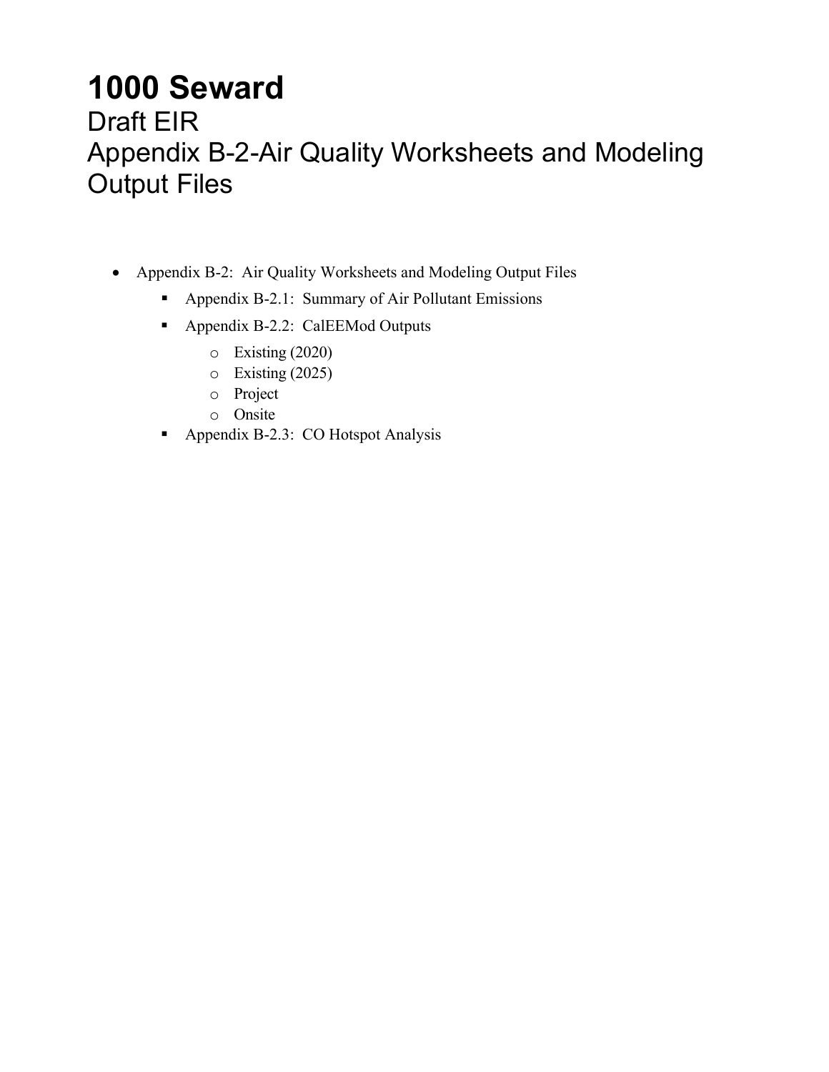# 1000 Seward

Draft EIR

Appendix B-2-Air Quality Worksheets and Modeling Output Files

- Appendix B-2: Air Quality Worksheets and Modeling Output Files
  - Appendix B-2.1: Summary of Air Pollutant Emissions
  - Appendix B-2.2: CalEEMod Outputs
    - Existing (2020)
    - Existing (2025)
    - Project
    - Onsite
  - Appendix B-2.3: CO Hotspot Analysis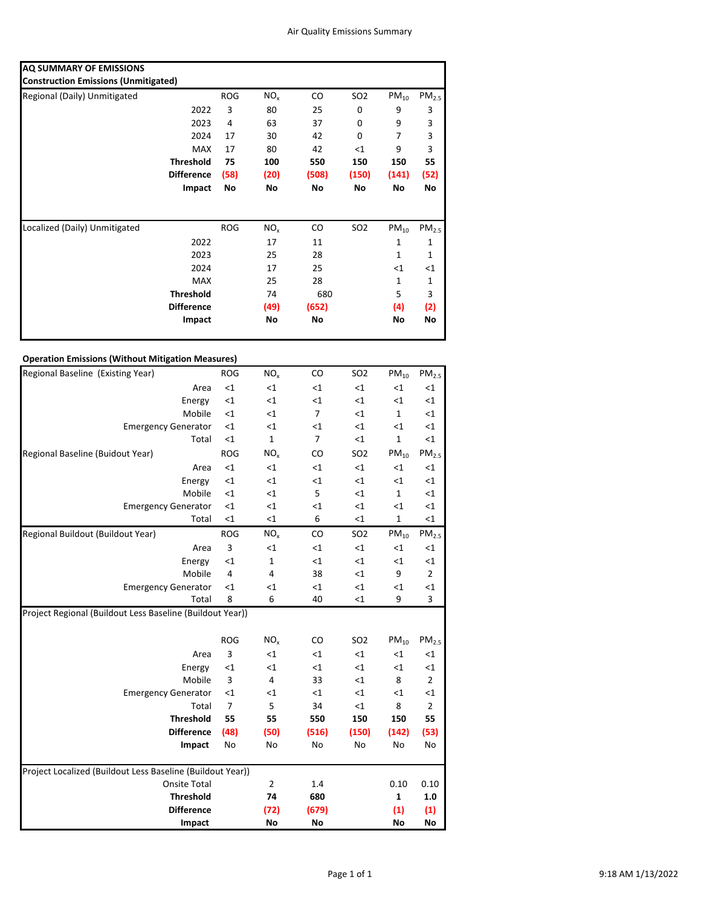Air Quality Emissions Summary

**AQ SUMMARY OF EMISSIONS**

**Construction Emissions (Unmitigated)**

| Regional (Daily) Unmitigated | ROG | $NO_x$ | CO | SO2 | $PM_{10}$ | $PM_{2.5}$ |
|---|---|---|---|---|---|---|
| 2022 | 3 | 80 | 25 | 0 | 9 | 3 |
| 2023 | 4 | 63 | 37 | 0 | 9 | 3 |
| 2024 | 17 | 30 | 42 | 0 | 7 | 3 |
| MAX | 17 | 80 | 42 | <1 | 9 | 3 |
| **Threshold** | **75** | **100** | **550** | **150** | **150** | **55** |
| **Difference** | **(58)** | **(20)** | **(508)** | **(150)** | **(141)** | **(52)** |
| **Impact** | **No** | **No** | **No** | **No** | **No** | **No** |

| Localized (Daily) Unmitigated | ROG | $NO_x$ | CO | SO2 | $PM_{10}$ | $PM_{2.5}$ |
|---|---|---|---|---|---|---|
| 2022 | | 17 | 11 | | 1 | 1 |
| 2023 | | 25 | 28 | | 1 | 1 |
| 2024 | | 17 | 25 | | <1 | <1 |
| MAX | | 25 | 28 | | 1 | 1 |
| **Threshold** | | 74 | 680 | | 5 | 3 |
| **Difference** | | **(49)** | **(652)** | | **(4)** | **(2)** |
| **Impact** | | **No** | **No** | | **No** | **No** |

**Operation Emissions (Without Mitigation Measures)**

| Regional Baseline (Existing Year) | ROG | $NO_x$ | CO | SO2 | $PM_{10}$ | $PM_{2.5}$ |
|---|---|---|---|---|---|---|
| Area | <1 | <1 | <1 | <1 | <1 | <1 |
| Energy | <1 | <1 | <1 | <1 | <1 | <1 |
| Mobile | <1 | <1 | 7 | <1 | 1 | <1 |
| Emergency Generator | <1 | <1 | <1 | <1 | <1 | <1 |
| Total | <1 | 1 | 7 | <1 | 1 | <1 |
| **Regional Baseline (Buidout Year)** | **ROG** | **$NO_x$** | **CO** | **SO2** | **$PM_{10}$** | **$PM_{2.5}$** |
| Area | <1 | <1 | <1 | <1 | <1 | <1 |
| Energy | <1 | <1 | <1 | <1 | <1 | <1 |
| Mobile | <1 | <1 | 5 | <1 | 1 | <1 |
| Emergency Generator | <1 | <1 | <1 | <1 | <1 | <1 |
| Total | <1 | <1 | 6 | <1 | 1 | <1 |
| **Regional Buildout (Buildout Year)** | **ROG** | **$NO_x$** | **CO** | **SO2** | **$PM_{10}$** | **$PM_{2.5}$** |
| Area | 3 | <1 | <1 | <1 | <1 | <1 |
| Energy | <1 | 1 | <1 | <1 | <1 | <1 |
| Mobile | 4 | 4 | 38 | <1 | 9 | 2 |
| Emergency Generator | <1 | <1 | <1 | <1 | <1 | <1 |
| Total | 8 | 6 | 40 | <1 | 9 | 3 |

Project Regional (Buildout Less Baseline (Buildout Year))

| | ROG | $NO_x$ | CO | SO2 | $PM_{10}$ | $PM_{2.5}$ |
|---|---|---|---|---|---|---|
| Area | 3 | <1 | <1 | <1 | <1 | <1 |
| Energy | <1 | <1 | <1 | <1 | <1 | <1 |
| Mobile | 3 | 4 | 33 | <1 | 8 | 2 |
| Emergency Generator | <1 | <1 | <1 | <1 | <1 | <1 |
| Total | 7 | 5 | 34 | <1 | 8 | 2 |
| **Threshold** | **55** | **55** | **550** | **150** | **150** | **55** |
| **Difference** | **(48)** | **(50)** | **(516)** | **(150)** | **(142)** | **(53)** |
| **Impact** | No | No | No | No | No | No |

| Project Localized (Buildout Less Baseline (Buildout Year)) | ROG | $NO_x$ | CO | SO2 | $PM_{10}$ | $PM_{2.5}$ |
|---|---|---|---|---|---|---|
| Onsite Total | | 2 | 1.4 | | 0.10 | 0.10 |
| **Threshold** | | **74** | **680** | | **1** | **1.0** |
| **Difference** | | **(72)** | **(679)** | | **(1)** | **(1)** |
| **Impact** | | **No** | **No** | | **No** | **No** |

9:18 AM 1/13/2022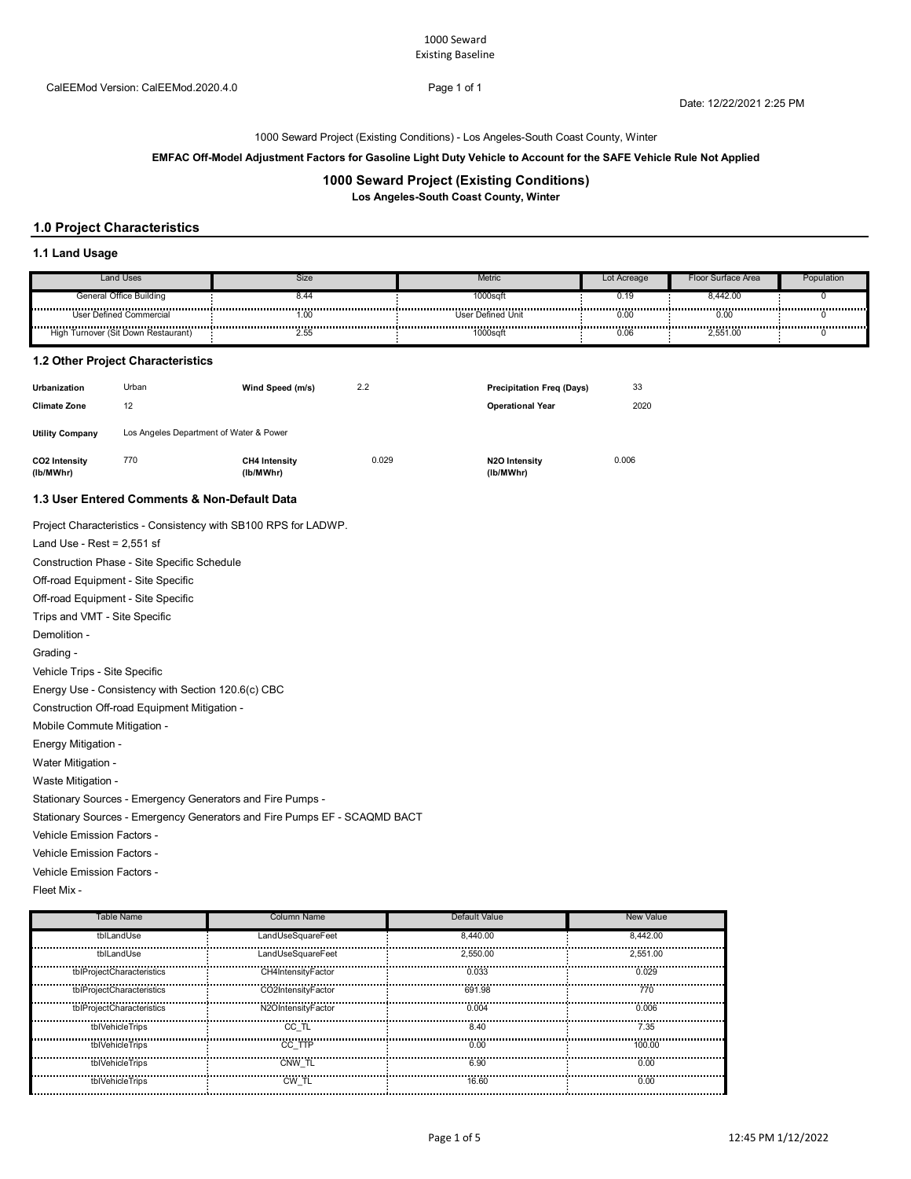1000 Seward
Existing Baseline

CalEEMod Version: CalEEMod.2020.4.0

Date: 12/22/2021 2:25 PM

1000 Seward Project (Existing Conditions) - Los Angeles-South Coast County, Winter

**EMFAC Off-Model Adjustment Factors for Gasoline Light Duty Vehicle to Account for the SAFE Vehicle Rule Not Applied**

## 1000 Seward Project (Existing Conditions)

**Los Angeles-South Coast County, Winter**

## 1.0 Project Characteristics

### 1.1 Land Usage

| Land Uses | Size | Metric | Lot Acreage | Floor Surface Area | Population |
|---|---|---|---|---|---|
| General Office Building | 8.44 | 1000sqft | 0.19 | 8,442.00 | 0 |
| User Defined Commercial | 1.00 | User Defined Unit | 0.00 | 0.00 | 0 |
| High Turnover (Sit Down Restaurant) | 2.55 | 1000sqft | 0.06 | 2,551.00 | 0 |

### 1.2 Other Project Characteristics

| | | | | | |
|---|---|---|---|---|---|
| **Urbanization** | Urban | **Wind Speed (m/s)** | 2.2 | **Precipitation Freq (Days)** | 33 |
| **Climate Zone** | 12 | | | **Operational Year** | 2020 |
| **Utility Company** | Los Angeles Department of Water & Power | | | | |
| **CO2 Intensity (lb/MWhr)** | 770 | **CH4 Intensity (lb/MWhr)** | 0.029 | **N2O Intensity (lb/MWhr)** | 0.006 |

### 1.3 User Entered Comments & Non-Default Data

Project Characteristics - Consistency with SB100 RPS for LADWP.

Land Use - Rest = 2,551 sf

Construction Phase - Site Specific Schedule

Off-road Equipment - Site Specific

Off-road Equipment - Site Specific

Trips and VMT - Site Specific

Demolition -

Grading -

Vehicle Trips - Site Specific

Energy Use - Consistency with Section 120.6(c) CBC

Construction Off-road Equipment Mitigation -

Mobile Commute Mitigation -

Energy Mitigation -

Water Mitigation -

Waste Mitigation -

Stationary Sources - Emergency Generators and Fire Pumps -

Stationary Sources - Emergency Generators and Fire Pumps EF - SCAQMD BACT

Vehicle Emission Factors -

Vehicle Emission Factors -

Vehicle Emission Factors -

Fleet Mix -

| Table Name | Column Name | Default Value | New Value |
|---|---|---|---|
| tblLandUse | LandUseSquareFeet | 8,440.00 | 8,442.00 |
| tblLandUse | LandUseSquareFeet | 2,550.00 | 2,551.00 |
| tblProjectCharacteristics | CH4IntensityFactor | 0.033 | 0.029 |
| tblProjectCharacteristics | CO2IntensityFactor | 691.98 | 770 |
| tblProjectCharacteristics | N2OIntensityFactor | 0.004 | 0.006 |
| tblVehicleTrips | CC_TL | 8.40 | 7.35 |
| tblVehicleTrips | CC_TTP | 0.00 | 100.00 |
| tblVehicleTrips | CNW_TL | 6.90 | 0.00 |
| tblVehicleTrips | CW_TL | 16.60 | 0.00 |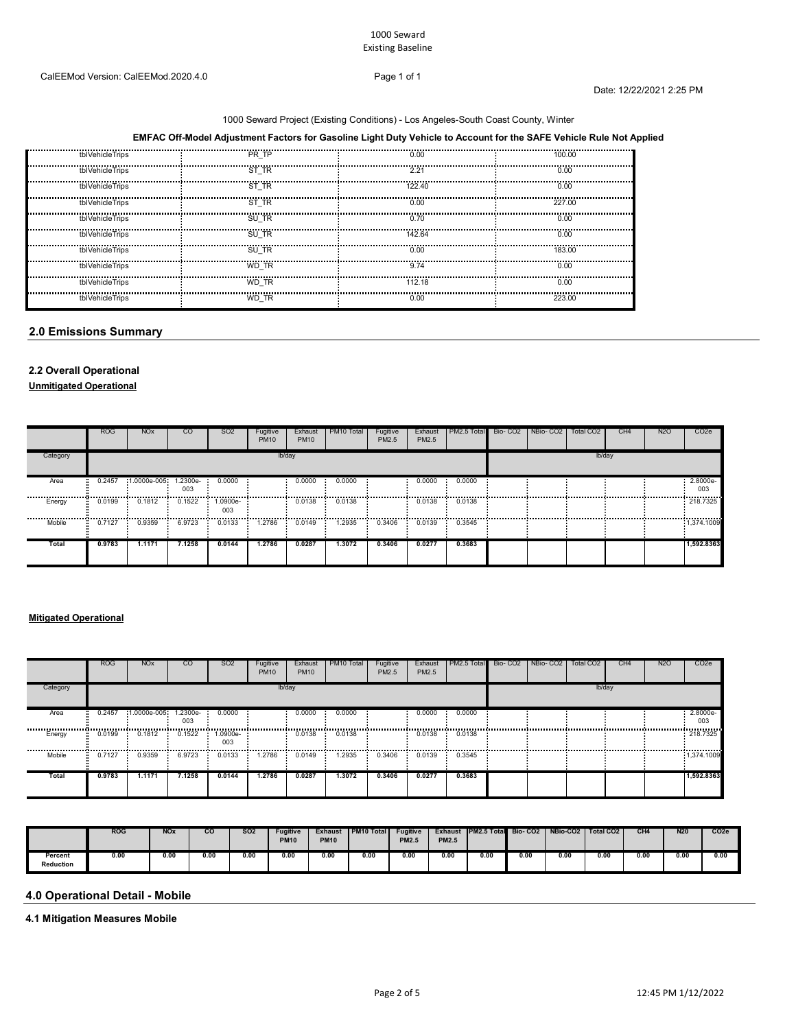1000 Seward
Existing Baseline

CalEEMod Version: CalEEMod.2020.4.0

Date: 12/22/2021 2:25 PM

1000 Seward Project (Existing Conditions) - Los Angeles-South Coast County, Winter

**EMFAC Off-Model Adjustment Factors for Gasoline Light Duty Vehicle to Account for the SAFE Vehicle Rule Not Applied**

| | | | |
|---|---|---|---|
| tblVehicleTrips | PR_TP | 0.00 | 100.00 |
| tblVehicleTrips | ST_TR | 2.21 | 0.00 |
| tblVehicleTrips | ST_TR | 122.40 | 0.00 |
| tblVehicleTrips | ST_TR | 0.00 | 227.00 |
| tblVehicleTrips | SU_TR | 0.70 | 0.00 |
| tblVehicleTrips | SU_TR | 142.64 | 0.00 |
| tblVehicleTrips | SU_TR | 0.00 | 183.00 |
| tblVehicleTrips | WD_TR | 9.74 | 0.00 |
| tblVehicleTrips | WD_TR | 112.18 | 0.00 |
| tblVehicleTrips | WD_TR | 0.00 | 223.00 |

## 2.0 Emissions Summary

### 2.2 Overall Operational

**Unmitigated Operational**

| | ROG | NOx | CO | SO2 | Fugitive PM10 | Exhaust PM10 | PM10 Total | Fugitive PM2.5 | Exhaust PM2.5 | PM2.5 Total | Bio- CO2 | NBio- CO2 | Total CO2 | CH4 | N2O | CO2e |
|---|---|---|---|---|---|---|---|---|---|---|---|---|---|---|---|---|
| Category | lb/day | | | | | | | | | | lb/day | | | | | |
| Area | 0.2457 | 1.0000e-005 | 1.2300e-003 | 0.0000 | | 0.0000 | 0.0000 | | 0.0000 | 0.0000 | | | | | | 2.8000e-003 |
| Energy | 0.0199 | 0.1812 | 0.1522 | 1.0900e-003 | | 0.0138 | 0.0138 | | 0.0138 | 0.0138 | | | | | | 218.7325 |
| Mobile | 0.7127 | 0.9359 | 6.9723 | 0.0133 | 1.2786 | 0.0149 | 1.2935 | 0.3406 | 0.0139 | 0.3545 | | | | | | 1,374.1009 |
| **Total** | **0.9783** | **1.1171** | **7.1258** | **0.0144** | **1.2786** | **0.0287** | **1.3072** | **0.3406** | **0.0277** | **0.3683** | | | | | | **1,592.8363** |

**Mitigated Operational**

| | ROG | NOx | CO | SO2 | Fugitive PM10 | Exhaust PM10 | PM10 Total | Fugitive PM2.5 | Exhaust PM2.5 | PM2.5 Total | Bio- CO2 | NBio- CO2 | Total CO2 | CH4 | N2O | CO2e |
|---|---|---|---|---|---|---|---|---|---|---|---|---|---|---|---|---|
| Category | lb/day | | | | | | | | | | lb/day | | | | | |
| Area | 0.2457 | 1.0000e-005 | 1.2300e-003 | 0.0000 | | 0.0000 | 0.0000 | | 0.0000 | 0.0000 | | | | | | 2.8000e-003 |
| Energy | 0.0199 | 0.1812 | 0.1522 | 1.0900e-003 | | 0.0138 | 0.0138 | | 0.0138 | 0.0138 | | | | | | 218.7325 |
| Mobile | 0.7127 | 0.9359 | 6.9723 | 0.0133 | 1.2786 | 0.0149 | 1.2935 | 0.3406 | 0.0139 | 0.3545 | | | | | | 1,374.1009 |
| **Total** | **0.9783** | **1.1171** | **7.1258** | **0.0144** | **1.2786** | **0.0287** | **1.3072** | **0.3406** | **0.0277** | **0.3683** | | | | | | **1,592.8363** |

| | ROG | NOx | CO | SO2 | Fugitive PM10 | Exhaust PM10 | PM10 Total | Fugitive PM2.5 | Exhaust PM2.5 | PM2.5 Total | Bio- CO2 | NBio-CO2 | Total CO2 | CH4 | N20 | CO2e |
|---|---|---|---|---|---|---|---|---|---|---|---|---|---|---|---|---|
| **Percent Reduction** | 0.00 | 0.00 | 0.00 | 0.00 | 0.00 | 0.00 | 0.00 | 0.00 | 0.00 | 0.00 | 0.00 | 0.00 | 0.00 | 0.00 | 0.00 | 0.00 |

## 4.0 Operational Detail - Mobile

### 4.1 Mitigation Measures Mobile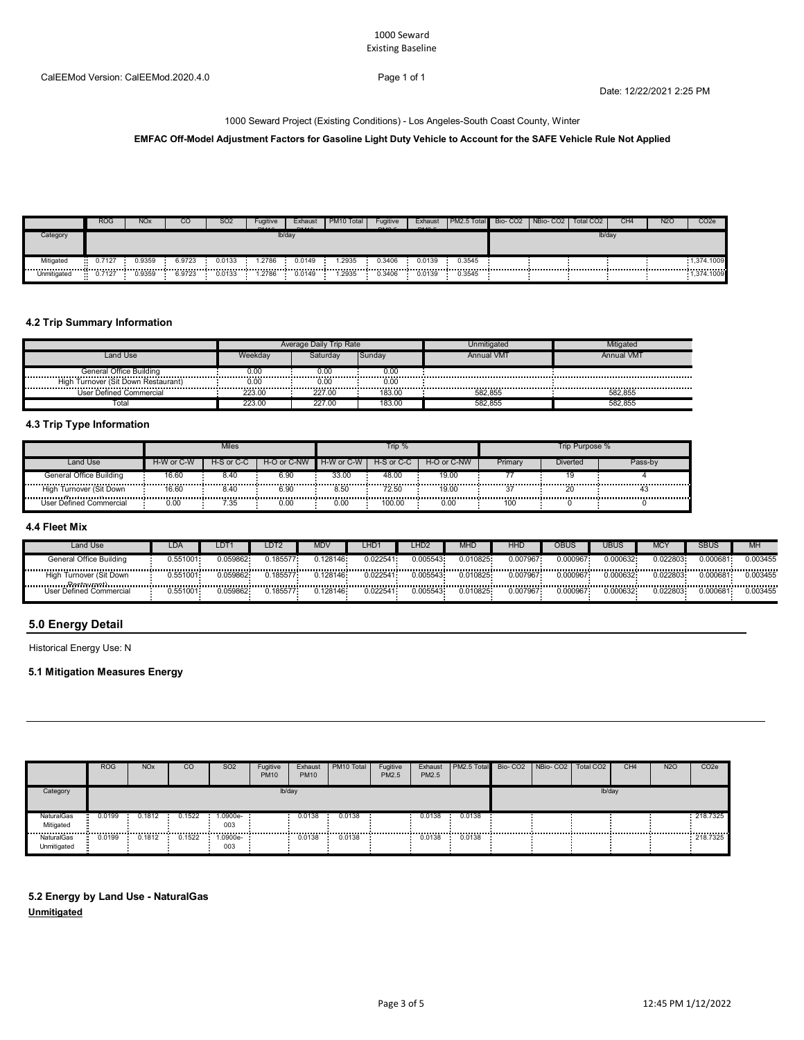1000 Seward
Existing Baseline

CalEEMod Version: CalEEMod.2020.4.0

Date: 12/22/2021 2:25 PM

1000 Seward Project (Existing Conditions) - Los Angeles-South Coast County, Winter

**EMFAC Off-Model Adjustment Factors for Gasoline Light Duty Vehicle to Account for the SAFE Vehicle Rule Not Applied**

| | ROG | NOx | CO | SO2 | Fugitive PM10 | Exhaust PM10 | PM10 Total | Fugitive PM2.5 | Exhaust PM2.5 | PM2.5 Total | Bio- CO2 | NBio- CO2 | Total CO2 | CH4 | N2O | CO2e |
|---|---|---|---|---|---|---|---|---|---|---|---|---|---|---|---|---|
| Category | lb/day | | | | | | | | | | lb/day | | | | | |
| Mitigated | 0.7127 | 0.9359 | 6.9723 | 0.0133 | 1.2786 | 0.0149 | 1.2935 | 0.3406 | 0.0139 | 0.3545 | | | | | | 1,374.1009 |
| Unmitigated | 0.7127 | 0.9359 | 6.9723 | 0.0133 | 1.2786 | 0.0149 | 1.2935 | 0.3406 | 0.0139 | 0.3545 | | | | | | 1,374.1009 |

### 4.2 Trip Summary Information

| | Average Daily Trip Rate | | | Unmitigated | Mitigated |
|---|---|---|---|---|---|
| Land Use | Weekday | Saturday | Sunday | Annual VMT | Annual VMT |
| General Office Building | 0.00 | 0.00 | 0.00 | | |
| High Turnover (Sit Down Restaurant) | 0.00 | 0.00 | 0.00 | | |
| User Defined Commercial | 223.00 | 227.00 | 183.00 | 582,855 | 582,855 |
| Total | 223.00 | 227.00 | 183.00 | 582,855 | 582,855 |

### 4.3 Trip Type Information

| | Miles | | | Trip % | | | Trip Purpose % | | |
|---|---|---|---|---|---|---|---|---|---|
| Land Use | H-W or C-W | H-S or C-C | H-O or C-NW | H-W or C-W | H-S or C-C | H-O or C-NW | Primary | Diverted | Pass-by |
| General Office Building | 16.60 | 8.40 | 6.90 | 33.00 | 48.00 | 19.00 | 77 | 19 | 4 |
| High Turnover (Sit Down Restaurant) | 16.60 | 8.40 | 6.90 | 8.50 | 72.50 | 19.00 | 37 | 20 | 43 |
| User Defined Commercial | 0.00 | 7.35 | 0.00 | 0.00 | 100.00 | 0.00 | 100 | 0 | 0 |

### 4.4 Fleet Mix

| Land Use | LDA | LDT1 | LDT2 | MDV | LHD1 | LHD2 | MHD | HHD | OBUS | UBUS | MCY | SBUS | MH |
|---|---|---|---|---|---|---|---|---|---|---|---|---|---|
| General Office Building | 0.551001 | 0.059862 | 0.185577 | 0.128146 | 0.022541 | 0.005543 | 0.010825 | 0.007967 | 0.000967 | 0.000632 | 0.022803 | 0.000681 | 0.003455 |
| High Turnover (Sit Down Restaurant) | 0.551001 | 0.059862 | 0.185577 | 0.128146 | 0.022541 | 0.005543 | 0.010825 | 0.007967 | 0.000967 | 0.000632 | 0.022803 | 0.000681 | 0.003455 |
| User Defined Commercial | 0.551001 | 0.059862 | 0.185577 | 0.128146 | 0.022541 | 0.005543 | 0.010825 | 0.007967 | 0.000967 | 0.000632 | 0.022803 | 0.000681 | 0.003455 |

## 5.0 Energy Detail

Historical Energy Use: N

### 5.1 Mitigation Measures Energy

| | ROG | NOx | CO | SO2 | Fugitive PM10 | Exhaust PM10 | PM10 Total | Fugitive PM2.5 | Exhaust PM2.5 | PM2.5 Total | Bio- CO2 | NBio- CO2 | Total CO2 | CH4 | N2O | CO2e |
|---|---|---|---|---|---|---|---|---|---|---|---|---|---|---|---|---|
| Category | lb/day | | | | | | | | | | lb/day | | | | | |
| NaturalGas Mitigated | 0.0199 | 0.1812 | 0.1522 | 1.0900e-003 | | 0.0138 | 0.0138 | | 0.0138 | 0.0138 | | | | | | 218.7325 |
| NaturalGas Unmitigated | 0.0199 | 0.1812 | 0.1522 | 1.0900e-003 | | 0.0138 | 0.0138 | | 0.0138 | 0.0138 | | | | | | 218.7325 |

### 5.2 Energy by Land Use - NaturalGas

**Unmitigated**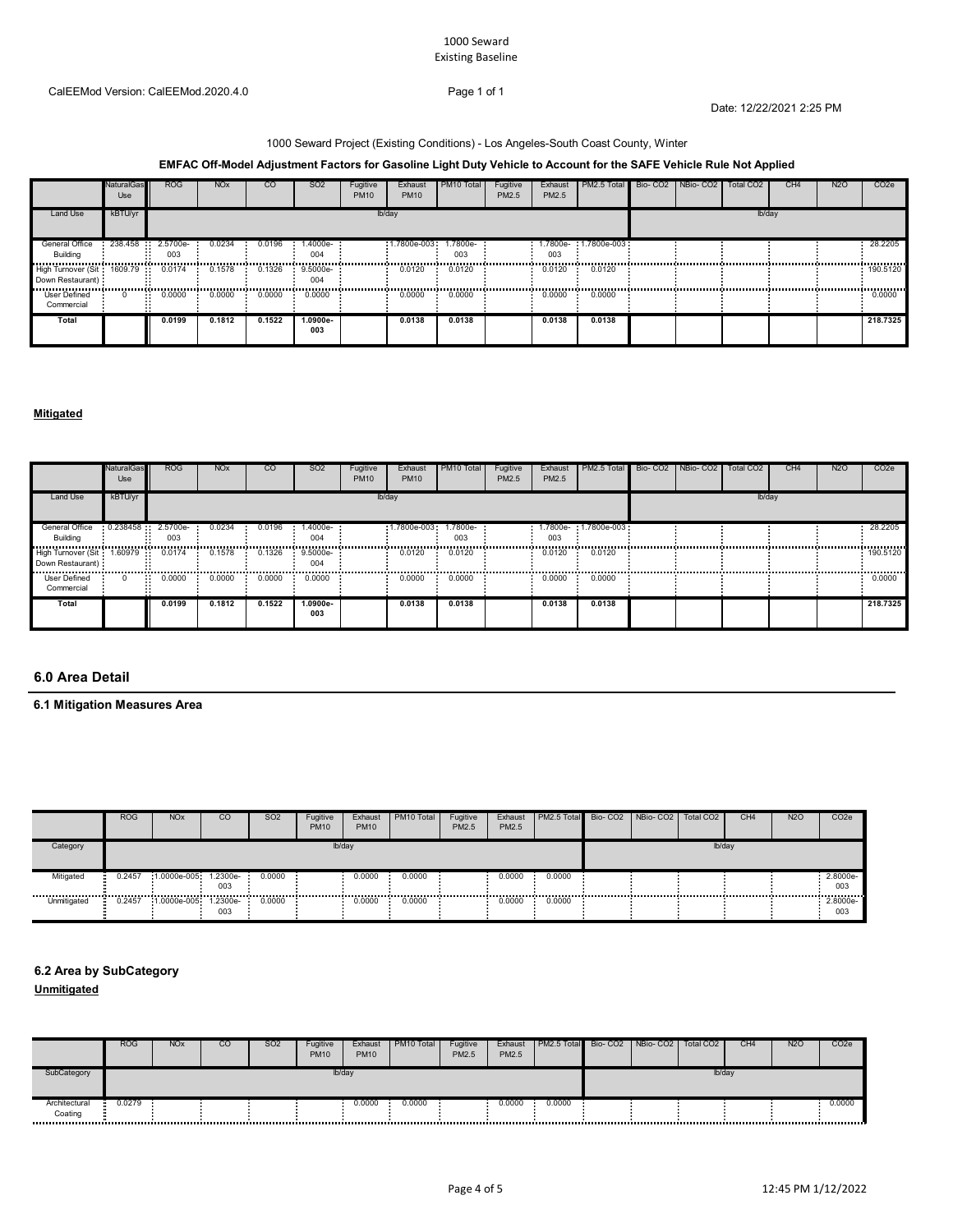1000 Seward Project (Existing Conditions) - Los Angeles-South Coast County, Winter

**EMFAC Off-Model Adjustment Factors for Gasoline Light Duty Vehicle to Account for the SAFE Vehicle Rule Not Applied**

| | NaturalGas Use | ROG | NOx | CO | SO2 | Fugitive PM10 | Exhaust PM10 | PM10 Total | Fugitive PM2.5 | Exhaust PM2.5 | PM2.5 Total | Bio- CO2 | NBio- CO2 | Total CO2 | CH4 | N2O | CO2e |
|---|---|---|---|---|---|---|---|---|---|---|---|---|---|---|---|---|---|
| Land Use | kBTU/yr | lb/day | | | | | | | | | | lb/day | | | | | |
| General Office Building | 238.458 | 2.5700e-003 | 0.0234 | 0.0196 | 1.4000e-004 | | 1.7800e-003 | 1.7800e-003 | | 1.7800e-003 | 1.7800e-003 | | | | | | 28.2205 |
| High Turnover (Sit Down Restaurant) | 1609.79 | 0.0174 | 0.1578 | 0.1326 | 9.5000e-004 | | 0.0120 | 0.0120 | | 0.0120 | 0.0120 | | | | | | 190.5120 |
| User Defined Commercial | 0 | 0.0000 | 0.0000 | 0.0000 | 0.0000 | | 0.0000 | 0.0000 | | 0.0000 | 0.0000 | | | | | | 0.0000 |
| **Total** | | **0.0199** | **0.1812** | **0.1522** | **1.0900e-003** | | **0.0138** | **0.0138** | | **0.0138** | **0.0138** | | | | | | **218.7325** |

**Mitigated**

| | NaturalGas Use | ROG | NOx | CO | SO2 | Fugitive PM10 | Exhaust PM10 | PM10 Total | Fugitive PM2.5 | Exhaust PM2.5 | PM2.5 Total | Bio- CO2 | NBio- CO2 | Total CO2 | CH4 | N2O | CO2e |
|---|---|---|---|---|---|---|---|---|---|---|---|---|---|---|---|---|---|
| Land Use | kBTU/yr | lb/day | | | | | | | | | | lb/day | | | | | |
| General Office Building | 0.238458 | 2.5700e-003 | 0.0234 | 0.0196 | 1.4000e-004 | | 1.7800e-003 | 1.7800e-003 | | 1.7800e-003 | 1.7800e-003 | | | | | | 28.2205 |
| High Turnover (Sit Down Restaurant) | 1.60979 | 0.0174 | 0.1578 | 0.1326 | 9.5000e-004 | | 0.0120 | 0.0120 | | 0.0120 | 0.0120 | | | | | | 190.5120 |
| User Defined Commercial | 0 | 0.0000 | 0.0000 | 0.0000 | 0.0000 | | 0.0000 | 0.0000 | | 0.0000 | 0.0000 | | | | | | 0.0000 |
| **Total** | | **0.0199** | **0.1812** | **0.1522** | **1.0900e-003** | | **0.0138** | **0.0138** | | **0.0138** | **0.0138** | | | | | | **218.7325** |

## 6.0 Area Detail

### 6.1 Mitigation Measures Area

| | ROG | NOx | CO | SO2 | Fugitive PM10 | Exhaust PM10 | PM10 Total | Fugitive PM2.5 | Exhaust PM2.5 | PM2.5 Total | Bio- CO2 | NBio- CO2 | Total CO2 | CH4 | N2O | CO2e |
|---|---|---|---|---|---|---|---|---|---|---|---|---|---|---|---|---|
| Category | lb/day | | | | | | | | | | lb/day | | | | | |
| Mitigated | 0.2457 | 1.0000e-005 | 1.2300e-003 | 0.0000 | | 0.0000 | 0.0000 | | 0.0000 | 0.0000 | | | | | | 2.8000e-003 |
| Unmitigated | 0.2457 | 1.0000e-005 | 1.2300e-003 | 0.0000 | | 0.0000 | 0.0000 | | 0.0000 | 0.0000 | | | | | | 2.8000e-003 |

### 6.2 Area by SubCategory

**Unmitigated**

| | ROG | NOx | CO | SO2 | Fugitive PM10 | Exhaust PM10 | PM10 Total | Fugitive PM2.5 | Exhaust PM2.5 | PM2.5 Total | Bio- CO2 | NBio- CO2 | Total CO2 | CH4 | N2O | CO2e |
|---|---|---|---|---|---|---|---|---|---|---|---|---|---|---|---|---|
| SubCategory | lb/day | | | | | | | | | | lb/day | | | | | |
| Architectural Coating | 0.0279 | | | | | 0.0000 | 0.0000 | | 0.0000 | 0.0000 | | | | | | 0.0000 |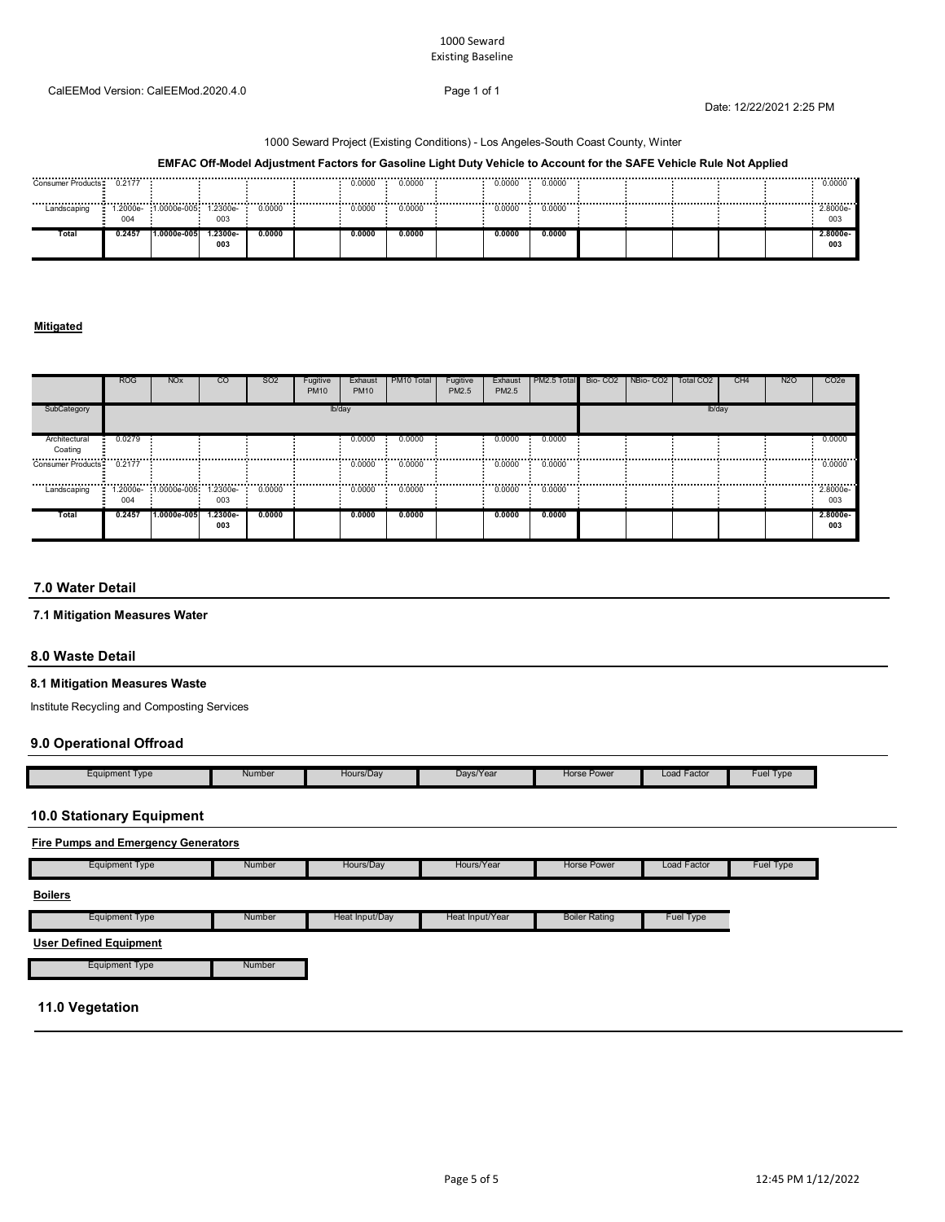1000 Seward Project (Existing Conditions) - Los Angeles-South Coast County, Winter

**EMFAC Off-Model Adjustment Factors for Gasoline Light Duty Vehicle to Account for the SAFE Vehicle Rule Not Applied**

| | ROG | NOx | CO | SO2 | Fugitive PM10 | Exhaust PM10 | PM10 Total | Fugitive PM2.5 | Exhaust PM2.5 | PM2.5 Total | Bio- CO2 | NBio- CO2 | Total CO2 | CH4 | N2O | CO2e |
|---|---|---|---|---|---|---|---|---|---|---|---|---|---|---|---|---|
| Consumer Products | 0.2177 | | | | | 0.0000 | 0.0000 | | 0.0000 | 0.0000 | | | | | | 0.0000 |
| Landscaping | 1.2000e-004 | 1.0000e-005 | 1.2300e-003 | 0.0000 | | 0.0000 | 0.0000 | | 0.0000 | 0.0000 | | | | | | 2.8000e-003 |
| **Total** | **0.2457** | **1.0000e-005** | **1.2300e-003** | **0.0000** | | **0.0000** | **0.0000** | | **0.0000** | **0.0000** | | | | | | **2.8000e-003** |

**Mitigated**

| | ROG | NOx | CO | SO2 | Fugitive PM10 | Exhaust PM10 | PM10 Total | Fugitive PM2.5 | Exhaust PM2.5 | PM2.5 Total | Bio- CO2 | NBio- CO2 | Total CO2 | CH4 | N2O | CO2e |
|---|---|---|---|---|---|---|---|---|---|---|---|---|---|---|---|---|
| SubCategory | lb/day | | | | | | | | | | lb/day | | | | | |
| Architectural Coating | 0.0279 | | | | | 0.0000 | 0.0000 | | 0.0000 | 0.0000 | | | | | | 0.0000 |
| Consumer Products | 0.2177 | | | | | 0.0000 | 0.0000 | | 0.0000 | 0.0000 | | | | | | 0.0000 |
| Landscaping | 1.2000e-004 | 1.0000e-005 | 1.2300e-003 | 0.0000 | | 0.0000 | 0.0000 | | 0.0000 | 0.0000 | | | | | | 2.8000e-003 |
| **Total** | **0.2457** | **1.0000e-005** | **1.2300e-003** | **0.0000** | | **0.0000** | **0.0000** | | **0.0000** | **0.0000** | | | | | | **2.8000e-003** |

## 7.0 Water Detail

### 7.1 Mitigation Measures Water

## 8.0 Waste Detail

### 8.1 Mitigation Measures Waste

Institute Recycling and Composting Services

## 9.0 Operational Offroad

| Equipment Type | Number | Hours/Day | Days/Year | Horse Power | Load Factor | Fuel Type |
|---|---|---|---|---|---|---|

## 10.0 Stationary Equipment

**Fire Pumps and Emergency Generators**

| Equipment Type | Number | Hours/Day | Hours/Year | Horse Power | Load Factor | Fuel Type |
|---|---|---|---|---|---|---|

**Boilers**

| Equipment Type | Number | Heat Input/Day | Heat Input/Year | Boiler Rating | Fuel Type |
|---|---|---|---|---|---|

**User Defined Equipment**

| Equipment Type | Number |
|---|---|

## 11.0 Vegetation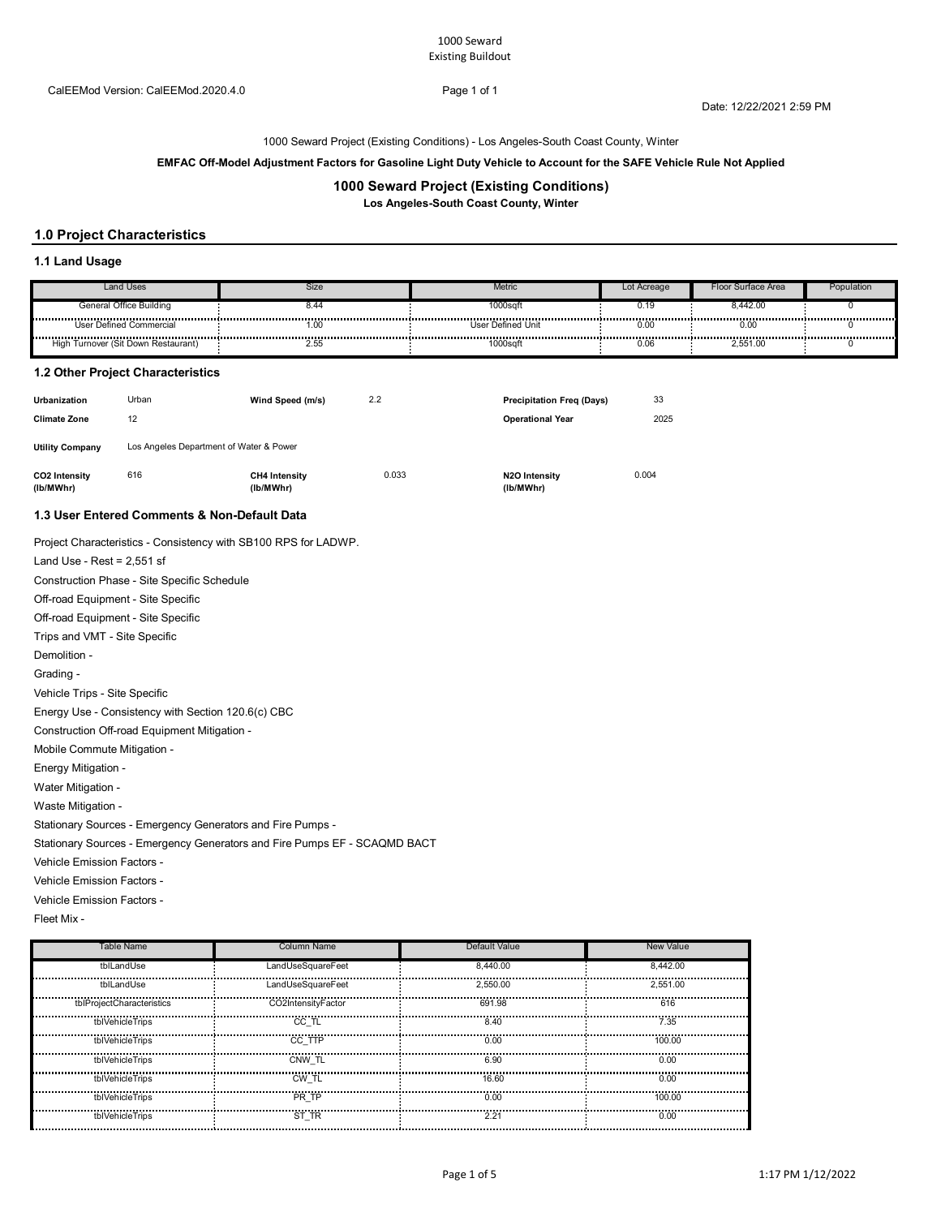1000 Seward
Existing Buildout

CalEEMod Version: CalEEMod.2020.4.0

Date: 12/22/2021 2:59 PM

1000 Seward Project (Existing Conditions) - Los Angeles-South Coast County, Winter

**EMFAC Off-Model Adjustment Factors for Gasoline Light Duty Vehicle to Account for the SAFE Vehicle Rule Not Applied**

## 1000 Seward Project (Existing Conditions)

**Los Angeles-South Coast County, Winter**

## 1.0 Project Characteristics

### 1.1 Land Usage

| Land Uses | Size | Metric | Lot Acreage | Floor Surface Area | Population |
|---|---|---|---|---|---|
| General Office Building | 8.44 | 1000sqft | 0.19 | 8,442.00 | 0 |
| User Defined Commercial | 1.00 | User Defined Unit | 0.00 | 0.00 | 0 |
| High Turnover (Sit Down Restaurant) | 2.55 | 1000sqft | 0.06 | 2,551.00 | 0 |

### 1.2 Other Project Characteristics

| | | | | | |
|---|---|---|---|---|---|
| **Urbanization** | Urban | **Wind Speed (m/s)** | 2.2 | **Precipitation Freq (Days)** | 33 |
| **Climate Zone** | 12 | | | **Operational Year** | 2025 |
| **Utility Company** | Los Angeles Department of Water & Power | | | | |
| **CO2 Intensity (lb/MWhr)** | 616 | **CH4 Intensity (lb/MWhr)** | 0.033 | **N2O Intensity (lb/MWhr)** | 0.004 |

### 1.3 User Entered Comments & Non-Default Data

Project Characteristics - Consistency with SB100 RPS for LADWP.

Land Use - Rest = 2,551 sf

Construction Phase - Site Specific Schedule

Off-road Equipment - Site Specific

Off-road Equipment - Site Specific

Trips and VMT - Site Specific

Demolition -

Grading -

Vehicle Trips - Site Specific

Energy Use - Consistency with Section 120.6(c) CBC

Construction Off-road Equipment Mitigation -

Mobile Commute Mitigation -

Energy Mitigation -

Water Mitigation -

Waste Mitigation -

Stationary Sources - Emergency Generators and Fire Pumps -

Stationary Sources - Emergency Generators and Fire Pumps EF - SCAQMD BACT

Vehicle Emission Factors -

Vehicle Emission Factors -

Vehicle Emission Factors -

Fleet Mix -

| Table Name | Column Name | Default Value | New Value |
|---|---|---|---|
| tblLandUse | LandUseSquareFeet | 8,440.00 | 8,442.00 |
| tblLandUse | LandUseSquareFeet | 2,550.00 | 2,551.00 |
| tblProjectCharacteristics | CO2IntensityFactor | 691.98 | 616 |
| tblVehicleTrips | CC_TL | 8.40 | 7.35 |
| tblVehicleTrips | CC_TTP | 0.00 | 100.00 |
| tblVehicleTrips | CNW_TL | 6.90 | 0.00 |
| tblVehicleTrips | CW_TL | 16.60 | 0.00 |
| tblVehicleTrips | PR_TP | 0.00 | 100.00 |
| tblVehicleTrips | ST_TR | 2.21 | 0.00 |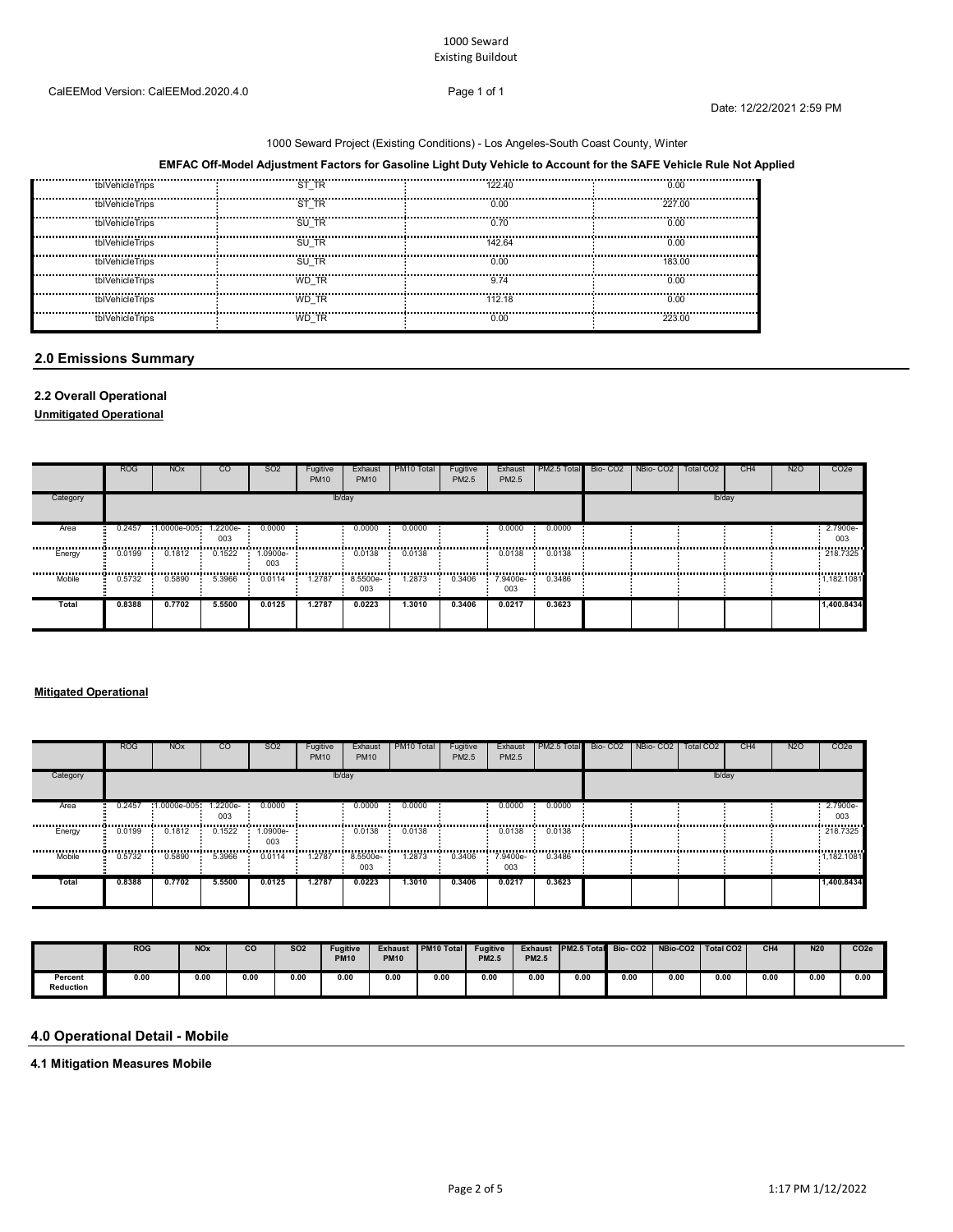1000 Seward
Existing Buildout

CalEEMod Version: CalEEMod.2020.4.0

Date: 12/22/2021 2:59 PM

1000 Seward Project (Existing Conditions) - Los Angeles-South Coast County, Winter

**EMFAC Off-Model Adjustment Factors for Gasoline Light Duty Vehicle to Account for the SAFE Vehicle Rule Not Applied**

| | | | |
|---|---|---|---|
| tblVehicleTrips | ST_TR | 122.40 | 0.00 |
| tblVehicleTrips | ST_TR | 0.00 | 227.00 |
| tblVehicleTrips | SU_TR | 0.70 | 0.00 |
| tblVehicleTrips | SU_TR | 142.64 | 0.00 |
| tblVehicleTrips | SU_TR | 0.00 | 183.00 |
| tblVehicleTrips | WD_TR | 9.74 | 0.00 |
| tblVehicleTrips | WD_TR | 112.18 | 0.00 |
| tblVehicleTrips | WD_TR | 0.00 | 223.00 |

## 2.0 Emissions Summary

### 2.2 Overall Operational

**Unmitigated Operational**

| | ROG | NOx | CO | SO2 | Fugitive PM10 | Exhaust PM10 | PM10 Total | Fugitive PM2.5 | Exhaust PM2.5 | PM2.5 Total | Bio- CO2 | NBio- CO2 | Total CO2 | CH4 | N2O | CO2e |
|---|---|---|---|---|---|---|---|---|---|---|---|---|---|---|---|---|
| Category | lb/day | | | | | | | | | | lb/day | | | | | |
| Area | 0.2457 | 1.0000e-005 | 1.2200e-003 | 0.0000 | | 0.0000 | 0.0000 | | 0.0000 | 0.0000 | | | | | | 2.7900e-003 |
| Energy | 0.0199 | 0.1812 | 0.1522 | 1.0900e-003 | | 0.0138 | 0.0138 | | 0.0138 | 0.0138 | | | | | | 218.7325 |
| Mobile | 0.5732 | 0.5890 | 5.3966 | 0.0114 | 1.2787 | 8.5500e-003 | 1.2873 | 0.3406 | 7.9400e-003 | 0.3486 | | | | | | 1,182.1081 |
| **Total** | **0.8388** | **0.7702** | **5.5500** | **0.0125** | **1.2787** | **0.0223** | **1.3010** | **0.3406** | **0.0217** | **0.3623** | | | | | | **1,400.8434** |

**Mitigated Operational**

| | ROG | NOx | CO | SO2 | Fugitive PM10 | Exhaust PM10 | PM10 Total | Fugitive PM2.5 | Exhaust PM2.5 | PM2.5 Total | Bio- CO2 | NBio- CO2 | Total CO2 | CH4 | N2O | CO2e |
|---|---|---|---|---|---|---|---|---|---|---|---|---|---|---|---|---|
| Category | lb/day | | | | | | | | | | lb/day | | | | | |
| Area | 0.2457 | 1.0000e-005 | 1.2200e-003 | 0.0000 | | 0.0000 | 0.0000 | | 0.0000 | 0.0000 | | | | | | 2.7900e-003 |
| Energy | 0.0199 | 0.1812 | 0.1522 | 1.0900e-003 | | 0.0138 | 0.0138 | | 0.0138 | 0.0138 | | | | | | 218.7325 |
| Mobile | 0.5732 | 0.5890 | 5.3966 | 0.0114 | 1.2787 | 8.5500e-003 | 1.2873 | 0.3406 | 7.9400e-003 | 0.3486 | | | | | | 1,182.1081 |
| **Total** | **0.8388** | **0.7702** | **5.5500** | **0.0125** | **1.2787** | **0.0223** | **1.3010** | **0.3406** | **0.0217** | **0.3623** | | | | | | **1,400.8434** |

| | ROG | NOx | CO | SO2 | Fugitive PM10 | Exhaust PM10 | PM10 Total | Fugitive PM2.5 | Exhaust PM2.5 | PM2.5 Total | Bio- CO2 | NBio-CO2 | Total CO2 | CH4 | N20 | CO2e |
|---|---|---|---|---|---|---|---|---|---|---|---|---|---|---|---|---|
| **Percent Reduction** | 0.00 | 0.00 | 0.00 | 0.00 | 0.00 | 0.00 | 0.00 | 0.00 | 0.00 | 0.00 | 0.00 | 0.00 | 0.00 | 0.00 | 0.00 | 0.00 |

## 4.0 Operational Detail - Mobile

### 4.1 Mitigation Measures Mobile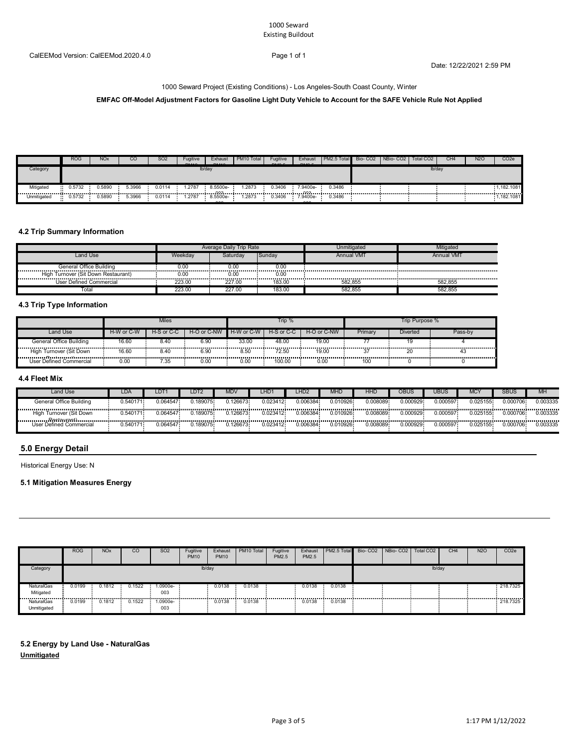1000 Seward
Existing Buildout

CalEEMod Version: CalEEMod.2020.4.0

Date: 12/22/2021 2:59 PM

1000 Seward Project (Existing Conditions) - Los Angeles-South Coast County, Winter

**EMFAC Off-Model Adjustment Factors for Gasoline Light Duty Vehicle to Account for the SAFE Vehicle Rule Not Applied**

| | ROG | NOx | CO | SO2 | Fugitive PM10 | Exhaust PM10 | PM10 Total | Fugitive PM2.5 | Exhaust PM2.5 | PM2.5 Total | Bio- CO2 | NBio- CO2 | Total CO2 | CH4 | N2O | CO2e |
|---|---|---|---|---|---|---|---|---|---|---|---|---|---|---|---|---|
| Category | lb/day | | | | | | | | | | lb/day | | | | | |
| Mitigated | 0.5732 | 0.5890 | 5.3966 | 0.0114 | 1.2787 | 8.5500e-003 | 1.2873 | 0.3406 | 7.9400e-003 | 0.3486 | | | | | | 1,182.1081 |
| Unmitigated | 0.5732 | 0.5890 | 5.3966 | 0.0114 | 1.2787 | 8.5500e-003 | 1.2873 | 0.3406 | 7.9400e-003 | 0.3486 | | | | | | 1,182.1081 |

### 4.2 Trip Summary Information

| | Average Daily Trip Rate | | | Unmitigated | Mitigated |
|---|---|---|---|---|---|
| Land Use | Weekday | Saturday | Sunday | Annual VMT | Annual VMT |
| General Office Building | 0.00 | 0.00 | 0.00 | | |
| High Turnover (Sit Down Restaurant) | 0.00 | 0.00 | 0.00 | | |
| User Defined Commercial | 223.00 | 227.00 | 183.00 | 582,855 | 582,855 |
| Total | 223.00 | 227.00 | 183.00 | 582,855 | 582,855 |

### 4.3 Trip Type Information

| | Miles | | | Trip % | | | Trip Purpose % | | |
|---|---|---|---|---|---|---|---|---|---|
| Land Use | H-W or C-W | H-S or C-C | H-O or C-NW | H-W or C-W | H-S or C-C | H-O or C-NW | Primary | Diverted | Pass-by |
| General Office Building | 16.60 | 8.40 | 6.90 | 33.00 | 48.00 | 19.00 | 77 | 19 | 4 |
| High Turnover (Sit Down Restaurant) | 16.60 | 8.40 | 6.90 | 8.50 | 72.50 | 19.00 | 37 | 20 | 43 |
| User Defined Commercial | 0.00 | 7.35 | 0.00 | 0.00 | 100.00 | 0.00 | 100 | 0 | 0 |

### 4.4 Fleet Mix

| Land Use | LDA | LDT1 | LDT2 | MDV | LHD1 | LHD2 | MHD | HHD | OBUS | UBUS | MCY | SBUS | MH |
|---|---|---|---|---|---|---|---|---|---|---|---|---|---|
| General Office Building | 0.540171 | 0.064547 | 0.189075 | 0.126673 | 0.023412 | 0.006384 | 0.010926 | 0.008089 | 0.000929 | 0.000597 | 0.025155 | 0.000706 | 0.003335 |
| High Turnover (Sit Down Restaurant) | 0.540171 | 0.064547 | 0.189075 | 0.126673 | 0.023412 | 0.006384 | 0.010926 | 0.008089 | 0.000929 | 0.000597 | 0.025155 | 0.000706 | 0.003335 |
| User Defined Commercial | 0.540171 | 0.064547 | 0.189075 | 0.126673 | 0.023412 | 0.006384 | 0.010926 | 0.008089 | 0.000929 | 0.000597 | 0.025155 | 0.000706 | 0.003335 |

## 5.0 Energy Detail

Historical Energy Use: N

### 5.1 Mitigation Measures Energy

| | ROG | NOx | CO | SO2 | Fugitive PM10 | Exhaust PM10 | PM10 Total | Fugitive PM2.5 | Exhaust PM2.5 | PM2.5 Total | Bio- CO2 | NBio- CO2 | Total CO2 | CH4 | N2O | CO2e |
|---|---|---|---|---|---|---|---|---|---|---|---|---|---|---|---|---|
| Category | lb/day | | | | | | | | | | lb/day | | | | | |
| NaturalGas Mitigated | 0.0199 | 0.1812 | 0.1522 | 1.0900e-003 | | 0.0138 | 0.0138 | | 0.0138 | 0.0138 | | | | | | 218.7325 |
| NaturalGas Unmitigated | 0.0199 | 0.1812 | 0.1522 | 1.0900e-003 | | 0.0138 | 0.0138 | | 0.0138 | 0.0138 | | | | | | 218.7325 |

### 5.2 Energy by Land Use - NaturalGas

**Unmitigated**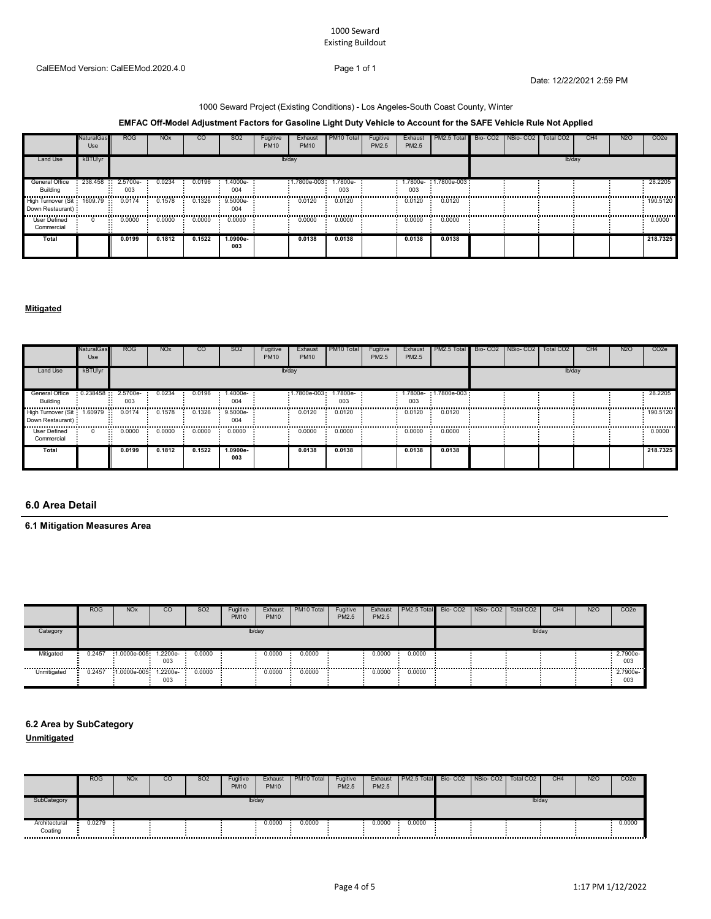1000 Seward Project (Existing Conditions) - Los Angeles-South Coast County, Winter

**EMFAC Off-Model Adjustment Factors for Gasoline Light Duty Vehicle to Account for the SAFE Vehicle Rule Not Applied**

| | NaturalGas Use | ROG | NOx | CO | SO2 | Fugitive PM10 | Exhaust PM10 | PM10 Total | Fugitive PM2.5 | Exhaust PM2.5 | PM2.5 Total | Bio- CO2 | NBio- CO2 | Total CO2 | CH4 | N2O | CO2e |
|---|---|---|---|---|---|---|---|---|---|---|---|---|---|---|---|---|---|
| Land Use | kBTU/yr | lb/day | | | | | | | | | | lb/day | | | | | |
| General Office Building | 238.458 | 2.5700e-003 | 0.0234 | 0.0196 | 1.4000e-004 | | 1.7800e-003 | 1.7800e-003 | | 1.7800e-003 | 1.7800e-003 | | | | | | 28.2205 |
| High Turnover (Sit Down Restaurant) | 1609.79 | 0.0174 | 0.1578 | 0.1326 | 9.5000e-004 | | 0.0120 | 0.0120 | | 0.0120 | 0.0120 | | | | | | 190.5120 |
| User Defined Commercial | 0 | 0.0000 | 0.0000 | 0.0000 | 0.0000 | | 0.0000 | 0.0000 | | 0.0000 | 0.0000 | | | | | | 0.0000 |
| **Total** | | **0.0199** | **0.1812** | **0.1522** | **1.0900e-003** | | **0.0138** | **0.0138** | | **0.0138** | **0.0138** | | | | | | **218.7325** |

**Mitigated**

| | NaturalGas Use | ROG | NOx | CO | SO2 | Fugitive PM10 | Exhaust PM10 | PM10 Total | Fugitive PM2.5 | Exhaust PM2.5 | PM2.5 Total | Bio- CO2 | NBio- CO2 | Total CO2 | CH4 | N2O | CO2e |
|---|---|---|---|---|---|---|---|---|---|---|---|---|---|---|---|---|---|
| Land Use | kBTU/yr | lb/day | | | | | | | | | | lb/day | | | | | |
| General Office Building | 0.238458 | 2.5700e-003 | 0.0234 | 0.0196 | 1.4000e-004 | | 1.7800e-003 | 1.7800e-003 | | 1.7800e-003 | 1.7800e-003 | | | | | | 28.2205 |
| High Turnover (Sit Down Restaurant) | 1.60979 | 0.0174 | 0.1578 | 0.1326 | 9.5000e-004 | | 0.0120 | 0.0120 | | 0.0120 | 0.0120 | | | | | | 190.5120 |
| User Defined Commercial | 0 | 0.0000 | 0.0000 | 0.0000 | 0.0000 | | 0.0000 | 0.0000 | | 0.0000 | 0.0000 | | | | | | 0.0000 |
| **Total** | | **0.0199** | **0.1812** | **0.1522** | **1.0900e-003** | | **0.0138** | **0.0138** | | **0.0138** | **0.0138** | | | | | | **218.7325** |

## 6.0 Area Detail

### 6.1 Mitigation Measures Area

| | ROG | NOx | CO | SO2 | Fugitive PM10 | Exhaust PM10 | PM10 Total | Fugitive PM2.5 | Exhaust PM2.5 | PM2.5 Total | Bio- CO2 | NBio- CO2 | Total CO2 | CH4 | N2O | CO2e |
|---|---|---|---|---|---|---|---|---|---|---|---|---|---|---|---|---|
| Category | lb/day | | | | | | | | | | lb/day | | | | | |
| Mitigated | 0.2457 | 1.0000e-005 | 1.2200e-003 | 0.0000 | | 0.0000 | 0.0000 | | 0.0000 | 0.0000 | | | | | | 2.7900e-003 |
| Unmitigated | 0.2457 | 1.0000e-005 | 1.2200e-003 | 0.0000 | | 0.0000 | 0.0000 | | 0.0000 | 0.0000 | | | | | | 2.7900e-003 |

### 6.2 Area by SubCategory

**Unmitigated**

| | ROG | NOx | CO | SO2 | Fugitive PM10 | Exhaust PM10 | PM10 Total | Fugitive PM2.5 | Exhaust PM2.5 | PM2.5 Total | Bio- CO2 | NBio- CO2 | Total CO2 | CH4 | N2O | CO2e |
|---|---|---|---|---|---|---|---|---|---|---|---|---|---|---|---|---|
| SubCategory | lb/day | | | | | | | | | | lb/day | | | | | |
| Architectural Coating | 0.0279 | | | | | 0.0000 | 0.0000 | | 0.0000 | 0.0000 | | | | | | 0.0000 |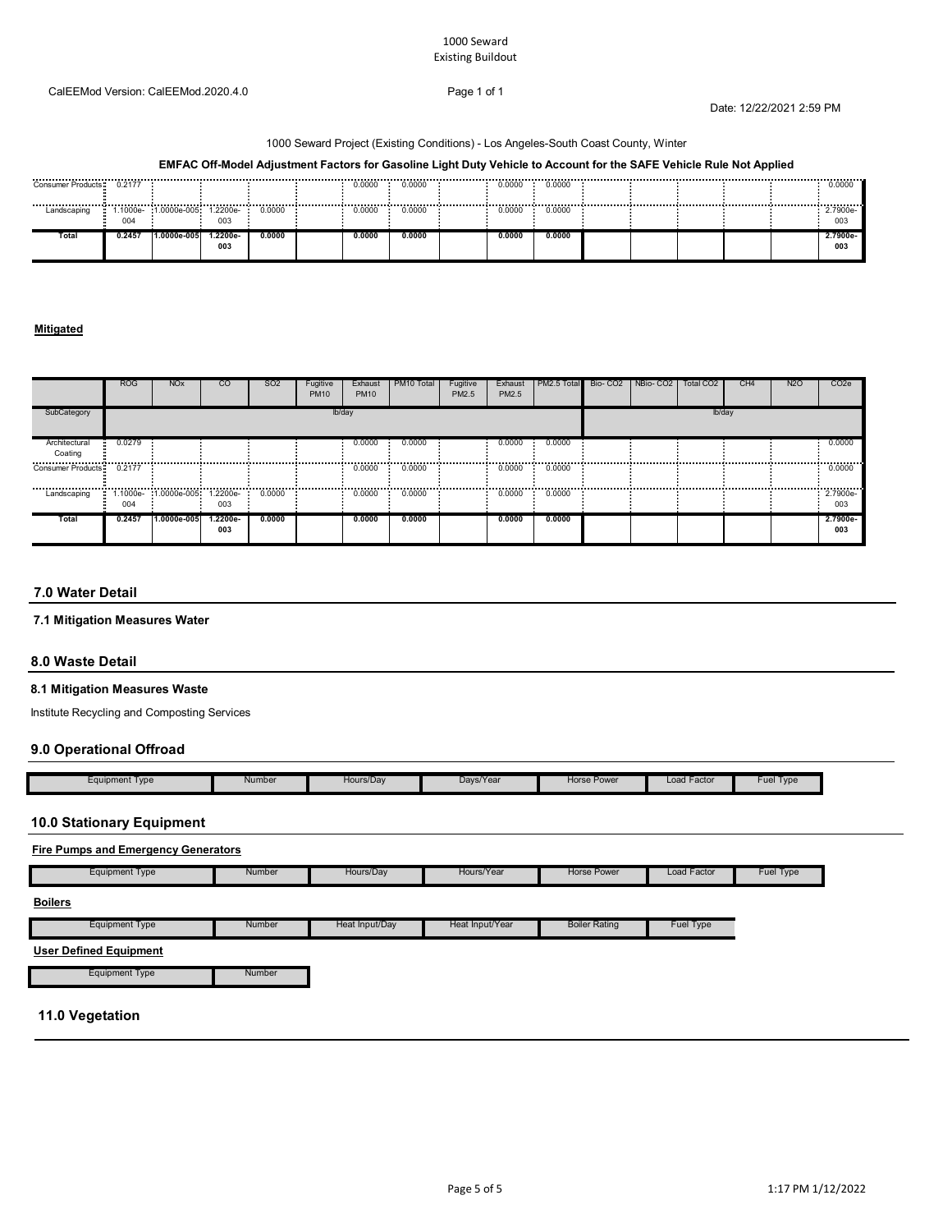1000 Seward
Existing Buildout

CalEEMod Version: CalEEMod.2020.4.0

Date: 12/22/2021 2:59 PM

1000 Seward Project (Existing Conditions) - Los Angeles-South Coast County, Winter

**EMFAC Off-Model Adjustment Factors for Gasoline Light Duty Vehicle to Account for the SAFE Vehicle Rule Not Applied**

| | ROG | NOx | CO | SO2 | Fugitive PM10 | Exhaust PM10 | PM10 Total | Fugitive PM2.5 | Exhaust PM2.5 | PM2.5 Total | Bio- CO2 | NBio- CO2 | Total CO2 | CH4 | N2O | CO2e |
|---|---|---|---|---|---|---|---|---|---|---|---|---|---|---|---|---|
| Consumer Products | 0.2177 | | | | | 0.0000 | 0.0000 | | 0.0000 | 0.0000 | | | | | | 0.0000 |
| Landscaping | 1.1000e-004 | 1.0000e-005 | 1.2200e-003 | 0.0000 | | 0.0000 | 0.0000 | | 0.0000 | 0.0000 | | | | | | 2.7900e-003 |
| **Total** | **0.2457** | **1.0000e-005** | **1.2200e-003** | **0.0000** | | **0.0000** | **0.0000** | | **0.0000** | **0.0000** | | | | | | **2.7900e-003** |

**Mitigated**

| | ROG | NOx | CO | SO2 | Fugitive PM10 | Exhaust PM10 | PM10 Total | Fugitive PM2.5 | Exhaust PM2.5 | PM2.5 Total | Bio- CO2 | NBio- CO2 | Total CO2 | CH4 | N2O | CO2e |
|---|---|---|---|---|---|---|---|---|---|---|---|---|---|---|---|---|
| SubCategory | lb/day | | | | | | | | | | lb/day | | | | | |
| Architectural Coating | 0.0279 | | | | | 0.0000 | 0.0000 | | 0.0000 | 0.0000 | | | | | | 0.0000 |
| Consumer Products | 0.2177 | | | | | 0.0000 | 0.0000 | | 0.0000 | 0.0000 | | | | | | 0.0000 |
| Landscaping | 1.1000e-004 | 1.0000e-005 | 1.2200e-003 | 0.0000 | | 0.0000 | 0.0000 | | 0.0000 | 0.0000 | | | | | | 2.7900e-003 |
| **Total** | **0.2457** | **1.0000e-005** | **1.2200e-003** | **0.0000** | | **0.0000** | **0.0000** | | **0.0000** | **0.0000** | | | | | | **2.7900e-003** |

## 7.0 Water Detail

### 7.1 Mitigation Measures Water

## 8.0 Waste Detail

### 8.1 Mitigation Measures Waste

Institute Recycling and Composting Services

## 9.0 Operational Offroad

| Equipment Type | Number | Hours/Day | Days/Year | Horse Power | Load Factor | Fuel Type |
|---|---|---|---|---|---|---|

## 10.0 Stationary Equipment

**Fire Pumps and Emergency Generators**

| Equipment Type | Number | Hours/Day | Hours/Year | Horse Power | Load Factor | Fuel Type |
|---|---|---|---|---|---|---|

**Boilers**

| Equipment Type | Number | Heat Input/Day | Heat Input/Year | Boiler Rating | Fuel Type |
|---|---|---|---|---|---|

**User Defined Equipment**

| Equipment Type | Number |
|---|---|

## 11.0 Vegetation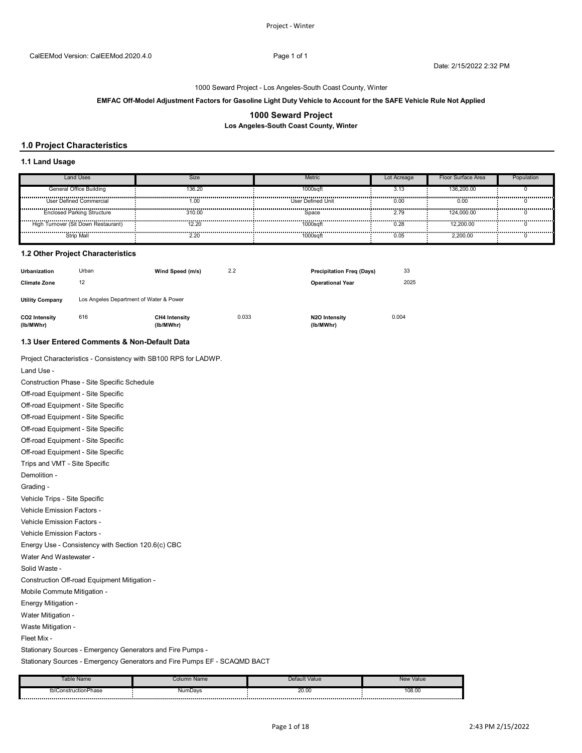1000 Seward Project - Los Angeles-South Coast County, Winter

**EMFAC Off-Model Adjustment Factors for Gasoline Light Duty Vehicle to Account for the SAFE Vehicle Rule Not Applied**

# 1000 Seward Project

**Los Angeles-South Coast County, Winter**

## 1.0 Project Characteristics

### 1.1 Land Usage

| Land Uses | Size | Metric | Lot Acreage | Floor Surface Area | Population |
|---|---|---|---|---|---|
| General Office Building | 136.20 | 1000sqft | 3.13 | 136,200.00 | 0 |
| User Defined Commercial | 1.00 | User Defined Unit | 0.00 | 0.00 | 0 |
| Enclosed Parking Structure | 310.00 | Space | 2.79 | 124,000.00 | 0 |
| High Turnover (Sit Down Restaurant) | 12.20 | 1000sqft | 0.28 | 12,200.00 | 0 |
| Strip Mall | 2.20 | 1000sqft | 0.05 | 2,200.00 | 0 |

### 1.2 Other Project Characteristics

| | | | | | |
|---|---|---|---|---|---|
| **Urbanization** | Urban | **Wind Speed (m/s)** | 2.2 | **Precipitation Freq (Days)** | 33 |
| **Climate Zone** | 12 | | | **Operational Year** | 2025 |
| **Utility Company** | Los Angeles Department of Water & Power | | | | |
| **CO2 Intensity (lb/MWhr)** | 616 | **CH4 Intensity (lb/MWhr)** | 0.033 | **N2O Intensity (lb/MWhr)** | 0.004 |

### 1.3 User Entered Comments & Non-Default Data

Project Characteristics - Consistency with SB100 RPS for LADWP.

Land Use -

Construction Phase - Site Specific Schedule

Off-road Equipment - Site Specific

Off-road Equipment - Site Specific

Off-road Equipment - Site Specific

Off-road Equipment - Site Specific

Off-road Equipment - Site Specific

Off-road Equipment - Site Specific

Trips and VMT - Site Specific

Demolition -

Grading -

Vehicle Trips - Site Specific

Vehicle Emission Factors -

Vehicle Emission Factors -

Vehicle Emission Factors -

Energy Use - Consistency with Section 120.6(c) CBC

Water And Wastewater -

Solid Waste -

Construction Off-road Equipment Mitigation -

Mobile Commute Mitigation -

Energy Mitigation -

Water Mitigation -

Waste Mitigation -

Fleet Mix -

Stationary Sources - Emergency Generators and Fire Pumps -

Stationary Sources - Emergency Generators and Fire Pumps EF - SCAQMD BACT

| Table Name | Column Name | Default Value | New Value |
|---|---|---|---|
| tblConstructionPhase | NumDays | 20.00 | 108.00 |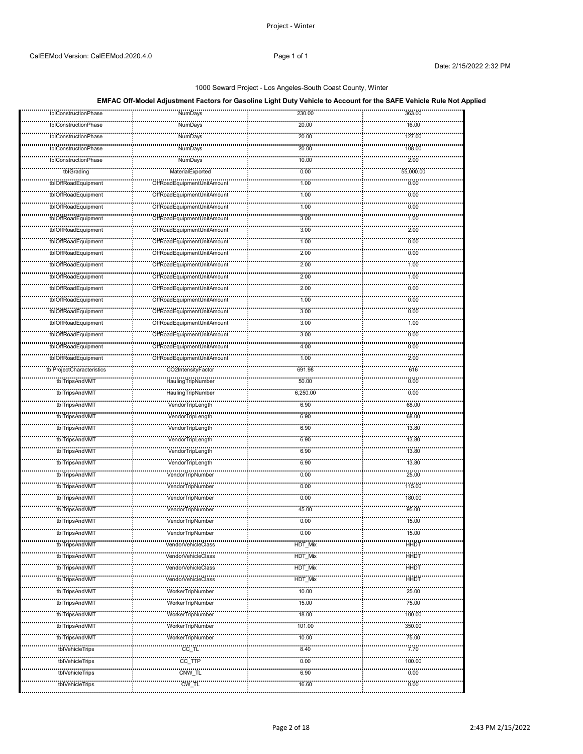1000 Seward Project - Los Angeles-South Coast County, Winter

**EMFAC Off-Model Adjustment Factors for Gasoline Light Duty Vehicle to Account for the SAFE Vehicle Rule Not Applied**

| | | | |
|---|---|---|---|
| tblConstructionPhase | NumDays | 230.00 | 363.00 |
| tblConstructionPhase | NumDays | 20.00 | 16.00 |
| tblConstructionPhase | NumDays | 20.00 | 127.00 |
| tblConstructionPhase | NumDays | 20.00 | 108.00 |
| tblConstructionPhase | NumDays | 10.00 | 2.00 |
| tblGrading | MaterialExported | 0.00 | 55,000.00 |
| tblOffRoadEquipment | OffRoadEquipmentUnitAmount | 1.00 | 0.00 |
| tblOffRoadEquipment | OffRoadEquipmentUnitAmount | 1.00 | 0.00 |
| tblOffRoadEquipment | OffRoadEquipmentUnitAmount | 1.00 | 0.00 |
| tblOffRoadEquipment | OffRoadEquipmentUnitAmount | 3.00 | 1.00 |
| tblOffRoadEquipment | OffRoadEquipmentUnitAmount | 3.00 | 2.00 |
| tblOffRoadEquipment | OffRoadEquipmentUnitAmount | 1.00 | 0.00 |
| tblOffRoadEquipment | OffRoadEquipmentUnitAmount | 2.00 | 0.00 |
| tblOffRoadEquipment | OffRoadEquipmentUnitAmount | 2.00 | 1.00 |
| tblOffRoadEquipment | OffRoadEquipmentUnitAmount | 2.00 | 1.00 |
| tblOffRoadEquipment | OffRoadEquipmentUnitAmount | 2.00 | 0.00 |
| tblOffRoadEquipment | OffRoadEquipmentUnitAmount | 1.00 | 0.00 |
| tblOffRoadEquipment | OffRoadEquipmentUnitAmount | 3.00 | 0.00 |
| tblOffRoadEquipment | OffRoadEquipmentUnitAmount | 3.00 | 1.00 |
| tblOffRoadEquipment | OffRoadEquipmentUnitAmount | 3.00 | 0.00 |
| tblOffRoadEquipment | OffRoadEquipmentUnitAmount | 4.00 | 0.00 |
| tblOffRoadEquipment | OffRoadEquipmentUnitAmount | 1.00 | 2.00 |
| tblProjectCharacteristics | CO2IntensityFactor | 691.98 | 616 |
| tblTripsAndVMT | HaulingTripNumber | 50.00 | 0.00 |
| tblTripsAndVMT | HaulingTripNumber | 6,250.00 | 0.00 |
| tblTripsAndVMT | VendorTripLength | 6.90 | 68.00 |
| tblTripsAndVMT | VendorTripLength | 6.90 | 68.00 |
| tblTripsAndVMT | VendorTripLength | 6.90 | 13.80 |
| tblTripsAndVMT | VendorTripLength | 6.90 | 13.80 |
| tblTripsAndVMT | VendorTripLength | 6.90 | 13.80 |
| tblTripsAndVMT | VendorTripLength | 6.90 | 13.80 |
| tblTripsAndVMT | VendorTripNumber | 0.00 | 25.00 |
| tblTripsAndVMT | VendorTripNumber | 0.00 | 115.00 |
| tblTripsAndVMT | VendorTripNumber | 0.00 | 180.00 |
| tblTripsAndVMT | VendorTripNumber | 45.00 | 95.00 |
| tblTripsAndVMT | VendorTripNumber | 0.00 | 15.00 |
| tblTripsAndVMT | VendorTripNumber | 0.00 | 15.00 |
| tblTripsAndVMT | VendorVehicleClass | HDT_Mix | HHDT |
| tblTripsAndVMT | VendorVehicleClass | HDT_Mix | HHDT |
| tblTripsAndVMT | VendorVehicleClass | HDT_Mix | HHDT |
| tblTripsAndVMT | VendorVehicleClass | HDT_Mix | HHDT |
| tblTripsAndVMT | WorkerTripNumber | 10.00 | 25.00 |
| tblTripsAndVMT | WorkerTripNumber | 15.00 | 75.00 |
| tblTripsAndVMT | WorkerTripNumber | 18.00 | 100.00 |
| tblTripsAndVMT | WorkerTripNumber | 101.00 | 350.00 |
| tblTripsAndVMT | WorkerTripNumber | 10.00 | 75.00 |
| tblVehicleTrips | CC_TL | 8.40 | 7.70 |
| tblVehicleTrips | CC_TTP | 0.00 | 100.00 |
| tblVehicleTrips | CNW_TL | 6.90 | 0.00 |
| tblVehicleTrips | CW_TL | 16.60 | 0.00 |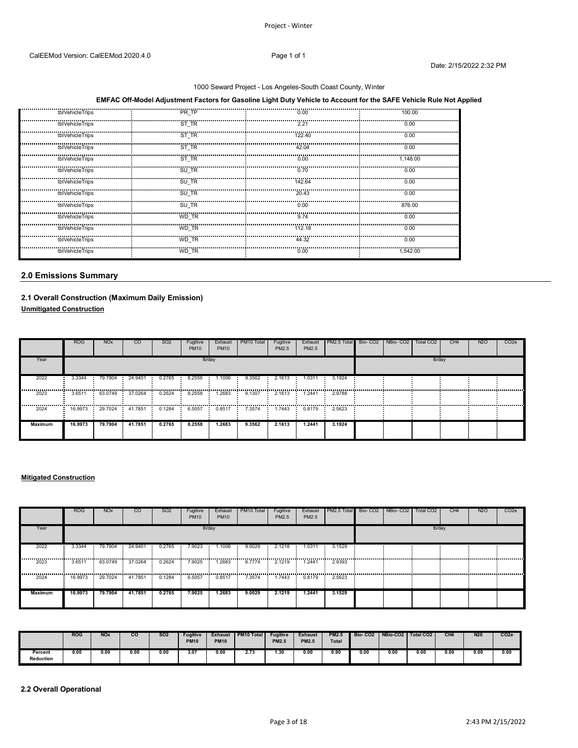1000 Seward Project - Los Angeles-South Coast County, Winter

**EMFAC Off-Model Adjustment Factors for Gasoline Light Duty Vehicle to Account for the SAFE Vehicle Rule Not Applied**

| | | | |
|---|---|---|---|
| tblVehicleTrips | PR_TP | 0.00 | 100.00 |
| tblVehicleTrips | ST_TR | 2.21 | 0.00 |
| tblVehicleTrips | ST_TR | 122.40 | 0.00 |
| tblVehicleTrips | ST_TR | 42.04 | 0.00 |
| tblVehicleTrips | ST_TR | 0.00 | 1,148.00 |
| tblVehicleTrips | SU_TR | 0.70 | 0.00 |
| tblVehicleTrips | SU_TR | 142.64 | 0.00 |
| tblVehicleTrips | SU_TR | 20.43 | 0.00 |
| tblVehicleTrips | SU_TR | 0.00 | 876.00 |
| tblVehicleTrips | WD_TR | 9.74 | 0.00 |
| tblVehicleTrips | WD_TR | 112.18 | 0.00 |
| tblVehicleTrips | WD_TR | 44.32 | 0.00 |
| tblVehicleTrips | WD_TR | 0.00 | 1,542.00 |

## 2.0 Emissions Summary

### 2.1 Overall Construction (Maximum Daily Emission)

**Unmitigated Construction**

| | ROG | NOx | CO | SO2 | Fugitive PM10 | Exhaust PM10 | PM10 Total | Fugitive PM2.5 | Exhaust PM2.5 | PM2.5 Total | Bio- CO2 | NBio- CO2 | Total CO2 | CH4 | N2O | CO2e |
|---|---|---|---|---|---|---|---|---|---|---|---|---|---|---|---|---|
| Year | lb/day | | | | | | | | | | lb/day | | | | | |
| 2022 | 3.3344 | 79.7904 | 24.9401 | 0.2765 | 8.2556 | 1.1006 | 9.3562 | 2.1613 | 1.0311 | 3.1924 | | | | | | |
| 2023 | 3.6511 | 63.0749 | 37.0264 | 0.2624 | 8.2558 | 1.2683 | 9.1307 | 2.1613 | 1.2441 | 2.9788 | | | | | | |
| 2024 | 16.9973 | 29.7024 | 41.7851 | 0.1284 | 6.5057 | 0.8517 | 7.3574 | 1.7443 | 0.8179 | 2.5623 | | | | | | |
| **Maximum** | **16.9973** | **79.7904** | **41.7851** | **0.2765** | **8.2558** | **1.2683** | **9.3562** | **2.1613** | **1.2441** | **3.1924** | | | | | | |

**Mitigated Construction**

| | ROG | NOx | CO | SO2 | Fugitive PM10 | Exhaust PM10 | PM10 Total | Fugitive PM2.5 | Exhaust PM2.5 | PM2.5 Total | Bio- CO2 | NBio- CO2 | Total CO2 | CH4 | N2O | CO2e |
|---|---|---|---|---|---|---|---|---|---|---|---|---|---|---|---|---|
| Year | lb/day | | | | | | | | | | lb/day | | | | | |
| 2022 | 3.3344 | 79.7904 | 24.9401 | 0.2765 | 7.9023 | 1.1006 | 9.0029 | 2.1218 | 1.0311 | 3.1529 | | | | | | |
| 2023 | 3.6511 | 63.0749 | 37.0264 | 0.2624 | 7.9025 | 1.2683 | 8.7774 | 2.1219 | 1.2441 | 2.9393 | | | | | | |
| 2024 | 16.9973 | 29.7024 | 41.7851 | 0.1284 | 6.5057 | 0.8517 | 7.3574 | 1.7443 | 0.8179 | 2.5623 | | | | | | |
| **Maximum** | **16.9973** | **79.7904** | **41.7851** | **0.2765** | **7.9025** | **1.2683** | **9.0029** | **2.1219** | **1.2441** | **3.1529** | | | | | | |

| | ROG | NOx | CO | SO2 | Fugitive PM10 | Exhaust PM10 | PM10 Total | Fugitive PM2.5 | Exhaust PM2.5 | PM2.5 Total | Bio- CO2 | NBio-CO2 | Total CO2 | CH4 | N20 | CO2e |
|---|---|---|---|---|---|---|---|---|---|---|---|---|---|---|---|---|
| **Percent Reduction** | 0.00 | 0.00 | 0.00 | 0.00 | 3.07 | 0.00 | 2.73 | 1.30 | 0.00 | 0.90 | 0.00 | 0.00 | 0.00 | 0.00 | 0.00 | 0.00 |

### 2.2 Overall Operational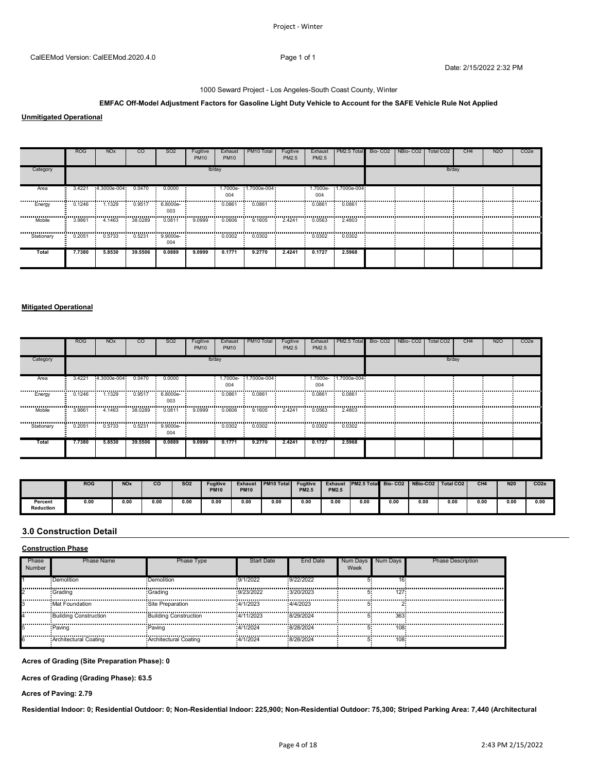CalEEMod Version: CalEEMod.2020.4.0

Date: 2/15/2022 2:32 PM

1000 Seward Project - Los Angeles-South Coast County, Winter

**EMFAC Off-Model Adjustment Factors for Gasoline Light Duty Vehicle to Account for the SAFE Vehicle Rule Not Applied**

**Unmitigated Operational**

| | ROG | NOx | CO | SO2 | Fugitive PM10 | Exhaust PM10 | PM10 Total | Fugitive PM2.5 | Exhaust PM2.5 | PM2.5 Total | Bio- CO2 | NBio- CO2 | Total CO2 | CH4 | N2O | CO2e |
|---|---|---|---|---|---|---|---|---|---|---|---|---|---|---|---|---|
| Category | lb/day | | | | | | | | | | lb/day | | | | | |
| Area | 3.4221 | 4.3000e-004 | 0.0470 | 0.0000 | | 1.7000e-004 | 1.7000e-004 | | 1.7000e-004 | 1.7000e-004 | | | | | | |
| Energy | 0.1246 | 1.1329 | 0.9517 | 6.8000e-003 | | 0.0861 | 0.0861 | | 0.0861 | 0.0861 | | | | | | |
| Mobile | 3.9861 | 4.1463 | 38.0289 | 0.0811 | 9.0999 | 0.0606 | 9.1605 | 2.4241 | 0.0563 | 2.4803 | | | | | | |
| Stationary | 0.2051 | 0.5733 | 0.5231 | 9.9000e-004 | | 0.0302 | 0.0302 | | 0.0302 | 0.0302 | | | | | | |
| **Total** | **7.7380** | **5.8530** | **39.5506** | **0.0889** | **9.0999** | **0.1771** | **9.2770** | **2.4241** | **0.1727** | **2.5968** | | | | | | |

**Mitigated Operational**

| | ROG | NOx | CO | SO2 | Fugitive PM10 | Exhaust PM10 | PM10 Total | Fugitive PM2.5 | Exhaust PM2.5 | PM2.5 Total | Bio- CO2 | NBio- CO2 | Total CO2 | CH4 | N2O | CO2e |
|---|---|---|---|---|---|---|---|---|---|---|---|---|---|---|---|---|
| Category | lb/day | | | | | | | | | | lb/day | | | | | |
| Area | 3.4221 | 4.3000e-004 | 0.0470 | 0.0000 | | 1.7000e-004 | 1.7000e-004 | | 1.7000e-004 | 1.7000e-004 | | | | | | |
| Energy | 0.1246 | 1.1329 | 0.9517 | 6.8000e-003 | | 0.0861 | 0.0861 | | 0.0861 | 0.0861 | | | | | | |
| Mobile | 3.9861 | 4.1463 | 38.0289 | 0.0811 | 9.0999 | 0.0606 | 9.1605 | 2.4241 | 0.0563 | 2.4803 | | | | | | |
| Stationary | 0.2051 | 0.5733 | 0.5231 | 9.9000e-004 | | 0.0302 | 0.0302 | | 0.0302 | 0.0302 | | | | | | |
| **Total** | **7.7380** | **5.8530** | **39.5506** | **0.0889** | **9.0999** | **0.1771** | **9.2770** | **2.4241** | **0.1727** | **2.5968** | | | | | | |

| | ROG | NOx | CO | SO2 | Fugitive PM10 | Exhaust PM10 | PM10 Total | Fugitive PM2.5 | Exhaust PM2.5 | PM2.5 Total | Bio- CO2 | NBio-CO2 | Total CO2 | CH4 | N20 | CO2e |
|---|---|---|---|---|---|---|---|---|---|---|---|---|---|---|---|---|
| **Percent Reduction** | 0.00 | 0.00 | 0.00 | 0.00 | 0.00 | 0.00 | 0.00 | 0.00 | 0.00 | 0.00 | 0.00 | 0.00 | 0.00 | 0.00 | 0.00 | 0.00 |

## 3.0 Construction Detail

**Construction Phase**

| Phase Number | Phase Name | Phase Type | Start Date | End Date | Num Days Week | Num Days | Phase Description |
|---|---|---|---|---|---|---|---|
| 1 | Demolition | Demolition | 9/1/2022 | 9/22/2022 | 5 | 16 | |
| 2 | Grading | Grading | 9/23/2022 | 3/20/2023 | 5 | 127 | |
| 3 | Mat Foundation | Site Preparation | 4/1/2023 | 4/4/2023 | 5 | 2 | |
| 4 | Building Construction | Building Construction | 4/11/2023 | 8/29/2024 | 5 | 363 | |
| 5 | Paving | Paving | 4/1/2024 | 8/28/2024 | 5 | 108 | |
| 6 | Architectural Coating | Architectural Coating | 4/1/2024 | 8/28/2024 | 5 | 108 | |

**Acres of Grading (Site Preparation Phase): 0**

**Acres of Grading (Grading Phase): 63.5**

**Acres of Paving: 2.79**

**Residential Indoor: 0; Residential Outdoor: 0; Non-Residential Indoor: 225,900; Non-Residential Outdoor: 75,300; Striped Parking Area: 7,440 (Architectural**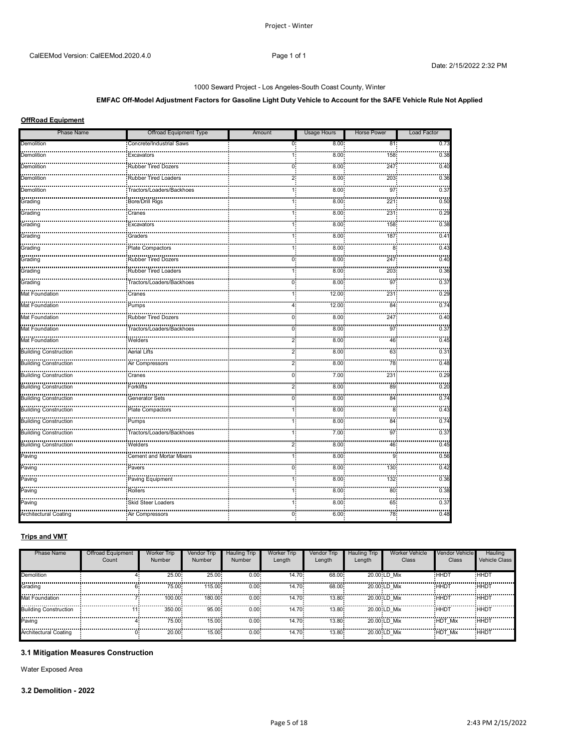CalEEMod Version: CalEEMod.2020.4.0

1000 Seward Project - Los Angeles-South Coast County, Winter

**EMFAC Off-Model Adjustment Factors for Gasoline Light Duty Vehicle to Account for the SAFE Vehicle Rule Not Applied**

**OffRoad Equipment**

| Phase Name | Offroad Equipment Type | Amount | Usage Hours | Horse Power | Load Factor |
|---|---|---|---|---|---|
| Demolition | Concrete/Industrial Saws | 0 | 8.00 | 81 | 0.73 |
| Demolition | Excavators | 1 | 8.00 | 158 | 0.38 |
| Demolition | Rubber Tired Dozers | 0 | 8.00 | 247 | 0.40 |
| Demolition | Rubber Tired Loaders | 2 | 8.00 | 203 | 0.36 |
| Demolition | Tractors/Loaders/Backhoes | 1 | 8.00 | 97 | 0.37 |
| Grading | Bore/Drill Rigs | 1 | 8.00 | 221 | 0.50 |
| Grading | Cranes | 1 | 8.00 | 231 | 0.29 |
| Grading | Excavators | 1 | 8.00 | 158 | 0.38 |
| Grading | Graders | 1 | 8.00 | 187 | 0.41 |
| Grading | Plate Compactors | 1 | 8.00 | 8 | 0.43 |
| Grading | Rubber Tired Dozers | 0 | 8.00 | 247 | 0.40 |
| Grading | Rubber Tired Loaders | 1 | 8.00 | 203 | 0.36 |
| Grading | Tractors/Loaders/Backhoes | 0 | 8.00 | 97 | 0.37 |
| Mat Foundation | Cranes | 1 | 12.00 | 231 | 0.29 |
| Mat Foundation | Pumps | 4 | 12.00 | 84 | 0.74 |
| Mat Foundation | Rubber Tired Dozers | 0 | 8.00 | 247 | 0.40 |
| Mat Foundation | Tractors/Loaders/Backhoes | 0 | 8.00 | 97 | 0.37 |
| Mat Foundation | Welders | 2 | 8.00 | 46 | 0.45 |
| Building Construction | Aerial Lifts | 2 | 8.00 | 63 | 0.31 |
| Building Construction | Air Compressors | 2 | 8.00 | 78 | 0.48 |
| Building Construction | Cranes | 0 | 7.00 | 231 | 0.29 |
| Building Construction | Forklifts | 2 | 8.00 | 89 | 0.20 |
| Building Construction | Generator Sets | 0 | 8.00 | 84 | 0.74 |
| Building Construction | Plate Compactors | 1 | 8.00 | 8 | 0.43 |
| Building Construction | Pumps | 1 | 8.00 | 84 | 0.74 |
| Building Construction | Tractors/Loaders/Backhoes | 1 | 7.00 | 97 | 0.37 |
| Building Construction | Welders | 2 | 8.00 | 46 | 0.45 |
| Paving | Cement and Mortar Mixers | 1 | 8.00 | 9 | 0.56 |
| Paving | Pavers | 0 | 8.00 | 130 | 0.42 |
| Paving | Paving Equipment | 1 | 8.00 | 132 | 0.36 |
| Paving | Rollers | 1 | 8.00 | 80 | 0.38 |
| Paving | Skid Steer Loaders | 1 | 8.00 | 65 | 0.37 |
| Architectural Coating | Air Compressors | 0 | 6.00 | 78 | 0.48 |

**Trips and VMT**

| Phase Name | Offroad Equipment Count | Worker Trip Number | Vendor Trip Number | Hauling Trip Number | Worker Trip Length | Vendor Trip Length | Hauling Trip Length | Worker Vehicle Class | Vendor Vehicle Class | Hauling Vehicle Class |
|---|---|---|---|---|---|---|---|---|---|---|
| Demolition | 4 | 25.00 | 25.00 | 0.00 | 14.70 | 68.00 | 20.00 | LD_Mix | HHDT | HHDT |
| Grading | 6 | 75.00 | 115.00 | 0.00 | 14.70 | 68.00 | 20.00 | LD_Mix | HHDT | HHDT |
| Mat Foundation | 7 | 100.00 | 180.00 | 0.00 | 14.70 | 13.80 | 20.00 | LD_Mix | HHDT | HHDT |
| Building Construction | 11 | 350.00 | 95.00 | 0.00 | 14.70 | 13.80 | 20.00 | LD_Mix | HHDT | HHDT |
| Paving | 4 | 75.00 | 15.00 | 0.00 | 14.70 | 13.80 | 20.00 | LD_Mix | HDT_Mix | HHDT |
| Architectural Coating | 0 | 20.00 | 15.00 | 0.00 | 14.70 | 13.80 | 20.00 | LD_Mix | HDT_Mix | HHDT |

### 3.1 Mitigation Measures Construction

Water Exposed Area

### 3.2 Demolition - 2022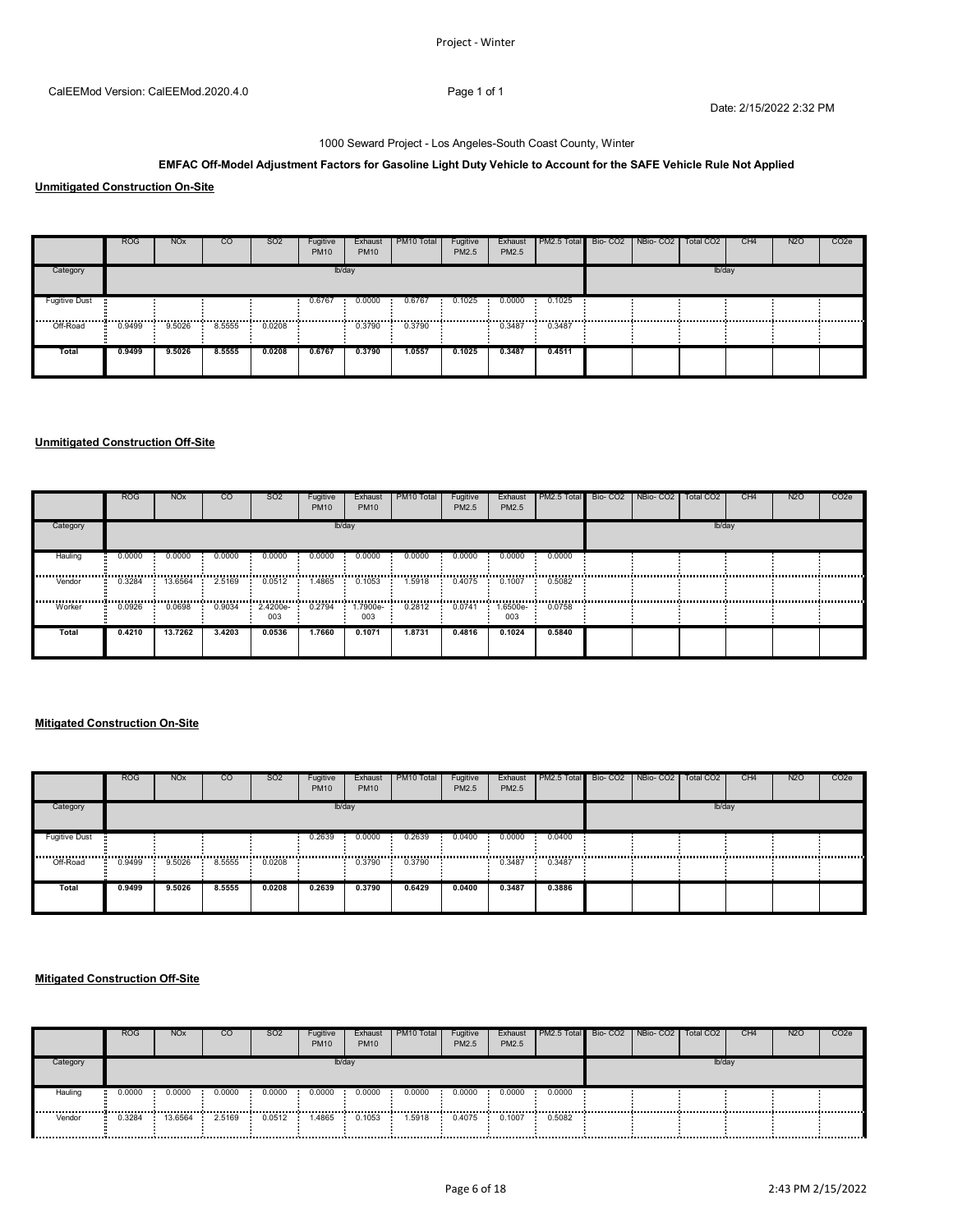1000 Seward Project - Los Angeles-South Coast County, Winter

**EMFAC Off-Model Adjustment Factors for Gasoline Light Duty Vehicle to Account for the SAFE Vehicle Rule Not Applied**

**Unmitigated Construction On-Site**

| | ROG | NOx | CO | SO2 | Fugitive PM10 | Exhaust PM10 | PM10 Total | Fugitive PM2.5 | Exhaust PM2.5 | PM2.5 Total | Bio- CO2 | NBio- CO2 | Total CO2 | CH4 | N2O | CO2e |
|---|---|---|---|---|---|---|---|---|---|---|---|---|---|---|---|---|
| Category | lb/day | | | | | | | | | | lb/day | | | | | |
| Fugitive Dust | | | | | 0.6767 | 0.0000 | 0.6767 | 0.1025 | 0.0000 | 0.1025 | | | | | | |
| Off-Road | 0.9499 | 9.5026 | 8.5555 | 0.0208 | | 0.3790 | 0.3790 | | 0.3487 | 0.3487 | | | | | | |
| **Total** | **0.9499** | **9.5026** | **8.5555** | **0.0208** | **0.6767** | **0.3790** | **1.0557** | **0.1025** | **0.3487** | **0.4511** | | | | | | |

**Unmitigated Construction Off-Site**

| | ROG | NOx | CO | SO2 | Fugitive PM10 | Exhaust PM10 | PM10 Total | Fugitive PM2.5 | Exhaust PM2.5 | PM2.5 Total | Bio- CO2 | NBio- CO2 | Total CO2 | CH4 | N2O | CO2e |
|---|---|---|---|---|---|---|---|---|---|---|---|---|---|---|---|---|
| Category | lb/day | | | | | | | | | | lb/day | | | | | |
| Hauling | 0.0000 | 0.0000 | 0.0000 | 0.0000 | 0.0000 | 0.0000 | 0.0000 | 0.0000 | 0.0000 | 0.0000 | | | | | | |
| Vendor | 0.3284 | 13.6564 | 2.5169 | 0.0512 | 1.4865 | 0.1053 | 1.5918 | 0.4075 | 0.1007 | 0.5082 | | | | | | |
| Worker | 0.0926 | 0.0698 | 0.9034 | 2.4200e-003 | 0.2794 | 1.7900e-003 | 0.2812 | 0.0741 | 1.6500e-003 | 0.0758 | | | | | | |
| **Total** | **0.4210** | **13.7262** | **3.4203** | **0.0536** | **1.7660** | **0.1071** | **1.8731** | **0.4816** | **0.1024** | **0.5840** | | | | | | |

**Mitigated Construction On-Site**

| | ROG | NOx | CO | SO2 | Fugitive PM10 | Exhaust PM10 | PM10 Total | Fugitive PM2.5 | Exhaust PM2.5 | PM2.5 Total | Bio- CO2 | NBio- CO2 | Total CO2 | CH4 | N2O | CO2e |
|---|---|---|---|---|---|---|---|---|---|---|---|---|---|---|---|---|
| Category | lb/day | | | | | | | | | | lb/day | | | | | |
| Fugitive Dust | | | | | 0.2639 | 0.0000 | 0.2639 | 0.0400 | 0.0000 | 0.0400 | | | | | | |
| Off-Road | 0.9499 | 9.5026 | 8.5555 | 0.0208 | | 0.3790 | 0.3790 | | 0.3487 | 0.3487 | | | | | | |
| **Total** | **0.9499** | **9.5026** | **8.5555** | **0.0208** | **0.2639** | **0.3790** | **0.6429** | **0.0400** | **0.3487** | **0.3886** | | | | | | |

**Mitigated Construction Off-Site**

| | ROG | NOx | CO | SO2 | Fugitive PM10 | Exhaust PM10 | PM10 Total | Fugitive PM2.5 | Exhaust PM2.5 | PM2.5 Total | Bio- CO2 | NBio- CO2 | Total CO2 | CH4 | N2O | CO2e |
|---|---|---|---|---|---|---|---|---|---|---|---|---|---|---|---|---|
| Category | lb/day | | | | | | | | | | lb/day | | | | | |
| Hauling | 0.0000 | 0.0000 | 0.0000 | 0.0000 | 0.0000 | 0.0000 | 0.0000 | 0.0000 | 0.0000 | 0.0000 | | | | | | |
| Vendor | 0.3284 | 13.6564 | 2.5169 | 0.0512 | 1.4865 | 0.1053 | 1.5918 | 0.4075 | 0.1007 | 0.5082 | | | | | | |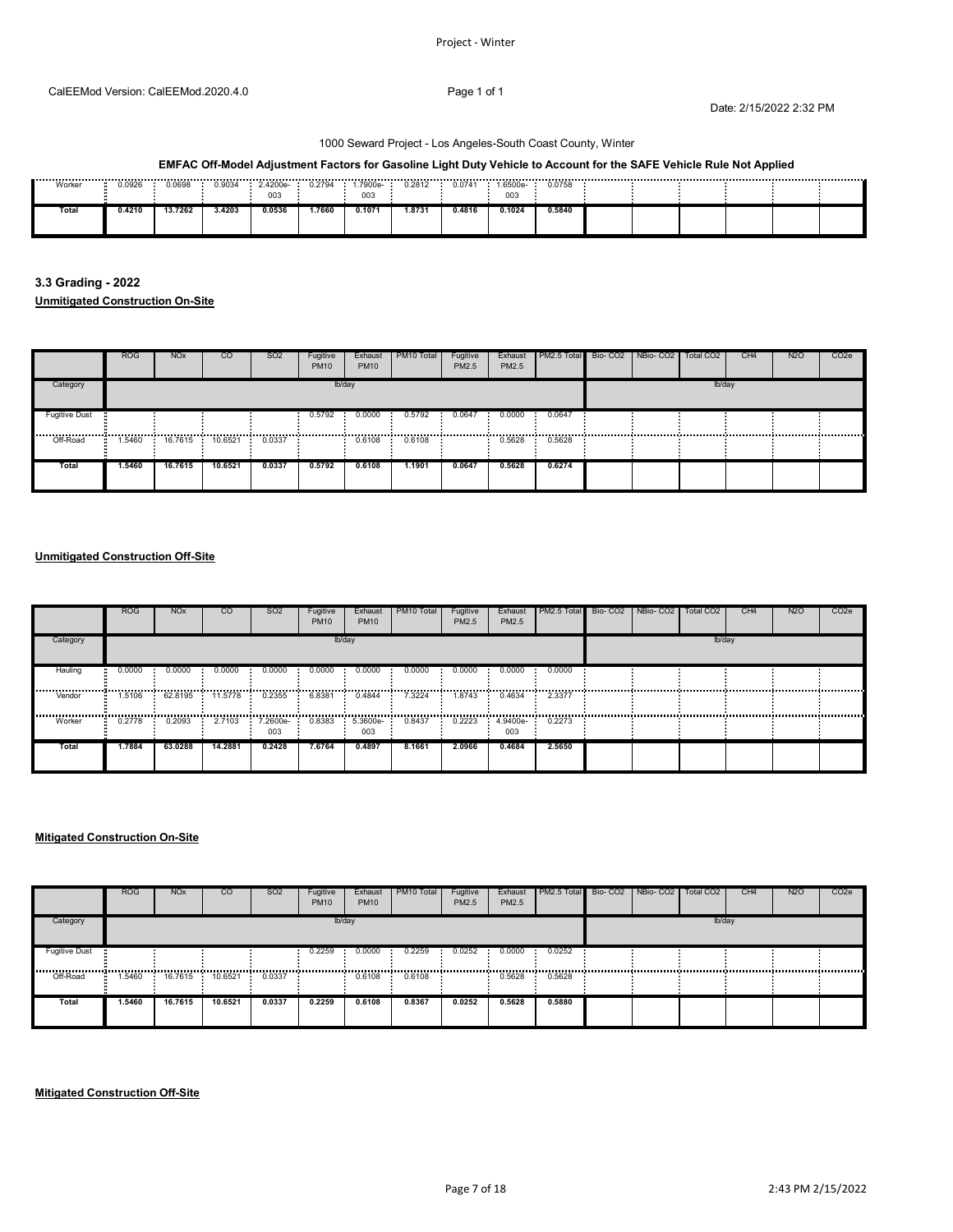1000 Seward Project - Los Angeles-South Coast County, Winter

**EMFAC Off-Model Adjustment Factors for Gasoline Light Duty Vehicle to Account for the SAFE Vehicle Rule Not Applied**

| | ROG | NOx | CO | SO2 | Fugitive PM10 | Exhaust PM10 | PM10 Total | Fugitive PM2.5 | Exhaust PM2.5 | PM2.5 Total | Bio- CO2 | NBio- CO2 | Total CO2 | CH4 | N2O | CO2e |
|---|---|---|---|---|---|---|---|---|---|---|---|---|---|---|---|---|
| Worker | 0.0926 | 0.0698 | 0.9034 | 2.4200e-003 | 0.2794 | 1.7900e-003 | 0.2812 | 0.0741 | 1.6500e-003 | 0.0758 | | | | | | |
| **Total** | **0.4210** | **13.7262** | **3.4203** | **0.0536** | **1.7660** | **0.1071** | **1.8731** | **0.4816** | **0.1024** | **0.5840** | | | | | | |

### 3.3 Grading - 2022

**Unmitigated Construction On-Site**

| | ROG | NOx | CO | SO2 | Fugitive PM10 | Exhaust PM10 | PM10 Total | Fugitive PM2.5 | Exhaust PM2.5 | PM2.5 Total | Bio- CO2 | NBio- CO2 | Total CO2 | CH4 | N2O | CO2e |
|---|---|---|---|---|---|---|---|---|---|---|---|---|---|---|---|---|
| Category | | | | | lb/day | | | | | | | | | lb/day | | |
| Fugitive Dust | | | | | 0.5792 | 0.0000 | 0.5792 | 0.0647 | 0.0000 | 0.0647 | | | | | | |
| Off-Road | 1.5460 | 16.7615 | 10.6521 | 0.0337 | | 0.6108 | 0.6108 | | 0.5628 | 0.5628 | | | | | | |
| **Total** | **1.5460** | **16.7615** | **10.6521** | **0.0337** | **0.5792** | **0.6108** | **1.1901** | **0.0647** | **0.5628** | **0.6274** | | | | | | |

**Unmitigated Construction Off-Site**

| | ROG | NOx | CO | SO2 | Fugitive PM10 | Exhaust PM10 | PM10 Total | Fugitive PM2.5 | Exhaust PM2.5 | PM2.5 Total | Bio- CO2 | NBio- CO2 | Total CO2 | CH4 | N2O | CO2e |
|---|---|---|---|---|---|---|---|---|---|---|---|---|---|---|---|---|
| Category | | | | | lb/day | | | | | | | | | lb/day | | |
| Hauling | 0.0000 | 0.0000 | 0.0000 | 0.0000 | 0.0000 | 0.0000 | 0.0000 | 0.0000 | 0.0000 | 0.0000 | | | | | | |
| Vendor | 1.5106 | 62.8195 | 11.5778 | 0.2355 | 6.8381 | 0.4844 | 7.3224 | 1.8743 | 0.4634 | 2.3377 | | | | | | |
| Worker | 0.2778 | 0.2093 | 2.7103 | 7.2600e-003 | 0.8383 | 5.3600e-003 | 0.8437 | 0.2223 | 4.9400e-003 | 0.2273 | | | | | | |
| **Total** | **1.7884** | **63.0288** | **14.2881** | **0.2428** | **7.6764** | **0.4897** | **8.1661** | **2.0966** | **0.4684** | **2.5650** | | | | | | |

**Mitigated Construction On-Site**

| | ROG | NOx | CO | SO2 | Fugitive PM10 | Exhaust PM10 | PM10 Total | Fugitive PM2.5 | Exhaust PM2.5 | PM2.5 Total | Bio- CO2 | NBio- CO2 | Total CO2 | CH4 | N2O | CO2e |
|---|---|---|---|---|---|---|---|---|---|---|---|---|---|---|---|---|
| Category | | | | | lb/day | | | | | | | | | lb/day | | |
| Fugitive Dust | | | | | 0.2259 | 0.0000 | 0.2259 | 0.0252 | 0.0000 | 0.0252 | | | | | | |
| Off-Road | 1.5460 | 16.7615 | 10.6521 | 0.0337 | | 0.6108 | 0.6108 | | 0.5628 | 0.5628 | | | | | | |
| **Total** | **1.5460** | **16.7615** | **10.6521** | **0.0337** | **0.2259** | **0.6108** | **0.8367** | **0.0252** | **0.5628** | **0.5880** | | | | | | |

**Mitigated Construction Off-Site**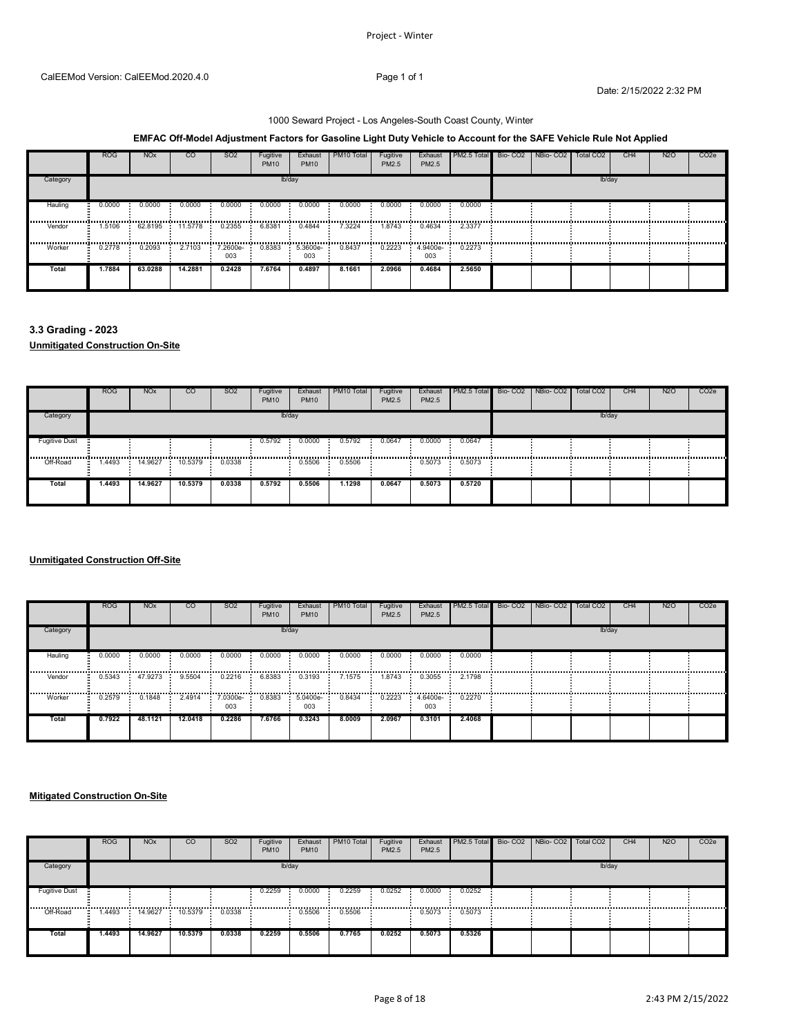1000 Seward Project - Los Angeles-South Coast County, Winter

**EMFAC Off-Model Adjustment Factors for Gasoline Light Duty Vehicle to Account for the SAFE Vehicle Rule Not Applied**

| | ROG | NOx | CO | SO2 | Fugitive PM10 | Exhaust PM10 | PM10 Total | Fugitive PM2.5 | Exhaust PM2.5 | PM2.5 Total | Bio- CO2 | NBio- CO2 | Total CO2 | CH4 | N2O | CO2e |
|---|---|---|---|---|---|---|---|---|---|---|---|---|---|---|---|---|
| Category | lb/day | | | | | | | | | | lb/day | | | | | |
| Hauling | 0.0000 | 0.0000 | 0.0000 | 0.0000 | 0.0000 | 0.0000 | 0.0000 | 0.0000 | 0.0000 | 0.0000 | | | | | | |
| Vendor | 1.5106 | 62.8195 | 11.5778 | 0.2355 | 6.8381 | 0.4844 | 7.3224 | 1.8743 | 0.4634 | 2.3377 | | | | | | |
| Worker | 0.2778 | 0.2093 | 2.7103 | 7.2600e-003 | 0.8383 | 5.3600e-003 | 0.8437 | 0.2223 | 4.9400e-003 | 0.2273 | | | | | | |
| **Total** | **1.7884** | **63.0288** | **14.2881** | **0.2428** | **7.6764** | **0.4897** | **8.1661** | **2.0966** | **0.4684** | **2.5650** | | | | | | |

### 3.3 Grading - 2023

**Unmitigated Construction On-Site**

| | ROG | NOx | CO | SO2 | Fugitive PM10 | Exhaust PM10 | PM10 Total | Fugitive PM2.5 | Exhaust PM2.5 | PM2.5 Total | Bio- CO2 | NBio- CO2 | Total CO2 | CH4 | N2O | CO2e |
|---|---|---|---|---|---|---|---|---|---|---|---|---|---|---|---|---|
| Category | lb/day | | | | | | | | | | lb/day | | | | | |
| Fugitive Dust | | | | | 0.5792 | 0.0000 | 0.5792 | 0.0647 | 0.0000 | 0.0647 | | | | | | |
| Off-Road | 1.4493 | 14.9627 | 10.5379 | 0.0338 | | 0.5506 | 0.5506 | | 0.5073 | 0.5073 | | | | | | |
| **Total** | **1.4493** | **14.9627** | **10.5379** | **0.0338** | **0.5792** | **0.5506** | **1.1298** | **0.0647** | **0.5073** | **0.5720** | | | | | | |

**Unmitigated Construction Off-Site**

| | ROG | NOx | CO | SO2 | Fugitive PM10 | Exhaust PM10 | PM10 Total | Fugitive PM2.5 | Exhaust PM2.5 | PM2.5 Total | Bio- CO2 | NBio- CO2 | Total CO2 | CH4 | N2O | CO2e |
|---|---|---|---|---|---|---|---|---|---|---|---|---|---|---|---|---|
| Category | lb/day | | | | | | | | | | lb/day | | | | | |
| Hauling | 0.0000 | 0.0000 | 0.0000 | 0.0000 | 0.0000 | 0.0000 | 0.0000 | 0.0000 | 0.0000 | 0.0000 | | | | | | |
| Vendor | 0.5343 | 47.9273 | 9.5504 | 0.2216 | 6.8383 | 0.3193 | 7.1575 | 1.8743 | 0.3055 | 2.1798 | | | | | | |
| Worker | 0.2579 | 0.1848 | 2.4914 | 7.0300e-003 | 0.8383 | 5.0400e-003 | 0.8434 | 0.2223 | 4.6400e-003 | 0.2270 | | | | | | |
| **Total** | **0.7922** | **48.1121** | **12.0418** | **0.2286** | **7.6766** | **0.3243** | **8.0009** | **2.0967** | **0.3101** | **2.4068** | | | | | | |

**Mitigated Construction On-Site**

| | ROG | NOx | CO | SO2 | Fugitive PM10 | Exhaust PM10 | PM10 Total | Fugitive PM2.5 | Exhaust PM2.5 | PM2.5 Total | Bio- CO2 | NBio- CO2 | Total CO2 | CH4 | N2O | CO2e |
|---|---|---|---|---|---|---|---|---|---|---|---|---|---|---|---|---|
| Category | lb/day | | | | | | | | | | lb/day | | | | | |
| Fugitive Dust | | | | | 0.2259 | 0.0000 | 0.2259 | 0.0252 | 0.0000 | 0.0252 | | | | | | |
| Off-Road | 1.4493 | 14.9627 | 10.5379 | 0.0338 | | 0.5506 | 0.5506 | | 0.5073 | 0.5073 | | | | | | |
| **Total** | **1.4493** | **14.9627** | **10.5379** | **0.0338** | **0.2259** | **0.5506** | **0.7765** | **0.0252** | **0.5073** | **0.5326** | | | | | | |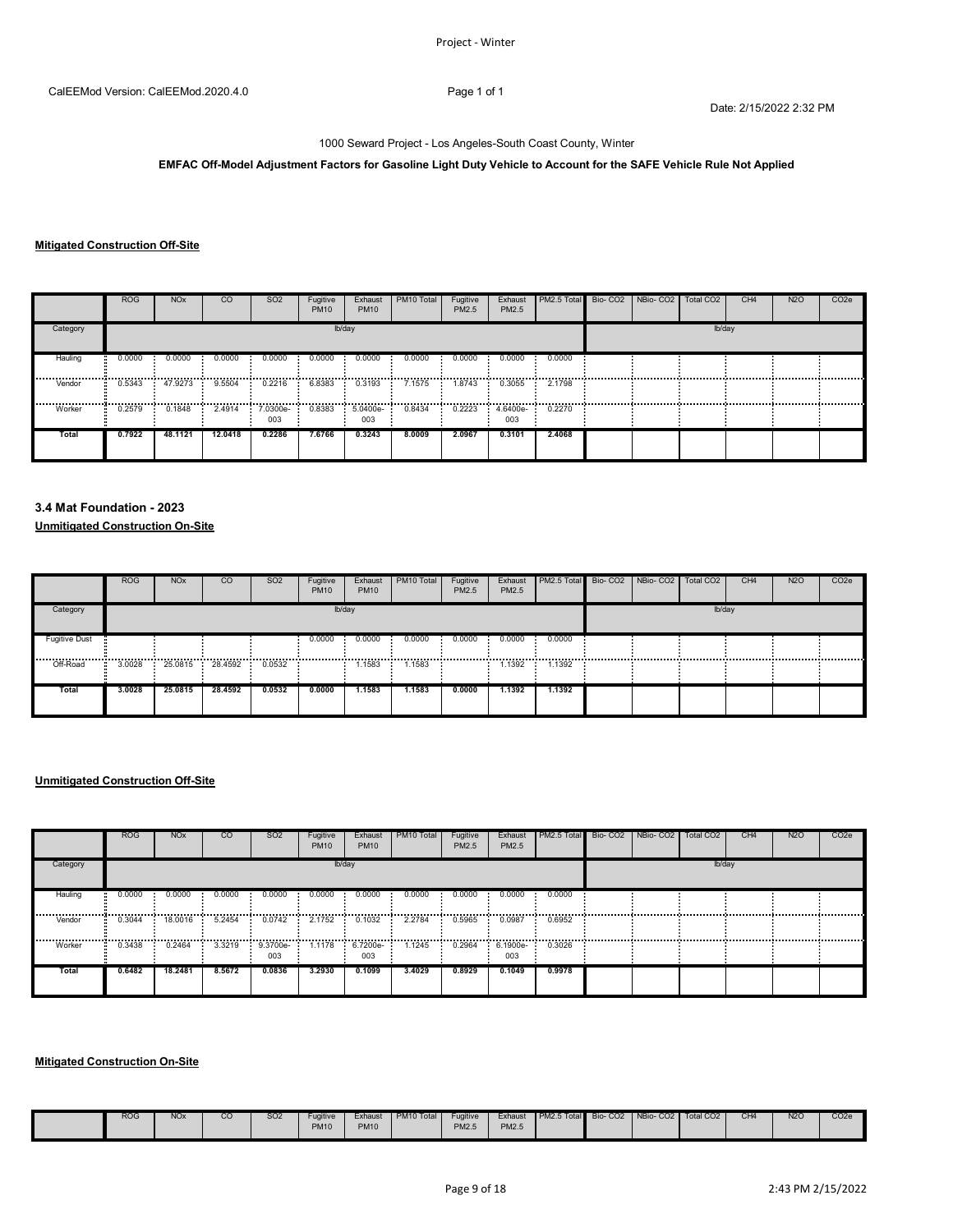1000 Seward Project - Los Angeles-South Coast County, Winter

**EMFAC Off-Model Adjustment Factors for Gasoline Light Duty Vehicle to Account for the SAFE Vehicle Rule Not Applied**

**Mitigated Construction Off-Site**

| | ROG | NOx | CO | SO2 | Fugitive PM10 | Exhaust PM10 | PM10 Total | Fugitive PM2.5 | Exhaust PM2.5 | PM2.5 Total | Bio- CO2 | NBio- CO2 | Total CO2 | CH4 | N2O | CO2e |
|---|---|---|---|---|---|---|---|---|---|---|---|---|---|---|---|---|
| Category | lb/day | | | | | | | | | | lb/day | | | | | |
| Hauling | 0.0000 | 0.0000 | 0.0000 | 0.0000 | 0.0000 | 0.0000 | 0.0000 | 0.0000 | 0.0000 | 0.0000 | | | | | | |
| Vendor | 0.5343 | 47.9273 | 9.5504 | 0.2216 | 6.8383 | 0.3193 | 7.1575 | 1.8743 | 0.3055 | 2.1798 | | | | | | |
| Worker | 0.2579 | 0.1848 | 2.4914 | 7.0300e-003 | 0.8383 | 5.0400e-003 | 0.8434 | 0.2223 | 4.6400e-003 | 0.2270 | | | | | | |
| **Total** | **0.7922** | **48.1121** | **12.0418** | **0.2286** | **7.6766** | **0.3243** | **8.0009** | **2.0967** | **0.3101** | **2.4068** | | | | | | |

### 3.4 Mat Foundation - 2023

**Unmitigated Construction On-Site**

| | ROG | NOx | CO | SO2 | Fugitive PM10 | Exhaust PM10 | PM10 Total | Fugitive PM2.5 | Exhaust PM2.5 | PM2.5 Total | Bio- CO2 | NBio- CO2 | Total CO2 | CH4 | N2O | CO2e |
|---|---|---|---|---|---|---|---|---|---|---|---|---|---|---|---|---|
| Category | lb/day | | | | | | | | | | lb/day | | | | | |
| Fugitive Dust | | | | | 0.0000 | 0.0000 | 0.0000 | 0.0000 | 0.0000 | 0.0000 | | | | | | |
| Off-Road | 3.0028 | 25.0815 | 28.4592 | 0.0532 | | 1.1583 | 1.1583 | | 1.1392 | 1.1392 | | | | | | |
| **Total** | **3.0028** | **25.0815** | **28.4592** | **0.0532** | **0.0000** | **1.1583** | **1.1583** | **0.0000** | **1.1392** | **1.1392** | | | | | | |

**Unmitigated Construction Off-Site**

| | ROG | NOx | CO | SO2 | Fugitive PM10 | Exhaust PM10 | PM10 Total | Fugitive PM2.5 | Exhaust PM2.5 | PM2.5 Total | Bio- CO2 | NBio- CO2 | Total CO2 | CH4 | N2O | CO2e |
|---|---|---|---|---|---|---|---|---|---|---|---|---|---|---|---|---|
| Category | lb/day | | | | | | | | | | lb/day | | | | | |
| Hauling | 0.0000 | 0.0000 | 0.0000 | 0.0000 | 0.0000 | 0.0000 | 0.0000 | 0.0000 | 0.0000 | 0.0000 | | | | | | |
| Vendor | 0.3044 | 18.0016 | 5.2454 | 0.0742 | 2.1752 | 0.1032 | 2.2784 | 0.5965 | 0.0987 | 0.6952 | | | | | | |
| Worker | 0.3438 | 0.2464 | 3.3219 | 9.3700e-003 | 1.1178 | 6.7200e-003 | 1.1245 | 0.2964 | 6.1900e-003 | 0.3026 | | | | | | |
| **Total** | **0.6482** | **18.2481** | **8.5672** | **0.0836** | **3.2930** | **0.1099** | **3.4029** | **0.8929** | **0.1049** | **0.9978** | | | | | | |

**Mitigated Construction On-Site**

| | ROG | NOx | CO | SO2 | Fugitive PM10 | Exhaust PM10 | PM10 Total | Fugitive PM2.5 | Exhaust PM2.5 | PM2.5 Total | Bio- CO2 | NBio- CO2 | Total CO2 | CH4 | N2O | CO2e |
|---|---|---|---|---|---|---|---|---|---|---|---|---|---|---|---|---|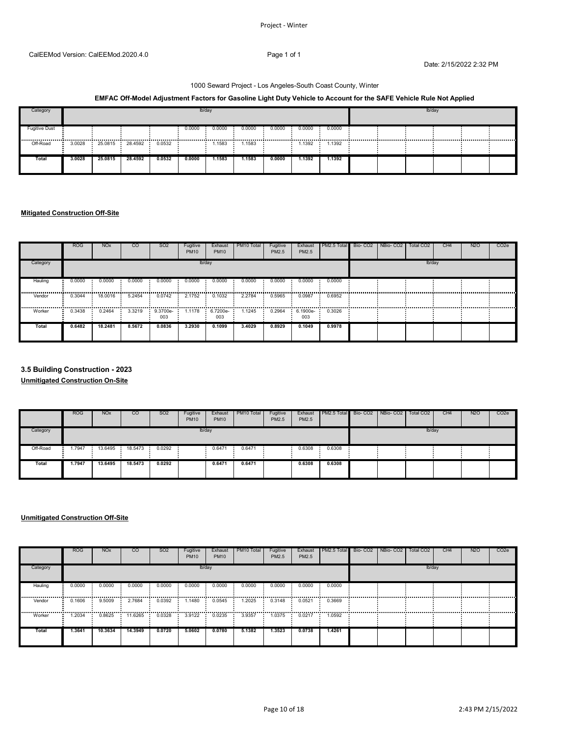1000 Seward Project - Los Angeles-South Coast County, Winter

**EMFAC Off-Model Adjustment Factors for Gasoline Light Duty Vehicle to Account for the SAFE Vehicle Rule Not Applied**

| Category | lb/day | | | | | | | | | | lb/day | | | | | |
|---|---|---|---|---|---|---|---|---|---|---|---|---|---|---|---|---|
| Fugitive Dust | | | | | 0.0000 | 0.0000 | 0.0000 | 0.0000 | 0.0000 | 0.0000 | | | | | | |
| Off-Road | 3.0028 | 25.0815 | 28.4592 | 0.0532 | | 1.1583 | 1.1583 | | 1.1392 | 1.1392 | | | | | | |
| **Total** | **3.0028** | **25.0815** | **28.4592** | **0.0532** | **0.0000** | **1.1583** | **1.1583** | **0.0000** | **1.1392** | **1.1392** | | | | | | |

**Mitigated Construction Off-Site**

| | ROG | NOx | CO | SO2 | Fugitive PM10 | Exhaust PM10 | PM10 Total | Fugitive PM2.5 | Exhaust PM2.5 | PM2.5 Total | Bio- CO2 | NBio- CO2 | Total CO2 | CH4 | N2O | CO2e |
|---|---|---|---|---|---|---|---|---|---|---|---|---|---|---|---|---|
| Category | lb/day | | | | | | | | | | lb/day | | | | | |
| Hauling | 0.0000 | 0.0000 | 0.0000 | 0.0000 | 0.0000 | 0.0000 | 0.0000 | 0.0000 | 0.0000 | 0.0000 | | | | | | |
| Vendor | 0.3044 | 18.0016 | 5.2454 | 0.0742 | 2.1752 | 0.1032 | 2.2784 | 0.5965 | 0.0987 | 0.6952 | | | | | | |
| Worker | 0.3438 | 0.2464 | 3.3219 | 9.3700e-003 | 1.1178 | 6.7200e-003 | 1.1245 | 0.2964 | 6.1900e-003 | 0.3026 | | | | | | |
| **Total** | **0.6482** | **18.2481** | **8.5672** | **0.0836** | **3.2930** | **0.1099** | **3.4029** | **0.8929** | **0.1049** | **0.9978** | | | | | | |

### 3.5 Building Construction - 2023

**Unmitigated Construction On-Site**

| | ROG | NOx | CO | SO2 | Fugitive PM10 | Exhaust PM10 | PM10 Total | Fugitive PM2.5 | Exhaust PM2.5 | PM2.5 Total | Bio- CO2 | NBio- CO2 | Total CO2 | CH4 | N2O | CO2e |
|---|---|---|---|---|---|---|---|---|---|---|---|---|---|---|---|---|
| Category | lb/day | | | | | | | | | | lb/day | | | | | |
| Off-Road | 1.7947 | 13.6495 | 18.5473 | 0.0292 | | 0.6471 | 0.6471 | | 0.6308 | 0.6308 | | | | | | |
| **Total** | **1.7947** | **13.6495** | **18.5473** | **0.0292** | | **0.6471** | **0.6471** | | **0.6308** | **0.6308** | | | | | | |

**Unmitigated Construction Off-Site**

| | ROG | NOx | CO | SO2 | Fugitive PM10 | Exhaust PM10 | PM10 Total | Fugitive PM2.5 | Exhaust PM2.5 | PM2.5 Total | Bio- CO2 | NBio- CO2 | Total CO2 | CH4 | N2O | CO2e |
|---|---|---|---|---|---|---|---|---|---|---|---|---|---|---|---|---|
| Category | lb/day | | | | | | | | | | lb/day | | | | | |
| Hauling | 0.0000 | 0.0000 | 0.0000 | 0.0000 | 0.0000 | 0.0000 | 0.0000 | 0.0000 | 0.0000 | 0.0000 | | | | | | |
| Vendor | 0.1606 | 9.5009 | 2.7684 | 0.0392 | 1.1480 | 0.0545 | 1.2025 | 0.3148 | 0.0521 | 0.3669 | | | | | | |
| Worker | 1.2034 | 0.8625 | 11.6265 | 0.0328 | 3.9122 | 0.0235 | 3.9357 | 1.0375 | 0.0217 | 1.0592 | | | | | | |
| **Total** | **1.3641** | **10.3634** | **14.3949** | **0.0720** | **5.0602** | **0.0780** | **5.1382** | **1.3523** | **0.0738** | **1.4261** | | | | | | |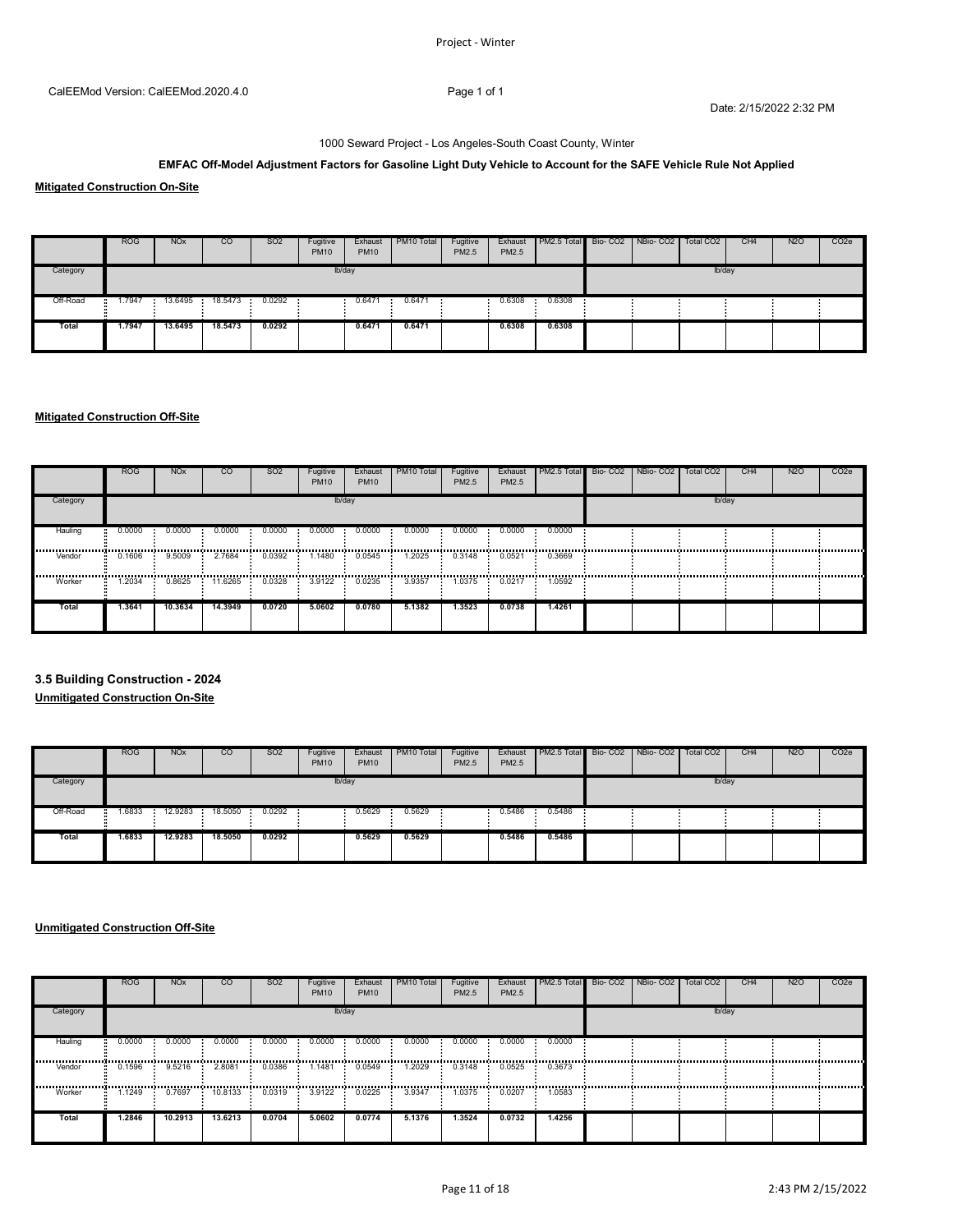1000 Seward Project - Los Angeles-South Coast County, Winter

**EMFAC Off-Model Adjustment Factors for Gasoline Light Duty Vehicle to Account for the SAFE Vehicle Rule Not Applied**

**Mitigated Construction On-Site**

| | ROG | NOx | CO | SO2 | Fugitive PM10 | Exhaust PM10 | PM10 Total | Fugitive PM2.5 | Exhaust PM2.5 | PM2.5 Total | Bio- CO2 | NBio- CO2 | Total CO2 | CH4 | N2O | CO2e |
|---|---|---|---|---|---|---|---|---|---|---|---|---|---|---|---|---|
| Category | lb/day | | | | | | | | | | lb/day | | | | | |
| Off-Road | 1.7947 | 13.6495 | 18.5473 | 0.0292 | | 0.6471 | 0.6471 | | 0.6308 | 0.6308 | | | | | | |
| **Total** | **1.7947** | **13.6495** | **18.5473** | **0.0292** | | **0.6471** | **0.6471** | | **0.6308** | **0.6308** | | | | | | |

**Mitigated Construction Off-Site**

| | ROG | NOx | CO | SO2 | Fugitive PM10 | Exhaust PM10 | PM10 Total | Fugitive PM2.5 | Exhaust PM2.5 | PM2.5 Total | Bio- CO2 | NBio- CO2 | Total CO2 | CH4 | N2O | CO2e |
|---|---|---|---|---|---|---|---|---|---|---|---|---|---|---|---|---|
| Category | lb/day | | | | | | | | | | lb/day | | | | | |
| Hauling | 0.0000 | 0.0000 | 0.0000 | 0.0000 | 0.0000 | 0.0000 | 0.0000 | 0.0000 | 0.0000 | 0.0000 | | | | | | |
| Vendor | 0.1606 | 9.5009 | 2.7684 | 0.0392 | 1.1480 | 0.0545 | 1.2025 | 0.3148 | 0.0521 | 0.3669 | | | | | | |
| Worker | 1.2034 | 0.8625 | 11.6265 | 0.0328 | 3.9122 | 0.0235 | 3.9357 | 1.0375 | 0.0217 | 1.0592 | | | | | | |
| **Total** | **1.3641** | **10.3634** | **14.3949** | **0.0720** | **5.0602** | **0.0780** | **5.1382** | **1.3523** | **0.0738** | **1.4261** | | | | | | |

### 3.5 Building Construction - 2024

**Unmitigated Construction On-Site**

| | ROG | NOx | CO | SO2 | Fugitive PM10 | Exhaust PM10 | PM10 Total | Fugitive PM2.5 | Exhaust PM2.5 | PM2.5 Total | Bio- CO2 | NBio- CO2 | Total CO2 | CH4 | N2O | CO2e |
|---|---|---|---|---|---|---|---|---|---|---|---|---|---|---|---|---|
| Category | lb/day | | | | | | | | | | lb/day | | | | | |
| Off-Road | 1.6833 | 12.9283 | 18.5050 | 0.0292 | | 0.5629 | 0.5629 | | 0.5486 | 0.5486 | | | | | | |
| **Total** | **1.6833** | **12.9283** | **18.5050** | **0.0292** | | **0.5629** | **0.5629** | | **0.5486** | **0.5486** | | | | | | |

**Unmitigated Construction Off-Site**

| | ROG | NOx | CO | SO2 | Fugitive PM10 | Exhaust PM10 | PM10 Total | Fugitive PM2.5 | Exhaust PM2.5 | PM2.5 Total | Bio- CO2 | NBio- CO2 | Total CO2 | CH4 | N2O | CO2e |
|---|---|---|---|---|---|---|---|---|---|---|---|---|---|---|---|---|
| Category | lb/day | | | | | | | | | | lb/day | | | | | |
| Hauling | 0.0000 | 0.0000 | 0.0000 | 0.0000 | 0.0000 | 0.0000 | 0.0000 | 0.0000 | 0.0000 | 0.0000 | | | | | | |
| Vendor | 0.1596 | 9.5216 | 2.8081 | 0.0386 | 1.1481 | 0.0549 | 1.2029 | 0.3148 | 0.0525 | 0.3673 | | | | | | |
| Worker | 1.1249 | 0.7697 | 10.8133 | 0.0319 | 3.9122 | 0.0225 | 3.9347 | 1.0375 | 0.0207 | 1.0583 | | | | | | |
| **Total** | **1.2846** | **10.2913** | **13.6213** | **0.0704** | **5.0602** | **0.0774** | **5.1376** | **1.3524** | **0.0732** | **1.4256** | | | | | | |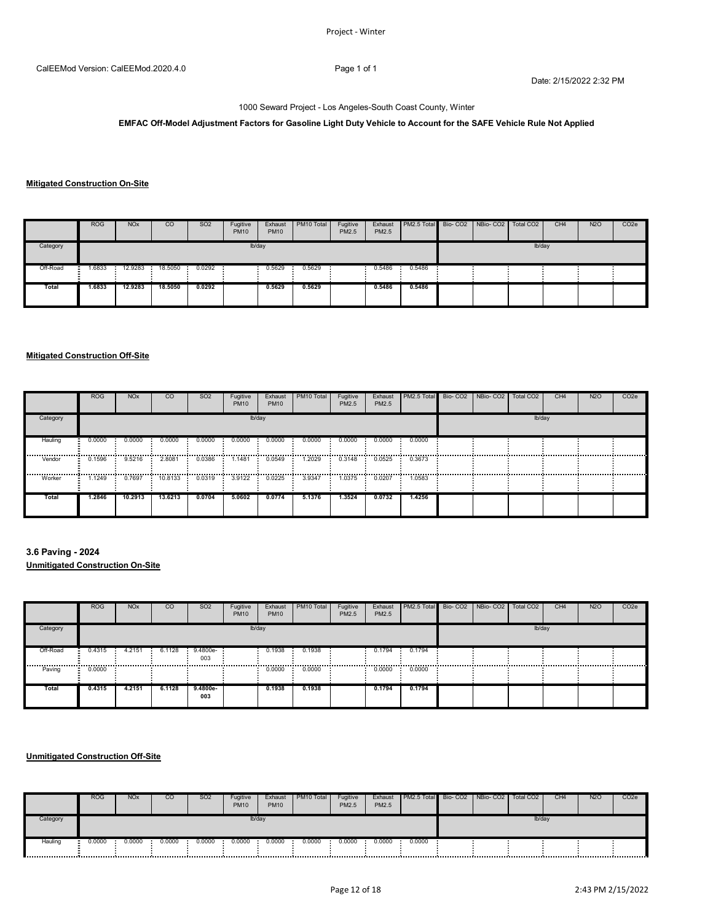CalEEMod Version: CalEEMod.2020.4.0

Date: 2/15/2022 2:32 PM

1000 Seward Project - Los Angeles-South Coast County, Winter

**EMFAC Off-Model Adjustment Factors for Gasoline Light Duty Vehicle to Account for the SAFE Vehicle Rule Not Applied**

**Mitigated Construction On-Site**

| | ROG | NOx | CO | SO2 | Fugitive PM10 | Exhaust PM10 | PM10 Total | Fugitive PM2.5 | Exhaust PM2.5 | PM2.5 Total | Bio- CO2 | NBio- CO2 | Total CO2 | CH4 | N2O | CO2e |
|---|---|---|---|---|---|---|---|---|---|---|---|---|---|---|---|---|
| Category | lb/day | | | | | | | | | | lb/day | | | | | |
| Off-Road | 1.6833 | 12.9283 | 18.5050 | 0.0292 | | 0.5629 | 0.5629 | | 0.5486 | 0.5486 | | | | | | |
| **Total** | **1.6833** | **12.9283** | **18.5050** | **0.0292** | | **0.5629** | **0.5629** | | **0.5486** | **0.5486** | | | | | | |

**Mitigated Construction Off-Site**

| | ROG | NOx | CO | SO2 | Fugitive PM10 | Exhaust PM10 | PM10 Total | Fugitive PM2.5 | Exhaust PM2.5 | PM2.5 Total | Bio- CO2 | NBio- CO2 | Total CO2 | CH4 | N2O | CO2e |
|---|---|---|---|---|---|---|---|---|---|---|---|---|---|---|---|---|
| Category | lb/day | | | | | | | | | | lb/day | | | | | |
| Hauling | 0.0000 | 0.0000 | 0.0000 | 0.0000 | 0.0000 | 0.0000 | 0.0000 | 0.0000 | 0.0000 | 0.0000 | | | | | | |
| Vendor | 0.1596 | 9.5216 | 2.8081 | 0.0386 | 1.1481 | 0.0549 | 1.2029 | 0.3148 | 0.0525 | 0.3673 | | | | | | |
| Worker | 1.1249 | 0.7697 | 10.8133 | 0.0319 | 3.9122 | 0.0225 | 3.9347 | 1.0375 | 0.0207 | 1.0583 | | | | | | |
| **Total** | **1.2846** | **10.2913** | **13.6213** | **0.0704** | **5.0602** | **0.0774** | **5.1376** | **1.3524** | **0.0732** | **1.4256** | | | | | | |

### 3.6 Paving - 2024

**Unmitigated Construction On-Site**

| | ROG | NOx | CO | SO2 | Fugitive PM10 | Exhaust PM10 | PM10 Total | Fugitive PM2.5 | Exhaust PM2.5 | PM2.5 Total | Bio- CO2 | NBio- CO2 | Total CO2 | CH4 | N2O | CO2e |
|---|---|---|---|---|---|---|---|---|---|---|---|---|---|---|---|---|
| Category | lb/day | | | | | | | | | | lb/day | | | | | |
| Off-Road | 0.4315 | 4.2151 | 6.1128 | 9.4800e-003 | | 0.1938 | 0.1938 | | 0.1794 | 0.1794 | | | | | | |
| Paving | 0.0000 | | | | | 0.0000 | 0.0000 | | 0.0000 | 0.0000 | | | | | | |
| **Total** | **0.4315** | **4.2151** | **6.1128** | **9.4800e-003** | | **0.1938** | **0.1938** | | **0.1794** | **0.1794** | | | | | | |

**Unmitigated Construction Off-Site**

| | ROG | NOx | CO | SO2 | Fugitive PM10 | Exhaust PM10 | PM10 Total | Fugitive PM2.5 | Exhaust PM2.5 | PM2.5 Total | Bio- CO2 | NBio- CO2 | Total CO2 | CH4 | N2O | CO2e |
|---|---|---|---|---|---|---|---|---|---|---|---|---|---|---|---|---|
| Category | lb/day | | | | | | | | | | lb/day | | | | | |
| Hauling | 0.0000 | 0.0000 | 0.0000 | 0.0000 | 0.0000 | 0.0000 | 0.0000 | 0.0000 | 0.0000 | 0.0000 | | | | | | |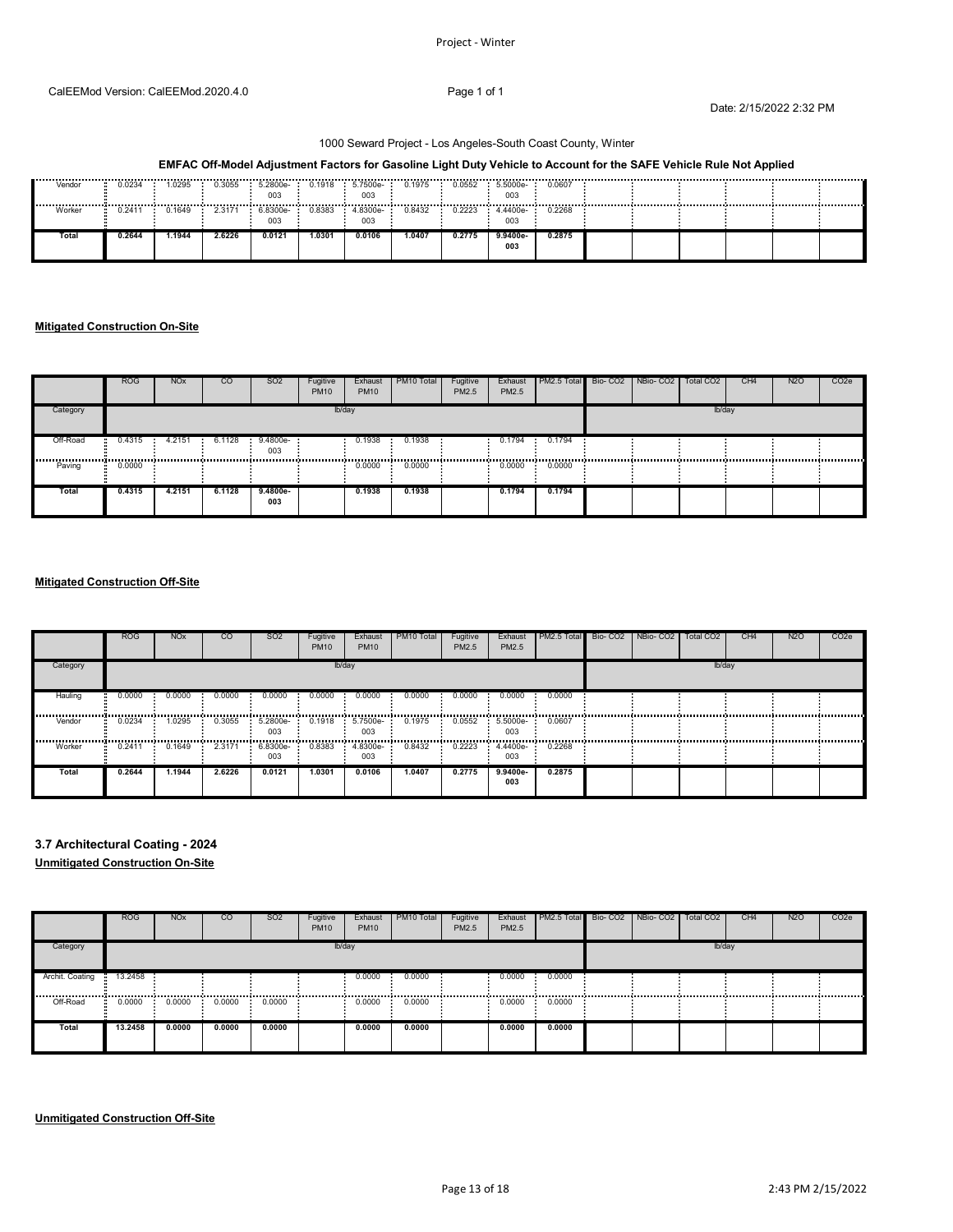1000 Seward Project - Los Angeles-South Coast County, Winter

**EMFAC Off-Model Adjustment Factors for Gasoline Light Duty Vehicle to Account for the SAFE Vehicle Rule Not Applied**

| | ROG | NOx | CO | SO2 | Fugitive PM10 | Exhaust PM10 | PM10 Total | Fugitive PM2.5 | Exhaust PM2.5 | PM2.5 Total | Bio- CO2 | NBio- CO2 | Total CO2 | CH4 | N2O | CO2e |
|---|---|---|---|---|---|---|---|---|---|---|---|---|---|---|---|---|
| Vendor | 0.0234 | 1.0295 | 0.3055 | 5.2800e-003 | 0.1918 | 5.7500e-003 | 0.1975 | 0.0552 | 5.5000e-003 | 0.0607 | | | | | | |
| Worker | 0.2411 | 0.1649 | 2.3171 | 6.8300e-003 | 0.8383 | 4.8300e-003 | 0.8432 | 0.2223 | 4.4400e-003 | 0.2268 | | | | | | |
| **Total** | **0.2644** | **1.1944** | **2.6226** | **0.0121** | **1.0301** | **0.0106** | **1.0407** | **0.2775** | **9.9400e-003** | **0.2875** | | | | | | |

**Mitigated Construction On-Site**

| | ROG | NOx | CO | SO2 | Fugitive PM10 | Exhaust PM10 | PM10 Total | Fugitive PM2.5 | Exhaust PM2.5 | PM2.5 Total | Bio- CO2 | NBio- CO2 | Total CO2 | CH4 | N2O | CO2e |
|---|---|---|---|---|---|---|---|---|---|---|---|---|---|---|---|---|
| Category | | | | | lb/day | | | | | | | | lb/day | | | |
| Off-Road | 0.4315 | 4.2151 | 6.1128 | 9.4800e-003 | | 0.1938 | 0.1938 | | 0.1794 | 0.1794 | | | | | | |
| Paving | 0.0000 | | | | | 0.0000 | 0.0000 | | 0.0000 | 0.0000 | | | | | | |
| **Total** | **0.4315** | **4.2151** | **6.1128** | **9.4800e-003** | | **0.1938** | **0.1938** | | **0.1794** | **0.1794** | | | | | | |

**Mitigated Construction Off-Site**

| | ROG | NOx | CO | SO2 | Fugitive PM10 | Exhaust PM10 | PM10 Total | Fugitive PM2.5 | Exhaust PM2.5 | PM2.5 Total | Bio- CO2 | NBio- CO2 | Total CO2 | CH4 | N2O | CO2e |
|---|---|---|---|---|---|---|---|---|---|---|---|---|---|---|---|---|
| Category | | | | | lb/day | | | | | | | | lb/day | | | |
| Hauling | 0.0000 | 0.0000 | 0.0000 | 0.0000 | 0.0000 | 0.0000 | 0.0000 | 0.0000 | 0.0000 | 0.0000 | | | | | | |
| Vendor | 0.0234 | 1.0295 | 0.3055 | 5.2800e-003 | 0.1918 | 5.7500e-003 | 0.1975 | 0.0552 | 5.5000e-003 | 0.0607 | | | | | | |
| Worker | 0.2411 | 0.1649 | 2.3171 | 6.8300e-003 | 0.8383 | 4.8300e-003 | 0.8432 | 0.2223 | 4.4400e-003 | 0.2268 | | | | | | |
| **Total** | **0.2644** | **1.1944** | **2.6226** | **0.0121** | **1.0301** | **0.0106** | **1.0407** | **0.2775** | **9.9400e-003** | **0.2875** | | | | | | |

### 3.7 Architectural Coating - 2024

**Unmitigated Construction On-Site**

| | ROG | NOx | CO | SO2 | Fugitive PM10 | Exhaust PM10 | PM10 Total | Fugitive PM2.5 | Exhaust PM2.5 | PM2.5 Total | Bio- CO2 | NBio- CO2 | Total CO2 | CH4 | N2O | CO2e |
|---|---|---|---|---|---|---|---|---|---|---|---|---|---|---|---|---|
| Category | | | | | lb/day | | | | | | | | lb/day | | | |
| Archit. Coating | 13.2458 | | | | | 0.0000 | 0.0000 | | 0.0000 | 0.0000 | | | | | | |
| Off-Road | 0.0000 | 0.0000 | 0.0000 | 0.0000 | | 0.0000 | 0.0000 | | 0.0000 | 0.0000 | | | | | | |
| **Total** | **13.2458** | **0.0000** | **0.0000** | **0.0000** | | **0.0000** | **0.0000** | | **0.0000** | **0.0000** | | | | | | |

**Unmitigated Construction Off-Site**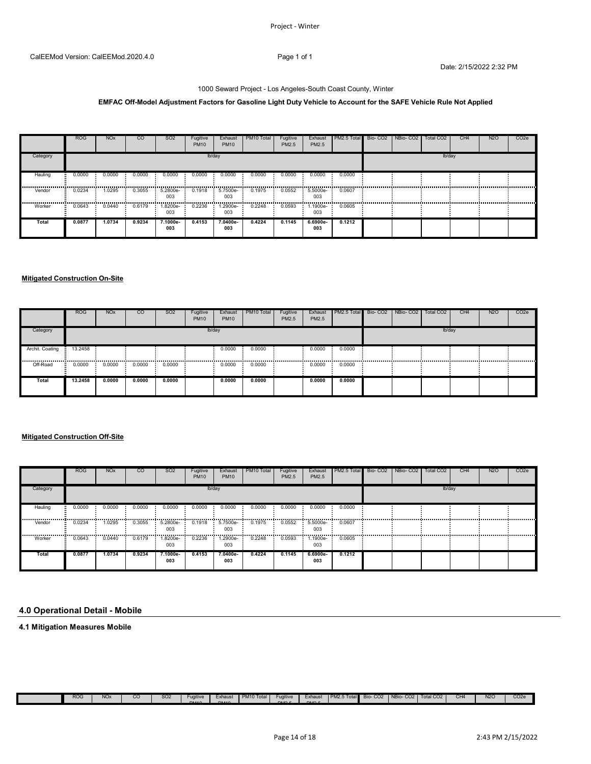1000 Seward Project - Los Angeles-South Coast County, Winter

**EMFAC Off-Model Adjustment Factors for Gasoline Light Duty Vehicle to Account for the SAFE Vehicle Rule Not Applied**

| | ROG | NOx | CO | SO2 | Fugitive PM10 | Exhaust PM10 | PM10 Total | Fugitive PM2.5 | Exhaust PM2.5 | PM2.5 Total | Bio- CO2 | NBio- CO2 | Total CO2 | CH4 | N2O | CO2e |
|---|---|---|---|---|---|---|---|---|---|---|---|---|---|---|---|---|
| Category | lb/day | | | | | | | | | | lb/day | | | | | |
| Hauling | 0.0000 | 0.0000 | 0.0000 | 0.0000 | 0.0000 | 0.0000 | 0.0000 | 0.0000 | 0.0000 | 0.0000 | | | | | | |
| Vendor | 0.0234 | 1.0295 | 0.3055 | 5.2800e-003 | 0.1918 | 5.7500e-003 | 0.1975 | 0.0552 | 5.5000e-003 | 0.0607 | | | | | | |
| Worker | 0.0643 | 0.0440 | 0.6179 | 1.8200e-003 | 0.2236 | 1.2900e-003 | 0.2248 | 0.0593 | 1.1900e-003 | 0.0605 | | | | | | |
| **Total** | **0.0877** | **1.0734** | **0.9234** | **7.1000e-003** | **0.4153** | **7.0400e-003** | **0.4224** | **0.1145** | **6.6900e-003** | **0.1212** | | | | | | |

**Mitigated Construction On-Site**

| | ROG | NOx | CO | SO2 | Fugitive PM10 | Exhaust PM10 | PM10 Total | Fugitive PM2.5 | Exhaust PM2.5 | PM2.5 Total | Bio- CO2 | NBio- CO2 | Total CO2 | CH4 | N2O | CO2e |
|---|---|---|---|---|---|---|---|---|---|---|---|---|---|---|---|---|
| Category | lb/day | | | | | | | | | | lb/day | | | | | |
| Archit. Coating | 13.2458 | | | | | 0.0000 | 0.0000 | | 0.0000 | 0.0000 | | | | | | |
| Off-Road | 0.0000 | 0.0000 | 0.0000 | 0.0000 | | 0.0000 | 0.0000 | | 0.0000 | 0.0000 | | | | | | |
| **Total** | **13.2458** | **0.0000** | **0.0000** | **0.0000** | | **0.0000** | **0.0000** | | **0.0000** | **0.0000** | | | | | | |

**Mitigated Construction Off-Site**

| | ROG | NOx | CO | SO2 | Fugitive PM10 | Exhaust PM10 | PM10 Total | Fugitive PM2.5 | Exhaust PM2.5 | PM2.5 Total | Bio- CO2 | NBio- CO2 | Total CO2 | CH4 | N2O | CO2e |
|---|---|---|---|---|---|---|---|---|---|---|---|---|---|---|---|---|
| Category | lb/day | | | | | | | | | | lb/day | | | | | |
| Hauling | 0.0000 | 0.0000 | 0.0000 | 0.0000 | 0.0000 | 0.0000 | 0.0000 | 0.0000 | 0.0000 | 0.0000 | | | | | | |
| Vendor | 0.0234 | 1.0295 | 0.3055 | 5.2800e-003 | 0.1918 | 5.7500e-003 | 0.1975 | 0.0552 | 5.5000e-003 | 0.0607 | | | | | | |
| Worker | 0.0643 | 0.0440 | 0.6179 | 1.8200e-003 | 0.2236 | 1.2900e-003 | 0.2248 | 0.0593 | 1.1900e-003 | 0.0605 | | | | | | |
| **Total** | **0.0877** | **1.0734** | **0.9234** | **7.1000e-003** | **0.4153** | **7.0400e-003** | **0.4224** | **0.1145** | **6.6900e-003** | **0.1212** | | | | | | |

## 4.0 Operational Detail - Mobile

### 4.1 Mitigation Measures Mobile

| | ROG | NOx | CO | SO2 | Fugitive PM10 | Exhaust PM10 | PM10 Total | Fugitive PM2.5 | Exhaust PM2.5 | PM2.5 Total | Bio- CO2 | NBio- CO2 | Total CO2 | CH4 | N2O | CO2e |
|---|---|---|---|---|---|---|---|---|---|---|---|---|---|---|---|---|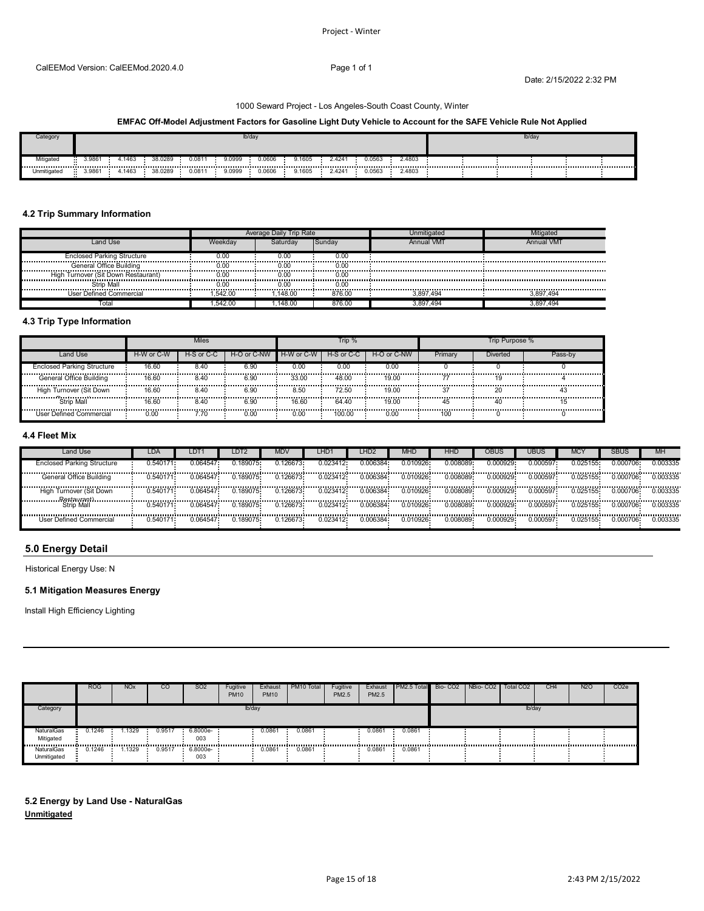1000 Seward Project - Los Angeles-South Coast County, Winter

**EMFAC Off-Model Adjustment Factors for Gasoline Light Duty Vehicle to Account for the SAFE Vehicle Rule Not Applied**

| Category | lb/day | | | | | | | | | | lb/day | | | | | |
|---|---|---|---|---|---|---|---|---|---|---|---|---|---|---|---|---|
| Mitigated | 3.9861 | 4.1463 | 38.0289 | 0.0811 | 9.0999 | 0.0606 | 9.1605 | 2.4241 | 0.0563 | 2.4803 | | | | | | |
| Unmitigated | 3.9861 | 4.1463 | 38.0289 | 0.0811 | 9.0999 | 0.0606 | 9.1605 | 2.4241 | 0.0563 | 2.4803 | | | | | | |

### 4.2 Trip Summary Information

| | Average Daily Trip Rate | | | Unmitigated | Mitigated |
|---|---|---|---|---|---|
| Land Use | Weekday | Saturday | Sunday | Annual VMT | Annual VMT |
| Enclosed Parking Structure | 0.00 | 0.00 | 0.00 | | |
| General Office Building | 0.00 | 0.00 | 0.00 | | |
| High Turnover (Sit Down Restaurant) | 0.00 | 0.00 | 0.00 | | |
| Strip Mall | 0.00 | 0.00 | 0.00 | | |
| User Defined Commercial | 1,542.00 | 1,148.00 | 876.00 | 3,897,494 | 3,897,494 |
| Total | 1,542.00 | 1,148.00 | 876.00 | 3,897,494 | 3,897,494 |

### 4.3 Trip Type Information

| | Miles | | | Trip % | | | Trip Purpose % | | |
|---|---|---|---|---|---|---|---|---|---|
| Land Use | H-W or C-W | H-S or C-C | H-O or C-NW | H-W or C-W | H-S or C-C | H-O or C-NW | Primary | Diverted | Pass-by |
| Enclosed Parking Structure | 16.60 | 8.40 | 6.90 | 0.00 | 0.00 | 0.00 | 0 | 0 | 0 |
| General Office Building | 16.60 | 8.40 | 6.90 | 33.00 | 48.00 | 19.00 | 77 | 19 | 4 |
| High Turnover (Sit Down | 16.60 | 8.40 | 6.90 | 8.50 | 72.50 | 19.00 | 37 | 20 | 43 |
| Strip Mall | 16.60 | 8.40 | 6.90 | 16.60 | 64.40 | 19.00 | 45 | 40 | 15 |
| User Defined Commercial | 0.00 | 7.70 | 0.00 | 0.00 | 100.00 | 0.00 | 100 | 0 | 0 |

### 4.4 Fleet Mix

| Land Use | LDA | LDT1 | LDT2 | MDV | LHD1 | LHD2 | MHD | HHD | OBUS | UBUS | MCY | SBUS | MH |
|---|---|---|---|---|---|---|---|---|---|---|---|---|---|
| Enclosed Parking Structure | 0.540171 | 0.064547 | 0.189075 | 0.126673 | 0.023412 | 0.006384 | 0.010926 | 0.008089 | 0.000929 | 0.000597 | 0.025155 | 0.000706 | 0.003335 |
| General Office Building | 0.540171 | 0.064547 | 0.189075 | 0.126673 | 0.023412 | 0.006384 | 0.010926 | 0.008089 | 0.000929 | 0.000597 | 0.025155 | 0.000706 | 0.003335 |
| High Turnover (Sit Down Restaurant) | 0.540171 | 0.064547 | 0.189075 | 0.126673 | 0.023412 | 0.006384 | 0.010926 | 0.008089 | 0.000929 | 0.000597 | 0.025155 | 0.000706 | 0.003335 |
| Strip Mall | 0.540171 | 0.064547 | 0.189075 | 0.126673 | 0.023412 | 0.006384 | 0.010926 | 0.008089 | 0.000929 | 0.000597 | 0.025155 | 0.000706 | 0.003335 |
| User Defined Commercial | 0.540171 | 0.064547 | 0.189075 | 0.126673 | 0.023412 | 0.006384 | 0.010926 | 0.008089 | 0.000929 | 0.000597 | 0.025155 | 0.000706 | 0.003335 |

## 5.0 Energy Detail

Historical Energy Use: N

### 5.1 Mitigation Measures Energy

Install High Efficiency Lighting

| | ROG | NOx | CO | SO2 | Fugitive PM10 | Exhaust PM10 | PM10 Total | Fugitive PM2.5 | Exhaust PM2.5 | PM2.5 Total | Bio- CO2 | NBio- CO2 | Total CO2 | CH4 | N2O | CO2e |
|---|---|---|---|---|---|---|---|---|---|---|---|---|---|---|---|---|
| Category | lb/day | | | | | | | | | | lb/day | | | | | |
| NaturalGas Mitigated | 0.1246 | 1.1329 | 0.9517 | 6.8000e-003 | | 0.0861 | 0.0861 | | 0.0861 | 0.0861 | | | | | | |
| NaturalGas Unmitigated | 0.1246 | 1.1329 | 0.9517 | 6.8000e-003 | | 0.0861 | 0.0861 | | 0.0861 | 0.0861 | | | | | | |

### 5.2 Energy by Land Use - NaturalGas

**Unmitigated**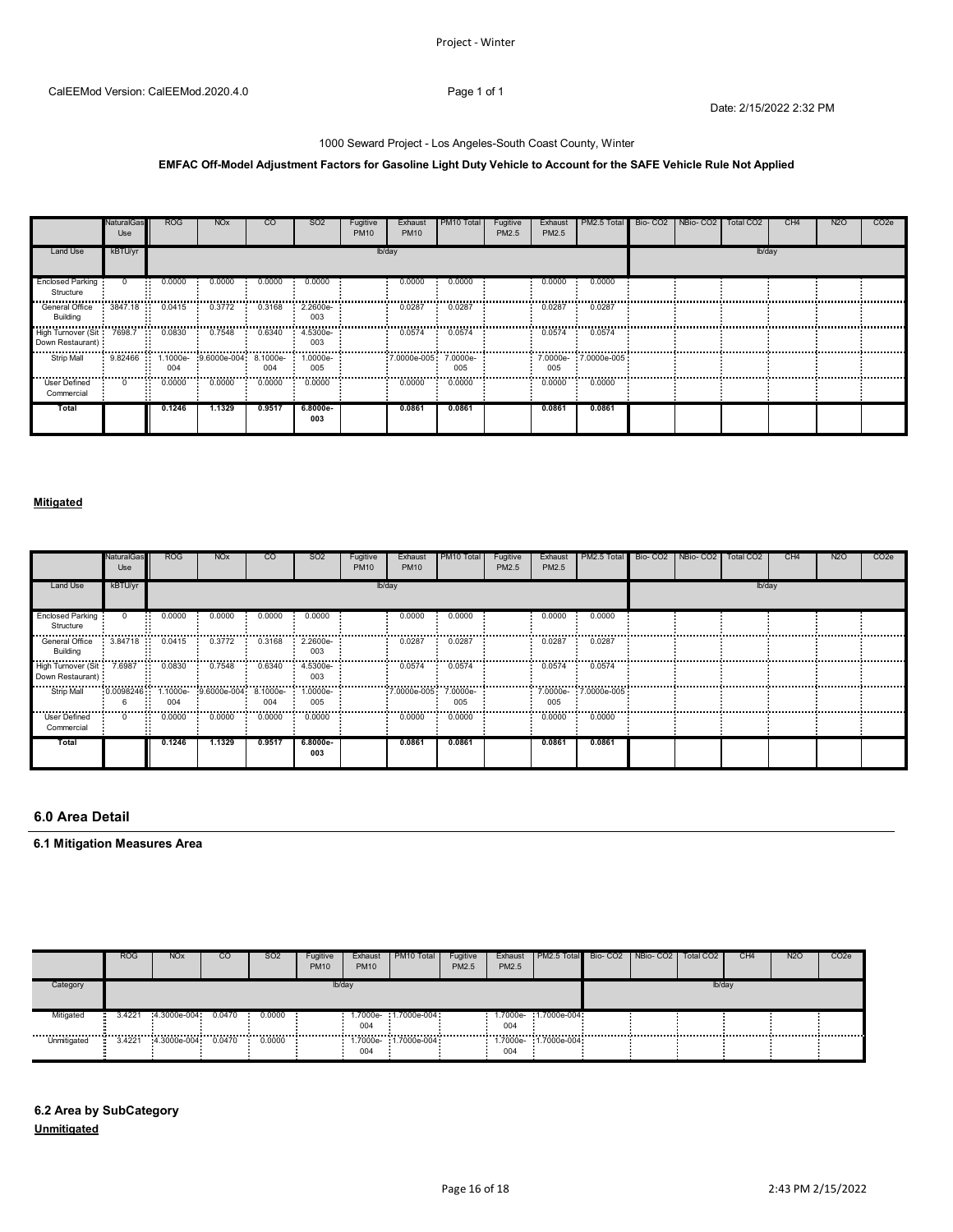CalEEMod Version: CalEEMod.2020.4.0

Date: 2/15/2022 2:32 PM

1000 Seward Project - Los Angeles-South Coast County, Winter

**EMFAC Off-Model Adjustment Factors for Gasoline Light Duty Vehicle to Account for the SAFE Vehicle Rule Not Applied**

| | NaturalGas Use | ROG | NOx | CO | SO2 | Fugitive PM10 | Exhaust PM10 | PM10 Total | Fugitive PM2.5 | Exhaust PM2.5 | PM2.5 Total | Bio- CO2 | NBio- CO2 | Total CO2 | CH4 | N2O | CO2e |
|---|---|---|---|---|---|---|---|---|---|---|---|---|---|---|---|---|---|
| Land Use | kBTU/yr | lb/day | | | | | | | | | | lb/day | | | | | |
| Enclosed Parking Structure | 0 | 0.0000 | 0.0000 | 0.0000 | 0.0000 | | 0.0000 | 0.0000 | | 0.0000 | 0.0000 | | | | | | |
| General Office Building | 3847.18 | 0.0415 | 0.3772 | 0.3168 | 2.2600e-003 | | 0.0287 | 0.0287 | | 0.0287 | 0.0287 | | | | | | |
| High Turnover (Sit Down Restaurant) | 7698.7 | 0.0830 | 0.7548 | 0.6340 | 4.5300e-003 | | 0.0574 | 0.0574 | | 0.0574 | 0.0574 | | | | | | |
| Strip Mall | 9.82466 | 1.1000e-004 | 9.6000e-004 | 8.1000e-004 | 1.0000e-005 | | 7.0000e-005 | 7.0000e-005 | | 7.0000e-005 | 7.0000e-005 | | | | | | |
| User Defined Commercial | 0 | 0.0000 | 0.0000 | 0.0000 | 0.0000 | | 0.0000 | 0.0000 | | 0.0000 | 0.0000 | | | | | | |
| **Total** | | **0.1246** | **1.1329** | **0.9517** | **6.8000e-003** | | **0.0861** | **0.0861** | | **0.0861** | **0.0861** | | | | | | |

**Mitigated**

| | NaturalGas Use | ROG | NOx | CO | SO2 | Fugitive PM10 | Exhaust PM10 | PM10 Total | Fugitive PM2.5 | Exhaust PM2.5 | PM2.5 Total | Bio- CO2 | NBio- CO2 | Total CO2 | CH4 | N2O | CO2e |
|---|---|---|---|---|---|---|---|---|---|---|---|---|---|---|---|---|---|
| Land Use | kBTU/yr | lb/day | | | | | | | | | | lb/day | | | | | |
| Enclosed Parking Structure | 0 | 0.0000 | 0.0000 | 0.0000 | 0.0000 | | 0.0000 | 0.0000 | | 0.0000 | 0.0000 | | | | | | |
| General Office Building | 3.84718 | 0.0415 | 0.3772 | 0.3168 | 2.2600e-003 | | 0.0287 | 0.0287 | | 0.0287 | 0.0287 | | | | | | |
| High Turnover (Sit Down Restaurant) | 7.6987 | 0.0830 | 0.7548 | 0.6340 | 4.5300e-003 | | 0.0574 | 0.0574 | | 0.0574 | 0.0574 | | | | | | |
| Strip Mall | 0.00982466 | 1.1000e-004 | 9.6000e-004 | 8.1000e-004 | 1.0000e-005 | | 7.0000e-005 | 7.0000e-005 | | 7.0000e-005 | 7.0000e-005 | | | | | | |
| User Defined Commercial | 0 | 0.0000 | 0.0000 | 0.0000 | 0.0000 | | 0.0000 | 0.0000 | | 0.0000 | 0.0000 | | | | | | |
| **Total** | | **0.1246** | **1.1329** | **0.9517** | **6.8000e-003** | | **0.0861** | **0.0861** | | **0.0861** | **0.0861** | | | | | | |

## 6.0 Area Detail

### 6.1 Mitigation Measures Area

| | ROG | NOx | CO | SO2 | Fugitive PM10 | Exhaust PM10 | PM10 Total | Fugitive PM2.5 | Exhaust PM2.5 | PM2.5 Total | Bio- CO2 | NBio- CO2 | Total CO2 | CH4 | N2O | CO2e |
|---|---|---|---|---|---|---|---|---|---|---|---|---|---|---|---|---|
| Category | lb/day | | | | | | | | | | lb/day | | | | | |
| Mitigated | 3.4221 | 4.3000e-004 | 0.0470 | 0.0000 | | 1.7000e-004 | 1.7000e-004 | | 1.7000e-004 | 1.7000e-004 | | | | | | |
| Unmitigated | 3.4221 | 4.3000e-004 | 0.0470 | 0.0000 | | 1.7000e-004 | 1.7000e-004 | | 1.7000e-004 | 1.7000e-004 | | | | | | |

### 6.2 Area by SubCategory

**Unmitigated**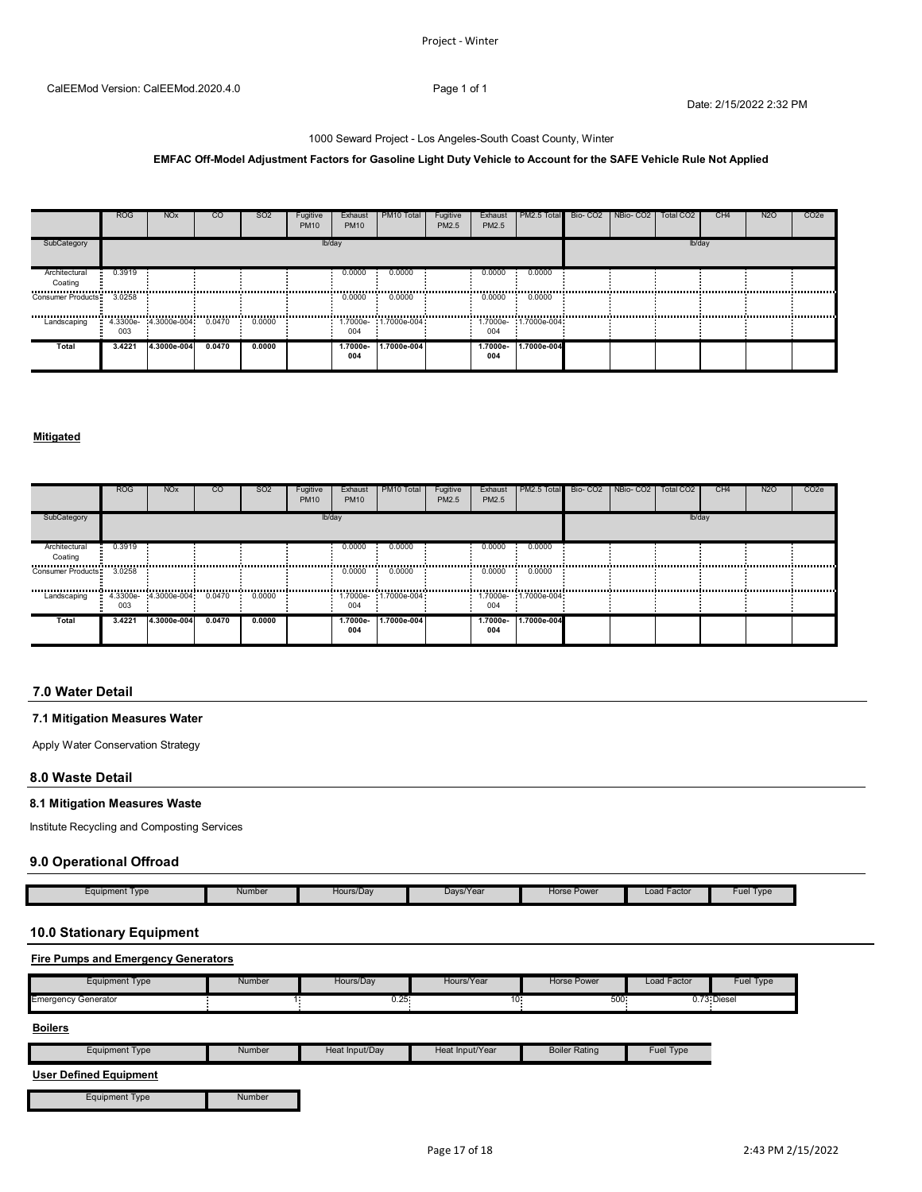CalEEMod Version: CalEEMod.2020.4.0

Date: 2/15/2022 2:32 PM

1000 Seward Project - Los Angeles-South Coast County, Winter

**EMFAC Off-Model Adjustment Factors for Gasoline Light Duty Vehicle to Account for the SAFE Vehicle Rule Not Applied**

| | ROG | NOx | CO | SO2 | Fugitive PM10 | Exhaust PM10 | PM10 Total | Fugitive PM2.5 | Exhaust PM2.5 | PM2.5 Total | Bio- CO2 | NBio- CO2 | Total CO2 | CH4 | N2O | CO2e |
|---|---|---|---|---|---|---|---|---|---|---|---|---|---|---|---|---|
| SubCategory | lb/day | | | | | | | | | | lb/day | | | | | |
| Architectural Coating | 0.3919 | | | | | 0.0000 | 0.0000 | | 0.0000 | 0.0000 | | | | | | |
| Consumer Products | 3.0258 | | | | | 0.0000 | 0.0000 | | 0.0000 | 0.0000 | | | | | | |
| Landscaping | 4.3300e-003 | 4.3000e-004 | 0.0470 | 0.0000 | | 1.7000e-004 | 1.7000e-004 | | 1.7000e-004 | 1.7000e-004 | | | | | | |
| **Total** | **3.4221** | **4.3000e-004** | **0.0470** | **0.0000** | | **1.7000e-004** | **1.7000e-004** | | **1.7000e-004** | **1.7000e-004** | | | | | | |

**Mitigated**

| | ROG | NOx | CO | SO2 | Fugitive PM10 | Exhaust PM10 | PM10 Total | Fugitive PM2.5 | Exhaust PM2.5 | PM2.5 Total | Bio- CO2 | NBio- CO2 | Total CO2 | CH4 | N2O | CO2e |
|---|---|---|---|---|---|---|---|---|---|---|---|---|---|---|---|---|
| SubCategory | lb/day | | | | | | | | | | lb/day | | | | | |
| Architectural Coating | 0.3919 | | | | | 0.0000 | 0.0000 | | 0.0000 | 0.0000 | | | | | | |
| Consumer Products | 3.0258 | | | | | 0.0000 | 0.0000 | | 0.0000 | 0.0000 | | | | | | |
| Landscaping | 4.3300e-003 | 4.3000e-004 | 0.0470 | 0.0000 | | 1.7000e-004 | 1.7000e-004 | | 1.7000e-004 | 1.7000e-004 | | | | | | |
| **Total** | **3.4221** | **4.3000e-004** | **0.0470** | **0.0000** | | **1.7000e-004** | **1.7000e-004** | | **1.7000e-004** | **1.7000e-004** | | | | | | |

## 7.0 Water Detail

### 7.1 Mitigation Measures Water

Apply Water Conservation Strategy

## 8.0 Waste Detail

### 8.1 Mitigation Measures Waste

Institute Recycling and Composting Services

## 9.0 Operational Offroad

| Equipment Type | Number | Hours/Day | Days/Year | Horse Power | Load Factor | Fuel Type |
|---|---|---|---|---|---|---|

## 10.0 Stationary Equipment

**Fire Pumps and Emergency Generators**

| Equipment Type | Number | Hours/Day | Hours/Year | Horse Power | Load Factor | Fuel Type |
|---|---|---|---|---|---|---|
| Emergency Generator | 1 | 0.25 | 10 | 500 | 0.73 | Diesel |

**Boilers**

| Equipment Type | Number | Heat Input/Day | Heat Input/Year | Boiler Rating | Fuel Type |
|---|---|---|---|---|---|

**User Defined Equipment**

| Equipment Type | Number |
|---|---|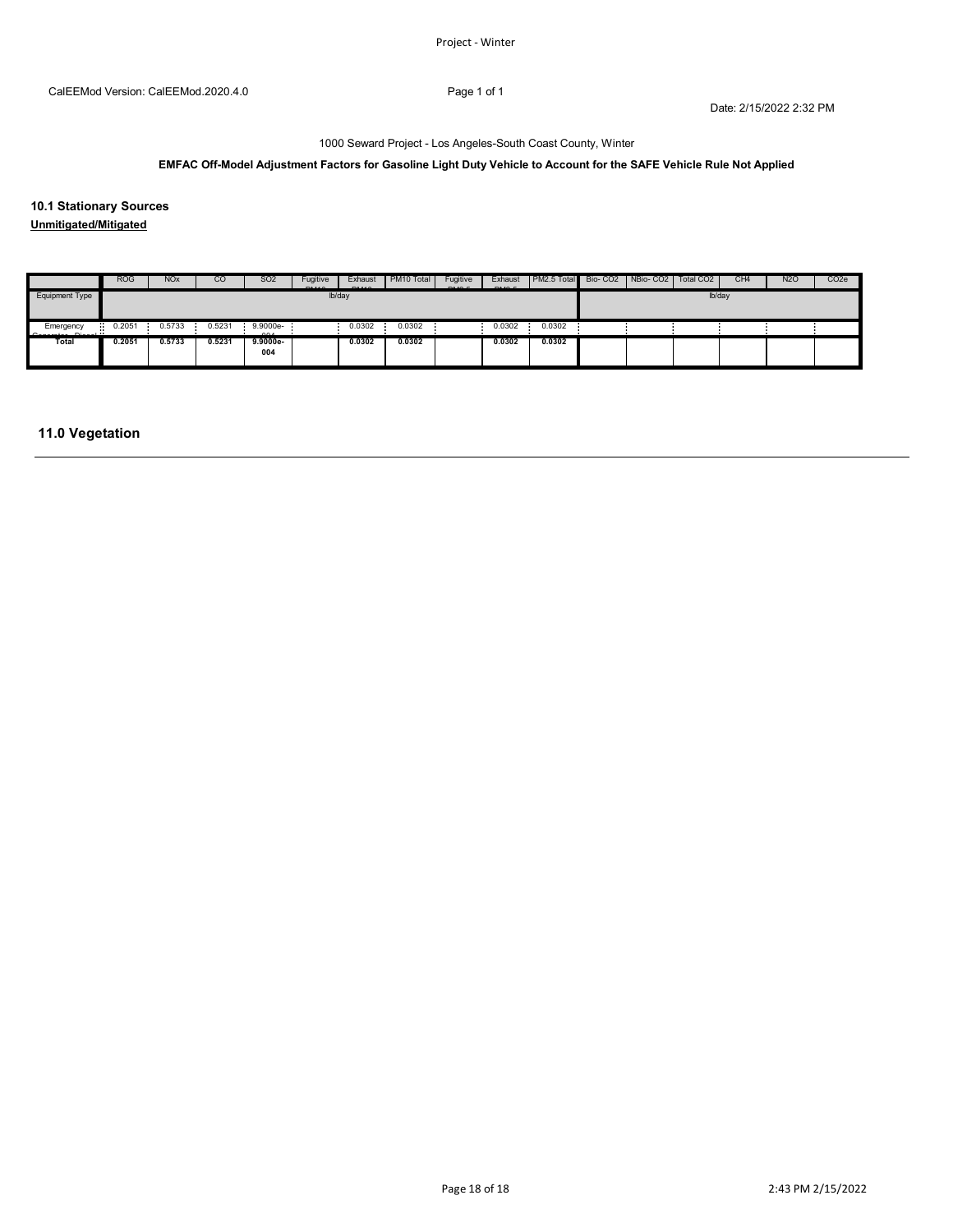CalEEMod Version: CalEEMod.2020.4.0

Date: 2/15/2022 2:32 PM

1000 Seward Project - Los Angeles-South Coast County, Winter

**EMFAC Off-Model Adjustment Factors for Gasoline Light Duty Vehicle to Account for the SAFE Vehicle Rule Not Applied**

### 10.1 Stationary Sources

**Unmitigated/Mitigated**

| | ROG | NOx | CO | SO2 | Fugitive PM10 | Exhaust PM10 | PM10 Total | Fugitive PM2.5 | Exhaust PM2.5 | PM2.5 Total | Bio- CO2 | NBio- CO2 | Total CO2 | CH4 | N2O | CO2e |
|---|---|---|---|---|---|---|---|---|---|---|---|---|---|---|---|---|
| Equipment Type | lb/day | | | | | | | | | | lb/day | | | | | |
| Emergency Generator - Diesel | 0.2051 | 0.5733 | 0.5231 | 9.9000e-004 | | 0.0302 | 0.0302 | | 0.0302 | 0.0302 | | | | | | |
| **Total** | **0.2051** | **0.5733** | **0.5231** | **9.9000e-004** | | **0.0302** | **0.0302** | | **0.0302** | **0.0302** | | | | | | |

## 11.0 Vegetation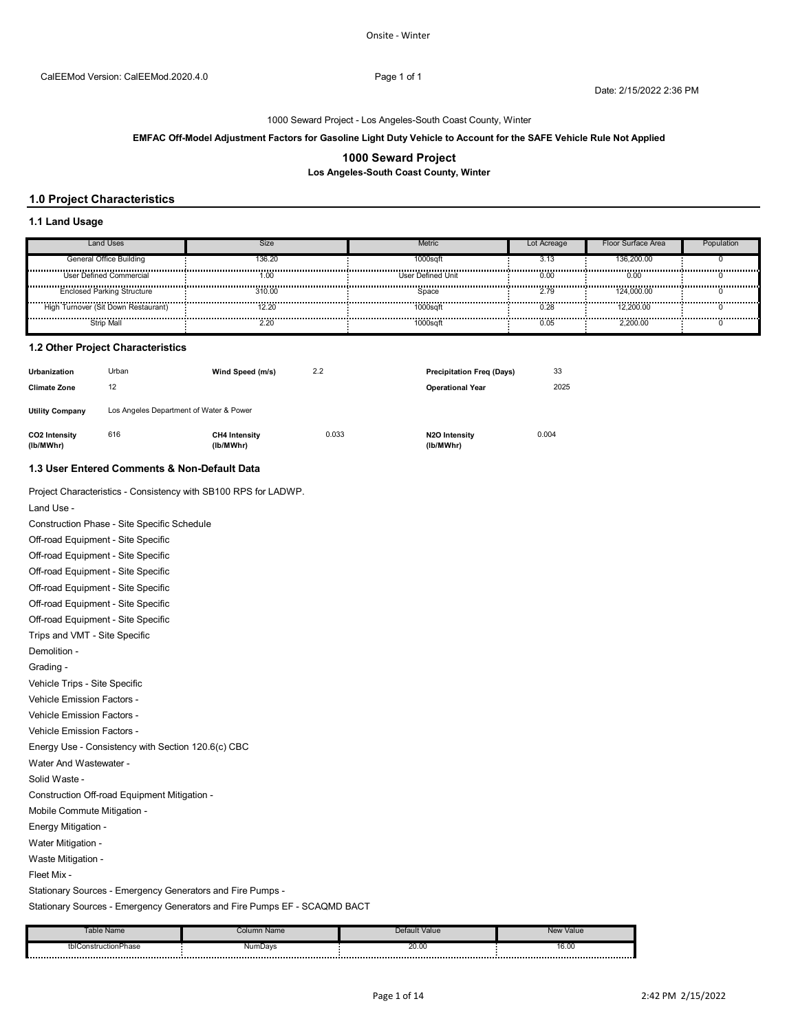Onsite - Winter

CalEEMod Version: CalEEMod.2020.4.0

Date: 2/15/2022 2:36 PM

1000 Seward Project - Los Angeles-South Coast County, Winter

**EMFAC Off-Model Adjustment Factors for Gasoline Light Duty Vehicle to Account for the SAFE Vehicle Rule Not Applied**

# 1000 Seward Project

**Los Angeles-South Coast County, Winter**

## 1.0 Project Characteristics

### 1.1 Land Usage

| Land Uses | Size | Metric | Lot Acreage | Floor Surface Area | Population |
|---|---|---|---|---|---|
| General Office Building | 136.20 | 1000sqft | 3.13 | 136,200.00 | 0 |
| User Defined Commercial | 1.00 | User Defined Unit | 0.00 | 0.00 | 0 |
| Enclosed Parking Structure | 310.00 | Space | 2.79 | 124,000.00 | 0 |
| High Turnover (Sit Down Restaurant) | 12.20 | 1000sqft | 0.28 | 12,200.00 | 0 |
| Strip Mall | 2.20 | 1000sqft | 0.05 | 2,200.00 | 0 |

### 1.2 Other Project Characteristics

| | | | | | |
|---|---|---|---|---|---|
| **Urbanization** | Urban | **Wind Speed (m/s)** | 2.2 | **Precipitation Freq (Days)** | 33 |
| **Climate Zone** | 12 | | | **Operational Year** | 2025 |
| **Utility Company** | Los Angeles Department of Water & Power | | | | |
| **CO2 Intensity (lb/MWhr)** | 616 | **CH4 Intensity (lb/MWhr)** | 0.033 | **N2O Intensity (lb/MWhr)** | 0.004 |

### 1.3 User Entered Comments & Non-Default Data

Project Characteristics - Consistency with SB100 RPS for LADWP.

Land Use -

Construction Phase - Site Specific Schedule

Off-road Equipment - Site Specific

Off-road Equipment - Site Specific

Off-road Equipment - Site Specific

Off-road Equipment - Site Specific

Off-road Equipment - Site Specific

Off-road Equipment - Site Specific

Trips and VMT - Site Specific

Demolition -

Grading -

Vehicle Trips - Site Specific

Vehicle Emission Factors -

Vehicle Emission Factors -

Vehicle Emission Factors -

Energy Use - Consistency with Section 120.6(c) CBC

Water And Wastewater -

Solid Waste -

Construction Off-road Equipment Mitigation -

Mobile Commute Mitigation -

Energy Mitigation -

Water Mitigation -

Waste Mitigation -

Fleet Mix -

Stationary Sources - Emergency Generators and Fire Pumps -

Stationary Sources - Emergency Generators and Fire Pumps EF - SCAQMD BACT

| Table Name | Column Name | Default Value | New Value |
|---|---|---|---|
| tblConstructionPhase | NumDays | 20.00 | 16.00 |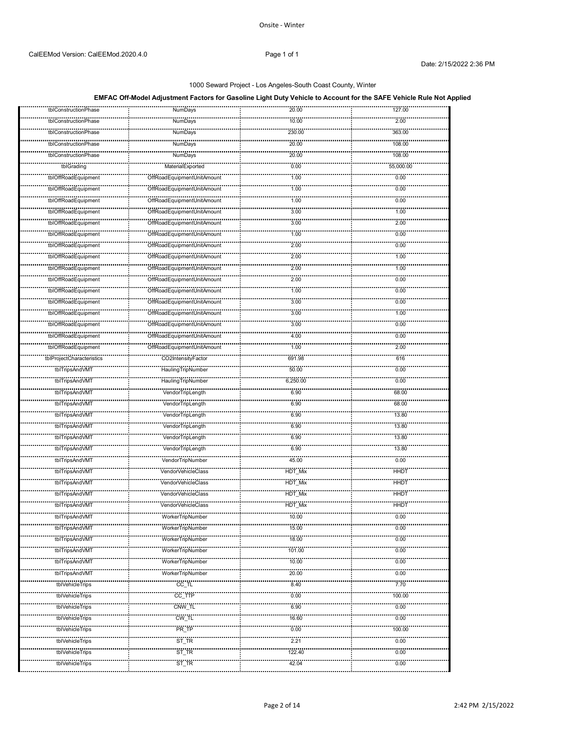Onsite - Winter

CalEEMod Version: CalEEMod.2020.4.0

Date: 2/15/2022 2:36 PM

1000 Seward Project - Los Angeles-South Coast County, Winter

**EMFAC Off-Model Adjustment Factors for Gasoline Light Duty Vehicle to Account for the SAFE Vehicle Rule Not Applied**

| | | | |
|---|---|---|---|
| tblConstructionPhase | NumDays | 20.00 | 127.00 |
| tblConstructionPhase | NumDays | 10.00 | 2.00 |
| tblConstructionPhase | NumDays | 230.00 | 363.00 |
| tblConstructionPhase | NumDays | 20.00 | 108.00 |
| tblConstructionPhase | NumDays | 20.00 | 106.00 |
| tblGrading | MaterialExported | 0.00 | 55,000.00 |
| tblOffRoadEquipment | OffRoadEquipmentUnitAmount | 1.00 | 0.00 |
| tblOffRoadEquipment | OffRoadEquipmentUnitAmount | 1.00 | 0.00 |
| tblOffRoadEquipment | OffRoadEquipmentUnitAmount | 1.00 | 0.00 |
| tblOffRoadEquipment | OffRoadEquipmentUnitAmount | 3.00 | 1.00 |
| tblOffRoadEquipment | OffRoadEquipmentUnitAmount | 3.00 | 2.00 |
| tblOffRoadEquipment | OffRoadEquipmentUnitAmount | 1.00 | 0.00 |
| tblOffRoadEquipment | OffRoadEquipmentUnitAmount | 2.00 | 0.00 |
| tblOffRoadEquipment | OffRoadEquipmentUnitAmount | 2.00 | 1.00 |
| tblOffRoadEquipment | OffRoadEquipmentUnitAmount | 2.00 | 1.00 |
| tblOffRoadEquipment | OffRoadEquipmentUnitAmount | 2.00 | 0.00 |
| tblOffRoadEquipment | OffRoadEquipmentUnitAmount | 1.00 | 0.00 |
| tblOffRoadEquipment | OffRoadEquipmentUnitAmount | 3.00 | 0.00 |
| tblOffRoadEquipment | OffRoadEquipmentUnitAmount | 3.00 | 1.00 |
| tblOffRoadEquipment | OffRoadEquipmentUnitAmount | 3.00 | 0.00 |
| tblOffRoadEquipment | OffRoadEquipmentUnitAmount | 4.00 | 0.00 |
| tblOffRoadEquipment | OffRoadEquipmentUnitAmount | 1.00 | 2.00 |
| tblProjectCharacteristics | CO2IntensityFactor | 691.98 | 616 |
| tblTripsAndVMT | HaulingTripNumber | 50.00 | 0.00 |
| tblTripsAndVMT | HaulingTripNumber | 6,250.00 | 0.00 |
| tblTripsAndVMT | VendorTripLength | 6.90 | 68.00 |
| tblTripsAndVMT | VendorTripLength | 6.90 | 68.00 |
| tblTripsAndVMT | VendorTripLength | 6.90 | 13.80 |
| tblTripsAndVMT | VendorTripLength | 6.90 | 13.80 |
| tblTripsAndVMT | VendorTripLength | 6.90 | 13.80 |
| tblTripsAndVMT | VendorTripLength | 6.90 | 13.80 |
| tblTripsAndVMT | VendorTripNumber | 45.00 | 0.00 |
| tblTripsAndVMT | VendorVehicleClass | HDT_Mix | HHDT |
| tblTripsAndVMT | VendorVehicleClass | HDT_Mix | HHDT |
| tblTripsAndVMT | VendorVehicleClass | HDT_Mix | HHDT |
| tblTripsAndVMT | VendorVehicleClass | HDT_Mix | HHDT |
| tblTripsAndVMT | WorkerTripNumber | 10.00 | 0.00 |
| tblTripsAndVMT | WorkerTripNumber | 15.00 | 0.00 |
| tblTripsAndVMT | WorkerTripNumber | 18.00 | 0.00 |
| tblTripsAndVMT | WorkerTripNumber | 101.00 | 0.00 |
| tblTripsAndVMT | WorkerTripNumber | 10.00 | 0.00 |
| tblTripsAndVMT | WorkerTripNumber | 20.00 | 0.00 |
| tblVehicleTrips | CC_TL | 8.40 | 7.70 |
| tblVehicleTrips | CC_TTP | 0.00 | 100.00 |
| tblVehicleTrips | CNW_TL | 6.90 | 0.00 |
| tblVehicleTrips | CW_TL | 16.60 | 0.00 |
| tblVehicleTrips | PR_TP | 0.00 | 100.00 |
| tblVehicleTrips | ST_TR | 2.21 | 0.00 |
| tblVehicleTrips | ST_TR | 122.40 | 0.00 |
| tblVehicleTrips | ST_TR | 42.04 | 0.00 |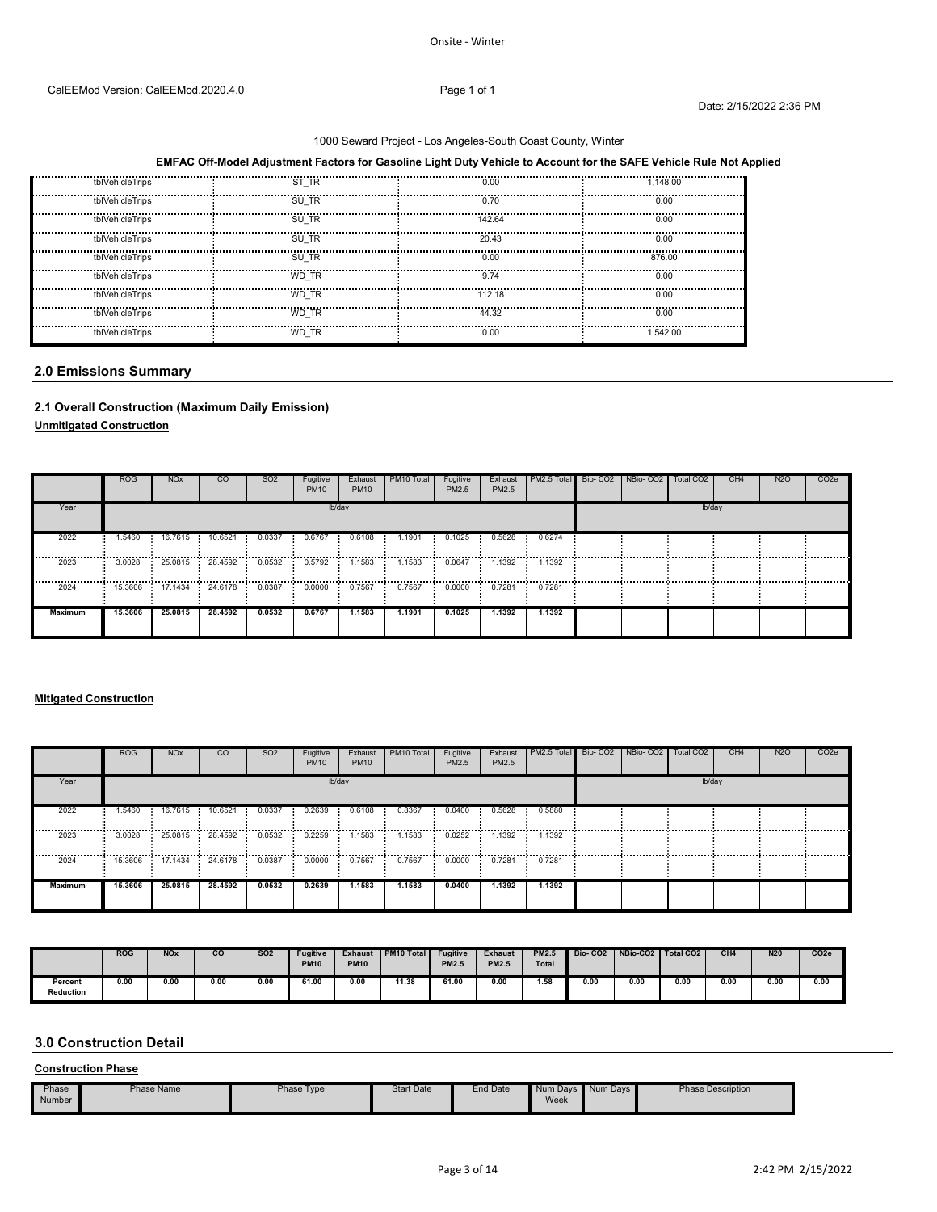Onsite - Winter

CalEEMod Version: CalEEMod.2020.4.0

Date: 2/15/2022 2:36 PM

1000 Seward Project - Los Angeles-South Coast County, Winter

**EMFAC Off-Model Adjustment Factors for Gasoline Light Duty Vehicle to Account for the SAFE Vehicle Rule Not Applied**

| | | | |
|---|---|---|---|
| tblVehicleTrips | ST_TR | 0.00 | 1,148.00 |
| tblVehicleTrips | SU_TR | 0.70 | 0.00 |
| tblVehicleTrips | SU_TR | 142.64 | 0.00 |
| tblVehicleTrips | SU_TR | 20.43 | 0.00 |
| tblVehicleTrips | SU_TR | 0.00 | 876.00 |
| tblVehicleTrips | WD_TR | 9.74 | 0.00 |
| tblVehicleTrips | WD_TR | 112.18 | 0.00 |
| tblVehicleTrips | WD_TR | 44.32 | 0.00 |
| tblVehicleTrips | WD_TR | 0.00 | 1,542.00 |

## 2.0 Emissions Summary

### 2.1 Overall Construction (Maximum Daily Emission)

**Unmitigated Construction**

| | ROG | NOx | CO | SO2 | Fugitive PM10 | Exhaust PM10 | PM10 Total | Fugitive PM2.5 | Exhaust PM2.5 | PM2.5 Total | Bio- CO2 | NBio- CO2 | Total CO2 | CH4 | N2O | CO2e |
|---|---|---|---|---|---|---|---|---|---|---|---|---|---|---|---|---|
| Year | lb/day | | | | | | | | | | lb/day | | | | | |
| 2022 | 1.5460 | 16.7615 | 10.6521 | 0.0337 | 0.6767 | 0.6108 | 1.1901 | 0.1025 | 0.5628 | 0.6274 | | | | | | |
| 2023 | 3.0028 | 25.0815 | 28.4592 | 0.0532 | 0.5792 | 1.1583 | 1.1583 | 0.0647 | 1.1392 | 1.1392 | | | | | | |
| 2024 | 15.3606 | 17.1434 | 24.6178 | 0.0387 | 0.0000 | 0.7567 | 0.7567 | 0.0000 | 0.7281 | 0.7281 | | | | | | |
| **Maximum** | **15.3606** | **25.0815** | **28.4592** | **0.0532** | **0.6767** | **1.1583** | **1.1901** | **0.1025** | **1.1392** | **1.1392** | | | | | | |

**Mitigated Construction**

| | ROG | NOx | CO | SO2 | Fugitive PM10 | Exhaust PM10 | PM10 Total | Fugitive PM2.5 | Exhaust PM2.5 | PM2.5 Total | Bio- CO2 | NBio- CO2 | Total CO2 | CH4 | N2O | CO2e |
|---|---|---|---|---|---|---|---|---|---|---|---|---|---|---|---|---|
| Year | lb/day | | | | | | | | | | lb/day | | | | | |
| 2022 | 1.5460 | 16.7615 | 10.6521 | 0.0337 | 0.2639 | 0.6108 | 0.8367 | 0.0400 | 0.5628 | 0.5880 | | | | | | |
| 2023 | 3.0028 | 25.0815 | 28.4592 | 0.0532 | 0.2259 | 1.1583 | 1.1583 | 0.0252 | 1.1392 | 1.1392 | | | | | | |
| 2024 | 15.3606 | 17.1434 | 24.6178 | 0.0387 | 0.0000 | 0.7567 | 0.7567 | 0.0000 | 0.7281 | 0.7281 | | | | | | |
| **Maximum** | **15.3606** | **25.0815** | **28.4592** | **0.0532** | **0.2639** | **1.1583** | **1.1583** | **0.0400** | **1.1392** | **1.1392** | | | | | | |

| | ROG | NOx | CO | SO2 | Fugitive PM10 | Exhaust PM10 | PM10 Total | Fugitive PM2.5 | Exhaust PM2.5 | PM2.5 Total | Bio- CO2 | NBio-CO2 | Total CO2 | CH4 | N20 | CO2e |
|---|---|---|---|---|---|---|---|---|---|---|---|---|---|---|---|---|
| Percent Reduction | 0.00 | 0.00 | 0.00 | 0.00 | 61.00 | 0.00 | 11.38 | 61.00 | 0.00 | 1.58 | 0.00 | 0.00 | 0.00 | 0.00 | 0.00 | 0.00 |

## 3.0 Construction Detail

**Construction Phase**

| Phase Number | Phase Name | Phase Type | Start Date | End Date | Num Days Week | Num Days | Phase Description |
|---|---|---|---|---|---|---|---|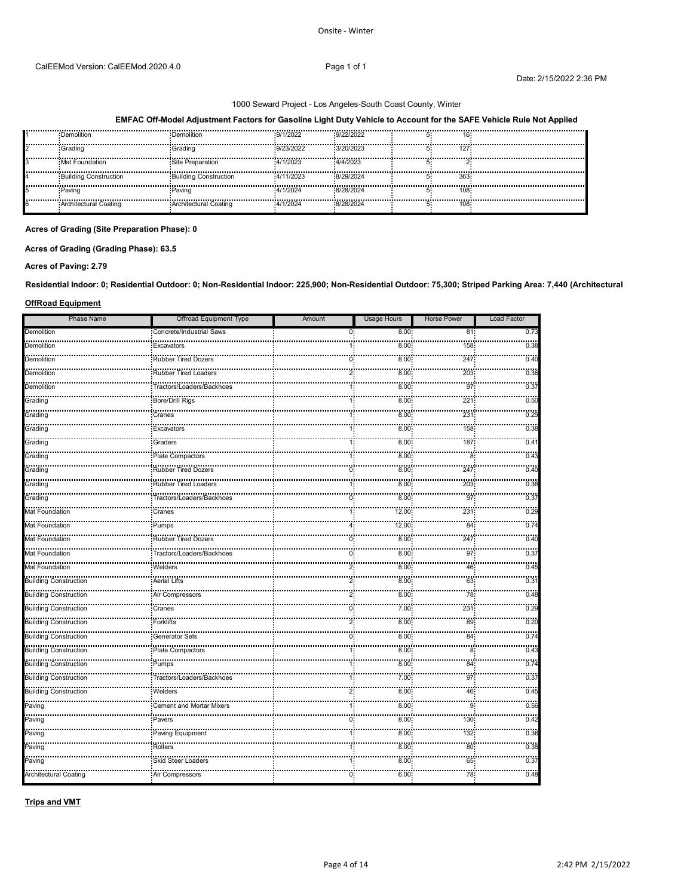Onsite - Winter

1000 Seward Project - Los Angeles-South Coast County, Winter

**EMFAC Off-Model Adjustment Factors for Gasoline Light Duty Vehicle to Account for the SAFE Vehicle Rule Not Applied**

| | | | | | | | |
|---|---|---|---|---|---|---|---|
| 1 | Demolition | Demolition | 9/1/2022 | 9/22/2022 | 5 | 16 | |
| 2 | Grading | Grading | 9/23/2022 | 3/20/2023 | 5 | 127 | |
| 3 | Mat Foundation | Site Preparation | 4/1/2023 | 4/4/2023 | 5 | 2 | |
| 4 | Building Construction | Building Construction | 4/11/2023 | 8/29/2024 | 5 | 363 | |
| 5 | Paving | Paving | 4/1/2024 | 8/28/2024 | 5 | 108 | |
| 6 | Architectural Coating | Architectural Coating | 4/1/2024 | 8/28/2024 | 5 | 108 | |

**Acres of Grading (Site Preparation Phase): 0**

**Acres of Grading (Grading Phase): 63.5**

**Acres of Paving: 2.79**

**Residential Indoor: 0; Residential Outdoor: 0; Non-Residential Indoor: 225,900; Non-Residential Outdoor: 75,300; Striped Parking Area: 7,440 (Architectural**

**OffRoad Equipment**

| Phase Name | Offroad Equipment Type | Amount | Usage Hours | Horse Power | Load Factor |
|---|---|---|---|---|---|
| Demolition | Concrete/Industrial Saws | 0 | 8.00 | 81 | 0.73 |
| Demolition | Excavators | 1 | 8.00 | 158 | 0.38 |
| Demolition | Rubber Tired Dozers | 0 | 8.00 | 247 | 0.40 |
| Demolition | Rubber Tired Loaders | 2 | 8.00 | 203 | 0.36 |
| Demolition | Tractors/Loaders/Backhoes | 1 | 8.00 | 97 | 0.37 |
| Grading | Bore/Drill Rigs | 1 | 8.00 | 221 | 0.50 |
| Grading | Cranes | 1 | 8.00 | 231 | 0.29 |
| Grading | Excavators | 1 | 8.00 | 158 | 0.38 |
| Grading | Graders | 1 | 8.00 | 187 | 0.41 |
| Grading | Plate Compactors | 1 | 8.00 | 8 | 0.43 |
| Grading | Rubber Tired Dozers | 0 | 8.00 | 247 | 0.40 |
| Grading | Rubber Tired Loaders | 1 | 8.00 | 203 | 0.36 |
| Grading | Tractors/Loaders/Backhoes | 0 | 8.00 | 97 | 0.37 |
| Mat Foundation | Cranes | 1 | 12.00 | 231 | 0.29 |
| Mat Foundation | Pumps | 4 | 12.00 | 84 | 0.74 |
| Mat Foundation | Rubber Tired Dozers | 0 | 8.00 | 247 | 0.40 |
| Mat Foundation | Tractors/Loaders/Backhoes | 0 | 8.00 | 97 | 0.37 |
| Mat Foundation | Welders | 2 | 8.00 | 46 | 0.45 |
| Building Construction | Aerial Lifts | 2 | 8.00 | 63 | 0.31 |
| Building Construction | Air Compressors | 2 | 8.00 | 78 | 0.48 |
| Building Construction | Cranes | 0 | 7.00 | 231 | 0.29 |
| Building Construction | Forklifts | 2 | 8.00 | 89 | 0.20 |
| Building Construction | Generator Sets | 0 | 8.00 | 84 | 0.74 |
| Building Construction | Plate Compactors | 1 | 8.00 | 8 | 0.43 |
| Building Construction | Pumps | 1 | 8.00 | 84 | 0.74 |
| Building Construction | Tractors/Loaders/Backhoes | 1 | 7.00 | 97 | 0.37 |
| Building Construction | Welders | 2 | 8.00 | 46 | 0.45 |
| Paving | Cement and Mortar Mixers | 1 | 8.00 | 9 | 0.56 |
| Paving | Pavers | 0 | 8.00 | 130 | 0.42 |
| Paving | Paving Equipment | 1 | 8.00 | 132 | 0.36 |
| Paving | Rollers | 1 | 8.00 | 80 | 0.38 |
| Paving | Skid Steer Loaders | 1 | 8.00 | 65 | 0.37 |
| Architectural Coating | Air Compressors | 0 | 6.00 | 78 | 0.48 |

**Trips and VMT**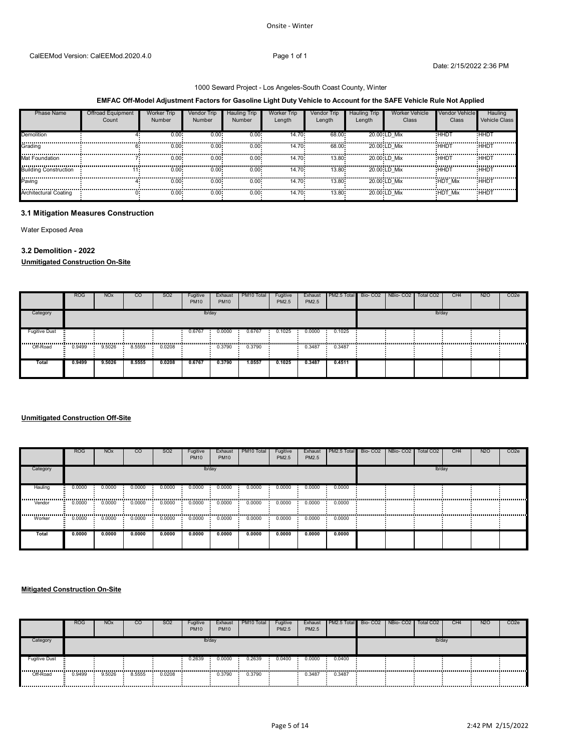CalEEMod Version: CalEEMod.2020.4.0

Date: 2/15/2022 2:36 PM

1000 Seward Project - Los Angeles-South Coast County, Winter

**EMFAC Off-Model Adjustment Factors for Gasoline Light Duty Vehicle to Account for the SAFE Vehicle Rule Not Applied**

| Phase Name | Offroad Equipment Count | Worker Trip Number | Vendor Trip Number | Hauling Trip Number | Worker Trip Length | Vendor Trip Length | Hauling Trip Length | Worker Vehicle Class | Vendor Vehicle Class | Hauling Vehicle Class |
|---|---|---|---|---|---|---|---|---|---|---|
| Demolition | 4 | 0.00 | 0.00 | 0.00 | 14.70 | 68.00 | 20.00 | LD_Mix | HHDT | HHDT |
| Grading | 6 | 0.00 | 0.00 | 0.00 | 14.70 | 68.00 | 20.00 | LD_Mix | HHDT | HHDT |
| Mat Foundation | 7 | 0.00 | 0.00 | 0.00 | 14.70 | 13.80 | 20.00 | LD_Mix | HHDT | HHDT |
| Building Construction | 11 | 0.00 | 0.00 | 0.00 | 14.70 | 13.80 | 20.00 | LD_Mix | HHDT | HHDT |
| Paving | 4 | 0.00 | 0.00 | 0.00 | 14.70 | 13.80 | 20.00 | LD_Mix | HDT_Mix | HHDT |
| Architectural Coating | 0 | 0.00 | 0.00 | 0.00 | 14.70 | 13.80 | 20.00 | LD_Mix | HDT_Mix | HHDT |

### 3.1 Mitigation Measures Construction

Water Exposed Area

### 3.2 Demolition - 2022

**Unmitigated Construction On-Site**

| | ROG | NOx | CO | SO2 | Fugitive PM10 | Exhaust PM10 | PM10 Total | Fugitive PM2.5 | Exhaust PM2.5 | PM2.5 Total | Bio- CO2 | NBio- CO2 | Total CO2 | CH4 | N2O | CO2e |
|---|---|---|---|---|---|---|---|---|---|---|---|---|---|---|---|---|
| Category | | | | | lb/day | | | | | | | | lb/day | | | |
| Fugitive Dust | | | | | 0.6767 | 0.0000 | 0.6767 | 0.1025 | 0.0000 | 0.1025 | | | | | | |
| Off-Road | 0.9499 | 9.5026 | 8.5555 | 0.0208 | | 0.3790 | 0.3790 | | 0.3487 | 0.3487 | | | | | | |
| **Total** | **0.9499** | **9.5026** | **8.5555** | **0.0208** | **0.6767** | **0.3790** | **1.0557** | **0.1025** | **0.3487** | **0.4511** | | | | | | |

**Unmitigated Construction Off-Site**

| | ROG | NOx | CO | SO2 | Fugitive PM10 | Exhaust PM10 | PM10 Total | Fugitive PM2.5 | Exhaust PM2.5 | PM2.5 Total | Bio- CO2 | NBio- CO2 | Total CO2 | CH4 | N2O | CO2e |
|---|---|---|---|---|---|---|---|---|---|---|---|---|---|---|---|---|
| Category | | | | | lb/day | | | | | | | | lb/day | | | |
| Hauling | 0.0000 | 0.0000 | 0.0000 | 0.0000 | 0.0000 | 0.0000 | 0.0000 | 0.0000 | 0.0000 | 0.0000 | | | | | | |
| Vendor | 0.0000 | 0.0000 | 0.0000 | 0.0000 | 0.0000 | 0.0000 | 0.0000 | 0.0000 | 0.0000 | 0.0000 | | | | | | |
| Worker | 0.0000 | 0.0000 | 0.0000 | 0.0000 | 0.0000 | 0.0000 | 0.0000 | 0.0000 | 0.0000 | 0.0000 | | | | | | |
| **Total** | **0.0000** | **0.0000** | **0.0000** | **0.0000** | **0.0000** | **0.0000** | **0.0000** | **0.0000** | **0.0000** | **0.0000** | | | | | | |

**Mitigated Construction On-Site**

| | ROG | NOx | CO | SO2 | Fugitive PM10 | Exhaust PM10 | PM10 Total | Fugitive PM2.5 | Exhaust PM2.5 | PM2.5 Total | Bio- CO2 | NBio- CO2 | Total CO2 | CH4 | N2O | CO2e |
|---|---|---|---|---|---|---|---|---|---|---|---|---|---|---|---|---|
| Category | | | | | lb/day | | | | | | | | lb/day | | | |
| Fugitive Dust | | | | | 0.2639 | 0.0000 | 0.2639 | 0.0400 | 0.0000 | 0.0400 | | | | | | |
| Off-Road | 0.9499 | 9.5026 | 8.5555 | 0.0208 | | 0.3790 | 0.3790 | | 0.3487 | 0.3487 | | | | | | |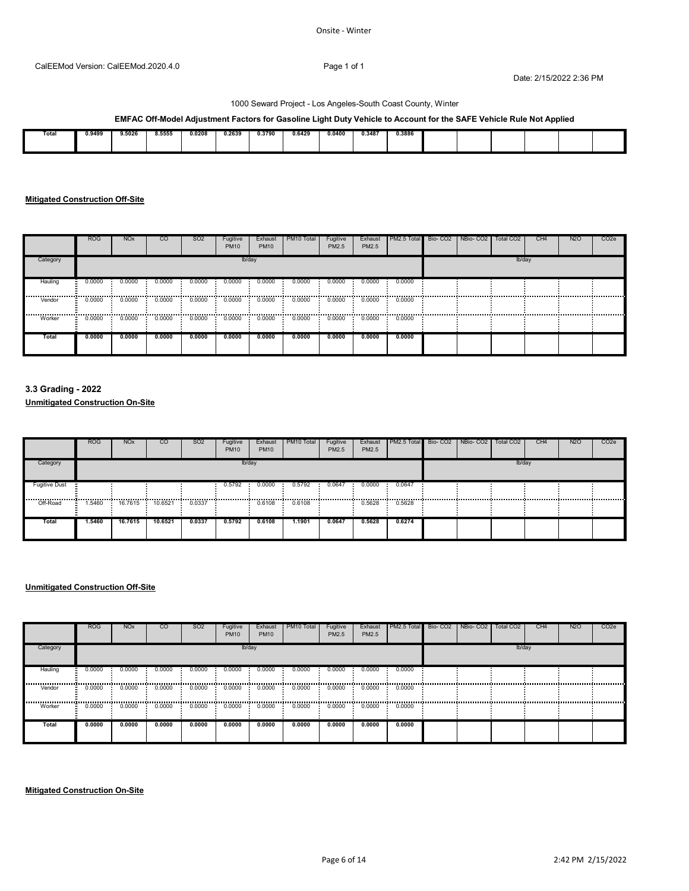CalEEMod Version: CalEEMod.2020.4.0

1000 Seward Project - Los Angeles-South Coast County, Winter

**EMFAC Off-Model Adjustment Factors for Gasoline Light Duty Vehicle to Account for the SAFE Vehicle Rule Not Applied**

| | ROG | NOx | CO | SO2 | Fugitive PM10 | Exhaust PM10 | PM10 Total | Fugitive PM2.5 | Exhaust PM2.5 | PM2.5 Total | Bio- CO2 | NBio- CO2 | Total CO2 | CH4 | N2O | CO2e |
|---|---|---|---|---|---|---|---|---|---|---|---|---|---|---|---|---|
| **Total** | **0.9499** | **9.5026** | **8.5555** | **0.0208** | **0.2639** | **0.3790** | **0.6429** | **0.0400** | **0.3487** | **0.3886** | | | | | | |

**Mitigated Construction Off-Site**

| | ROG | NOx | CO | SO2 | Fugitive PM10 | Exhaust PM10 | PM10 Total | Fugitive PM2.5 | Exhaust PM2.5 | PM2.5 Total | Bio- CO2 | NBio- CO2 | Total CO2 | CH4 | N2O | CO2e |
|---|---|---|---|---|---|---|---|---|---|---|---|---|---|---|---|---|
| Category | lb/day | | | | | | | | | | lb/day | | | | | |
| Hauling | 0.0000 | 0.0000 | 0.0000 | 0.0000 | 0.0000 | 0.0000 | 0.0000 | 0.0000 | 0.0000 | 0.0000 | | | | | | |
| Vendor | 0.0000 | 0.0000 | 0.0000 | 0.0000 | 0.0000 | 0.0000 | 0.0000 | 0.0000 | 0.0000 | 0.0000 | | | | | | |
| Worker | 0.0000 | 0.0000 | 0.0000 | 0.0000 | 0.0000 | 0.0000 | 0.0000 | 0.0000 | 0.0000 | 0.0000 | | | | | | |
| **Total** | **0.0000** | **0.0000** | **0.0000** | **0.0000** | **0.0000** | **0.0000** | **0.0000** | **0.0000** | **0.0000** | **0.0000** | | | | | | |

### 3.3 Grading - 2022

**Unmitigated Construction On-Site**

| | ROG | NOx | CO | SO2 | Fugitive PM10 | Exhaust PM10 | PM10 Total | Fugitive PM2.5 | Exhaust PM2.5 | PM2.5 Total | Bio- CO2 | NBio- CO2 | Total CO2 | CH4 | N2O | CO2e |
|---|---|---|---|---|---|---|---|---|---|---|---|---|---|---|---|---|
| Category | lb/day | | | | | | | | | | lb/day | | | | | |
| Fugitive Dust | | | | | 0.5792 | 0.0000 | 0.5792 | 0.0647 | 0.0000 | 0.0647 | | | | | | |
| Off-Road | 1.5460 | 16.7615 | 10.6521 | 0.0337 | | 0.6108 | 0.6108 | | 0.5628 | 0.5628 | | | | | | |
| **Total** | **1.5460** | **16.7615** | **10.6521** | **0.0337** | **0.5792** | **0.6108** | **1.1901** | **0.0647** | **0.5628** | **0.6274** | | | | | | |

**Unmitigated Construction Off-Site**

| | ROG | NOx | CO | SO2 | Fugitive PM10 | Exhaust PM10 | PM10 Total | Fugitive PM2.5 | Exhaust PM2.5 | PM2.5 Total | Bio- CO2 | NBio- CO2 | Total CO2 | CH4 | N2O | CO2e |
|---|---|---|---|---|---|---|---|---|---|---|---|---|---|---|---|---|
| Category | lb/day | | | | | | | | | | lb/day | | | | | |
| Hauling | 0.0000 | 0.0000 | 0.0000 | 0.0000 | 0.0000 | 0.0000 | 0.0000 | 0.0000 | 0.0000 | 0.0000 | | | | | | |
| Vendor | 0.0000 | 0.0000 | 0.0000 | 0.0000 | 0.0000 | 0.0000 | 0.0000 | 0.0000 | 0.0000 | 0.0000 | | | | | | |
| Worker | 0.0000 | 0.0000 | 0.0000 | 0.0000 | 0.0000 | 0.0000 | 0.0000 | 0.0000 | 0.0000 | 0.0000 | | | | | | |
| **Total** | **0.0000** | **0.0000** | **0.0000** | **0.0000** | **0.0000** | **0.0000** | **0.0000** | **0.0000** | **0.0000** | **0.0000** | | | | | | |

**Mitigated Construction On-Site**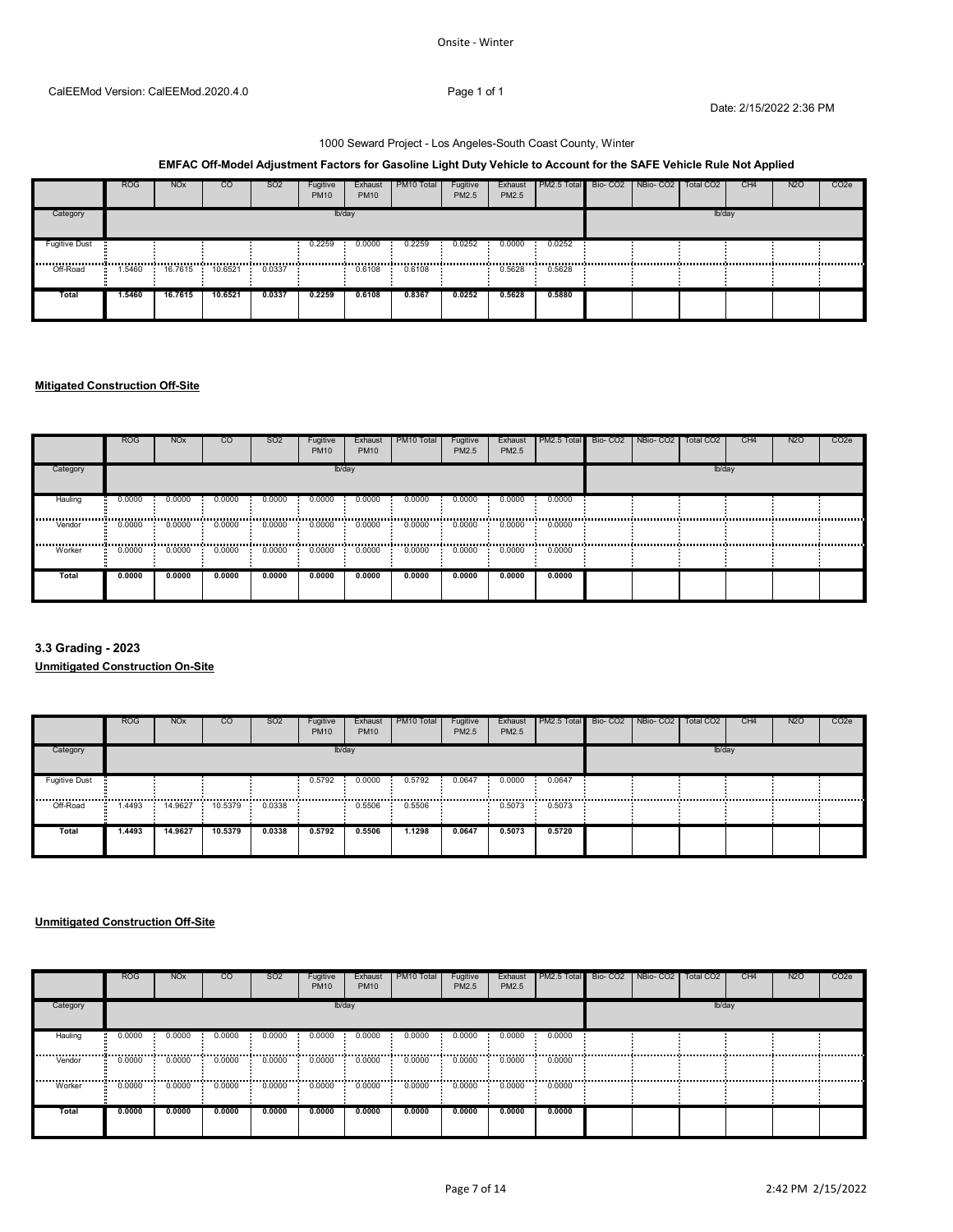1000 Seward Project - Los Angeles-South Coast County, Winter

**EMFAC Off-Model Adjustment Factors for Gasoline Light Duty Vehicle to Account for the SAFE Vehicle Rule Not Applied**

| | ROG | NOx | CO | SO2 | Fugitive PM10 | Exhaust PM10 | PM10 Total | Fugitive PM2.5 | Exhaust PM2.5 | PM2.5 Total | Bio- CO2 | NBio- CO2 | Total CO2 | CH4 | N2O | CO2e |
|---|---|---|---|---|---|---|---|---|---|---|---|---|---|---|---|---|
| Category | | | | | lb/day | | | | | | | | lb/day | | | |
| Fugitive Dust | | | | | 0.2259 | 0.0000 | 0.2259 | 0.0252 | 0.0000 | 0.0252 | | | | | | |
| Off-Road | 1.5460 | 16.7615 | 10.6521 | 0.0337 | | 0.6108 | 0.6108 | | 0.5628 | 0.5628 | | | | | | |
| **Total** | **1.5460** | **16.7615** | **10.6521** | **0.0337** | **0.2259** | **0.6108** | **0.8367** | **0.0252** | **0.5628** | **0.5880** | | | | | | |

**Mitigated Construction Off-Site**

| | ROG | NOx | CO | SO2 | Fugitive PM10 | Exhaust PM10 | PM10 Total | Fugitive PM2.5 | Exhaust PM2.5 | PM2.5 Total | Bio- CO2 | NBio- CO2 | Total CO2 | CH4 | N2O | CO2e |
|---|---|---|---|---|---|---|---|---|---|---|---|---|---|---|---|---|
| Category | | | | | lb/day | | | | | | | | lb/day | | | |
| Hauling | 0.0000 | 0.0000 | 0.0000 | 0.0000 | 0.0000 | 0.0000 | 0.0000 | 0.0000 | 0.0000 | 0.0000 | | | | | | |
| Vendor | 0.0000 | 0.0000 | 0.0000 | 0.0000 | 0.0000 | 0.0000 | 0.0000 | 0.0000 | 0.0000 | 0.0000 | | | | | | |
| Worker | 0.0000 | 0.0000 | 0.0000 | 0.0000 | 0.0000 | 0.0000 | 0.0000 | 0.0000 | 0.0000 | 0.0000 | | | | | | |
| **Total** | **0.0000** | **0.0000** | **0.0000** | **0.0000** | **0.0000** | **0.0000** | **0.0000** | **0.0000** | **0.0000** | **0.0000** | | | | | | |

### 3.3 Grading - 2023

**Unmitigated Construction On-Site**

| | ROG | NOx | CO | SO2 | Fugitive PM10 | Exhaust PM10 | PM10 Total | Fugitive PM2.5 | Exhaust PM2.5 | PM2.5 Total | Bio- CO2 | NBio- CO2 | Total CO2 | CH4 | N2O | CO2e |
|---|---|---|---|---|---|---|---|---|---|---|---|---|---|---|---|---|
| Category | | | | | lb/day | | | | | | | | lb/day | | | |
| Fugitive Dust | | | | | 0.5792 | 0.0000 | 0.5792 | 0.0647 | 0.0000 | 0.0647 | | | | | | |
| Off-Road | 1.4493 | 14.9627 | 10.5379 | 0.0338 | | 0.5506 | 0.5506 | | 0.5073 | 0.5073 | | | | | | |
| **Total** | **1.4493** | **14.9627** | **10.5379** | **0.0338** | **0.5792** | **0.5506** | **1.1298** | **0.0647** | **0.5073** | **0.5720** | | | | | | |

**Unmitigated Construction Off-Site**

| | ROG | NOx | CO | SO2 | Fugitive PM10 | Exhaust PM10 | PM10 Total | Fugitive PM2.5 | Exhaust PM2.5 | PM2.5 Total | Bio- CO2 | NBio- CO2 | Total CO2 | CH4 | N2O | CO2e |
|---|---|---|---|---|---|---|---|---|---|---|---|---|---|---|---|---|
| Category | | | | | lb/day | | | | | | | | lb/day | | | |
| Hauling | 0.0000 | 0.0000 | 0.0000 | 0.0000 | 0.0000 | 0.0000 | 0.0000 | 0.0000 | 0.0000 | 0.0000 | | | | | | |
| Vendor | 0.0000 | 0.0000 | 0.0000 | 0.0000 | 0.0000 | 0.0000 | 0.0000 | 0.0000 | 0.0000 | 0.0000 | | | | | | |
| Worker | 0.0000 | 0.0000 | 0.0000 | 0.0000 | 0.0000 | 0.0000 | 0.0000 | 0.0000 | 0.0000 | 0.0000 | | | | | | |
| **Total** | **0.0000** | **0.0000** | **0.0000** | **0.0000** | **0.0000** | **0.0000** | **0.0000** | **0.0000** | **0.0000** | **0.0000** | | | | | | |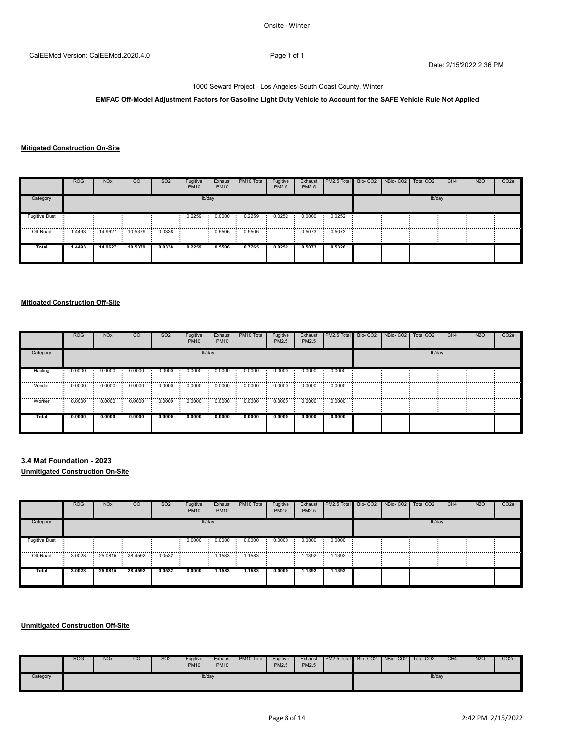1000 Seward Project - Los Angeles-South Coast County, Winter

**EMFAC Off-Model Adjustment Factors for Gasoline Light Duty Vehicle to Account for the SAFE Vehicle Rule Not Applied**

**Mitigated Construction On-Site**

| | ROG | NOx | CO | SO2 | Fugitive PM10 | Exhaust PM10 | PM10 Total | Fugitive PM2.5 | Exhaust PM2.5 | PM2.5 Total | Bio- CO2 | NBio- CO2 | Total CO2 | CH4 | N2O | CO2e |
|---|---|---|---|---|---|---|---|---|---|---|---|---|---|---|---|---|
| Category | lb/day | | | | | | | | | | lb/day | | | | | |
| Fugitive Dust | | | | | 0.2259 | 0.0000 | 0.2259 | 0.0252 | 0.0000 | 0.0252 | | | | | | |
| Off-Road | 1.4493 | 14.9627 | 10.5379 | 0.0338 | | 0.5506 | 0.5506 | | 0.5073 | 0.5073 | | | | | | |
| **Total** | **1.4493** | **14.9627** | **10.5379** | **0.0338** | **0.2259** | **0.5506** | **0.7765** | **0.0252** | **0.5073** | **0.5326** | | | | | | |

**Mitigated Construction Off-Site**

| | ROG | NOx | CO | SO2 | Fugitive PM10 | Exhaust PM10 | PM10 Total | Fugitive PM2.5 | Exhaust PM2.5 | PM2.5 Total | Bio- CO2 | NBio- CO2 | Total CO2 | CH4 | N2O | CO2e |
|---|---|---|---|---|---|---|---|---|---|---|---|---|---|---|---|---|
| Category | lb/day | | | | | | | | | | lb/day | | | | | |
| Hauling | 0.0000 | 0.0000 | 0.0000 | 0.0000 | 0.0000 | 0.0000 | 0.0000 | 0.0000 | 0.0000 | 0.0000 | | | | | | |
| Vendor | 0.0000 | 0.0000 | 0.0000 | 0.0000 | 0.0000 | 0.0000 | 0.0000 | 0.0000 | 0.0000 | 0.0000 | | | | | | |
| Worker | 0.0000 | 0.0000 | 0.0000 | 0.0000 | 0.0000 | 0.0000 | 0.0000 | 0.0000 | 0.0000 | 0.0000 | | | | | | |
| **Total** | **0.0000** | **0.0000** | **0.0000** | **0.0000** | **0.0000** | **0.0000** | **0.0000** | **0.0000** | **0.0000** | **0.0000** | | | | | | |

### 3.4 Mat Foundation - 2023

**Unmitigated Construction On-Site**

| | ROG | NOx | CO | SO2 | Fugitive PM10 | Exhaust PM10 | PM10 Total | Fugitive PM2.5 | Exhaust PM2.5 | PM2.5 Total | Bio- CO2 | NBio- CO2 | Total CO2 | CH4 | N2O | CO2e |
|---|---|---|---|---|---|---|---|---|---|---|---|---|---|---|---|---|
| Category | lb/day | | | | | | | | | | lb/day | | | | | |
| Fugitive Dust | | | | | 0.0000 | 0.0000 | 0.0000 | 0.0000 | 0.0000 | 0.0000 | | | | | | |
| Off-Road | 3.0028 | 25.0815 | 28.4592 | 0.0532 | | 1.1583 | 1.1583 | | 1.1392 | 1.1392 | | | | | | |
| **Total** | **3.0028** | **25.0815** | **28.4592** | **0.0532** | **0.0000** | **1.1583** | **1.1583** | **0.0000** | **1.1392** | **1.1392** | | | | | | |

**Unmitigated Construction Off-Site**

| | ROG | NOx | CO | SO2 | Fugitive PM10 | Exhaust PM10 | PM10 Total | Fugitive PM2.5 | Exhaust PM2.5 | PM2.5 Total | Bio- CO2 | NBio- CO2 | Total CO2 | CH4 | N2O | CO2e |
|---|---|---|---|---|---|---|---|---|---|---|---|---|---|---|---|---|
| Category | lb/day | | | | | | | | | | lb/day | | | | | |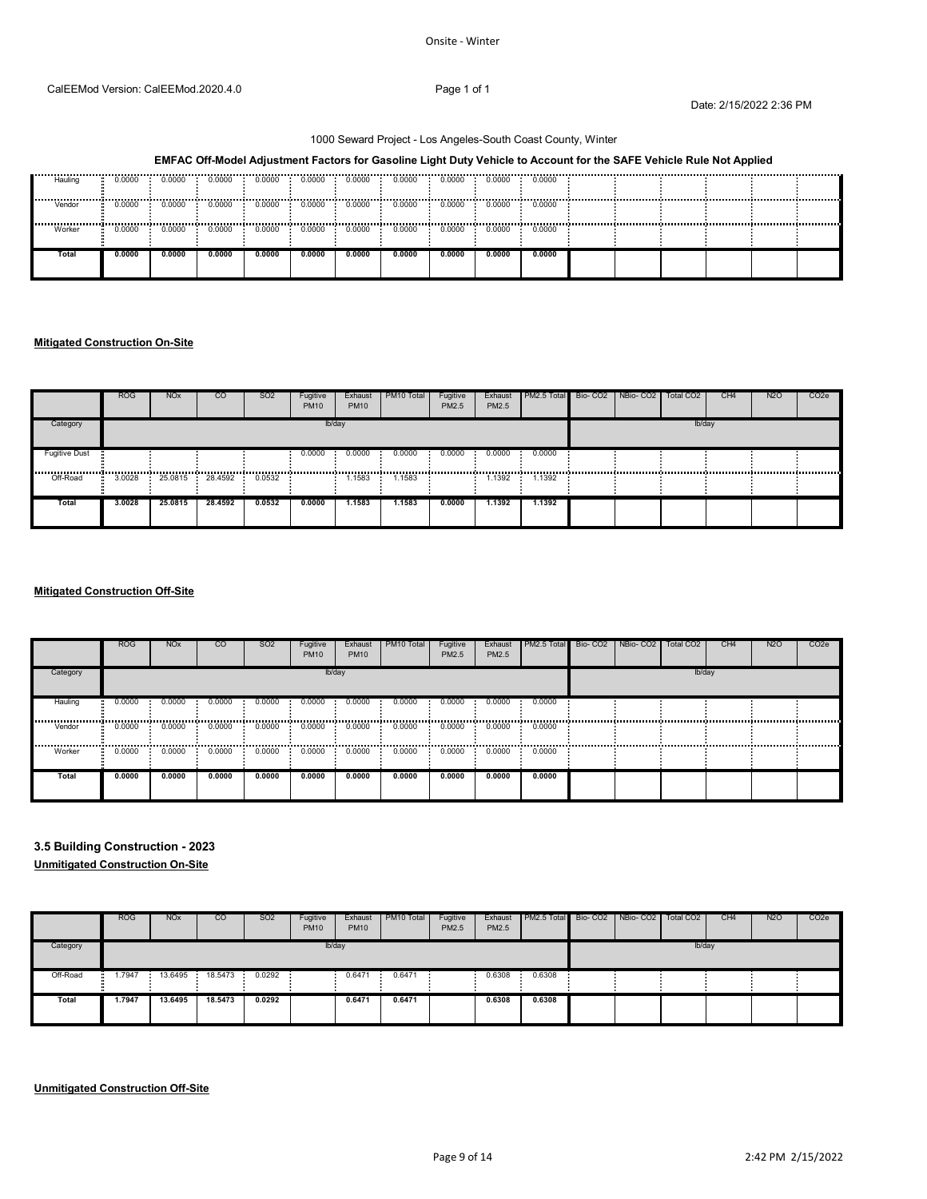1000 Seward Project - Los Angeles-South Coast County, Winter

**EMFAC Off-Model Adjustment Factors for Gasoline Light Duty Vehicle to Account for the SAFE Vehicle Rule Not Applied**

| | ROG | NOx | CO | SO2 | Fugitive PM10 | Exhaust PM10 | PM10 Total | Fugitive PM2.5 | Exhaust PM2.5 | PM2.5 Total | Bio- CO2 | NBio- CO2 | Total CO2 | CH4 | N2O | CO2e |
|---|---|---|---|---|---|---|---|---|---|---|---|---|---|---|---|---|
| Hauling | 0.0000 | 0.0000 | 0.0000 | 0.0000 | 0.0000 | 0.0000 | 0.0000 | 0.0000 | 0.0000 | 0.0000 | | | | | | |
| Vendor | 0.0000 | 0.0000 | 0.0000 | 0.0000 | 0.0000 | 0.0000 | 0.0000 | 0.0000 | 0.0000 | 0.0000 | | | | | | |
| Worker | 0.0000 | 0.0000 | 0.0000 | 0.0000 | 0.0000 | 0.0000 | 0.0000 | 0.0000 | 0.0000 | 0.0000 | | | | | | |
| **Total** | **0.0000** | **0.0000** | **0.0000** | **0.0000** | **0.0000** | **0.0000** | **0.0000** | **0.0000** | **0.0000** | **0.0000** | | | | | | |

**Mitigated Construction On-Site**

| | ROG | NOx | CO | SO2 | Fugitive PM10 | Exhaust PM10 | PM10 Total | Fugitive PM2.5 | Exhaust PM2.5 | PM2.5 Total | Bio- CO2 | NBio- CO2 | Total CO2 | CH4 | N2O | CO2e |
|---|---|---|---|---|---|---|---|---|---|---|---|---|---|---|---|---|
| Category | lb/day | | | | | | | | | | lb/day | | | | | |
| Fugitive Dust | | | | | 0.0000 | 0.0000 | 0.0000 | 0.0000 | 0.0000 | 0.0000 | | | | | | |
| Off-Road | 3.0028 | 25.0815 | 28.4592 | 0.0532 | | 1.1583 | 1.1583 | | 1.1392 | 1.1392 | | | | | | |
| **Total** | **3.0028** | **25.0815** | **28.4592** | **0.0532** | **0.0000** | **1.1583** | **1.1583** | **0.0000** | **1.1392** | **1.1392** | | | | | | |

**Mitigated Construction Off-Site**

| | ROG | NOx | CO | SO2 | Fugitive PM10 | Exhaust PM10 | PM10 Total | Fugitive PM2.5 | Exhaust PM2.5 | PM2.5 Total | Bio- CO2 | NBio- CO2 | Total CO2 | CH4 | N2O | CO2e |
|---|---|---|---|---|---|---|---|---|---|---|---|---|---|---|---|---|
| Category | lb/day | | | | | | | | | | lb/day | | | | | |
| Hauling | 0.0000 | 0.0000 | 0.0000 | 0.0000 | 0.0000 | 0.0000 | 0.0000 | 0.0000 | 0.0000 | 0.0000 | | | | | | |
| Vendor | 0.0000 | 0.0000 | 0.0000 | 0.0000 | 0.0000 | 0.0000 | 0.0000 | 0.0000 | 0.0000 | 0.0000 | | | | | | |
| Worker | 0.0000 | 0.0000 | 0.0000 | 0.0000 | 0.0000 | 0.0000 | 0.0000 | 0.0000 | 0.0000 | 0.0000 | | | | | | |
| **Total** | **0.0000** | **0.0000** | **0.0000** | **0.0000** | **0.0000** | **0.0000** | **0.0000** | **0.0000** | **0.0000** | **0.0000** | | | | | | |

### 3.5 Building Construction - 2023

**Unmitigated Construction On-Site**

| | ROG | NOx | CO | SO2 | Fugitive PM10 | Exhaust PM10 | PM10 Total | Fugitive PM2.5 | Exhaust PM2.5 | PM2.5 Total | Bio- CO2 | NBio- CO2 | Total CO2 | CH4 | N2O | CO2e |
|---|---|---|---|---|---|---|---|---|---|---|---|---|---|---|---|---|
| Category | lb/day | | | | | | | | | | lb/day | | | | | |
| Off-Road | 1.7947 | 13.6495 | 18.5473 | 0.0292 | | 0.6471 | 0.6471 | | 0.6308 | 0.6308 | | | | | | |
| **Total** | **1.7947** | **13.6495** | **18.5473** | **0.0292** | | **0.6471** | **0.6471** | | **0.6308** | **0.6308** | | | | | | |

**Unmitigated Construction Off-Site**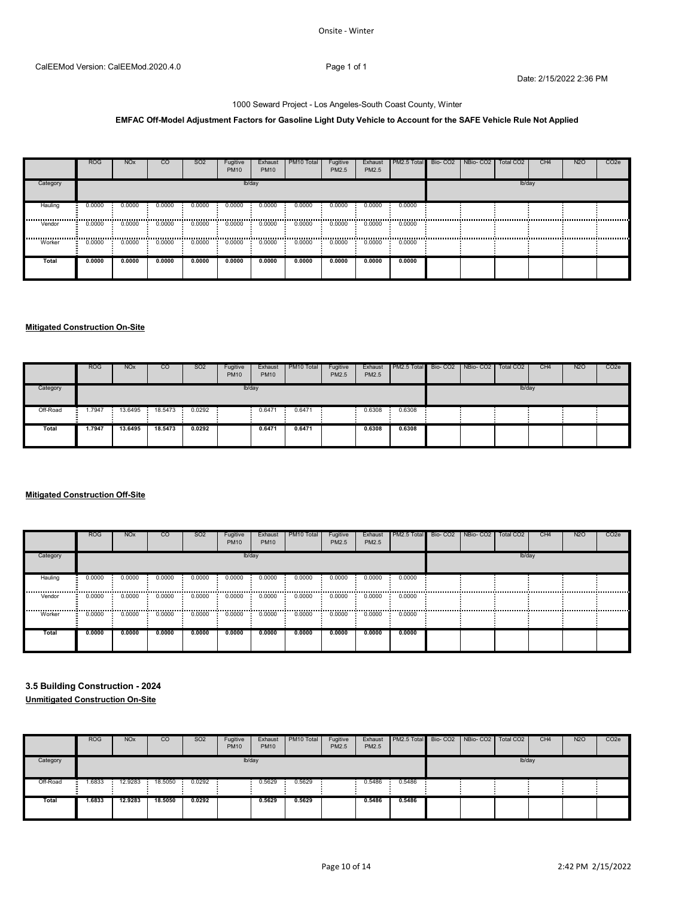CalEEMod Version: CalEEMod.2020.4.0

Date: 2/15/2022 2:36 PM

1000 Seward Project - Los Angeles-South Coast County, Winter

**EMFAC Off-Model Adjustment Factors for Gasoline Light Duty Vehicle to Account for the SAFE Vehicle Rule Not Applied**

| | ROG | NOx | CO | SO2 | Fugitive PM10 | Exhaust PM10 | PM10 Total | Fugitive PM2.5 | Exhaust PM2.5 | PM2.5 Total | Bio- CO2 | NBio- CO2 | Total CO2 | CH4 | N2O | CO2e |
|---|---|---|---|---|---|---|---|---|---|---|---|---|---|---|---|---|
| Category | lb/day | | | | | | | | | | lb/day | | | | | |
| Hauling | 0.0000 | 0.0000 | 0.0000 | 0.0000 | 0.0000 | 0.0000 | 0.0000 | 0.0000 | 0.0000 | 0.0000 | | | | | | |
| Vendor | 0.0000 | 0.0000 | 0.0000 | 0.0000 | 0.0000 | 0.0000 | 0.0000 | 0.0000 | 0.0000 | 0.0000 | | | | | | |
| Worker | 0.0000 | 0.0000 | 0.0000 | 0.0000 | 0.0000 | 0.0000 | 0.0000 | 0.0000 | 0.0000 | 0.0000 | | | | | | |
| **Total** | **0.0000** | **0.0000** | **0.0000** | **0.0000** | **0.0000** | **0.0000** | **0.0000** | **0.0000** | **0.0000** | **0.0000** | | | | | | |

**Mitigated Construction On-Site**

| | ROG | NOx | CO | SO2 | Fugitive PM10 | Exhaust PM10 | PM10 Total | Fugitive PM2.5 | Exhaust PM2.5 | PM2.5 Total | Bio- CO2 | NBio- CO2 | Total CO2 | CH4 | N2O | CO2e |
|---|---|---|---|---|---|---|---|---|---|---|---|---|---|---|---|---|
| Category | lb/day | | | | | | | | | | lb/day | | | | | |
| Off-Road | 1.7947 | 13.6495 | 18.5473 | 0.0292 | | 0.6471 | 0.6471 | | 0.6308 | 0.6308 | | | | | | |
| **Total** | **1.7947** | **13.6495** | **18.5473** | **0.0292** | | **0.6471** | **0.6471** | | **0.6308** | **0.6308** | | | | | | |

**Mitigated Construction Off-Site**

| | ROG | NOx | CO | SO2 | Fugitive PM10 | Exhaust PM10 | PM10 Total | Fugitive PM2.5 | Exhaust PM2.5 | PM2.5 Total | Bio- CO2 | NBio- CO2 | Total CO2 | CH4 | N2O | CO2e |
|---|---|---|---|---|---|---|---|---|---|---|---|---|---|---|---|---|
| Category | lb/day | | | | | | | | | | lb/day | | | | | |
| Hauling | 0.0000 | 0.0000 | 0.0000 | 0.0000 | 0.0000 | 0.0000 | 0.0000 | 0.0000 | 0.0000 | 0.0000 | | | | | | |
| Vendor | 0.0000 | 0.0000 | 0.0000 | 0.0000 | 0.0000 | 0.0000 | 0.0000 | 0.0000 | 0.0000 | 0.0000 | | | | | | |
| Worker | 0.0000 | 0.0000 | 0.0000 | 0.0000 | 0.0000 | 0.0000 | 0.0000 | 0.0000 | 0.0000 | 0.0000 | | | | | | |
| **Total** | **0.0000** | **0.0000** | **0.0000** | **0.0000** | **0.0000** | **0.0000** | **0.0000** | **0.0000** | **0.0000** | **0.0000** | | | | | | |

### 3.5 Building Construction - 2024

**Unmitigated Construction On-Site**

| | ROG | NOx | CO | SO2 | Fugitive PM10 | Exhaust PM10 | PM10 Total | Fugitive PM2.5 | Exhaust PM2.5 | PM2.5 Total | Bio- CO2 | NBio- CO2 | Total CO2 | CH4 | N2O | CO2e |
|---|---|---|---|---|---|---|---|---|---|---|---|---|---|---|---|---|
| Category | lb/day | | | | | | | | | | lb/day | | | | | |
| Off-Road | 1.6833 | 12.9283 | 18.5050 | 0.0292 | | 0.5629 | 0.5629 | | 0.5486 | 0.5486 | | | | | | |
| **Total** | **1.6833** | **12.9283** | **18.5050** | **0.0292** | | **0.5629** | **0.5629** | | **0.5486** | **0.5486** | | | | | | |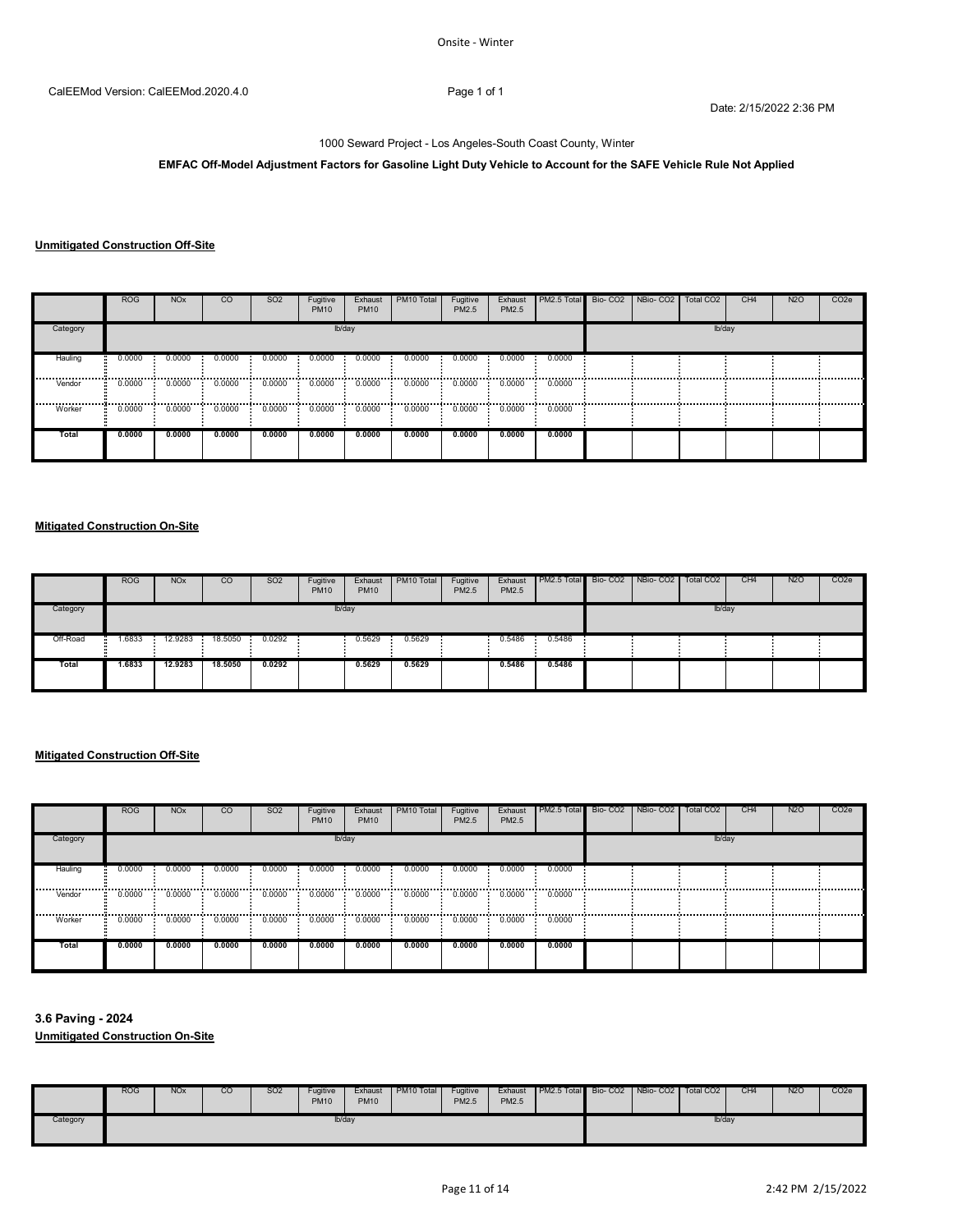Onsite - Winter

CalEEMod Version: CalEEMod.2020.4.0

Date: 2/15/2022 2:36 PM

1000 Seward Project - Los Angeles-South Coast County, Winter

**EMFAC Off-Model Adjustment Factors for Gasoline Light Duty Vehicle to Account for the SAFE Vehicle Rule Not Applied**

**Unmitigated Construction Off-Site**

| | ROG | NOx | CO | SO2 | Fugitive PM10 | Exhaust PM10 | PM10 Total | Fugitive PM2.5 | Exhaust PM2.5 | PM2.5 Total | Bio- CO2 | NBio- CO2 | Total CO2 | CH4 | N2O | CO2e |
|---|---|---|---|---|---|---|---|---|---|---|---|---|---|---|---|---|
| Category | lb/day | | | | | | | | | | lb/day | | | | | |
| Hauling | 0.0000 | 0.0000 | 0.0000 | 0.0000 | 0.0000 | 0.0000 | 0.0000 | 0.0000 | 0.0000 | 0.0000 | | | | | | |
| Vendor | 0.0000 | 0.0000 | 0.0000 | 0.0000 | 0.0000 | 0.0000 | 0.0000 | 0.0000 | 0.0000 | 0.0000 | | | | | | |
| Worker | 0.0000 | 0.0000 | 0.0000 | 0.0000 | 0.0000 | 0.0000 | 0.0000 | 0.0000 | 0.0000 | 0.0000 | | | | | | |
| **Total** | **0.0000** | **0.0000** | **0.0000** | **0.0000** | **0.0000** | **0.0000** | **0.0000** | **0.0000** | **0.0000** | **0.0000** | | | | | | |

**Mitigated Construction On-Site**

| | ROG | NOx | CO | SO2 | Fugitive PM10 | Exhaust PM10 | PM10 Total | Fugitive PM2.5 | Exhaust PM2.5 | PM2.5 Total | Bio- CO2 | NBio- CO2 | Total CO2 | CH4 | N2O | CO2e |
|---|---|---|---|---|---|---|---|---|---|---|---|---|---|---|---|---|
| Category | lb/day | | | | | | | | | | lb/day | | | | | |
| Off-Road | 1.6833 | 12.9283 | 18.5050 | 0.0292 | | 0.5629 | 0.5629 | | 0.5486 | 0.5486 | | | | | | |
| **Total** | **1.6833** | **12.9283** | **18.5050** | **0.0292** | | **0.5629** | **0.5629** | | **0.5486** | **0.5486** | | | | | | |

**Mitigated Construction Off-Site**

| | ROG | NOx | CO | SO2 | Fugitive PM10 | Exhaust PM10 | PM10 Total | Fugitive PM2.5 | Exhaust PM2.5 | PM2.5 Total | Bio- CO2 | NBio- CO2 | Total CO2 | CH4 | N2O | CO2e |
|---|---|---|---|---|---|---|---|---|---|---|---|---|---|---|---|---|
| Category | lb/day | | | | | | | | | | lb/day | | | | | |
| Hauling | 0.0000 | 0.0000 | 0.0000 | 0.0000 | 0.0000 | 0.0000 | 0.0000 | 0.0000 | 0.0000 | 0.0000 | | | | | | |
| Vendor | 0.0000 | 0.0000 | 0.0000 | 0.0000 | 0.0000 | 0.0000 | 0.0000 | 0.0000 | 0.0000 | 0.0000 | | | | | | |
| Worker | 0.0000 | 0.0000 | 0.0000 | 0.0000 | 0.0000 | 0.0000 | 0.0000 | 0.0000 | 0.0000 | 0.0000 | | | | | | |
| **Total** | **0.0000** | **0.0000** | **0.0000** | **0.0000** | **0.0000** | **0.0000** | **0.0000** | **0.0000** | **0.0000** | **0.0000** | | | | | | |

### 3.6 Paving - 2024

**Unmitigated Construction On-Site**

| | ROG | NOx | CO | SO2 | Fugitive PM10 | Exhaust PM10 | PM10 Total | Fugitive PM2.5 | Exhaust PM2.5 | PM2.5 Total | Bio- CO2 | NBio- CO2 | Total CO2 | CH4 | N2O | CO2e |
|---|---|---|---|---|---|---|---|---|---|---|---|---|---|---|---|---|
| Category | lb/day | | | | | | | | | | lb/day | | | | | |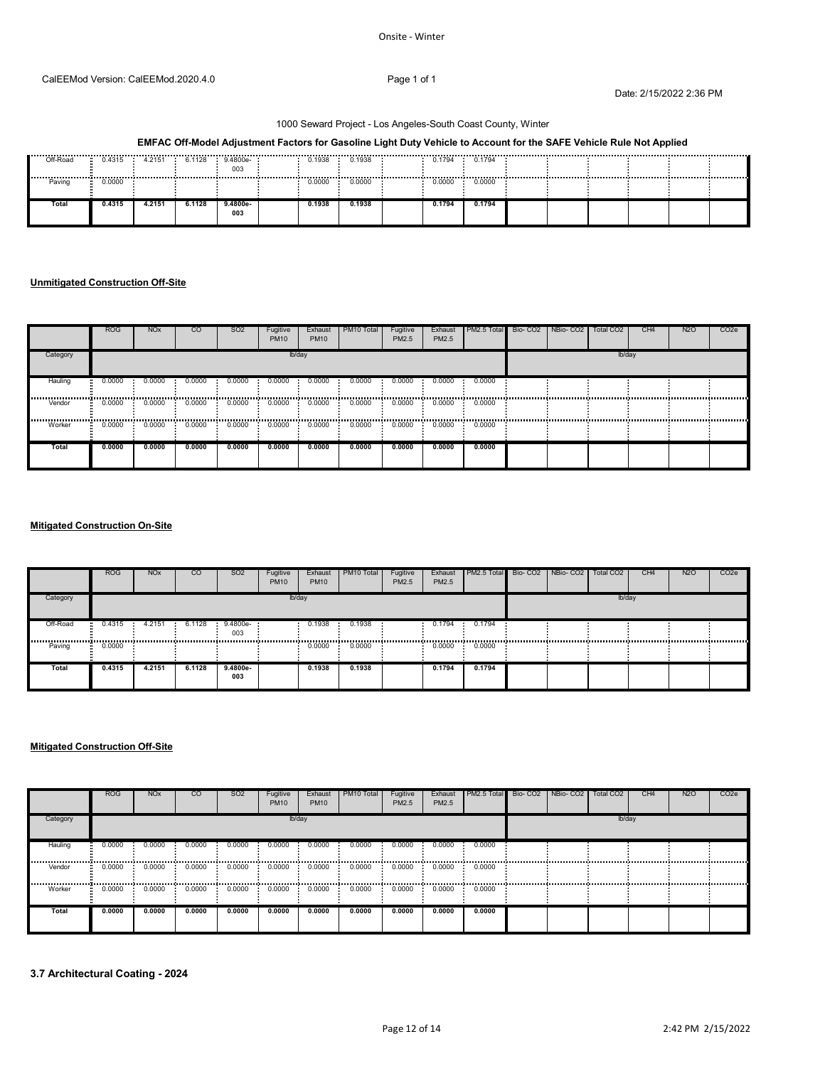Onsite - Winter

1000 Seward Project - Los Angeles-South Coast County, Winter

**EMFAC Off-Model Adjustment Factors for Gasoline Light Duty Vehicle to Account for the SAFE Vehicle Rule Not Applied**

| | ROG | NOx | CO | SO2 | Fugitive PM10 | Exhaust PM10 | PM10 Total | Fugitive PM2.5 | Exhaust PM2.5 | PM2.5 Total | Bio- CO2 | NBio- CO2 | Total CO2 | CH4 | N2O | CO2e |
|---|---|---|---|---|---|---|---|---|---|---|---|---|---|---|---|---|
| Off-Road | 0.4315 | 4.2151 | 6.1128 | 9.4800e-003 | | 0.1938 | 0.1938 | | 0.1794 | 0.1794 | | | | | | |
| Paving | 0.0000 | | | | | 0.0000 | 0.0000 | | 0.0000 | 0.0000 | | | | | | |
| **Total** | **0.4315** | **4.2151** | **6.1128** | **9.4800e-003** | | **0.1938** | **0.1938** | | **0.1794** | **0.1794** | | | | | | |

**Unmitigated Construction Off-Site**

| | ROG | NOx | CO | SO2 | Fugitive PM10 | Exhaust PM10 | PM10 Total | Fugitive PM2.5 | Exhaust PM2.5 | PM2.5 Total | Bio- CO2 | NBio- CO2 | Total CO2 | CH4 | N2O | CO2e |
|---|---|---|---|---|---|---|---|---|---|---|---|---|---|---|---|---|
| Category | | | | | lb/day | | | | | | | | lb/day | | | |
| Hauling | 0.0000 | 0.0000 | 0.0000 | 0.0000 | 0.0000 | 0.0000 | 0.0000 | 0.0000 | 0.0000 | 0.0000 | | | | | | |
| Vendor | 0.0000 | 0.0000 | 0.0000 | 0.0000 | 0.0000 | 0.0000 | 0.0000 | 0.0000 | 0.0000 | 0.0000 | | | | | | |
| Worker | 0.0000 | 0.0000 | 0.0000 | 0.0000 | 0.0000 | 0.0000 | 0.0000 | 0.0000 | 0.0000 | 0.0000 | | | | | | |
| **Total** | **0.0000** | **0.0000** | **0.0000** | **0.0000** | **0.0000** | **0.0000** | **0.0000** | **0.0000** | **0.0000** | **0.0000** | | | | | | |

**Mitigated Construction On-Site**

| | ROG | NOx | CO | SO2 | Fugitive PM10 | Exhaust PM10 | PM10 Total | Fugitive PM2.5 | Exhaust PM2.5 | PM2.5 Total | Bio- CO2 | NBio- CO2 | Total CO2 | CH4 | N2O | CO2e |
|---|---|---|---|---|---|---|---|---|---|---|---|---|---|---|---|---|
| Category | | | | | lb/day | | | | | | | | lb/day | | | |
| Off-Road | 0.4315 | 4.2151 | 6.1128 | 9.4800e-003 | | 0.1938 | 0.1938 | | 0.1794 | 0.1794 | | | | | | |
| Paving | 0.0000 | | | | | 0.0000 | 0.0000 | | 0.0000 | 0.0000 | | | | | | |
| **Total** | **0.4315** | **4.2151** | **6.1128** | **9.4800e-003** | | **0.1938** | **0.1938** | | **0.1794** | **0.1794** | | | | | | |

**Mitigated Construction Off-Site**

| | ROG | NOx | CO | SO2 | Fugitive PM10 | Exhaust PM10 | PM10 Total | Fugitive PM2.5 | Exhaust PM2.5 | PM2.5 Total | Bio- CO2 | NBio- CO2 | Total CO2 | CH4 | N2O | CO2e |
|---|---|---|---|---|---|---|---|---|---|---|---|---|---|---|---|---|
| Category | | | | | lb/day | | | | | | | | lb/day | | | |
| Hauling | 0.0000 | 0.0000 | 0.0000 | 0.0000 | 0.0000 | 0.0000 | 0.0000 | 0.0000 | 0.0000 | 0.0000 | | | | | | |
| Vendor | 0.0000 | 0.0000 | 0.0000 | 0.0000 | 0.0000 | 0.0000 | 0.0000 | 0.0000 | 0.0000 | 0.0000 | | | | | | |
| Worker | 0.0000 | 0.0000 | 0.0000 | 0.0000 | 0.0000 | 0.0000 | 0.0000 | 0.0000 | 0.0000 | 0.0000 | | | | | | |
| **Total** | **0.0000** | **0.0000** | **0.0000** | **0.0000** | **0.0000** | **0.0000** | **0.0000** | **0.0000** | **0.0000** | **0.0000** | | | | | | |

### 3.7 Architectural Coating - 2024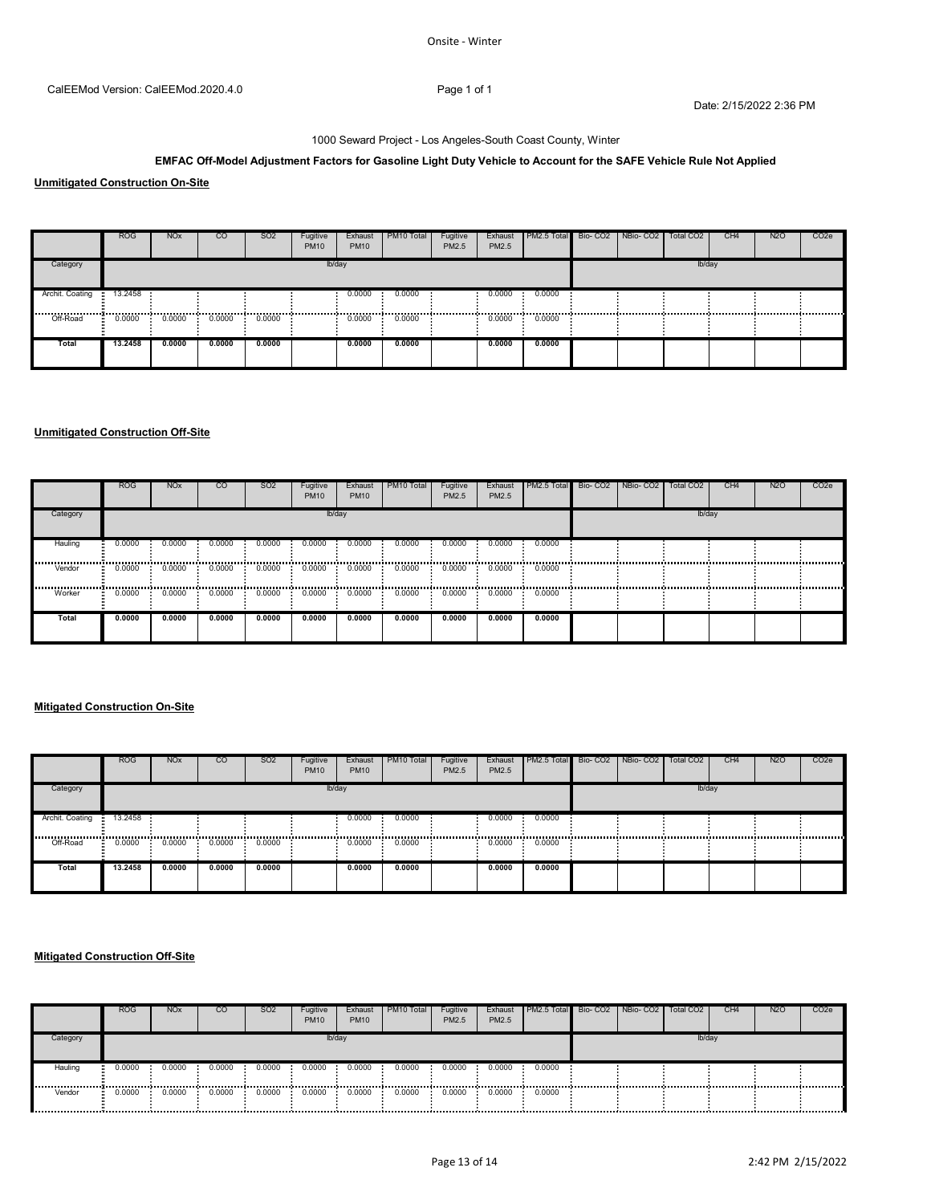Onsite - Winter

CalEEMod Version: CalEEMod.2020.4.0

Date: 2/15/2022 2:36 PM

1000 Seward Project - Los Angeles-South Coast County, Winter

**EMFAC Off-Model Adjustment Factors for Gasoline Light Duty Vehicle to Account for the SAFE Vehicle Rule Not Applied**

**Unmitigated Construction On-Site**

| | ROG | NOx | CO | SO2 | Fugitive PM10 | Exhaust PM10 | PM10 Total | Fugitive PM2.5 | Exhaust PM2.5 | PM2.5 Total | Bio- CO2 | NBio- CO2 | Total CO2 | CH4 | N2O | CO2e |
|---|---|---|---|---|---|---|---|---|---|---|---|---|---|---|---|---|
| Category | lb/day | | | | | | | | | | lb/day | | | | | |
| Archit. Coating | 13.2458 | | | | | 0.0000 | 0.0000 | | 0.0000 | 0.0000 | | | | | | |
| Off-Road | 0.0000 | 0.0000 | 0.0000 | 0.0000 | | 0.0000 | 0.0000 | | 0.0000 | 0.0000 | | | | | | |
| **Total** | **13.2458** | **0.0000** | **0.0000** | **0.0000** | | **0.0000** | **0.0000** | | **0.0000** | **0.0000** | | | | | | |

**Unmitigated Construction Off-Site**

| | ROG | NOx | CO | SO2 | Fugitive PM10 | Exhaust PM10 | PM10 Total | Fugitive PM2.5 | Exhaust PM2.5 | PM2.5 Total | Bio- CO2 | NBio- CO2 | Total CO2 | CH4 | N2O | CO2e |
|---|---|---|---|---|---|---|---|---|---|---|---|---|---|---|---|---|
| Category | lb/day | | | | | | | | | | lb/day | | | | | |
| Hauling | 0.0000 | 0.0000 | 0.0000 | 0.0000 | 0.0000 | 0.0000 | 0.0000 | 0.0000 | 0.0000 | 0.0000 | | | | | | |
| Vendor | 0.0000 | 0.0000 | 0.0000 | 0.0000 | 0.0000 | 0.0000 | 0.0000 | 0.0000 | 0.0000 | 0.0000 | | | | | | |
| Worker | 0.0000 | 0.0000 | 0.0000 | 0.0000 | 0.0000 | 0.0000 | 0.0000 | 0.0000 | 0.0000 | 0.0000 | | | | | | |
| **Total** | **0.0000** | **0.0000** | **0.0000** | **0.0000** | **0.0000** | **0.0000** | **0.0000** | **0.0000** | **0.0000** | **0.0000** | | | | | | |

**Mitigated Construction On-Site**

| | ROG | NOx | CO | SO2 | Fugitive PM10 | Exhaust PM10 | PM10 Total | Fugitive PM2.5 | Exhaust PM2.5 | PM2.5 Total | Bio- CO2 | NBio- CO2 | Total CO2 | CH4 | N2O | CO2e |
|---|---|---|---|---|---|---|---|---|---|---|---|---|---|---|---|---|
| Category | lb/day | | | | | | | | | | lb/day | | | | | |
| Archit. Coating | 13.2458 | | | | | 0.0000 | 0.0000 | | 0.0000 | 0.0000 | | | | | | |
| Off-Road | 0.0000 | 0.0000 | 0.0000 | 0.0000 | | 0.0000 | 0.0000 | | 0.0000 | 0.0000 | | | | | | |
| **Total** | **13.2458** | **0.0000** | **0.0000** | **0.0000** | | **0.0000** | **0.0000** | | **0.0000** | **0.0000** | | | | | | |

**Mitigated Construction Off-Site**

| | ROG | NOx | CO | SO2 | Fugitive PM10 | Exhaust PM10 | PM10 Total | Fugitive PM2.5 | Exhaust PM2.5 | PM2.5 Total | Bio- CO2 | NBio- CO2 | Total CO2 | CH4 | N2O | CO2e |
|---|---|---|---|---|---|---|---|---|---|---|---|---|---|---|---|---|
| Category | lb/day | | | | | | | | | | lb/day | | | | | |
| Hauling | 0.0000 | 0.0000 | 0.0000 | 0.0000 | 0.0000 | 0.0000 | 0.0000 | 0.0000 | 0.0000 | 0.0000 | | | | | | |
| Vendor | 0.0000 | 0.0000 | 0.0000 | 0.0000 | 0.0000 | 0.0000 | 0.0000 | 0.0000 | 0.0000 | 0.0000 | | | | | | |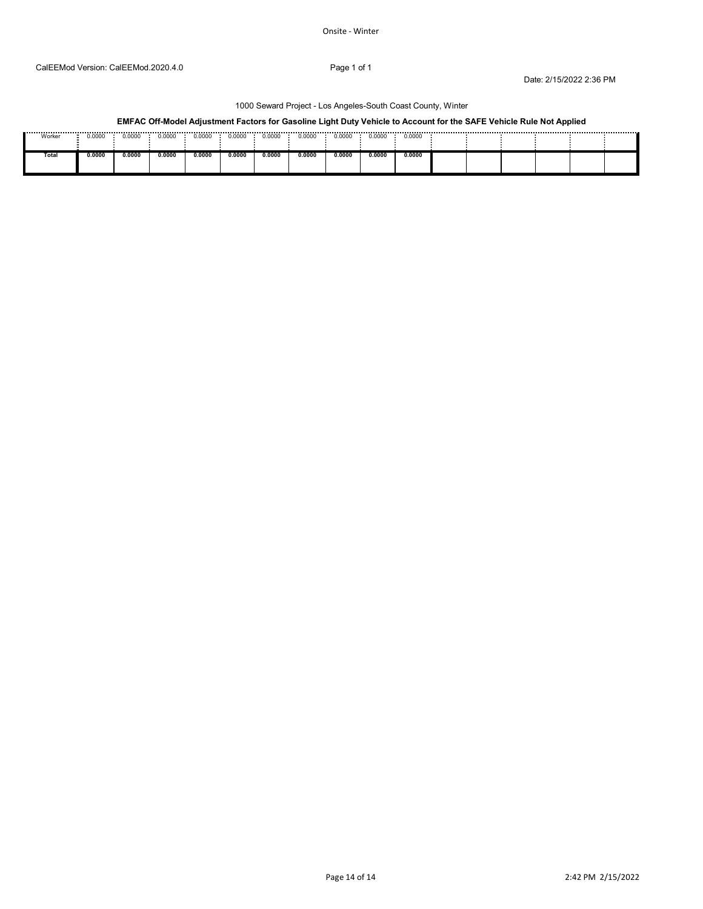1000 Seward Project - Los Angeles-South Coast County, Winter

**EMFAC Off-Model Adjustment Factors for Gasoline Light Duty Vehicle to Account for the SAFE Vehicle Rule Not Applied**

| | | | | | | | | | | | | | | | | |
|---|---|---|---|---|---|---|---|---|---|---|---|---|---|---|---|---|
| Worker | 0.0000 | 0.0000 | 0.0000 | 0.0000 | 0.0000 | 0.0000 | 0.0000 | 0.0000 | 0.0000 | 0.0000 | | | | | | |
| **Total** | **0.0000** | **0.0000** | **0.0000** | **0.0000** | **0.0000** | **0.0000** | **0.0000** | **0.0000** | **0.0000** | **0.0000** | | | | | | |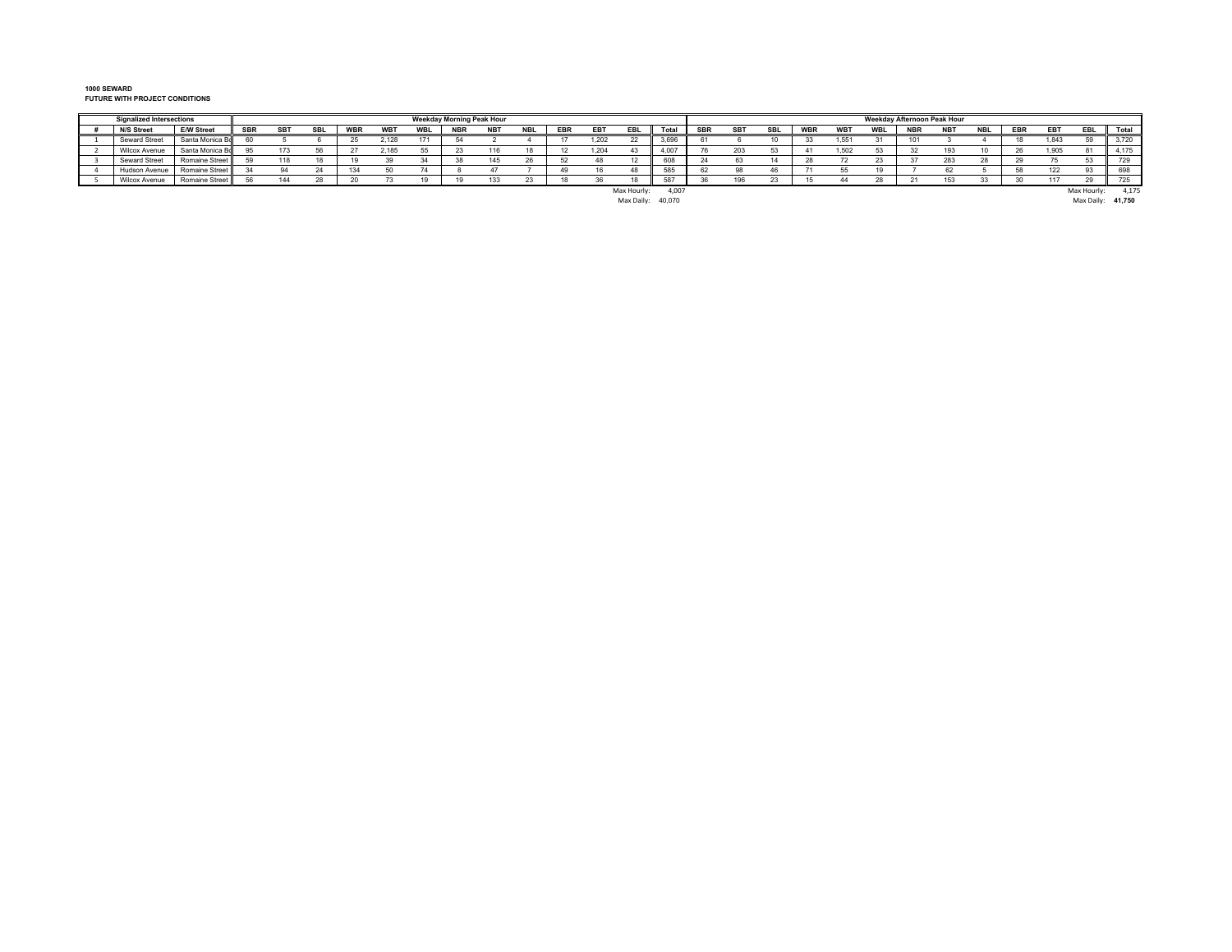**1000 SEWARD**
**FUTURE WITH PROJECT CONDITIONS**

| Signalized Intersections | | | Weekday Morning Peak Hour | | | | | | | | | | | | | Weekday Afternoon Peak Hour | | | | | | | | | | | | |
|---|---|---|---|---|---|---|---|---|---|---|---|---|---|---|---|---|---|---|---|---|---|---|---|---|---|---|---|---|
| # | N/S Street | E/W Street | SBR | SBT | SBL | WBR | WBT | WBL | NBR | NBT | NBL | EBR | EBT | EBL | Total | SBR | SBT | SBL | WBR | WBT | WBL | NBR | NBT | NBL | EBR | EBT | EBL | Total |
| 1 | Seward Street | Santa Monica Bo | 60 | 5 | 6 | 25 | 2,128 | 171 | 54 | 2 | 4 | 17 | 1,202 | 22 | 3,696 | 61 | 6 | 10 | 33 | 1,551 | 31 | 101 | 3 | 4 | 18 | 1,843 | 59 | 3,720 |
| 2 | Wilcox Avenue | Santa Monica Bo | 95 | 173 | 56 | 27 | 2,185 | 55 | 23 | 116 | 18 | 12 | 1,204 | 43 | 4,007 | 76 | 203 | 53 | 41 | 1,502 | 53 | 32 | 193 | 10 | 26 | 1,905 | 81 | 4,175 |
| 3 | Seward Street | Romaine Street | 59 | 118 | 18 | 19 | 39 | 34 | 38 | 145 | 26 | 52 | 48 | 12 | 608 | 24 | 63 | 14 | 28 | 72 | 23 | 37 | 283 | 28 | 29 | 75 | 53 | 729 |
| 4 | Hudson Avenue | Romaine Street | 34 | 94 | 24 | 134 | 50 | 74 | 8 | 47 | 7 | 49 | 16 | 48 | 585 | 62 | 98 | 46 | 71 | 55 | 19 | 7 | 62 | 5 | 58 | 122 | 93 | 698 |
| 5 | Wilcox Avenue | Romaine Street | 56 | 144 | 28 | 20 | 73 | 19 | 19 | 133 | 23 | 18 | 36 | 18 | 587 | 36 | 196 | 23 | 15 | 44 | 28 | 21 | 153 | 33 | 30 | 117 | 29 | 725 |
| | | | | | | | | | | | | | | Max Hourly: | 4,007 | | | | | | | | | | | | Max Hourly: | 4,175 |
| | | | | | | | | | | | | | | Max Daily: | 40,070 | | | | | | | | | | | | Max Daily: | **41,750** |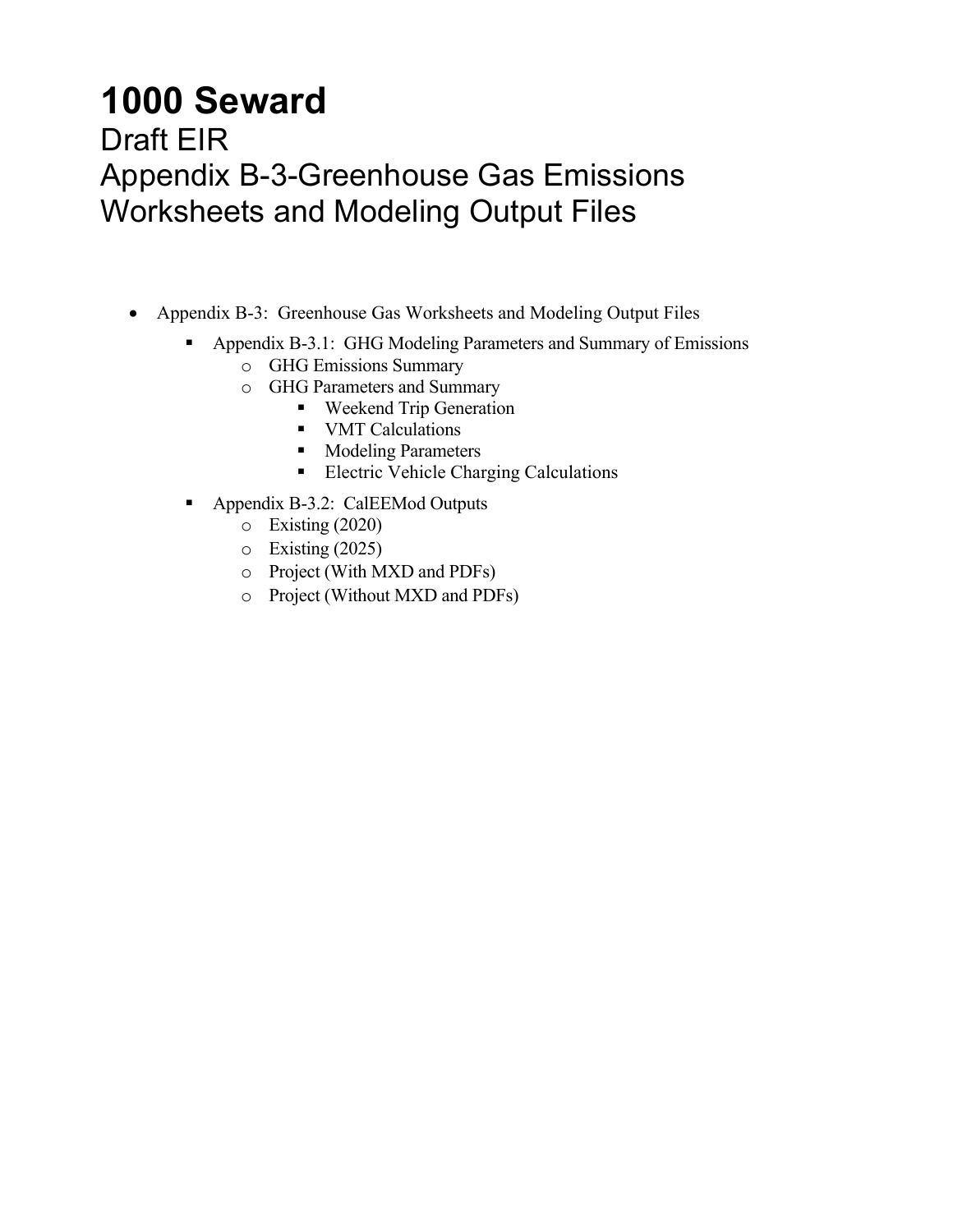# 1000 Seward

Draft EIR

Appendix B-3-Greenhouse Gas Emissions Worksheets and Modeling Output Files

- Appendix B-3: Greenhouse Gas Worksheets and Modeling Output Files
  - Appendix B-3.1: GHG Modeling Parameters and Summary of Emissions
    - GHG Emissions Summary
    - GHG Parameters and Summary
      - Weekend Trip Generation
      - VMT Calculations
      - Modeling Parameters
      - Electric Vehicle Charging Calculations
  - Appendix B-3.2: CalEEMod Outputs
    - Existing (2020)
    - Existing (2025)
    - Project (With MXD and PDFs)
    - Project (Without MXD and PDFs)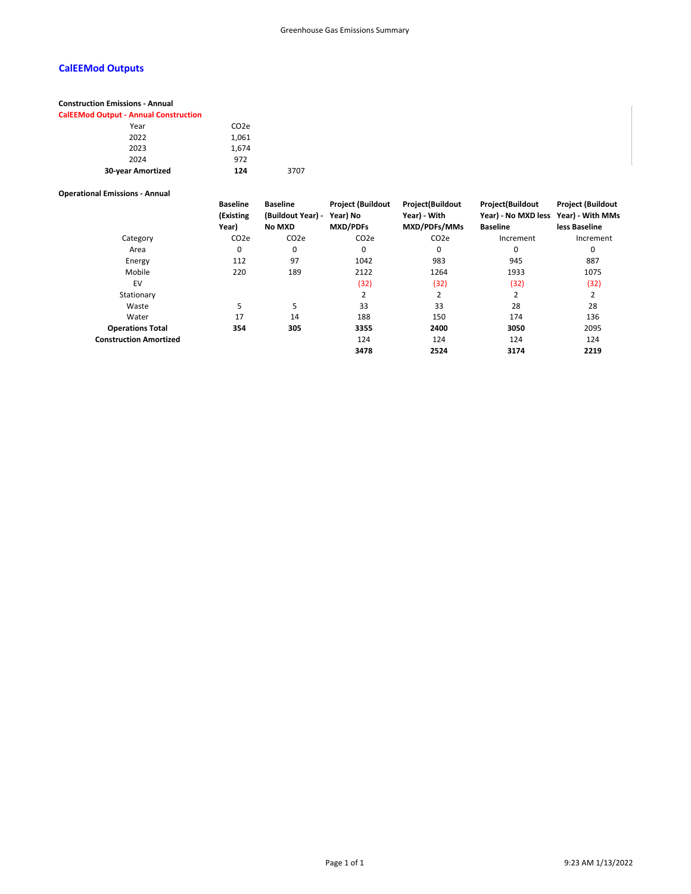## CalEEMod Outputs

**Construction Emissions - Annual**

**CalEEMod Output - Annual Construction**

| Year | $CO_2e$ | |
|---|---|---|
| 2022 | 1,061 | |
| 2023 | 1,674 | |
| 2024 | 972 | |
| **30-year Amortized** | **124** | 3707 |

**Operational Emissions - Annual**

| Category | **Baseline (Existing Year)** | **Baseline (Buildout Year) - No MXD** | **Project (Buildout Year) No MXD/PDFs** | **Project(Buildout Year) - With MXD/PDFs/MMs** | **Project(Buildout Year) - No MXD less Baseline** | **Project (Buildout Year) - With MMs less Baseline** |
|---|---|---|---|---|---|---|
| | $CO_2e$ | $CO_2e$ | $CO_2e$ | $CO_2e$ | Increment | Increment |
| Area | 0 | 0 | 0 | 0 | 0 | 0 |
| Energy | 112 | 97 | 1042 | 983 | 945 | 887 |
| Mobile | 220 | 189 | 2122 | 1264 | 1933 | 1075 |
| EV | | | (32) | (32) | (32) | (32) |
| Stationary | | | 2 | 2 | 2 | 2 |
| Waste | 5 | 5 | 33 | 33 | 28 | 28 |
| Water | 17 | 14 | 188 | 150 | 174 | 136 |
| **Operations Total** | **354** | **305** | **3355** | **2400** | **3050** | 2095 |
| **Construction Amortized** | | | 124 | 124 | 124 | 124 |
| | | | **3478** | **2524** | **3174** | **2219** |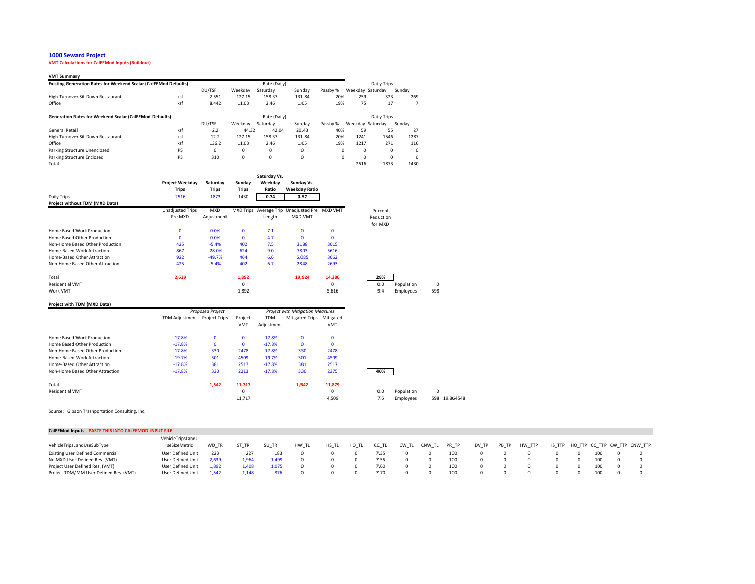**1000 Seward Project**

**VMT Calculations for CalEEMod Inputs (Buildout)**

**VMT Summary**

| Existing Generation Rates for Weekend Scalar (CalEEMod Defaults) | | DU/TSF | Weekday | Rate (Daily) Saturday | Sunday | Passby % | Daily Trips Weekday | Saturday | Sunday |
|---|---|---|---|---|---|---|---|---|---|
| High-Turnover Sit-Down Restaurant | ksf | 2.551 | 127.15 | 158.37 | 131.84 | 20% | 259 | 323 | 269 |
| Office | ksf | 8.442 | 11.03 | 2.46 | 1.05 | 19% | 75 | 17 | 7 |

| Generation Rates for Weekend Scalar (CalEEMod Defaults) | | DU/TSF | Weekday | Rate (Daily) Saturday | Sunday | Passby % | Daily Trips Weekday | Saturday | Sunday |
|---|---|---|---|---|---|---|---|---|---|
| General Retail | ksf | 2.2 | 44.32 | 42.04 | 20.43 | 40% | 59 | 55 | 27 |
| High-Turnover Sit-Down Restaurant | ksf | 12.2 | 127.15 | 158.37 | 131.84 | 20% | 1241 | 1546 | 1287 |
| Office | ksf | 136.2 | 11.03 | 2.46 | 1.05 | 19% | 1217 | 271 | 116 |
| Parking Structure Unenclosed | PS | 0 | 0 | 0 | 0 | 0 | 0 | 0 | 0 |
| Parking Structure Enclosed | PS | 310 | 0 | 0 | 0 | 0 | 0 | 0 | 0 |
| Total | | | | | | | 2516 | 1873 | 1430 |

| | Project Weekday Trips | Saturday Trips | Sunday Trips | Saturday Vs. Weekday Ratio | Sunday Vs. Weekday Ratio |
|---|---|---|---|---|---|
| Daily Trips | 2516 | 1873 | 1430 | 0.74 | 0.57 |

**Project without TDM (MXD Data)**

| | Unadjusted Trips Pre MXD | MXD Adjustment | MXD Trips | Average Trip Length | Unadjusted Pre MXD VMT | MXD VMT | Percent Reduction for MXD | | |
|---|---|---|---|---|---|---|---|---|---|
| Home Based Work Production | 0 | 0.0% | 0 | 7.1 | 0 | 0 | | | |
| Home Based Other Production | 0 | 0.0% | 0 | 4.7 | 0 | 0 | | | |
| Non-Home Based Other Production | 425 | -5.4% | 402 | 7.5 | 3188 | 3015 | | | |
| Home-Based Work Attraction | 867 | -28.0% | 624 | 9.0 | 7803 | 5616 | | | |
| Home-Based Other Attraction | 922 | -49.7% | 464 | 6.6 | 6,085 | 3062 | | | |
| Non-Home Based Other Attraction | 425 | -5.4% | 402 | 6.7 | 2848 | 2693 | | | |
| Total | 2,639 | | 1,892 | | 19,924 | 14,386 | 28% | | |
| Residential VMT | | | 0 | | | 0 | 0.0 | Population | 0 |
| Work VMT | | | 1,892 | | | 5,616 | 9.4 | Employees | 598 |

**Project with TDM (MXD Data)**

| | TDM Adjustment | *Proposed Project* Project Trips | Project VMT | *Project with Mitigation Measures* TDM Adjustment | Mitigated Trips | Mitigated VMT | | | | |
|---|---|---|---|---|---|---|---|---|---|---|
| Home Based Work Production | -17.8% | 0 | 0 | -17.8% | 0 | 0 | | | | |
| Home Based Other Production | -17.8% | 0 | 0 | -17.8% | 0 | 0 | | | | |
| Non-Home Based Other Production | -17.8% | 330 | 2478 | -17.8% | 330 | 2478 | | | | |
| Home-Based Work Attraction | -19.7% | 501 | 4509 | -19.7% | 501 | 4509 | | | | |
| Home-Based Other Attraction | -17.8% | 381 | 2517 | -17.8% | 381 | 2517 | | | | |
| Non-Home Based Other Attraction | -17.8% | 330 | 2213 | -17.8% | 330 | 2375 | 40% | | | |
| Total | | 1,542 | 11,717 | | 1,542 | 11,879 | | | | |
| Residential VMT | | | 0 | | | 0 | 0.0 | Population | 0 | |
| | | | 11,717 | | | 4,509 | 7.5 | Employees | 598 | 19.864548 |

Source: Gibson Trasnportation Consulting, Inc.

**CalEEMod Inputs - PASTE THIS INTO CALEEMOD INPUT FILE**

| VehicleTripsLandUseSubType | VehicleTripsLandUseSizeMetric | WD_TR | ST_TR | SU_TR | HW_TL | HS_TL | HO_TL | CC_TL | CW_TL | CNW_TL | PR_TP | DV_TP | PB_TP | HW_TTP | HS_TTP | HO_TTP | CC_TTP | CW_TTP | CNW_TTP |
|---|---|---|---|---|---|---|---|---|---|---|---|---|---|---|---|---|---|---|---|
| Existing User Defined Commercial | User Defined Unit | 223 | 227 | 183 | 0 | 0 | 0 | 7.35 | 0 | 0 | 100 | 0 | 0 | 0 | 0 | 0 | 100 | 0 | 0 |
| No MXD User Defined Res. (VMT) | User Defined Unit | 2,639 | 1,964 | 1,499 | 0 | 0 | 0 | 7.55 | 0 | 0 | 100 | 0 | 0 | 0 | 0 | 0 | 100 | 0 | 0 |
| Project User Defined Res. (VMT) | User Defined Unit | 1,892 | 1,408 | 1,075 | 0 | 0 | 0 | 7.60 | 0 | 0 | 100 | 0 | 0 | 0 | 0 | 0 | 100 | 0 | 0 |
| Project TDM/MM User Defined Res. (VMT) | User Defined Unit | 1,542 | 1,148 | 876 | 0 | 0 | 0 | 7.70 | 0 | 0 | 100 | 0 | 0 | 0 | 0 | 0 | 100 | 0 | 0 |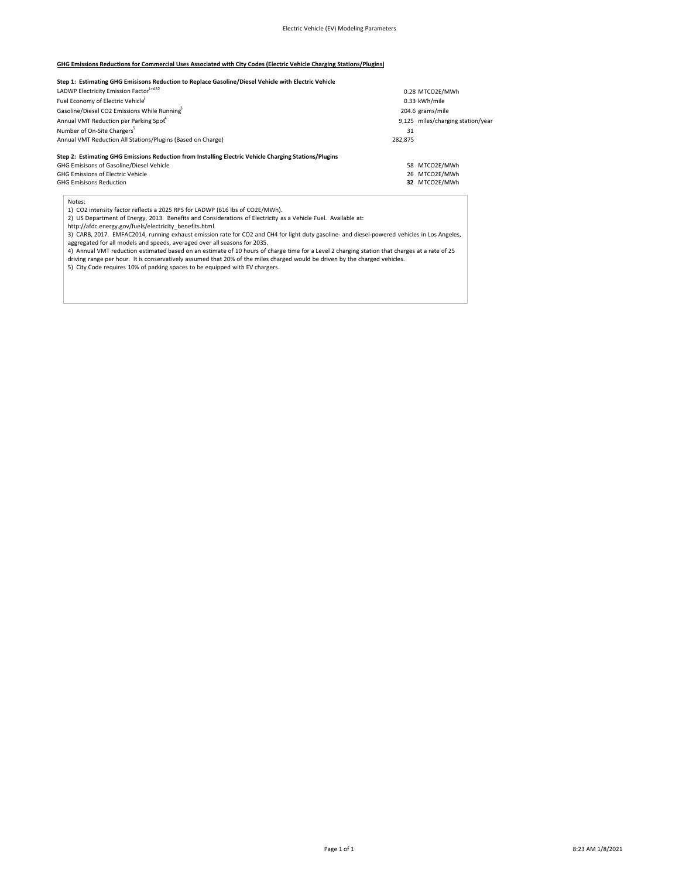Electric Vehicle (EV) Modeling Parameters

**GHG Emissions Reductions for Commercial Uses Associated with City Codes (Electric Vehicle Charging Stations/Plugins)**

**Step 1: Estimating GHG Emisisons Reduction to Replace Gasoline/Diesel Vehicle with Electric Vehicle**

| | | |
|---|---|---|
| LADWP Electricity Emission Factor[1+A32] | 0.28 | MTCO2E/MWh |
| Fuel Economy of Electric Vehicle[2] | 0.33 | kWh/mile |
| Gasoline/Diesel CO2 Emissions While Running[3] | 204.6 | grams/mile |
| Annual VMT Reduction per Parking Spot[4] | 9,125 | miles/charging station/year |
| Number of On-Site Chargers[5] | 31 | |
| Annual VMT Reduction All Stations/Plugins (Based on Charge) | 282,875 | |

**Step 2: Estimating GHG Emissions Reduction from Installing Electric Vehicle Charging Stations/Plugins**

| | | |
|---|---|---|
| GHG Emisisons of Gasoline/Diesel Vehicle | 58 | MTCO2E/MWh |
| GHG Emissions of Electric Vehicle | 26 | MTCO2E/MWh |
| GHG Emisisons Reduction | **32** | MTCO2E/MWh |

Notes:

1) CO2 intensity factor reflects a 2025 RPS for LADWP (616 lbs of CO2E/MWh).

2) US Department of Energy, 2013. Benefits and Considerations of Electricity as a Vehicle Fuel. Available at: http://afdc.energy.gov/fuels/electricity_benefits.html.

3) CARB, 2017. EMFAC2014, running exhaust emission rate for CO2 and CH4 for light duty gasoline- and diesel-powered vehicles in Los Angeles, aggregated for all models and speeds, averaged over all seasons for 2035.

4) Annual VMT reduction estimated based on an estimate of 10 hours of charge time for a Level 2 charging station that charges at a rate of 25 driving range per hour. It is conservatively assumed that 20% of the miles charged would be driven by the charged vehicles.

5) City Code requires 10% of parking spaces to be equipped with EV chargers.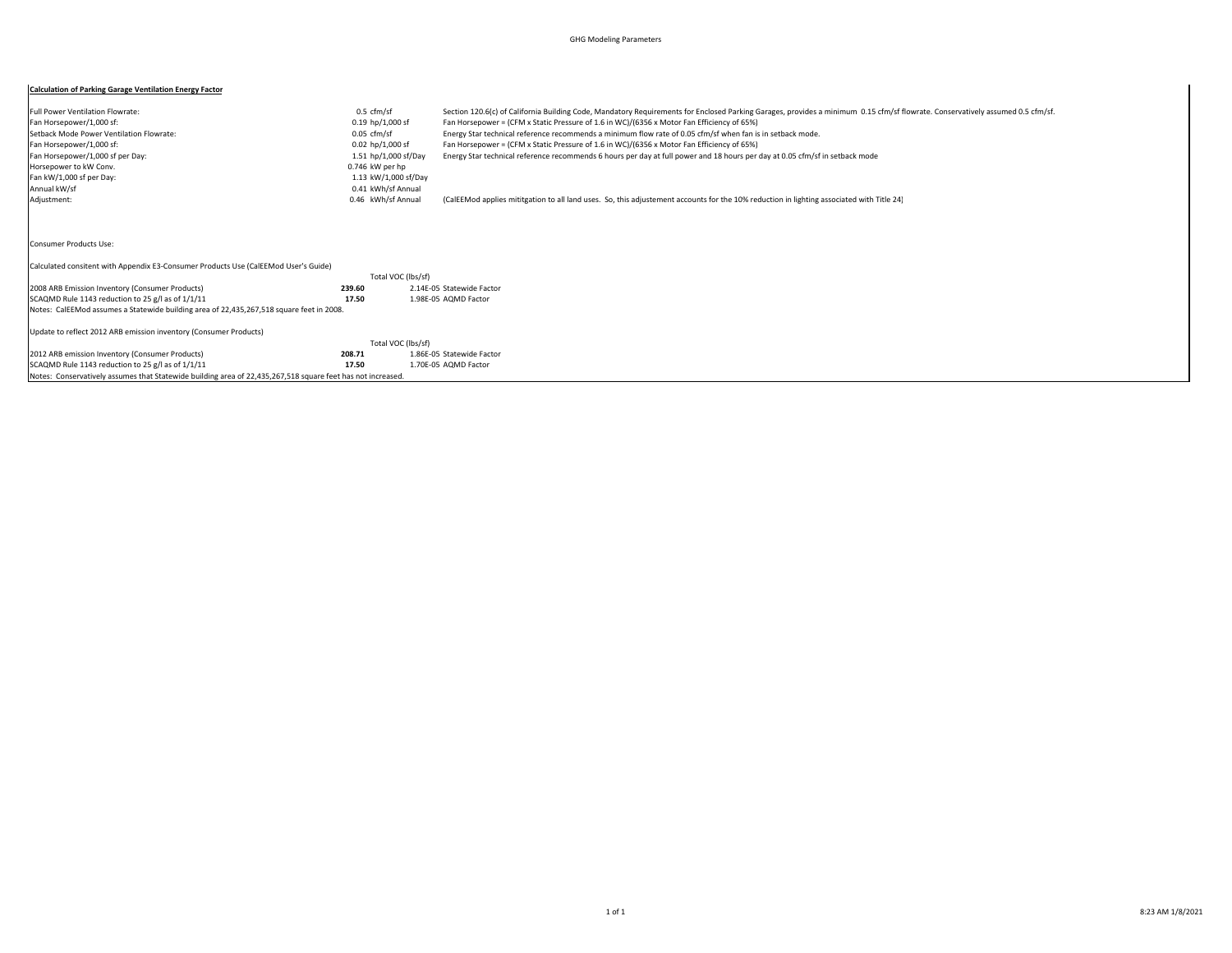GHG Modeling Parameters

**Calculation of Parking Garage Ventilation Energy Factor**

| | | |
|---|---|---|
| Full Power Ventilation Flowrate: | 0.5 cfm/sf | Section 120.6(c) of California Building Code, Mandatory Requirements for Enclosed Parking Garages, provides a minimum 0.15 cfm/sf flowrate. Conservatively assumed 0.5 cfm/sf. |
| Fan Horsepower/1,000 sf: | 0.19 hp/1,000 sf | Fan Horsepower = (CFM x Static Pressure of 1.6 in WC)/(6356 x Motor Fan Efficiency of 65%) |
| Setback Mode Power Ventilation Flowrate: | 0.05 cfm/sf | Energy Star technical reference recommends a minimum flow rate of 0.05 cfm/sf when fan is in setback mode. |
| Fan Horsepower/1,000 sf: | 0.02 hp/1,000 sf | Fan Horsepower = (CFM x Static Pressure of 1.6 in WC)/(6356 x Motor Fan Efficiency of 65%) |
| Fan Horsepower/1,000 sf per Day: | 1.51 hp/1,000 sf/Day | Energy Star technical reference recommends 6 hours per day at full power and 18 hours per day at 0.05 cfm/sf in setback mode |
| Horsepower to kW Conv. | 0.746 kW per hp | |
| Fan kW/1,000 sf per Day: | 1.13 kW/1,000 sf/Day | |
| Annual kW/sf | 0.41 kWh/sf Annual | |
| Adjustment: | 0.46 kWh/sf Annual | (CalEEMod applies mititgation to all land uses. So, this adjustement accounts for the 10% reduction in lighting associated with Title 24) |

Consumer Products Use:

Calculated consitent with Appendix E3-Consumer Products Use (CalEEMod User's Guide)

| | | Total VOC (lbs/sf) |
|---|---|---|
| 2008 ARB Emission Inventory (Consumer Products) | **239.60** | 2.14E-05 Statewide Factor |
| SCAQMD Rule 1143 reduction to 25 g/l as of 1/1/11 | **17.50** | 1.98E-05 AQMD Factor |

Notes: CalEEMod assumes a Statewide building area of 22,435,267,518 square feet in 2008.

Update to reflect 2012 ARB emission inventory (Consumer Products)

| | | Total VOC (lbs/sf) |
|---|---|---|
| 2012 ARB emission Inventory (Consumer Products) | **208.71** | 1.86E-05 Statewide Factor |
| SCAQMD Rule 1143 reduction to 25 g/l as of 1/1/11 | **17.50** | 1.70E-05 AQMD Factor |

Notes: Conservatively assumes that Statewide building area of 22,435,267,518 square feet has not increased.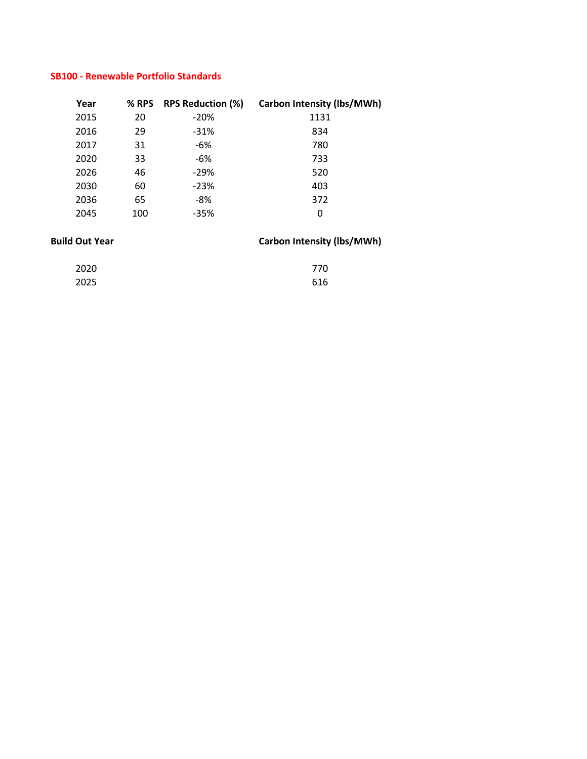## SB100 - Renewable Portfolio Standards

| Year | % RPS | RPS Reduction (%) | Carbon Intensity (lbs/MWh) |
|---|---|---|---|
| 2015 | 20 | -20% | 1131 |
| 2016 | 29 | -31% | 834 |
| 2017 | 31 | -6% | 780 |
| 2020 | 33 | -6% | 733 |
| 2026 | 46 | -29% | 520 |
| 2030 | 60 | -23% | 403 |
| 2036 | 65 | -8% | 372 |
| 2045 | 100 | -35% | 0 |

| Build Out Year | Carbon Intensity (lbs/MWh) |
|---|---|
| 2020 | 770 |
| 2025 | 616 |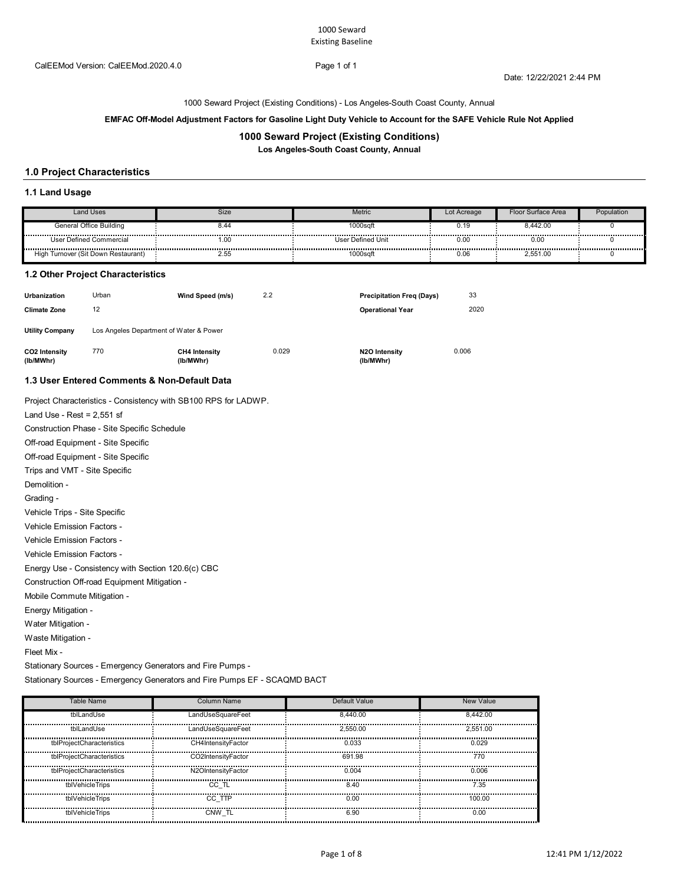1000 Seward
Existing Baseline

CalEEMod Version: CalEEMod.2020.4.0

Date: 12/22/2021 2:44 PM

1000 Seward Project (Existing Conditions) - Los Angeles-South Coast County, Annual

**EMFAC Off-Model Adjustment Factors for Gasoline Light Duty Vehicle to Account for the SAFE Vehicle Rule Not Applied**

## 1000 Seward Project (Existing Conditions)

**Los Angeles-South Coast County, Annual**

## 1.0 Project Characteristics

### 1.1 Land Usage

| Land Uses | Size | Metric | Lot Acreage | Floor Surface Area | Population |
|---|---|---|---|---|---|
| General Office Building | 8.44 | 1000sqft | 0.19 | 8,442.00 | 0 |
| User Defined Commercial | 1.00 | User Defined Unit | 0.00 | 0.00 | 0 |
| High Turnover (Sit Down Restaurant) | 2.55 | 1000sqft | 0.06 | 2,551.00 | 0 |

### 1.2 Other Project Characteristics

| | | | | | |
|---|---|---|---|---|---|
| **Urbanization** | Urban | **Wind Speed (m/s)** | 2.2 | **Precipitation Freq (Days)** | 33 |
| **Climate Zone** | 12 | | | **Operational Year** | 2020 |
| **Utility Company** | Los Angeles Department of Water & Power | | | | |
| **CO2 Intensity (lb/MWhr)** | 770 | **CH4 Intensity (lb/MWhr)** | 0.029 | **N2O Intensity (lb/MWhr)** | 0.006 |

### 1.3 User Entered Comments & Non-Default Data

Project Characteristics - Consistency with SB100 RPS for LADWP.

Land Use - Rest = 2,551 sf

Construction Phase - Site Specific Schedule

Off-road Equipment - Site Specific

Off-road Equipment - Site Specific

Trips and VMT - Site Specific

Demolition -

Grading -

Vehicle Trips - Site Specific

Vehicle Emission Factors -

Vehicle Emission Factors -

Vehicle Emission Factors -

Energy Use - Consistency with Section 120.6(c) CBC

Construction Off-road Equipment Mitigation -

Mobile Commute Mitigation -

Energy Mitigation -

Water Mitigation -

Waste Mitigation -

Fleet Mix -

Stationary Sources - Emergency Generators and Fire Pumps -

Stationary Sources - Emergency Generators and Fire Pumps EF - SCAQMD BACT

| Table Name | Column Name | Default Value | New Value |
|---|---|---|---|
| tblLandUse | LandUseSquareFeet | 8,440.00 | 8,442.00 |
| tblLandUse | LandUseSquareFeet | 2,550.00 | 2,551.00 |
| tblProjectCharacteristics | CH4IntensityFactor | 0.033 | 0.029 |
| tblProjectCharacteristics | CO2IntensityFactor | 691.98 | 770 |
| tblProjectCharacteristics | N2OIntensityFactor | 0.004 | 0.006 |
| tblVehicleTrips | CC_TL | 8.40 | 7.35 |
| tblVehicleTrips | CC_TTP | 0.00 | 100.00 |
| tblVehicleTrips | CNW_TL | 6.90 | 0.00 |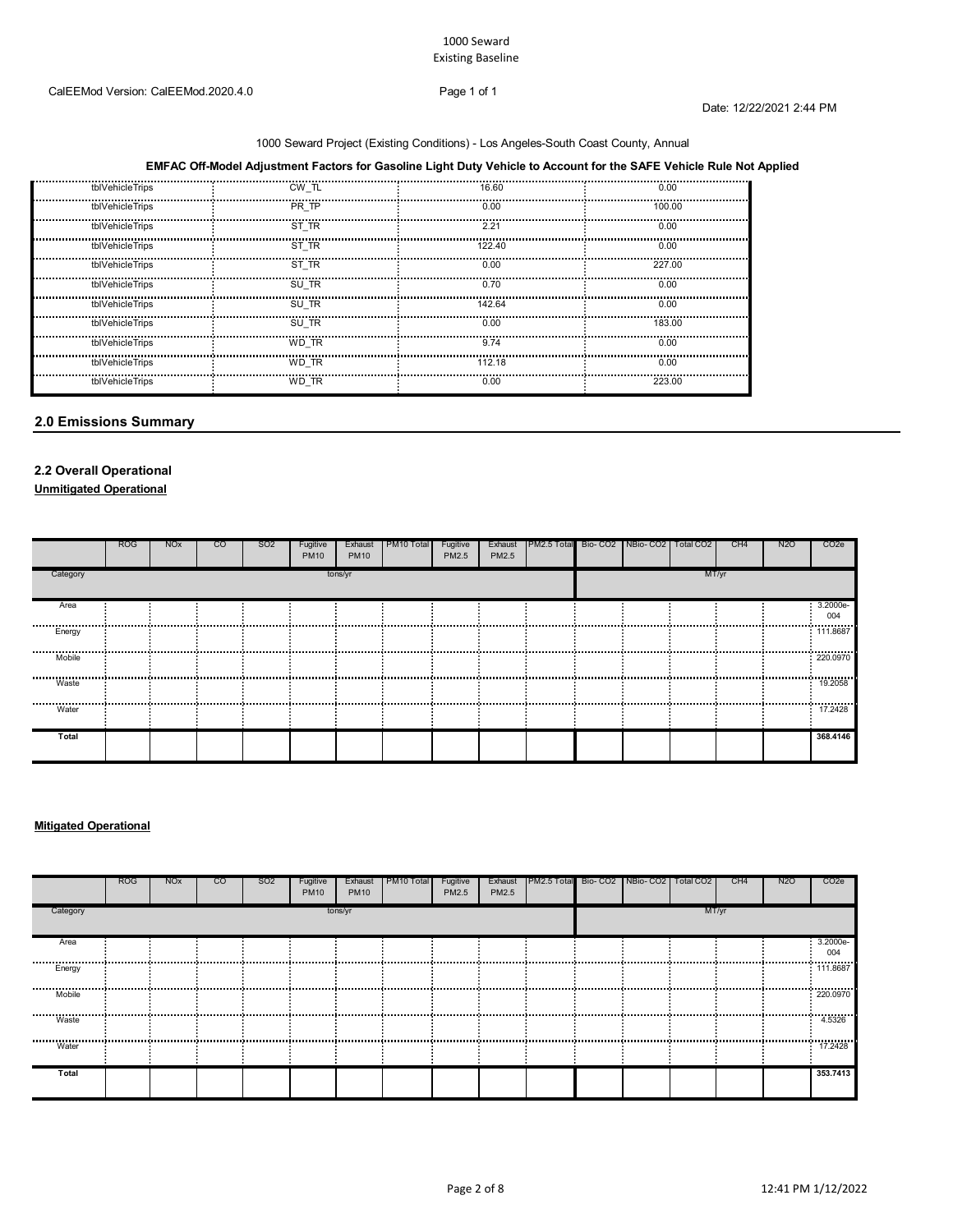1000 Seward Project (Existing Conditions) - Los Angeles-South Coast County, Annual

**EMFAC Off-Model Adjustment Factors for Gasoline Light Duty Vehicle to Account for the SAFE Vehicle Rule Not Applied**

| | | | |
|---|---|---|---|
| tblVehicleTrips | CW_TL | 16.60 | 0.00 |
| tblVehicleTrips | PR_TP | 0.00 | 100.00 |
| tblVehicleTrips | ST_TR | 2.21 | 0.00 |
| tblVehicleTrips | ST_TR | 122.40 | 0.00 |
| tblVehicleTrips | ST_TR | 0.00 | 227.00 |
| tblVehicleTrips | SU_TR | 0.70 | 0.00 |
| tblVehicleTrips | SU_TR | 142.64 | 0.00 |
| tblVehicleTrips | SU_TR | 0.00 | 183.00 |
| tblVehicleTrips | WD_TR | 9.74 | 0.00 |
| tblVehicleTrips | WD_TR | 112.18 | 0.00 |
| tblVehicleTrips | WD_TR | 0.00 | 223.00 |

## 2.0 Emissions Summary

### 2.2 Overall Operational

**Unmitigated Operational**

| | ROG | NOx | CO | SO2 | Fugitive PM10 | Exhaust PM10 | PM10 Total | Fugitive PM2.5 | Exhaust PM2.5 | PM2.5 Total | Bio- CO2 | NBio- CO2 | Total CO2 | CH4 | N2O | CO2e |
|---|---|---|---|---|---|---|---|---|---|---|---|---|---|---|---|---|
| Category | tons/yr | | | | | | | | | | MT/yr | | | | | |
| Area | | | | | | | | | | | | | | | | 3.2000e-004 |
| Energy | | | | | | | | | | | | | | | | 111.8687 |
| Mobile | | | | | | | | | | | | | | | | 220.0970 |
| Waste | | | | | | | | | | | | | | | | 19.2058 |
| Water | | | | | | | | | | | | | | | | 17.2428 |
| **Total** | | | | | | | | | | | | | | | | **368.4146** |

**Mitigated Operational**

| | ROG | NOx | CO | SO2 | Fugitive PM10 | Exhaust PM10 | PM10 Total | Fugitive PM2.5 | Exhaust PM2.5 | PM2.5 Total | Bio- CO2 | NBio- CO2 | Total CO2 | CH4 | N2O | CO2e |
|---|---|---|---|---|---|---|---|---|---|---|---|---|---|---|---|---|
| Category | tons/yr | | | | | | | | | | MT/yr | | | | | |
| Area | | | | | | | | | | | | | | | | 3.2000e-004 |
| Energy | | | | | | | | | | | | | | | | 111.8687 |
| Mobile | | | | | | | | | | | | | | | | 220.0970 |
| Waste | | | | | | | | | | | | | | | | 4.5326 |
| Water | | | | | | | | | | | | | | | | 17.2428 |
| **Total** | | | | | | | | | | | | | | | | **353.7413** |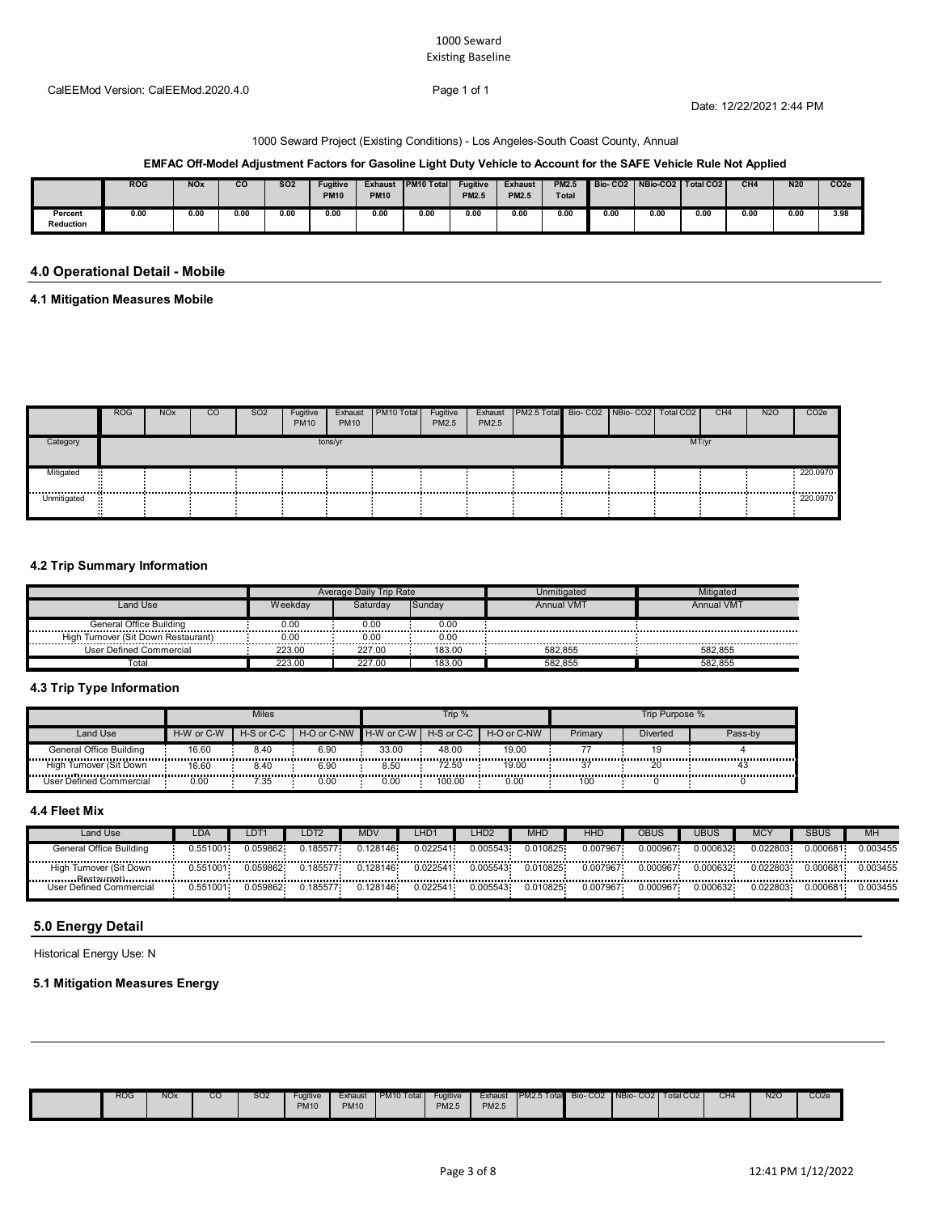1000 Seward
Existing Baseline

CalEEMod Version: CalEEMod.2020.4.0

Date: 12/22/2021 2:44 PM

1000 Seward Project (Existing Conditions) - Los Angeles-South Coast County, Annual

**EMFAC Off-Model Adjustment Factors for Gasoline Light Duty Vehicle to Account for the SAFE Vehicle Rule Not Applied**

| | ROG | NOx | CO | SO2 | Fugitive PM10 | Exhaust PM10 | PM10 Total | Fugitive PM2.5 | Exhaust PM2.5 | PM2.5 Total | Bio- CO2 | NBio-CO2 | Total CO2 | CH4 | N20 | CO2e |
|---|---|---|---|---|---|---|---|---|---|---|---|---|---|---|---|---|
| Percent Reduction | 0.00 | 0.00 | 0.00 | 0.00 | 0.00 | 0.00 | 0.00 | 0.00 | 0.00 | 0.00 | 0.00 | 0.00 | 0.00 | 0.00 | 0.00 | 3.98 |

## 4.0 Operational Detail - Mobile

### 4.1 Mitigation Measures Mobile

| | ROG | NOx | CO | SO2 | Fugitive PM10 | Exhaust PM10 | PM10 Total | Fugitive PM2.5 | Exhaust PM2.5 | PM2.5 Total | Bio- CO2 | NBio- CO2 | Total CO2 | CH4 | N2O | CO2e |
|---|---|---|---|---|---|---|---|---|---|---|---|---|---|---|---|---|
| Category | tons/yr | | | | | | | | | | MT/yr | | | | | |
| Mitigated | | | | | | | | | | | | | | | | 220.0970 |
| Unmitigated | | | | | | | | | | | | | | | | 220.0970 |

### 4.2 Trip Summary Information

| | Average Daily Trip Rate | | | Unmitigated | Mitigated |
|---|---|---|---|---|---|
| Land Use | Weekday | Saturday | Sunday | Annual VMT | Annual VMT |
| General Office Building | 0.00 | 0.00 | 0.00 | | |
| High Turnover (Sit Down Restaurant) | 0.00 | 0.00 | 0.00 | | |
| User Defined Commercial | 223.00 | 227.00 | 183.00 | 582,855 | 582,855 |
| Total | 223.00 | 227.00 | 183.00 | 582,855 | 582,855 |

### 4.3 Trip Type Information

| | Miles | | | Trip % | | | Trip Purpose % | | |
|---|---|---|---|---|---|---|---|---|---|
| Land Use | H-W or C-W | H-S or C-C | H-O or C-NW | H-W or C-W | H-S or C-C | H-O or C-NW | Primary | Diverted | Pass-by |
| General Office Building | 16.60 | 8.40 | 6.90 | 33.00 | 48.00 | 19.00 | 77 | 19 | 4 |
| High Turnover (Sit Down Restaurant) | 16.60 | 8.40 | 6.90 | 8.50 | 72.50 | 19.00 | 37 | 20 | 43 |
| User Defined Commercial | 0.00 | 7.35 | 0.00 | 0.00 | 100.00 | 0.00 | 100 | 0 | 0 |

### 4.4 Fleet Mix

| Land Use | LDA | LDT1 | LDT2 | MDV | LHD1 | LHD2 | MHD | HHD | OBUS | UBUS | MCY | SBUS | MH |
|---|---|---|---|---|---|---|---|---|---|---|---|---|---|
| General Office Building | 0.551001 | 0.059862 | 0.185577 | 0.128146 | 0.022541 | 0.005543 | 0.010825 | 0.007967 | 0.000967 | 0.000632 | 0.022803 | 0.000681 | 0.003455 |
| High Turnover (Sit Down Restaurant) | 0.551001 | 0.059862 | 0.185577 | 0.128146 | 0.022541 | 0.005543 | 0.010825 | 0.007967 | 0.000967 | 0.000632 | 0.022803 | 0.000681 | 0.003455 |
| User Defined Commercial | 0.551001 | 0.059862 | 0.185577 | 0.128146 | 0.022541 | 0.005543 | 0.010825 | 0.007967 | 0.000967 | 0.000632 | 0.022803 | 0.000681 | 0.003455 |

## 5.0 Energy Detail

Historical Energy Use: N

### 5.1 Mitigation Measures Energy

| | ROG | NOx | CO | SO2 | Fugitive PM10 | Exhaust PM10 | PM10 Total | Fugitive PM2.5 | Exhaust PM2.5 | PM2.5 Total | Bio- CO2 | NBio- CO2 | Total CO2 | CH4 | N2O | CO2e |
|---|---|---|---|---|---|---|---|---|---|---|---|---|---|---|---|---|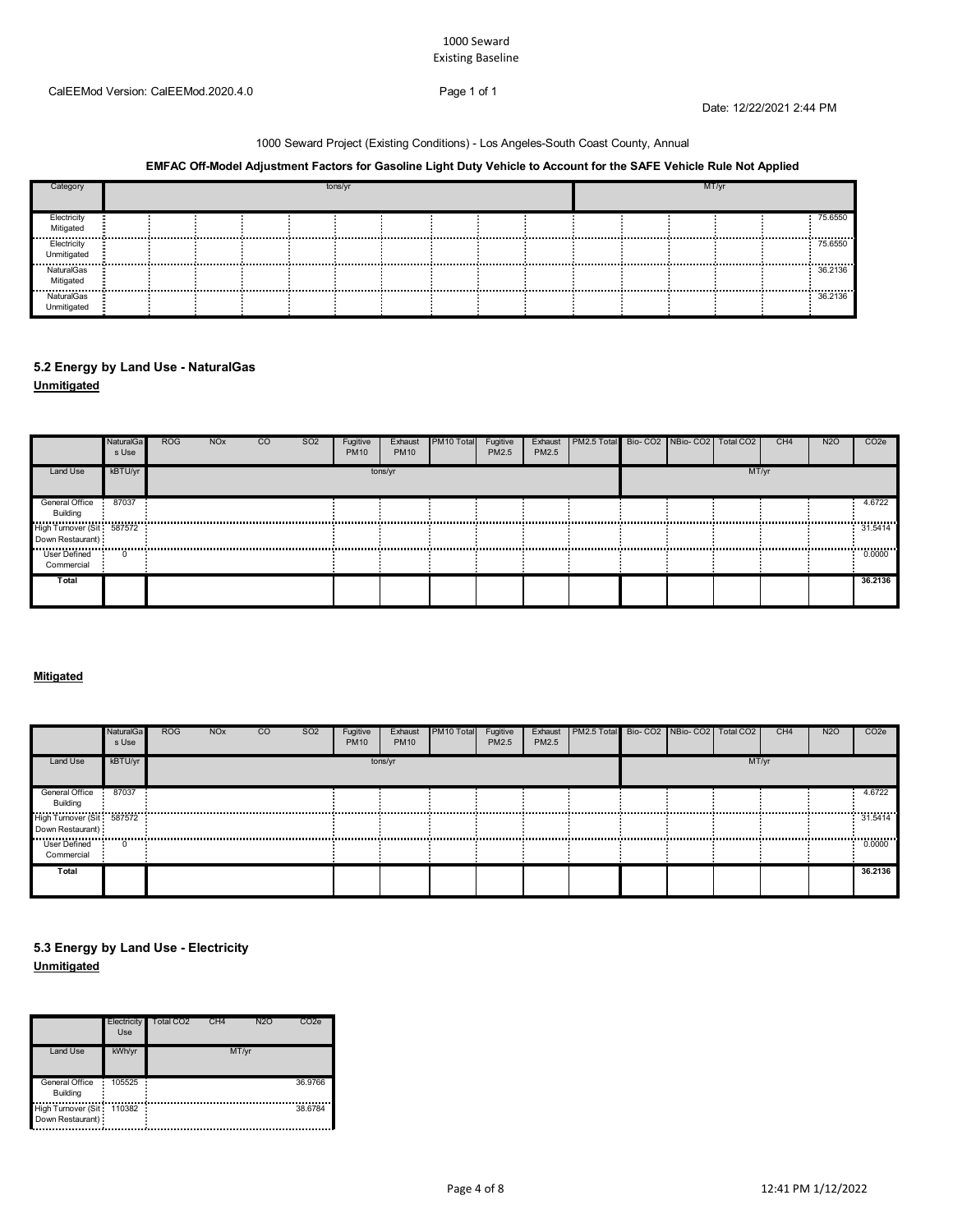CalEEMod Version: CalEEMod.2020.4.0

Date: 12/22/2021 2:44 PM

1000 Seward Project (Existing Conditions) - Los Angeles-South Coast County, Annual

**EMFAC Off-Model Adjustment Factors for Gasoline Light Duty Vehicle to Account for the SAFE Vehicle Rule Not Applied**

| Category | ROG | NOx | CO | SO2 | Fugitive PM10 | Exhaust PM10 | PM10 Total | Fugitive PM2.5 | Exhaust PM2.5 | PM2.5 Total | Bio- CO2 | NBio- CO2 | Total CO2 | CH4 | N2O | CO2e |
|---|---|---|---|---|---|---|---|---|---|---|---|---|---|---|---|---|
| | tons/yr | | | | | | | | | | MT/yr | | | | | |
| Electricity Mitigated | | | | | | | | | | | | | | | | 75.6550 |
| Electricity Unmitigated | | | | | | | | | | | | | | | | 75.6550 |
| NaturalGas Mitigated | | | | | | | | | | | | | | | | 36.2136 |
| NaturalGas Unmitigated | | | | | | | | | | | | | | | | 36.2136 |

## 5.2 Energy by Land Use - NaturalGas

**Unmitigated**

| | NaturalGas Use | ROG | NOx | CO | SO2 | Fugitive PM10 | Exhaust PM10 | PM10 Total | Fugitive PM2.5 | Exhaust PM2.5 | PM2.5 Total | Bio- CO2 | NBio- CO2 | Total CO2 | CH4 | N2O | CO2e |
|---|---|---|---|---|---|---|---|---|---|---|---|---|---|---|---|---|---|
| Land Use | kBTU/yr | tons/yr | | | | | | | | | | MT/yr | | | | | |
| General Office Building | 87037 | | | | | | | | | | | | | | | | 4.6722 |
| High Turnover (Sit Down Restaurant) | 587572 | | | | | | | | | | | | | | | | 31.5414 |
| User Defined Commercial | 0 | | | | | | | | | | | | | | | | 0.0000 |
| **Total** | | | | | | | | | | | | | | | | | **36.2136** |

**Mitigated**

| | NaturalGas Use | ROG | NOx | CO | SO2 | Fugitive PM10 | Exhaust PM10 | PM10 Total | Fugitive PM2.5 | Exhaust PM2.5 | PM2.5 Total | Bio- CO2 | NBio- CO2 | Total CO2 | CH4 | N2O | CO2e |
|---|---|---|---|---|---|---|---|---|---|---|---|---|---|---|---|---|---|
| Land Use | kBTU/yr | tons/yr | | | | | | | | | | MT/yr | | | | | |
| General Office Building | 87037 | | | | | | | | | | | | | | | | 4.6722 |
| High Turnover (Sit Down Restaurant) | 587572 | | | | | | | | | | | | | | | | 31.5414 |
| User Defined Commercial | 0 | | | | | | | | | | | | | | | | 0.0000 |
| **Total** | | | | | | | | | | | | | | | | | **36.2136** |

## 5.3 Energy by Land Use - Electricity

**Unmitigated**

| | Electricity Use | Total CO2 | CH4 | N2O | CO2e |
|---|---|---|---|---|---|
| Land Use | kWh/yr | MT/yr | | | |
| General Office Building | 105525 | | | | 36.9766 |
| High Turnover (Sit Down Restaurant) | 110382 | | | | 38.6784 |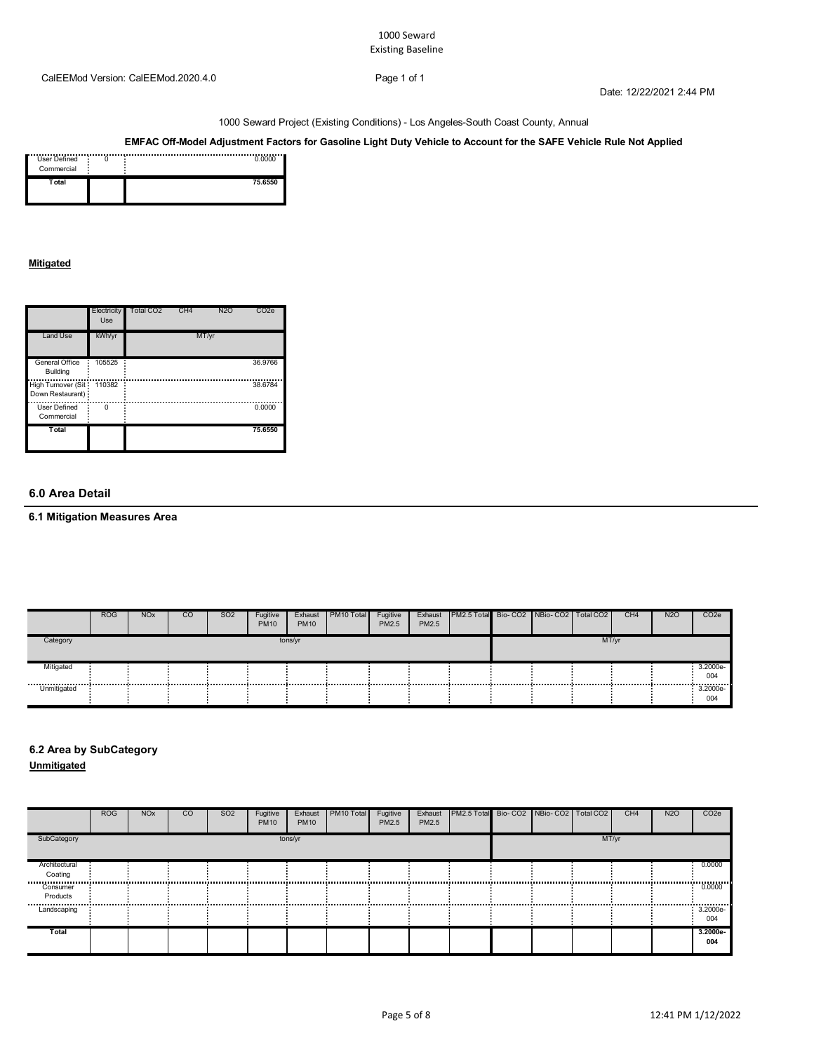1000 Seward Project (Existing Conditions) - Los Angeles-South Coast County, Annual

**EMFAC Off-Model Adjustment Factors for Gasoline Light Duty Vehicle to Account for the SAFE Vehicle Rule Not Applied**

| | | |
|---|---|---|
| User Defined Commercial | 0 | 0.0000 |
| **Total** | | **75.6550** |

**Mitigated**

| | Electricity Use | Total CO2 | CH4 | N2O | CO2e |
|---|---|---|---|---|---|
| Land Use | kWh/yr | MT/yr | | | |
| General Office Building | 105525 | | | | 36.9766 |
| High Turnover (Sit Down Restaurant) | 110382 | | | | 38.6784 |
| User Defined Commercial | 0 | | | | 0.0000 |
| **Total** | | | | | **75.6550** |

## 6.0 Area Detail

### 6.1 Mitigation Measures Area

| | ROG | NOx | CO | SO2 | Fugitive PM10 | Exhaust PM10 | PM10 Total | Fugitive PM2.5 | Exhaust PM2.5 | PM2.5 Total | Bio- CO2 | NBio- CO2 | Total CO2 | CH4 | N2O | CO2e |
|---|---|---|---|---|---|---|---|---|---|---|---|---|---|---|---|---|
| Category | tons/yr | | | | | | | | | | MT/yr | | | | | |
| Mitigated | | | | | | | | | | | | | | | | 3.2000e-004 |
| Unmitigated | | | | | | | | | | | | | | | | 3.2000e-004 |

### 6.2 Area by SubCategory

**Unmitigated**

| | ROG | NOx | CO | SO2 | Fugitive PM10 | Exhaust PM10 | PM10 Total | Fugitive PM2.5 | Exhaust PM2.5 | PM2.5 Total | Bio- CO2 | NBio- CO2 | Total CO2 | CH4 | N2O | CO2e |
|---|---|---|---|---|---|---|---|---|---|---|---|---|---|---|---|---|
| SubCategory | tons/yr | | | | | | | | | | MT/yr | | | | | |
| Architectural Coating | | | | | | | | | | | | | | | | 0.0000 |
| Consumer Products | | | | | | | | | | | | | | | | 0.0000 |
| Landscaping | | | | | | | | | | | | | | | | 3.2000e-004 |
| **Total** | | | | | | | | | | | | | | | | **3.2000e-004** |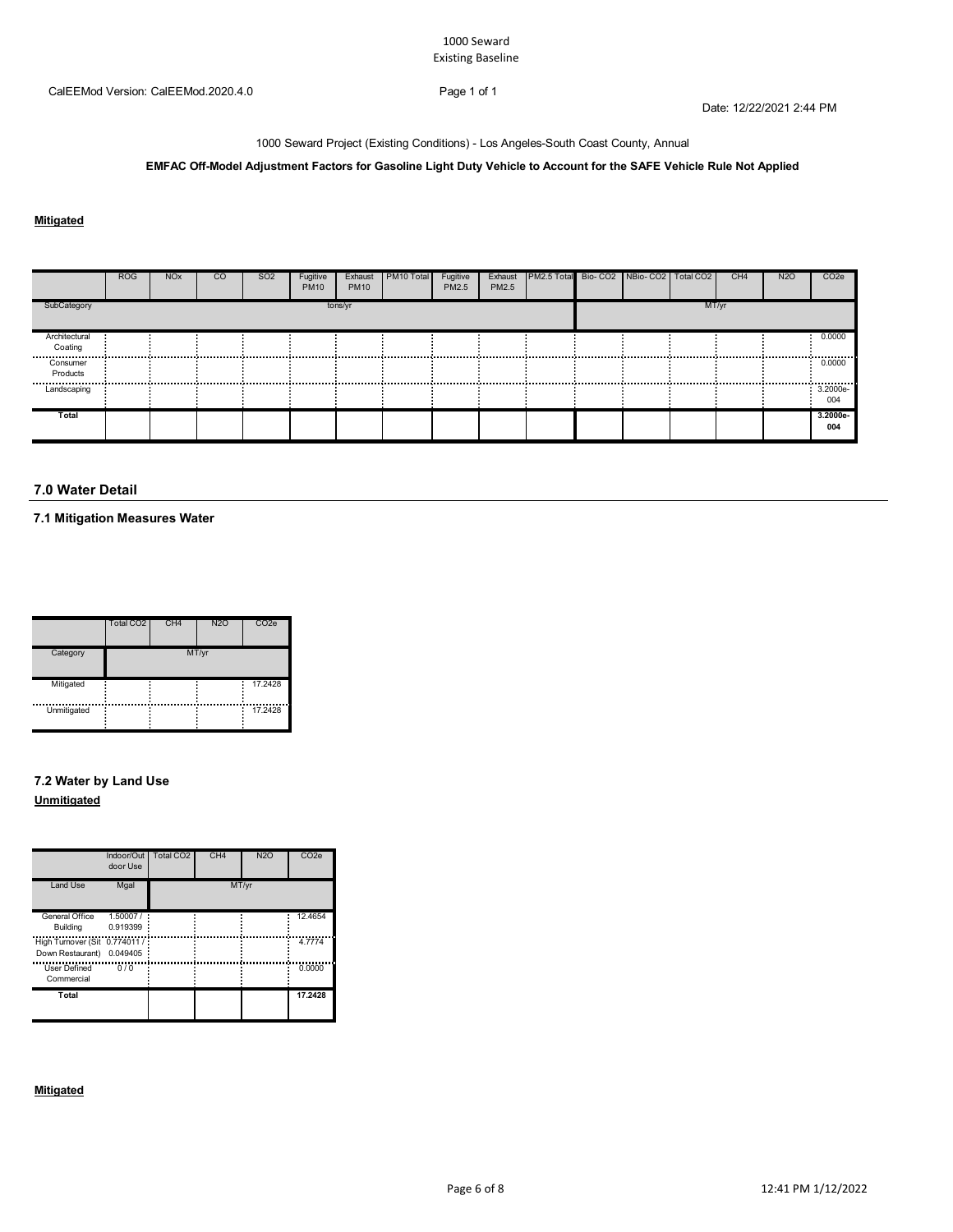1000 Seward
Existing Baseline

CalEEMod Version: CalEEMod.2020.4.0

Date: 12/22/2021 2:44 PM

1000 Seward Project (Existing Conditions) - Los Angeles-South Coast County, Annual

**EMFAC Off-Model Adjustment Factors for Gasoline Light Duty Vehicle to Account for the SAFE Vehicle Rule Not Applied**

**Mitigated**

| | ROG | NOx | CO | SO2 | Fugitive PM10 | Exhaust PM10 | PM10 Total | Fugitive PM2.5 | Exhaust PM2.5 | PM2.5 Total | Bio- CO2 | NBio- CO2 | Total CO2 | CH4 | N2O | CO2e |
|---|---|---|---|---|---|---|---|---|---|---|---|---|---|---|---|---|
| SubCategory | tons/yr | | | | | | | | | | MT/yr | | | | | |
| Architectural Coating | | | | | | | | | | | | | | | | 0.0000 |
| Consumer Products | | | | | | | | | | | | | | | | 0.0000 |
| Landscaping | | | | | | | | | | | | | | | | 3.2000e-004 |
| **Total** | | | | | | | | | | | | | | | | **3.2000e-004** |

## 7.0 Water Detail

### 7.1 Mitigation Measures Water

| | Total CO2 | CH4 | N2O | CO2e |
|---|---|---|---|---|
| Category | MT/yr | | | |
| Mitigated | | | | 17.2428 |
| Unmitigated | | | | 17.2428 |

### 7.2 Water by Land Use

**Unmitigated**

| | Indoor/Outdoor Use | Total CO2 | CH4 | N2O | CO2e |
|---|---|---|---|---|---|
| Land Use | Mgal | MT/yr | | | |
| General Office Building | 1.50007 / 0.919399 | | | | 12.4654 |
| High Turnover (Sit Down Restaurant) | 0.774011 / 0.049405 | | | | 4.7774 |
| User Defined Commercial | 0 / 0 | | | | 0.0000 |
| **Total** | | | | | **17.2428** |

**Mitigated**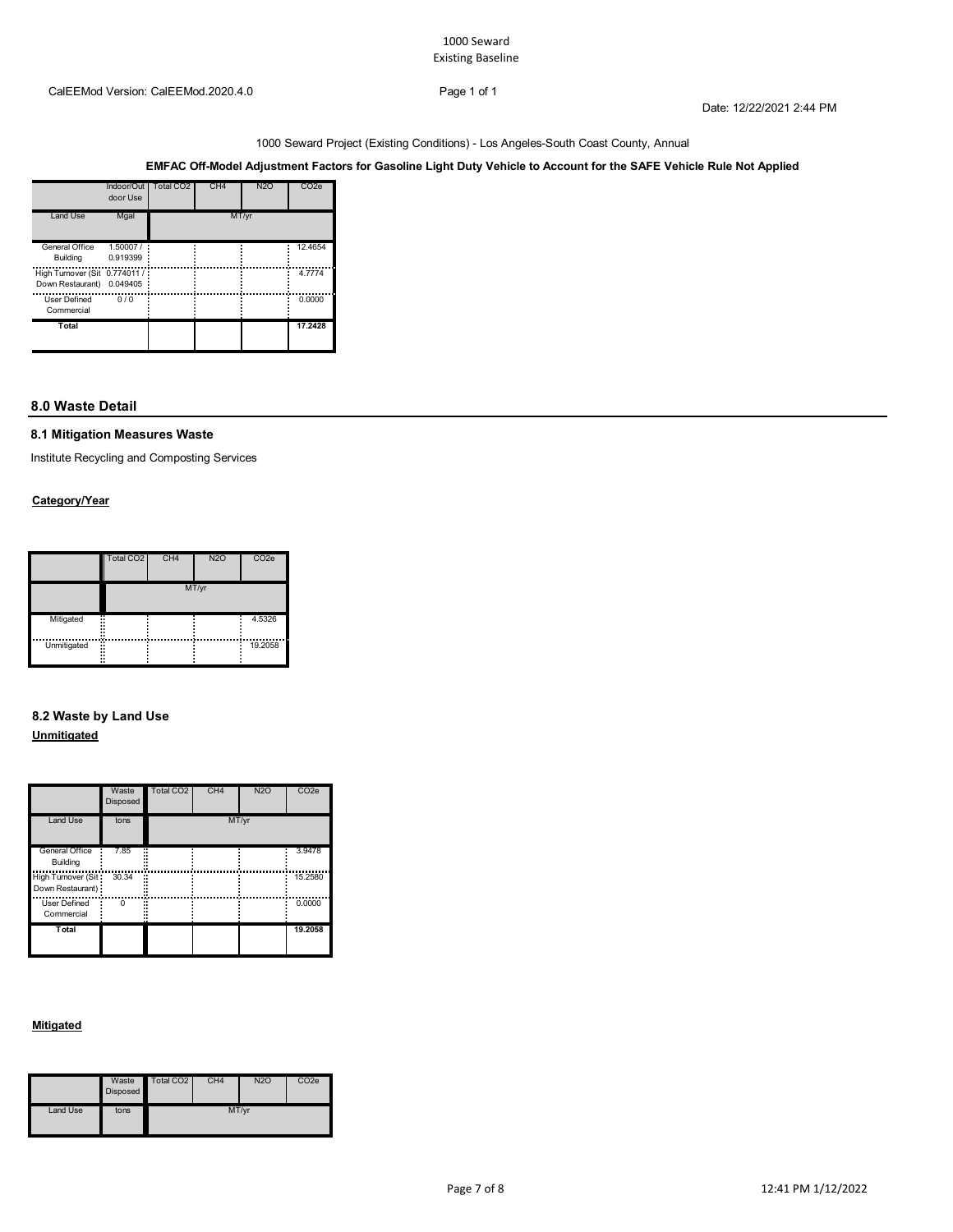1000 Seward Project (Existing Conditions) - Los Angeles-South Coast County, Annual

**EMFAC Off-Model Adjustment Factors for Gasoline Light Duty Vehicle to Account for the SAFE Vehicle Rule Not Applied**

| | Indoor/Outdoor Use | Total $CO_2$ | $CH_4$ | $N_2O$ | $CO_2e$ |
|---|---|---|---|---|---|
| Land Use | Mgal | MT/yr | | | |
| General Office Building | 1.50007 / 0.919399 | | | | 12.4654 |
| High Turnover (Sit Down Restaurant) | 0.774011 / 0.049405 | | | | 4.7774 |
| User Defined Commercial | 0 / 0 | | | | 0.0000 |
| **Total** | | | | | **17.2428** |

## 8.0 Waste Detail

### 8.1 Mitigation Measures Waste

Institute Recycling and Composting Services

**Category/Year**

| | Total $CO_2$ | $CH_4$ | $N_2O$ | $CO_2e$ |
|---|---|---|---|---|
| | MT/yr | | | |
| Mitigated | | | | 4.5326 |
| Unmitigated | | | | 19.2058 |

### 8.2 Waste by Land Use

**Unmitigated**

| | Waste Disposed | Total $CO_2$ | $CH_4$ | $N_2O$ | $CO_2e$ |
|---|---|---|---|---|---|
| Land Use | tons | MT/yr | | | |
| General Office Building | 7.85 | | | | 3.9478 |
| High Turnover (Sit Down Restaurant) | 30.34 | | | | 15.2580 |
| User Defined Commercial | 0 | | | | 0.0000 |
| **Total** | | | | | **19.2058** |

**Mitigated**

| | Waste Disposed | Total $CO_2$ | $CH_4$ | $N_2O$ | $CO_2e$ |
|---|---|---|---|---|---|
| Land Use | tons | MT/yr | | | |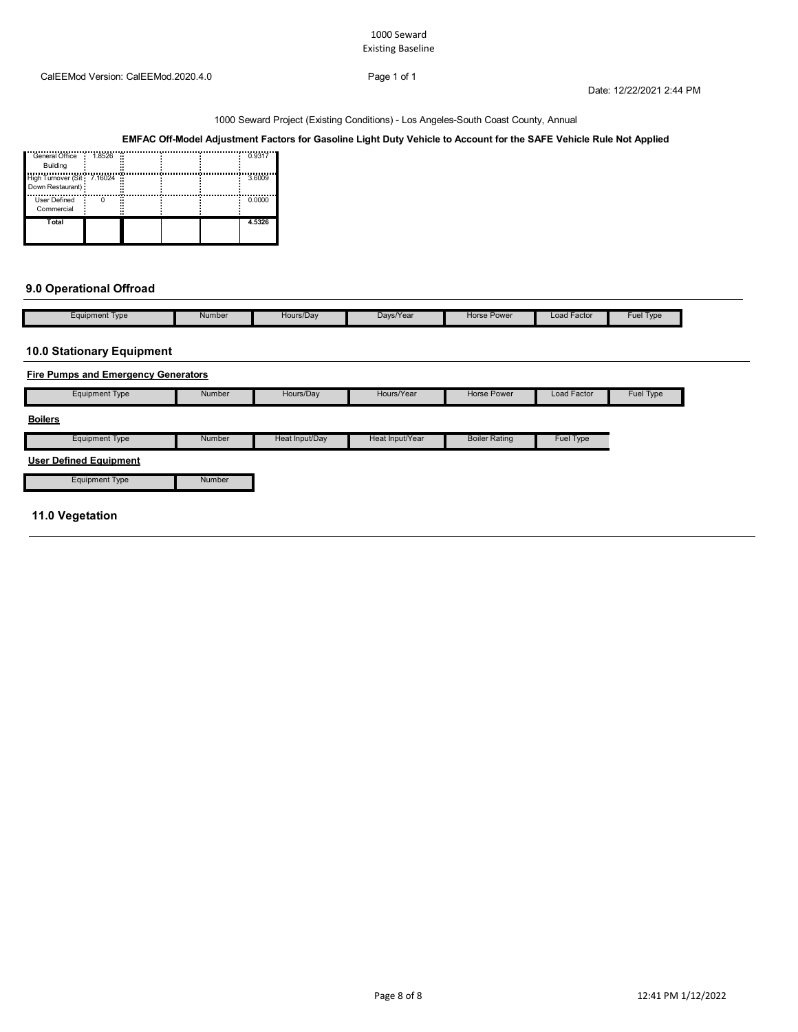1000 Seward Project (Existing Conditions) - Los Angeles-South Coast County, Annual

**EMFAC Off-Model Adjustment Factors for Gasoline Light Duty Vehicle to Account for the SAFE Vehicle Rule Not Applied**

| | | | | |
|---|---|---|---|---|
| General Office Building | 1.8526 | | | 0.9317 |
| High Turnover (Sit Down Restaurant) | 7.16024 | | | 3.6009 |
| User Defined Commercial | 0 | | | 0.0000 |
| **Total** | | | | **4.5326** |

## 9.0 Operational Offroad

| Equipment Type | Number | Hours/Day | Days/Year | Horse Power | Load Factor | Fuel Type |
|---|---|---|---|---|---|---|

## 10.0 Stationary Equipment

**Fire Pumps and Emergency Generators**

| Equipment Type | Number | Hours/Day | Hours/Year | Horse Power | Load Factor | Fuel Type |
|---|---|---|---|---|---|---|

**Boilers**

| Equipment Type | Number | Heat Input/Day | Heat Input/Year | Boiler Rating | Fuel Type |
|---|---|---|---|---|---|

**User Defined Equipment**

| Equipment Type | Number |
|---|---|

## 11.0 Vegetation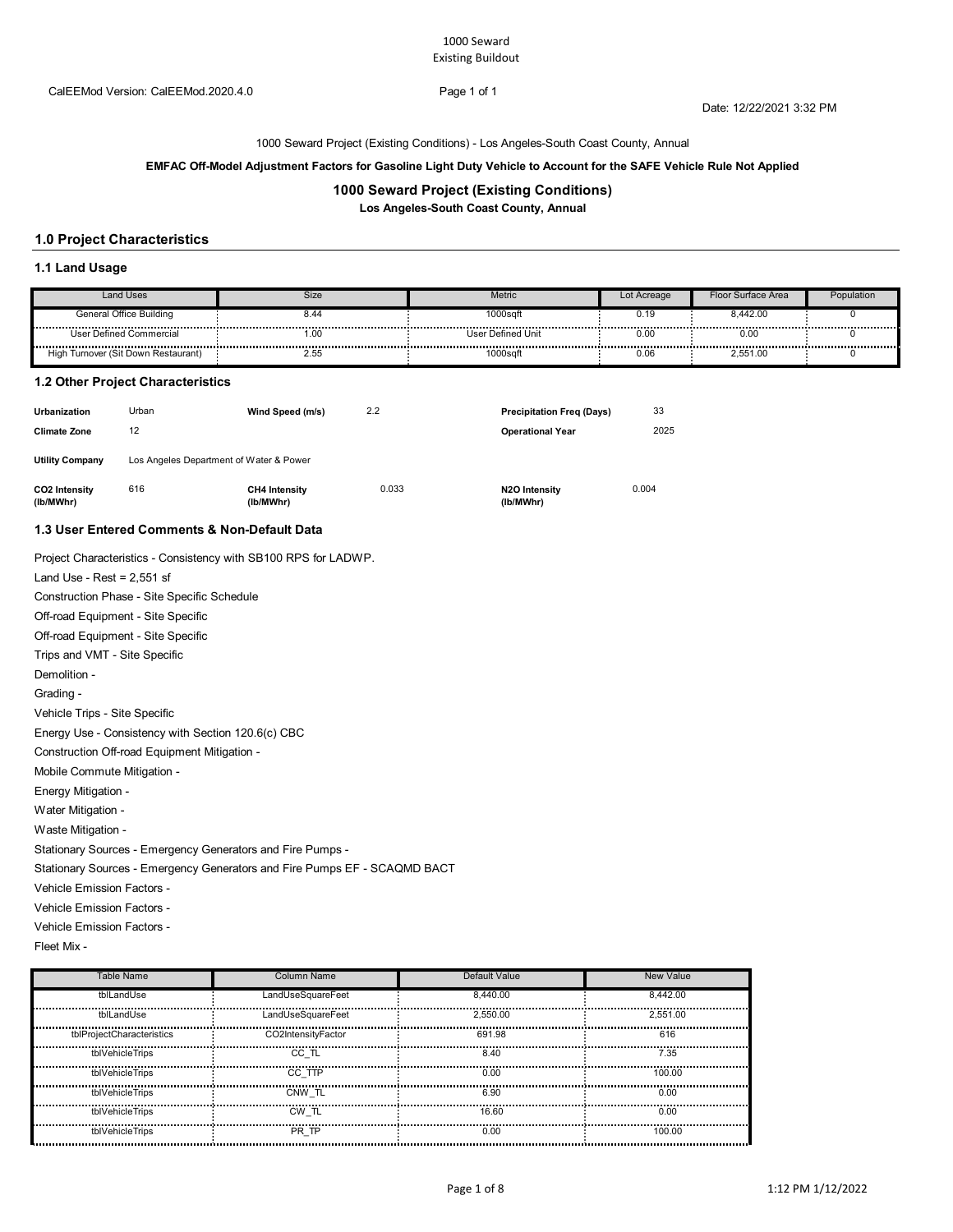1000 Seward
Existing Buildout

CalEEMod Version: CalEEMod.2020.4.0

Date: 12/22/2021 3:32 PM

1000 Seward Project (Existing Conditions) - Los Angeles-South Coast County, Annual

**EMFAC Off-Model Adjustment Factors for Gasoline Light Duty Vehicle to Account for the SAFE Vehicle Rule Not Applied**

## 1000 Seward Project (Existing Conditions)

**Los Angeles-South Coast County, Annual**

## 1.0 Project Characteristics

### 1.1 Land Usage

| Land Uses | Size | Metric | Lot Acreage | Floor Surface Area | Population |
|---|---|---|---|---|---|
| General Office Building | 8.44 | 1000sqft | 0.19 | 8,442.00 | 0 |
| User Defined Commercial | 1.00 | User Defined Unit | 0.00 | 0.00 | 0 |
| High Turnover (Sit Down Restaurant) | 2.55 | 1000sqft | 0.06 | 2,551.00 | 0 |

### 1.2 Other Project Characteristics

| | | | | | |
|---|---|---|---|---|---|
| **Urbanization** | Urban | **Wind Speed (m/s)** | 2.2 | **Precipitation Freq (Days)** | 33 |
| **Climate Zone** | 12 | | | **Operational Year** | 2025 |
| **Utility Company** | Los Angeles Department of Water & Power | | | | |
| **CO2 Intensity (lb/MWhr)** | 616 | **CH4 Intensity (lb/MWhr)** | 0.033 | **N2O Intensity (lb/MWhr)** | 0.004 |

### 1.3 User Entered Comments & Non-Default Data

Project Characteristics - Consistency with SB100 RPS for LADWP.

Land Use - Rest = 2,551 sf

Construction Phase - Site Specific Schedule

Off-road Equipment - Site Specific

Off-road Equipment - Site Specific

Trips and VMT - Site Specific

Demolition -

Grading -

Vehicle Trips - Site Specific

Energy Use - Consistency with Section 120.6(c) CBC

Construction Off-road Equipment Mitigation -

Mobile Commute Mitigation -

Energy Mitigation -

Water Mitigation -

Waste Mitigation -

Stationary Sources - Emergency Generators and Fire Pumps -

Stationary Sources - Emergency Generators and Fire Pumps EF - SCAQMD BACT

Vehicle Emission Factors -

Vehicle Emission Factors -

Vehicle Emission Factors -

Fleet Mix -

| Table Name | Column Name | Default Value | New Value |
|---|---|---|---|
| tblLandUse | LandUseSquareFeet | 8,440.00 | 8,442.00 |
| tblLandUse | LandUseSquareFeet | 2,550.00 | 2,551.00 |
| tblProjectCharacteristics | CO2IntensityFactor | 691.98 | 616 |
| tblVehicleTrips | CC_TL | 8.40 | 7.35 |
| tblVehicleTrips | CC_TTP | 0.00 | 100.00 |
| tblVehicleTrips | CNW_TL | 6.90 | 0.00 |
| tblVehicleTrips | CW_TL | 16.60 | 0.00 |
| tblVehicleTrips | PR_TP | 0.00 | 100.00 |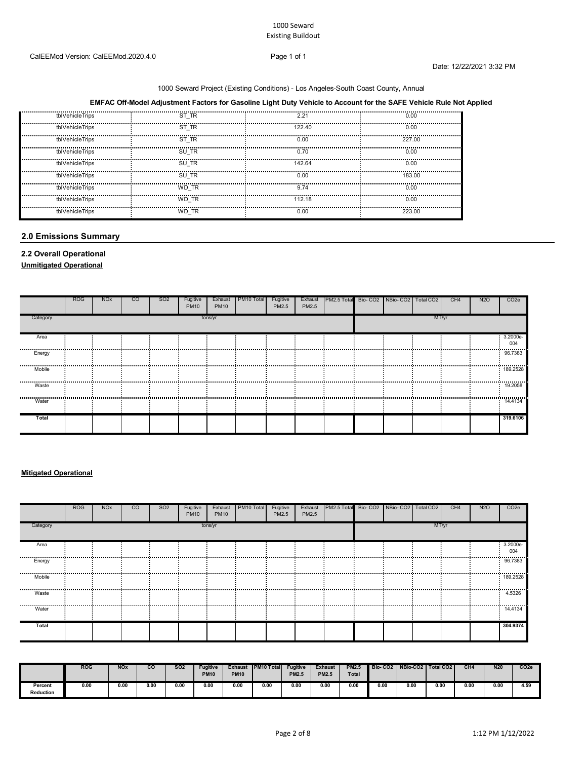1000 Seward
Existing Buildout

CalEEMod Version: CalEEMod.2020.4.0

Date: 12/22/2021 3:32 PM

1000 Seward Project (Existing Conditions) - Los Angeles-South Coast County, Annual

**EMFAC Off-Model Adjustment Factors for Gasoline Light Duty Vehicle to Account for the SAFE Vehicle Rule Not Applied**

| | | | |
|---|---|---|---|
| tblVehicleTrips | ST_TR | 2.21 | 0.00 |
| tblVehicleTrips | ST_TR | 122.40 | 0.00 |
| tblVehicleTrips | ST_TR | 0.00 | 227.00 |
| tblVehicleTrips | SU_TR | 0.70 | 0.00 |
| tblVehicleTrips | SU_TR | 142.64 | 0.00 |
| tblVehicleTrips | SU_TR | 0.00 | 183.00 |
| tblVehicleTrips | WD_TR | 9.74 | 0.00 |
| tblVehicleTrips | WD_TR | 112.18 | 0.00 |
| tblVehicleTrips | WD_TR | 0.00 | 223.00 |

## 2.0 Emissions Summary

### 2.2 Overall Operational

**Unmitigated Operational**

| | ROG | NOx | CO | SO2 | Fugitive PM10 | Exhaust PM10 | PM10 Total | Fugitive PM2.5 | Exhaust PM2.5 | PM2.5 Total | Bio- CO2 | NBio- CO2 | Total CO2 | CH4 | N2O | CO2e |
|---|---|---|---|---|---|---|---|---|---|---|---|---|---|---|---|---|
| Category | | | | | tons/yr | | | | | | | | MT/yr | | | |
| Area | | | | | | | | | | | | | | | | 3.2000e-004 |
| Energy | | | | | | | | | | | | | | | | 96.7383 |
| Mobile | | | | | | | | | | | | | | | | 189.2528 |
| Waste | | | | | | | | | | | | | | | | 19.2058 |
| Water | | | | | | | | | | | | | | | | 14.4134 |
| **Total** | | | | | | | | | | | | | | | | **319.6106** |

**Mitigated Operational**

| | ROG | NOx | CO | SO2 | Fugitive PM10 | Exhaust PM10 | PM10 Total | Fugitive PM2.5 | Exhaust PM2.5 | PM2.5 Total | Bio- CO2 | NBio- CO2 | Total CO2 | CH4 | N2O | CO2e |
|---|---|---|---|---|---|---|---|---|---|---|---|---|---|---|---|---|
| Category | | | | | tons/yr | | | | | | | | MT/yr | | | |
| Area | | | | | | | | | | | | | | | | 3.2000e-004 |
| Energy | | | | | | | | | | | | | | | | 96.7383 |
| Mobile | | | | | | | | | | | | | | | | 189.2528 |
| Waste | | | | | | | | | | | | | | | | 4.5326 |
| Water | | | | | | | | | | | | | | | | 14.4134 |
| **Total** | | | | | | | | | | | | | | | | **304.9374** |

| | ROG | NOx | CO | SO2 | Fugitive PM10 | Exhaust PM10 | PM10 Total | Fugitive PM2.5 | Exhaust PM2.5 | PM2.5 Total | Bio- CO2 | NBio-CO2 | Total CO2 | CH4 | N20 | CO2e |
|---|---|---|---|---|---|---|---|---|---|---|---|---|---|---|---|---|
| **Percent Reduction** | 0.00 | 0.00 | 0.00 | 0.00 | 0.00 | 0.00 | 0.00 | 0.00 | 0.00 | 0.00 | 0.00 | 0.00 | 0.00 | 0.00 | 0.00 | 4.59 |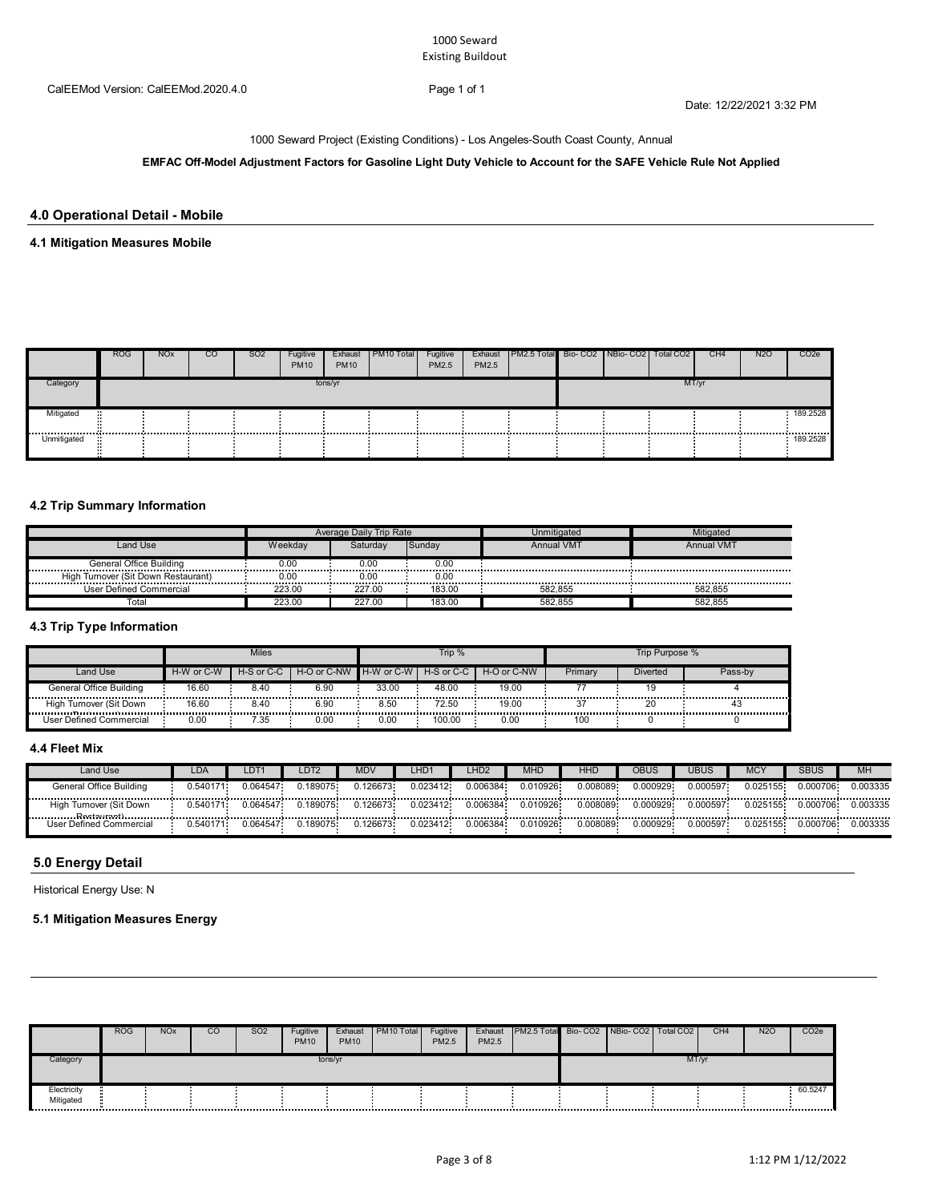1000 Seward
Existing Buildout

CalEEMod Version: CalEEMod.2020.4.0

Date: 12/22/2021 3:32 PM

1000 Seward Project (Existing Conditions) - Los Angeles-South Coast County, Annual

**EMFAC Off-Model Adjustment Factors for Gasoline Light Duty Vehicle to Account for the SAFE Vehicle Rule Not Applied**

## 4.0 Operational Detail - Mobile

### 4.1 Mitigation Measures Mobile

| | ROG | NOx | CO | SO2 | Fugitive PM10 | Exhaust PM10 | PM10 Total | Fugitive PM2.5 | Exhaust PM2.5 | PM2.5 Total | Bio- CO2 | NBio- CO2 | Total CO2 | CH4 | N2O | CO2e |
|---|---|---|---|---|---|---|---|---|---|---|---|---|---|---|---|---|
| Category | tons/yr | | | | | | | | | | MT/yr | | | | | |
| Mitigated | | | | | | | | | | | | | | | | 189.2528 |
| Unmitigated | | | | | | | | | | | | | | | | 189.2528 |

### 4.2 Trip Summary Information

| | Average Daily Trip Rate | | | Unmitigated | Mitigated |
|---|---|---|---|---|---|
| Land Use | Weekday | Saturday | Sunday | Annual VMT | Annual VMT |
| General Office Building | 0.00 | 0.00 | 0.00 | | |
| High Turnover (Sit Down Restaurant) | 0.00 | 0.00 | 0.00 | | |
| User Defined Commercial | 223.00 | 227.00 | 183.00 | 582,855 | 582,855 |
| Total | 223.00 | 227.00 | 183.00 | 582,855 | 582,855 |

### 4.3 Trip Type Information

| | Miles | | | Trip % | | | Trip Purpose % | | |
|---|---|---|---|---|---|---|---|---|---|
| Land Use | H-W or C-W | H-S or C-C | H-O or C-NW | H-W or C-W | H-S or C-C | H-O or C-NW | Primary | Diverted | Pass-by |
| General Office Building | 16.60 | 8.40 | 6.90 | 33.00 | 48.00 | 19.00 | 77 | 19 | 4 |
| High Turnover (Sit Down Restaurant) | 16.60 | 8.40 | 6.90 | 8.50 | 72.50 | 19.00 | 37 | 20 | 43 |
| User Defined Commercial | 0.00 | 7.35 | 0.00 | 0.00 | 100.00 | 0.00 | 100 | 0 | 0 |

### 4.4 Fleet Mix

| Land Use | LDA | LDT1 | LDT2 | MDV | LHD1 | LHD2 | MHD | HHD | OBUS | UBUS | MCY | SBUS | MH |
|---|---|---|---|---|---|---|---|---|---|---|---|---|---|
| General Office Building | 0.540171 | 0.064547 | 0.189075 | 0.126673 | 0.023412 | 0.006384 | 0.010926 | 0.008089 | 0.000929 | 0.000597 | 0.025155 | 0.000706 | 0.003335 |
| High Turnover (Sit Down Restaurant) | 0.540171 | 0.064547 | 0.189075 | 0.126673 | 0.023412 | 0.006384 | 0.010926 | 0.008089 | 0.000929 | 0.000597 | 0.025155 | 0.000706 | 0.003335 |
| User Defined Commercial | 0.540171 | 0.064547 | 0.189075 | 0.126673 | 0.023412 | 0.006384 | 0.010926 | 0.008089 | 0.000929 | 0.000597 | 0.025155 | 0.000706 | 0.003335 |

## 5.0 Energy Detail

Historical Energy Use: N

### 5.1 Mitigation Measures Energy

| | ROG | NOx | CO | SO2 | Fugitive PM10 | Exhaust PM10 | PM10 Total | Fugitive PM2.5 | Exhaust PM2.5 | PM2.5 Total | Bio- CO2 | NBio- CO2 | Total CO2 | CH4 | N2O | CO2e |
|---|---|---|---|---|---|---|---|---|---|---|---|---|---|---|---|---|
| Category | tons/yr | | | | | | | | | | MT/yr | | | | | |
| Electricity Mitigated | | | | | | | | | | | | | | | | 60.5247 |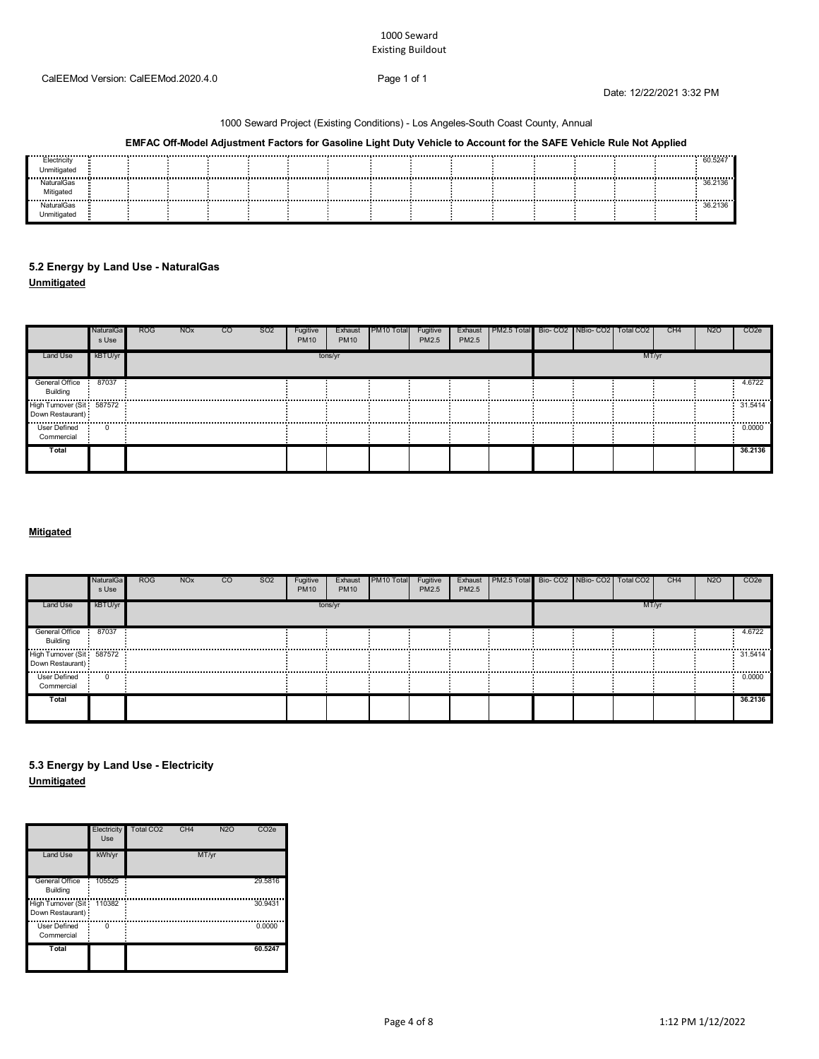1000 Seward
Existing Buildout

CalEEMod Version: CalEEMod.2020.4.0

Date: 12/22/2021 3:32 PM

1000 Seward Project (Existing Conditions) - Los Angeles-South Coast County, Annual

**EMFAC Off-Model Adjustment Factors for Gasoline Light Duty Vehicle to Account for the SAFE Vehicle Rule Not Applied**

| | | | | | | | | | | | | | | | | |
|---|---|---|---|---|---|---|---|---|---|---|---|---|---|---|---|---|
| Electricity Unmitigated | | | | | | | | | | | | | | | | 60.5247 |
| NaturalGas Mitigated | | | | | | | | | | | | | | | | 36.2136 |
| NaturalGas Unmitigated | | | | | | | | | | | | | | | | 36.2136 |

## 5.2 Energy by Land Use - NaturalGas

**Unmitigated**

| | NaturalGas Use | ROG | NOx | CO | SO2 | Fugitive PM10 | Exhaust PM10 | PM10 Total | Fugitive PM2.5 | Exhaust PM2.5 | PM2.5 Total | Bio- CO2 | NBio- CO2 | Total CO2 | CH4 | N2O | CO2e |
|---|---|---|---|---|---|---|---|---|---|---|---|---|---|---|---|---|---|
| Land Use | kBTU/yr | tons/yr | | | | | | | | | | MT/yr | | | | | |
| General Office Building | 87037 | | | | | | | | | | | | | | | | 4.6722 |
| High Turnover (Sit Down Restaurant) | 587572 | | | | | | | | | | | | | | | | 31.5414 |
| User Defined Commercial | 0 | | | | | | | | | | | | | | | | 0.0000 |
| **Total** | | | | | | | | | | | | | | | | | **36.2136** |

**Mitigated**

| | NaturalGas Use | ROG | NOx | CO | SO2 | Fugitive PM10 | Exhaust PM10 | PM10 Total | Fugitive PM2.5 | Exhaust PM2.5 | PM2.5 Total | Bio- CO2 | NBio- CO2 | Total CO2 | CH4 | N2O | CO2e |
|---|---|---|---|---|---|---|---|---|---|---|---|---|---|---|---|---|---|
| Land Use | kBTU/yr | tons/yr | | | | | | | | | | MT/yr | | | | | |
| General Office Building | 87037 | | | | | | | | | | | | | | | | 4.6722 |
| High Turnover (Sit Down Restaurant) | 587572 | | | | | | | | | | | | | | | | 31.5414 |
| User Defined Commercial | 0 | | | | | | | | | | | | | | | | 0.0000 |
| **Total** | | | | | | | | | | | | | | | | | **36.2136** |

## 5.3 Energy by Land Use - Electricity

**Unmitigated**

| | Electricity Use | Total CO2 | CH4 | N2O | CO2e |
|---|---|---|---|---|---|
| Land Use | kWh/yr | MT/yr | | | |
| General Office Building | 105525 | | | | 29.5816 |
| High Turnover (Sit Down Restaurant) | 110382 | | | | 30.9431 |
| User Defined Commercial | 0 | | | | 0.0000 |
| **Total** | | | | | **60.5247** |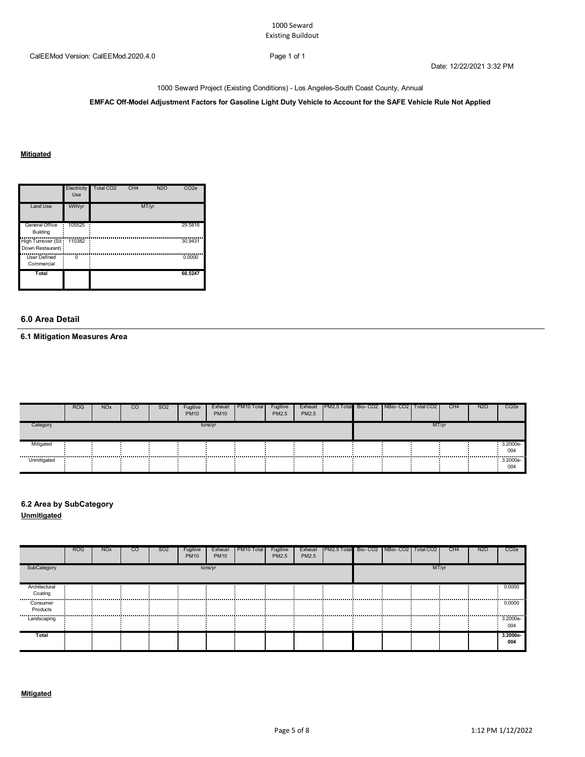1000 Seward
Existing Buildout

CalEEMod Version: CalEEMod.2020.4.0

Date: 12/22/2021 3:32 PM

1000 Seward Project (Existing Conditions) - Los Angeles-South Coast County, Annual

**EMFAC Off-Model Adjustment Factors for Gasoline Light Duty Vehicle to Account for the SAFE Vehicle Rule Not Applied**

**Mitigated**

| | Electricity Use | Total CO2 | CH4 | N2O | CO2e |
|---|---|---|---|---|---|
| Land Use | kWh/yr | MT/yr | | | |
| General Office Building | 105525 | | | | 29.5816 |
| High Turnover (Sit Down Restaurant) | 110382 | | | | 30.9431 |
| User Defined Commercial | 0 | | | | 0.0000 |
| Total | | | | | 60.5247 |

## 6.0 Area Detail

### 6.1 Mitigation Measures Area

| | ROG | NOx | CO | SO2 | Fugitive PM10 | Exhaust PM10 | PM10 Total | Fugitive PM2.5 | Exhaust PM2.5 | PM2.5 Total | Bio- CO2 | NBio- CO2 | Total CO2 | CH4 | N2O | CO2e |
|---|---|---|---|---|---|---|---|---|---|---|---|---|---|---|---|---|
| Category | tons/yr | | | | | | | | | | MT/yr | | | | | |
| Mitigated | | | | | | | | | | | | | | | | 3.2000e-004 |
| Unmitigated | | | | | | | | | | | | | | | | 3.2000e-004 |

### 6.2 Area by SubCategory

**Unmitigated**

| | ROG | NOx | CO | SO2 | Fugitive PM10 | Exhaust PM10 | PM10 Total | Fugitive PM2.5 | Exhaust PM2.5 | PM2.5 Total | Bio- CO2 | NBio- CO2 | Total CO2 | CH4 | N2O | CO2e |
|---|---|---|---|---|---|---|---|---|---|---|---|---|---|---|---|---|
| SubCategory | tons/yr | | | | | | | | | | MT/yr | | | | | |
| Architectural Coating | | | | | | | | | | | | | | | | 0.0000 |
| Consumer Products | | | | | | | | | | | | | | | | 0.0000 |
| Landscaping | | | | | | | | | | | | | | | | 3.2000e-004 |
| Total | | | | | | | | | | | | | | | | 3.2000e-004 |

**Mitigated**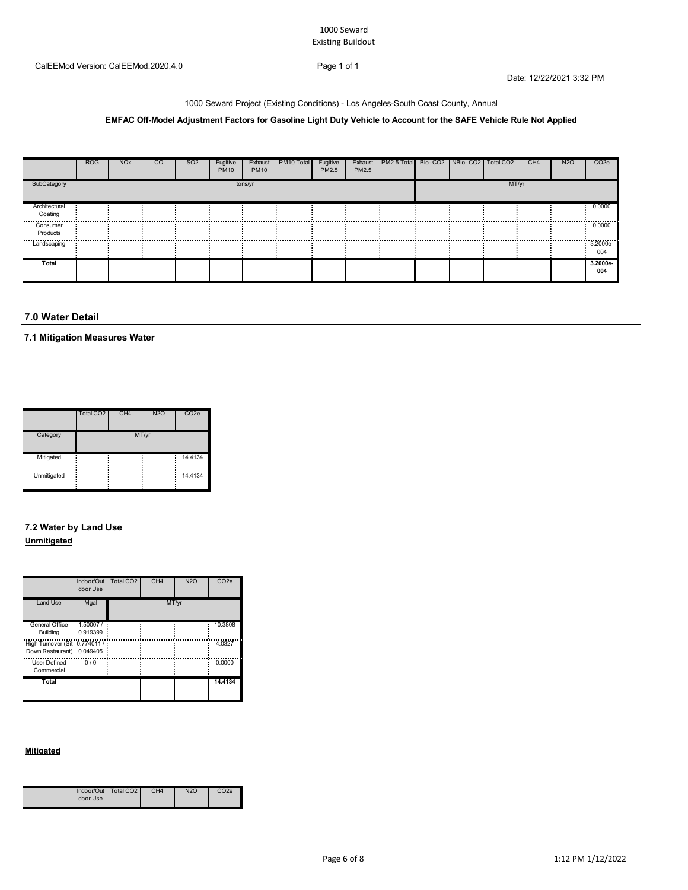1000 Seward
Existing Buildout

CalEEMod Version: CalEEMod.2020.4.0

Date: 12/22/2021 3:32 PM

1000 Seward Project (Existing Conditions) - Los Angeles-South Coast County, Annual

**EMFAC Off-Model Adjustment Factors for Gasoline Light Duty Vehicle to Account for the SAFE Vehicle Rule Not Applied**

| | ROG | NOx | CO | SO2 | Fugitive PM10 | Exhaust PM10 | PM10 Total | Fugitive PM2.5 | Exhaust PM2.5 | PM2.5 Total | Bio- CO2 | NBio- CO2 | Total CO2 | CH4 | N2O | CO2e |
|---|---|---|---|---|---|---|---|---|---|---|---|---|---|---|---|---|
| SubCategory | tons/yr | | | | | | | | | | MT/yr | | | | | |
| Architectural Coating | | | | | | | | | | | | | | | | 0.0000 |
| Consumer Products | | | | | | | | | | | | | | | | 0.0000 |
| Landscaping | | | | | | | | | | | | | | | | 3.2000e-004 |
| **Total** | | | | | | | | | | | | | | | | **3.2000e-004** |

## 7.0 Water Detail

### 7.1 Mitigation Measures Water

| | Total CO2 | CH4 | N2O | CO2e |
|---|---|---|---|---|
| Category | MT/yr | | | |
| Mitigated | | | | 14.4134 |
| Unmitigated | | | | 14.4134 |

### 7.2 Water by Land Use

**Unmitigated**

| | Indoor/Outdoor Use | Total CO2 | CH4 | N2O | CO2e |
|---|---|---|---|---|---|
| Land Use | Mgal | MT/yr | | | |
| General Office Building | 1.50007 / 0.919399 | | | | 10.3808 |
| High Turnover (Sit Down Restaurant) | 0.774011 / 0.049405 | | | | 4.0327 |
| User Defined Commercial | 0 / 0 | | | | 0.0000 |
| **Total** | | | | | **14.4134** |

**Mitigated**

| | Indoor/Outdoor Use | Total CO2 | CH4 | N2O | CO2e |
|---|---|---|---|---|---|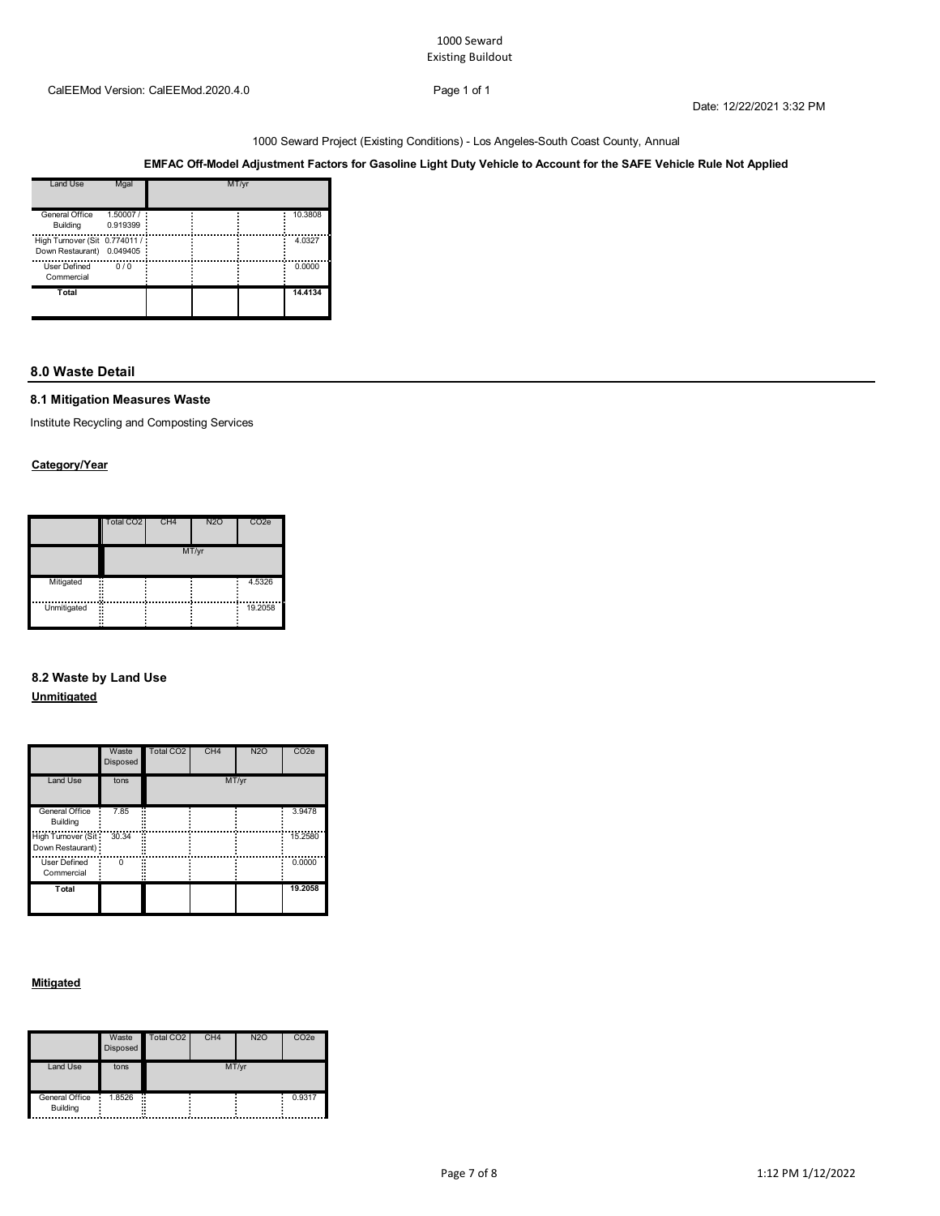1000 Seward Project (Existing Conditions) - Los Angeles-South Coast County, Annual

**EMFAC Off-Model Adjustment Factors for Gasoline Light Duty Vehicle to Account for the SAFE Vehicle Rule Not Applied**

| Land Use | Mgal | MT/yr | | | |
|---|---|---|---|---|---|
| General Office Building | 1.50007 / 0.919399 | | | | 10.3808 |
| High Turnover (Sit Down Restaurant) | 0.774011 / 0.049405 | | | | 4.0327 |
| User Defined Commercial | 0 / 0 | | | | 0.0000 |
| **Total** | | | | | **14.4134** |

## 8.0 Waste Detail

### 8.1 Mitigation Measures Waste

Institute Recycling and Composting Services

**Category/Year**

| | Total $CO_2$ | $CH_4$ | $N_2O$ | $CO_2e$ |
|---|---|---|---|---|
| | MT/yr | | | |
| Mitigated | | | | 4.5326 |
| Unmitigated | | | | 19.2058 |

### 8.2 Waste by Land Use

**Unmitigated**

| | Waste Disposed | Total $CO_2$ | $CH_4$ | $N_2O$ | $CO_2e$ |
|---|---|---|---|---|---|
| Land Use | tons | MT/yr | | | |
| General Office Building | 7.85 | | | | 3.9478 |
| High Turnover (Sit Down Restaurant) | 30.34 | | | | 15.2580 |
| User Defined Commercial | 0 | | | | 0.0000 |
| **Total** | | | | | **19.2058** |

**Mitigated**

| | Waste Disposed | Total $CO_2$ | $CH_4$ | $N_2O$ | $CO_2e$ |
|---|---|---|---|---|---|
| Land Use | tons | MT/yr | | | |
| General Office Building | 1.8526 | | | | 0.9317 |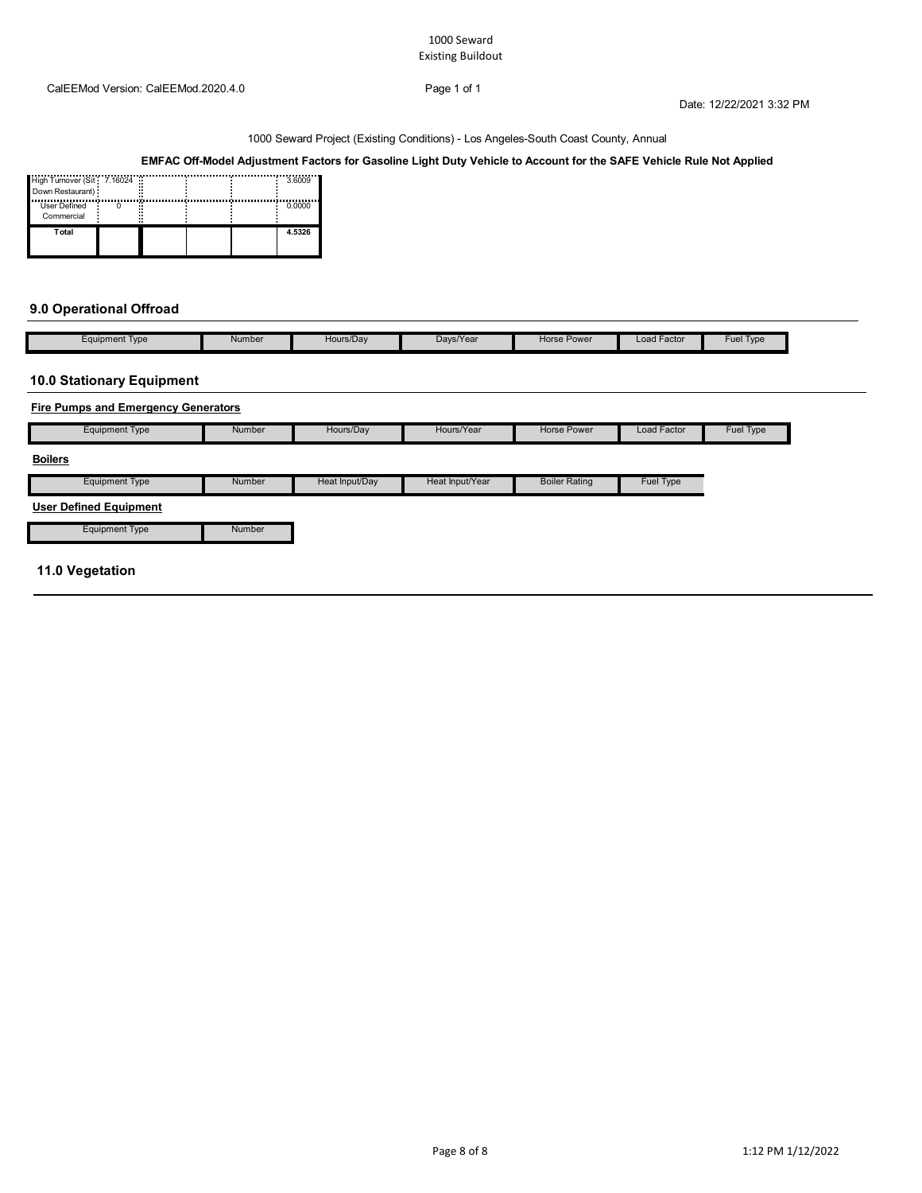1000 Seward
Existing Buildout

CalEEMod Version: CalEEMod.2020.4.0

Date: 12/22/2021 3:32 PM

1000 Seward Project (Existing Conditions) - Los Angeles-South Coast County, Annual

**EMFAC Off-Model Adjustment Factors for Gasoline Light Duty Vehicle to Account for the SAFE Vehicle Rule Not Applied**

| | | | | | |
|---|---|---|---|---|---|
| High Turnover (Sit Down Restaurant) | 7.16024 | | | | 3.6009 |
| User Defined Commercial | 0 | | | | 0.0000 |
| **Total** | | | | | **4.5326** |

## 9.0 Operational Offroad

| Equipment Type | Number | Hours/Day | Days/Year | Horse Power | Load Factor | Fuel Type |
|---|---|---|---|---|---|---|

## 10.0 Stationary Equipment

**Fire Pumps and Emergency Generators**

| Equipment Type | Number | Hours/Day | Hours/Year | Horse Power | Load Factor | Fuel Type |
|---|---|---|---|---|---|---|

**Boilers**

| Equipment Type | Number | Heat Input/Day | Heat Input/Year | Boiler Rating | Fuel Type |
|---|---|---|---|---|---|

**User Defined Equipment**

| Equipment Type | Number |
|---|---|

## 11.0 Vegetation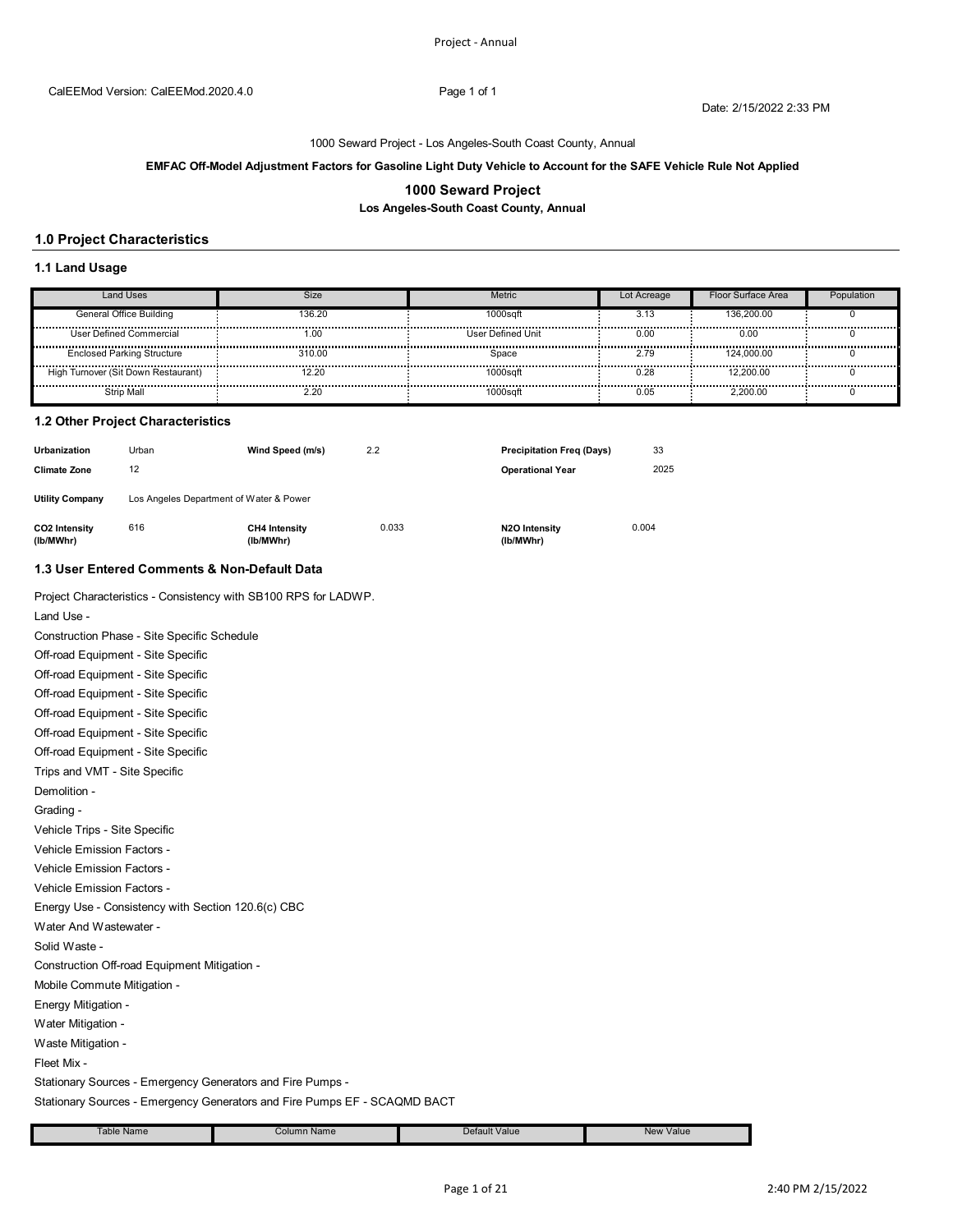CalEEMod Version: CalEEMod.2020.4.0

Date: 2/15/2022 2:33 PM

1000 Seward Project - Los Angeles-South Coast County, Annual

**EMFAC Off-Model Adjustment Factors for Gasoline Light Duty Vehicle to Account for the SAFE Vehicle Rule Not Applied**

## 1000 Seward Project

**Los Angeles-South Coast County, Annual**

## 1.0 Project Characteristics

### 1.1 Land Usage

| Land Uses | Size | Metric | Lot Acreage | Floor Surface Area | Population |
|---|---|---|---|---|---|
| General Office Building | 136.20 | 1000sqft | 3.13 | 136,200.00 | 0 |
| User Defined Commercial | 1.00 | User Defined Unit | 0.00 | 0.00 | 0 |
| Enclosed Parking Structure | 310.00 | Space | 2.79 | 124,000.00 | 0 |
| High Turnover (Sit Down Restaurant) | 12.20 | 1000sqft | 0.28 | 12,200.00 | 0 |
| Strip Mall | 2.20 | 1000sqft | 0.05 | 2,200.00 | 0 |

### 1.2 Other Project Characteristics

| | | | | | |
|---|---|---|---|---|---|
| **Urbanization** | Urban | **Wind Speed (m/s)** | 2.2 | **Precipitation Freq (Days)** | 33 |
| **Climate Zone** | 12 | | | **Operational Year** | 2025 |
| **Utility Company** | Los Angeles Department of Water & Power | | | | |
| **CO2 Intensity (lb/MWhr)** | 616 | **CH4 Intensity (lb/MWhr)** | 0.033 | **N2O Intensity (lb/MWhr)** | 0.004 |

### 1.3 User Entered Comments & Non-Default Data

Project Characteristics - Consistency with SB100 RPS for LADWP.

Land Use -

Construction Phase - Site Specific Schedule

Off-road Equipment - Site Specific

Off-road Equipment - Site Specific

Off-road Equipment - Site Specific

Off-road Equipment - Site Specific

Off-road Equipment - Site Specific

Off-road Equipment - Site Specific

Trips and VMT - Site Specific

Demolition -

Grading -

Vehicle Trips - Site Specific

Vehicle Emission Factors -

Vehicle Emission Factors -

Vehicle Emission Factors -

Energy Use - Consistency with Section 120.6(c) CBC

Water And Wastewater -

Solid Waste -

Construction Off-road Equipment Mitigation -

Mobile Commute Mitigation -

Energy Mitigation -

Water Mitigation -

Waste Mitigation -

Fleet Mix -

Stationary Sources - Emergency Generators and Fire Pumps -

Stationary Sources - Emergency Generators and Fire Pumps EF - SCAQMD BACT

| Table Name | Column Name | Default Value | New Value |
|---|---|---|---|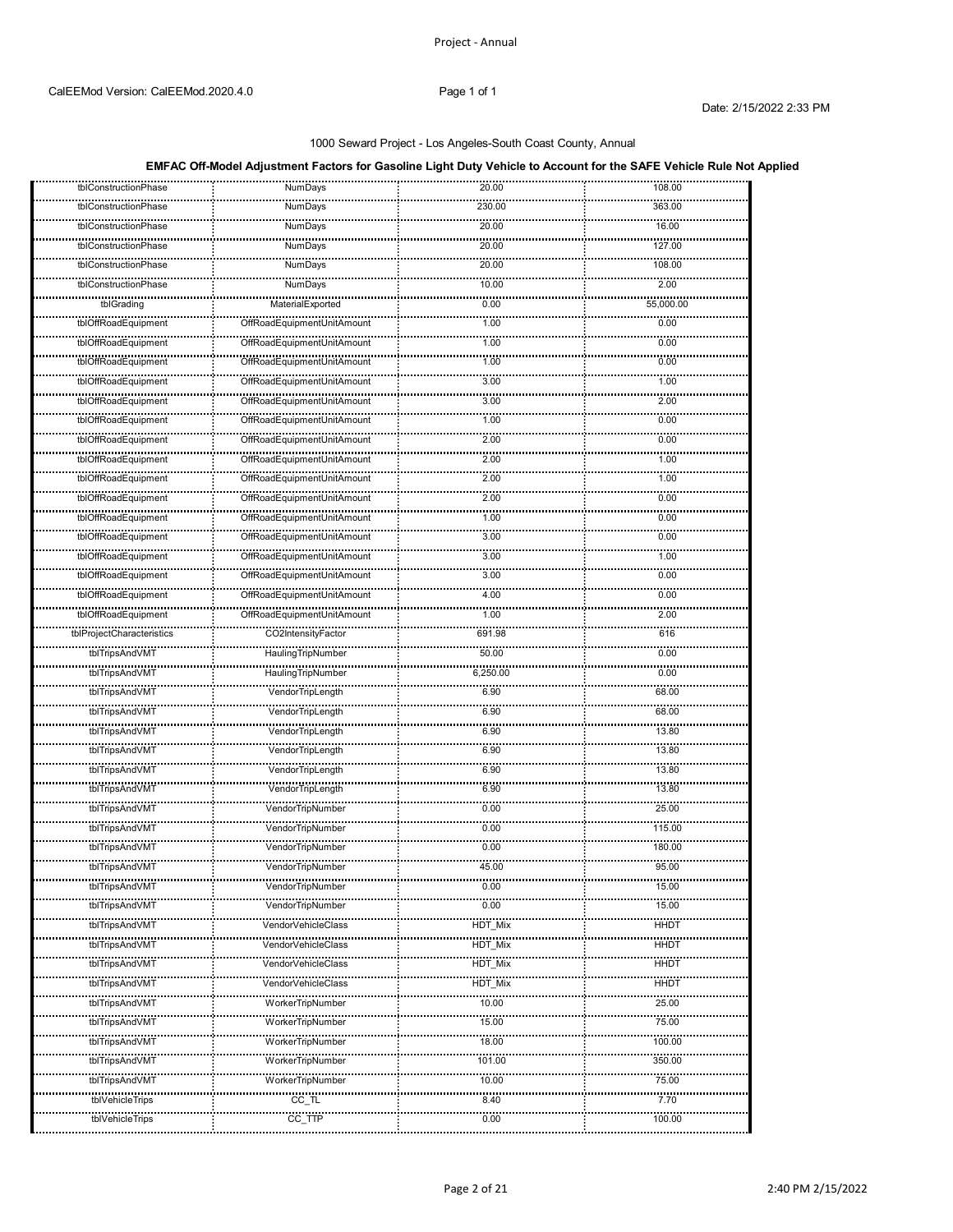1000 Seward Project - Los Angeles-South Coast County, Annual

**EMFAC Off-Model Adjustment Factors for Gasoline Light Duty Vehicle to Account for the SAFE Vehicle Rule Not Applied**

| | | | |
|---|---|---|---|
| tblConstructionPhase | NumDays | 20.00 | 108.00 |
| tblConstructionPhase | NumDays | 230.00 | 363.00 |
| tblConstructionPhase | NumDays | 20.00 | 16.00 |
| tblConstructionPhase | NumDays | 20.00 | 127.00 |
| tblConstructionPhase | NumDays | 20.00 | 108.00 |
| tblConstructionPhase | NumDays | 10.00 | 2.00 |
| tblGrading | MaterialExported | 0.00 | 55,000.00 |
| tblOffRoadEquipment | OffRoadEquipmentUnitAmount | 1.00 | 0.00 |
| tblOffRoadEquipment | OffRoadEquipmentUnitAmount | 1.00 | 0.00 |
| tblOffRoadEquipment | OffRoadEquipmentUnitAmount | 1.00 | 0.00 |
| tblOffRoadEquipment | OffRoadEquipmentUnitAmount | 3.00 | 1.00 |
| tblOffRoadEquipment | OffRoadEquipmentUnitAmount | 3.00 | 2.00 |
| tblOffRoadEquipment | OffRoadEquipmentUnitAmount | 1.00 | 0.00 |
| tblOffRoadEquipment | OffRoadEquipmentUnitAmount | 2.00 | 0.00 |
| tblOffRoadEquipment | OffRoadEquipmentUnitAmount | 2.00 | 1.00 |
| tblOffRoadEquipment | OffRoadEquipmentUnitAmount | 2.00 | 1.00 |
| tblOffRoadEquipment | OffRoadEquipmentUnitAmount | 2.00 | 0.00 |
| tblOffRoadEquipment | OffRoadEquipmentUnitAmount | 1.00 | 0.00 |
| tblOffRoadEquipment | OffRoadEquipmentUnitAmount | 3.00 | 0.00 |
| tblOffRoadEquipment | OffRoadEquipmentUnitAmount | 3.00 | 1.00 |
| tblOffRoadEquipment | OffRoadEquipmentUnitAmount | 3.00 | 0.00 |
| tblOffRoadEquipment | OffRoadEquipmentUnitAmount | 4.00 | 0.00 |
| tblOffRoadEquipment | OffRoadEquipmentUnitAmount | 1.00 | 2.00 |
| tblProjectCharacteristics | CO2IntensityFactor | 691.98 | 616 |
| tblTripsAndVMT | HaulingTripNumber | 50.00 | 0.00 |
| tblTripsAndVMT | HaulingTripNumber | 6,250.00 | 0.00 |
| tblTripsAndVMT | VendorTripLength | 6.90 | 68.00 |
| tblTripsAndVMT | VendorTripLength | 6.90 | 68.00 |
| tblTripsAndVMT | VendorTripLength | 6.90 | 13.80 |
| tblTripsAndVMT | VendorTripLength | 6.90 | 13.80 |
| tblTripsAndVMT | VendorTripLength | 6.90 | 13.80 |
| tblTripsAndVMT | VendorTripLength | 6.90 | 13.80 |
| tblTripsAndVMT | VendorTripNumber | 0.00 | 25.00 |
| tblTripsAndVMT | VendorTripNumber | 0.00 | 115.00 |
| tblTripsAndVMT | VendorTripNumber | 0.00 | 180.00 |
| tblTripsAndVMT | VendorTripNumber | 45.00 | 95.00 |
| tblTripsAndVMT | VendorTripNumber | 0.00 | 15.00 |
| tblTripsAndVMT | VendorTripNumber | 0.00 | 15.00 |
| tblTripsAndVMT | VendorVehicleClass | HDT_Mix | HHDT |
| tblTripsAndVMT | VendorVehicleClass | HDT_Mix | HHDT |
| tblTripsAndVMT | VendorVehicleClass | HDT_Mix | HHDT |
| tblTripsAndVMT | VendorVehicleClass | HDT_Mix | HHDT |
| tblTripsAndVMT | WorkerTripNumber | 10.00 | 25.00 |
| tblTripsAndVMT | WorkerTripNumber | 15.00 | 75.00 |
| tblTripsAndVMT | WorkerTripNumber | 18.00 | 100.00 |
| tblTripsAndVMT | WorkerTripNumber | 101.00 | 350.00 |
| tblTripsAndVMT | WorkerTripNumber | 10.00 | 75.00 |
| tblVehicleTrips | CC_TL | 8.40 | 7.70 |
| tblVehicleTrips | CC_TTP | 0.00 | 100.00 |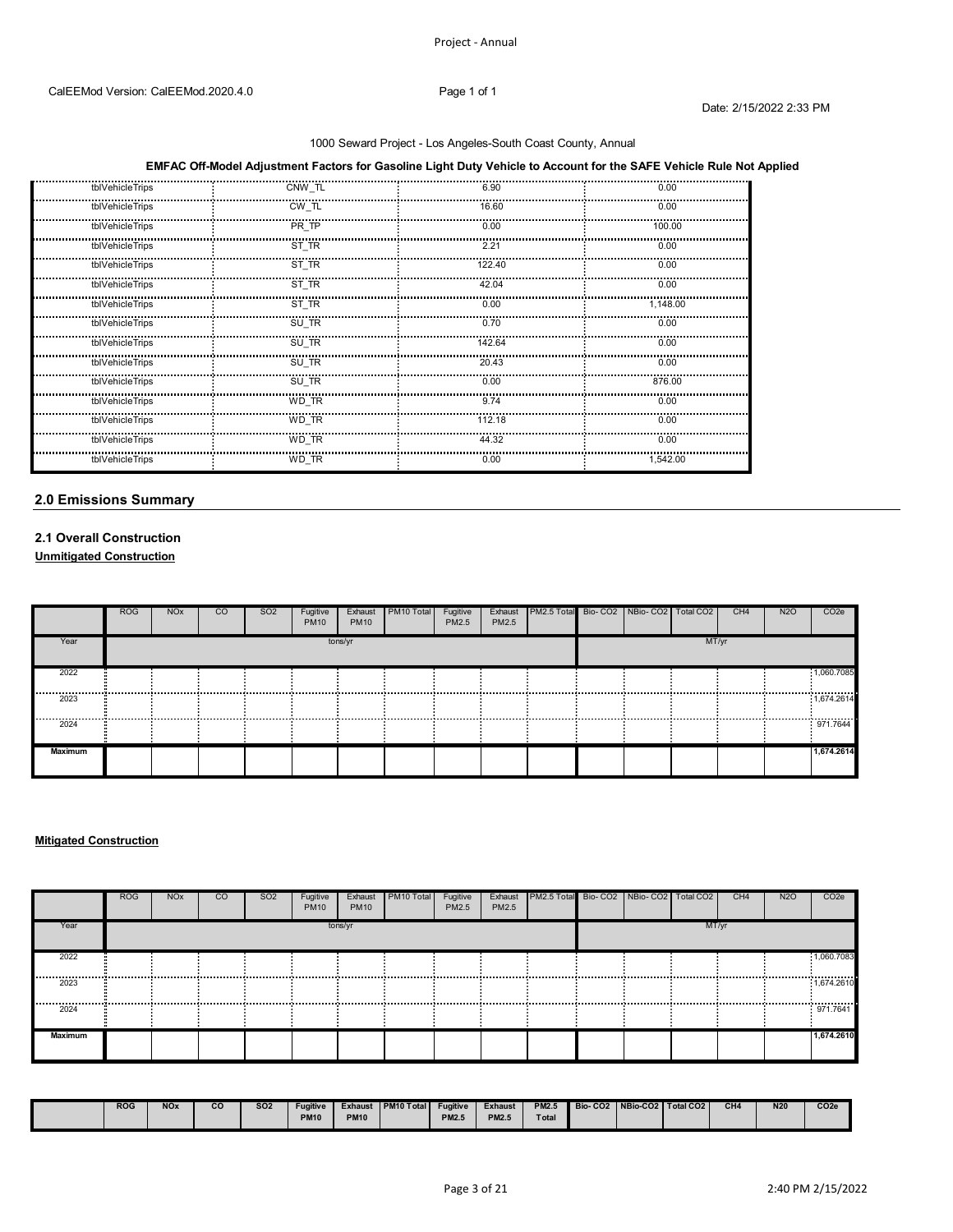Project - Annual

CalEEMod Version: CalEEMod.2020.4.0

Date: 2/15/2022 2:33 PM

1000 Seward Project - Los Angeles-South Coast County, Annual

**EMFAC Off-Model Adjustment Factors for Gasoline Light Duty Vehicle to Account for the SAFE Vehicle Rule Not Applied**

| | | | |
|---|---|---|---|
| tblVehicleTrips | CNW_TL | 6.90 | 0.00 |
| tblVehicleTrips | CW_TL | 16.60 | 0.00 |
| tblVehicleTrips | PR_TP | 0.00 | 100.00 |
| tblVehicleTrips | ST_TR | 2.21 | 0.00 |
| tblVehicleTrips | ST_TR | 122.40 | 0.00 |
| tblVehicleTrips | ST_TR | 42.04 | 0.00 |
| tblVehicleTrips | ST_TR | 0.00 | 1,148.00 |
| tblVehicleTrips | SU_TR | 0.70 | 0.00 |
| tblVehicleTrips | SU_TR | 142.64 | 0.00 |
| tblVehicleTrips | SU_TR | 20.43 | 0.00 |
| tblVehicleTrips | SU_TR | 0.00 | 876.00 |
| tblVehicleTrips | WD_TR | 9.74 | 0.00 |
| tblVehicleTrips | WD_TR | 112.18 | 0.00 |
| tblVehicleTrips | WD_TR | 44.32 | 0.00 |
| tblVehicleTrips | WD_TR | 0.00 | 1,542.00 |

## 2.0 Emissions Summary

### 2.1 Overall Construction

**Unmitigated Construction**

| | ROG | NOx | CO | SO2 | Fugitive PM10 | Exhaust PM10 | PM10 Total | Fugitive PM2.5 | Exhaust PM2.5 | PM2.5 Total | Bio- CO2 | NBio- CO2 | Total CO2 | CH4 | N2O | CO2e |
|---|---|---|---|---|---|---|---|---|---|---|---|---|---|---|---|---|
| Year | tons/yr | | | | | | | | | | MT/yr | | | | | |
| 2022 | | | | | | | | | | | | | | | | 1,060.7085 |
| 2023 | | | | | | | | | | | | | | | | 1,674.2614 |
| 2024 | | | | | | | | | | | | | | | | 971.7644 |
| **Maximum** | | | | | | | | | | | | | | | | **1,674.2614** |

**Mitigated Construction**

| | ROG | NOx | CO | SO2 | Fugitive PM10 | Exhaust PM10 | PM10 Total | Fugitive PM2.5 | Exhaust PM2.5 | PM2.5 Total | Bio- CO2 | NBio- CO2 | Total CO2 | CH4 | N2O | CO2e |
|---|---|---|---|---|---|---|---|---|---|---|---|---|---|---|---|---|
| Year | tons/yr | | | | | | | | | | MT/yr | | | | | |
| 2022 | | | | | | | | | | | | | | | | 1,060.7083 |
| 2023 | | | | | | | | | | | | | | | | 1,674.2610 |
| 2024 | | | | | | | | | | | | | | | | 971.7641 |
| **Maximum** | | | | | | | | | | | | | | | | **1,674.2610** |

| | ROG | NOx | CO | SO2 | Fugitive PM10 | Exhaust PM10 | PM10 Total | Fugitive PM2.5 | Exhaust PM2.5 | PM2.5 Total | Bio- CO2 | NBio-CO2 | Total CO2 | CH4 | N20 | CO2e |
|---|---|---|---|---|---|---|---|---|---|---|---|---|---|---|---|---|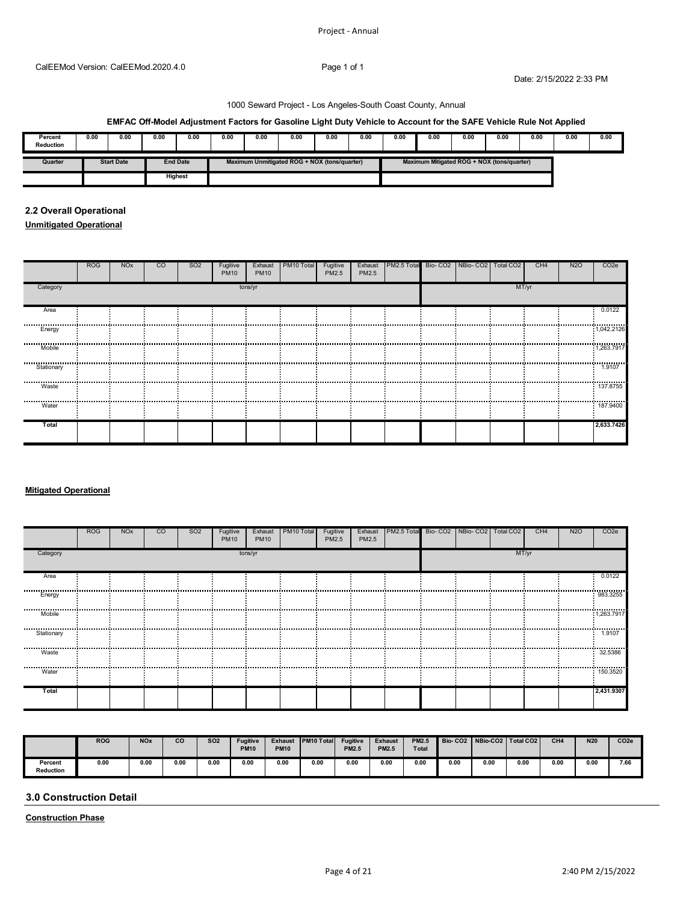CalEEMod Version: CalEEMod.2020.4.0

Date: 2/15/2022 2:33 PM

1000 Seward Project - Los Angeles-South Coast County, Annual

**EMFAC Off-Model Adjustment Factors for Gasoline Light Duty Vehicle to Account for the SAFE Vehicle Rule Not Applied**

| Percent Reduction | 0.00 | 0.00 | 0.00 | 0.00 | 0.00 | 0.00 | 0.00 | 0.00 | 0.00 | 0.00 | 0.00 | 0.00 | 0.00 | 0.00 | 0.00 | 0.00 |
|---|---|---|---|---|---|---|---|---|---|---|---|---|---|---|---|---|

| Quarter | Start Date | End Date | Maximum Unmitigated ROG + NOX (tons/quarter) | Maximum Mitigated ROG + NOX (tons/quarter) |
|---|---|---|---|---|
| | | Highest | | |

## 2.2 Overall Operational

**Unmitigated Operational**

| | ROG | NOx | CO | SO2 | Fugitive PM10 | Exhaust PM10 | PM10 Total | Fugitive PM2.5 | Exhaust PM2.5 | PM2.5 Total | Bio- CO2 | NBio- CO2 | Total CO2 | CH4 | N2O | CO2e |
|---|---|---|---|---|---|---|---|---|---|---|---|---|---|---|---|---|
| Category | tons/yr | | | | | | | | | | MT/yr | | | | | |
| Area | | | | | | | | | | | | | | | | 0.0122 |
| Energy | | | | | | | | | | | | | | | | 1,042.2126 |
| Mobile | | | | | | | | | | | | | | | | 1,263.7917 |
| Stationary | | | | | | | | | | | | | | | | 1.9107 |
| Waste | | | | | | | | | | | | | | | | 137.8755 |
| Water | | | | | | | | | | | | | | | | 187.9400 |
| **Total** | | | | | | | | | | | | | | | | **2,633.7426** |

**Mitigated Operational**

| | ROG | NOx | CO | SO2 | Fugitive PM10 | Exhaust PM10 | PM10 Total | Fugitive PM2.5 | Exhaust PM2.5 | PM2.5 Total | Bio- CO2 | NBio- CO2 | Total CO2 | CH4 | N2O | CO2e |
|---|---|---|---|---|---|---|---|---|---|---|---|---|---|---|---|---|
| Category | tons/yr | | | | | | | | | | MT/yr | | | | | |
| Area | | | | | | | | | | | | | | | | 0.0122 |
| Energy | | | | | | | | | | | | | | | | 983.3255 |
| Mobile | | | | | | | | | | | | | | | | 1,263.7917 |
| Stationary | | | | | | | | | | | | | | | | 1.9107 |
| Waste | | | | | | | | | | | | | | | | 32.5386 |
| Water | | | | | | | | | | | | | | | | 150.3520 |
| **Total** | | | | | | | | | | | | | | | | **2,431.9307** |

| | ROG | NOx | CO | SO2 | Fugitive PM10 | Exhaust PM10 | PM10 Total | Fugitive PM2.5 | Exhaust PM2.5 | PM2.5 Total | Bio- CO2 | NBio-CO2 | Total CO2 | CH4 | N20 | CO2e |
|---|---|---|---|---|---|---|---|---|---|---|---|---|---|---|---|---|
| Percent Reduction | 0.00 | 0.00 | 0.00 | 0.00 | 0.00 | 0.00 | 0.00 | 0.00 | 0.00 | 0.00 | 0.00 | 0.00 | 0.00 | 0.00 | 0.00 | 7.66 |

## 3.0 Construction Detail

**Construction Phase**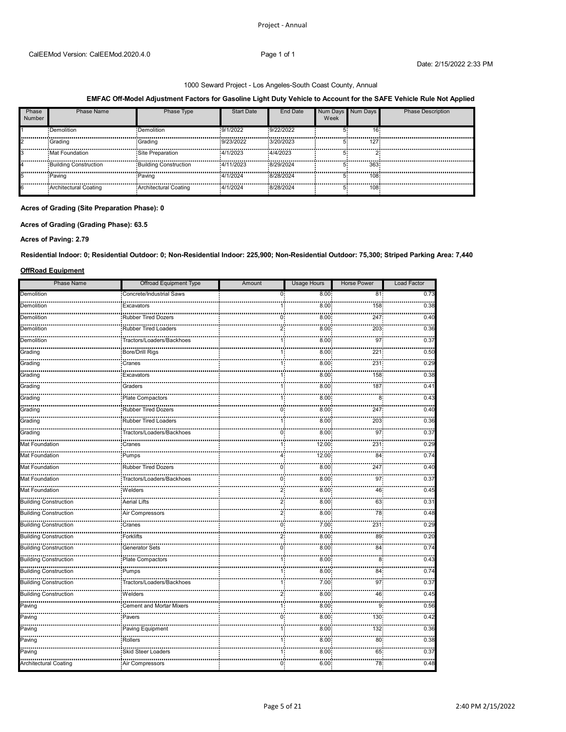1000 Seward Project - Los Angeles-South Coast County, Annual

**EMFAC Off-Model Adjustment Factors for Gasoline Light Duty Vehicle to Account for the SAFE Vehicle Rule Not Applied**

| Phase Number | Phase Name | Phase Type | Start Date | End Date | Num Days Week | Num Days | Phase Description |
|---|---|---|---|---|---|---|---|
| 1 | Demolition | Demolition | 9/1/2022 | 9/22/2022 | 5 | 16 | |
| 2 | Grading | Grading | 9/23/2022 | 3/20/2023 | 5 | 127 | |
| 3 | Mat Foundation | Site Preparation | 4/1/2023 | 4/4/2023 | 5 | 2 | |
| 4 | Building Construction | Building Construction | 4/11/2023 | 8/29/2024 | 5 | 363 | |
| 5 | Paving | Paving | 4/1/2024 | 8/28/2024 | 5 | 108 | |
| 6 | Architectural Coating | Architectural Coating | 4/1/2024 | 8/28/2024 | 5 | 108 | |

**Acres of Grading (Site Preparation Phase): 0**

**Acres of Grading (Grading Phase): 63.5**

**Acres of Paving: 2.79**

**Residential Indoor: 0; Residential Outdoor: 0; Non-Residential Indoor: 225,900; Non-Residential Outdoor: 75,300; Striped Parking Area: 7,440**

**OffRoad Equipment**

| Phase Name | Offroad Equipment Type | Amount | Usage Hours | Horse Power | Load Factor |
|---|---|---|---|---|---|
| Demolition | Concrete/Industrial Saws | 0 | 8.00 | 81 | 0.73 |
| Demolition | Excavators | 1 | 8.00 | 158 | 0.38 |
| Demolition | Rubber Tired Dozers | 0 | 8.00 | 247 | 0.40 |
| Demolition | Rubber Tired Loaders | 2 | 8.00 | 203 | 0.36 |
| Demolition | Tractors/Loaders/Backhoes | 1 | 8.00 | 97 | 0.37 |
| Grading | Bore/Drill Rigs | 1 | 8.00 | 221 | 0.50 |
| Grading | Cranes | 1 | 8.00 | 231 | 0.29 |
| Grading | Excavators | 1 | 8.00 | 158 | 0.38 |
| Grading | Graders | 1 | 8.00 | 187 | 0.41 |
| Grading | Plate Compactors | 1 | 8.00 | 8 | 0.43 |
| Grading | Rubber Tired Dozers | 0 | 8.00 | 247 | 0.40 |
| Grading | Rubber Tired Loaders | 1 | 8.00 | 203 | 0.36 |
| Grading | Tractors/Loaders/Backhoes | 0 | 8.00 | 97 | 0.37 |
| Mat Foundation | Cranes | 1 | 12.00 | 231 | 0.29 |
| Mat Foundation | Pumps | 4 | 12.00 | 84 | 0.74 |
| Mat Foundation | Rubber Tired Dozers | 0 | 8.00 | 247 | 0.40 |
| Mat Foundation | Tractors/Loaders/Backhoes | 0 | 8.00 | 97 | 0.37 |
| Mat Foundation | Welders | 2 | 8.00 | 46 | 0.45 |
| Building Construction | Aerial Lifts | 2 | 8.00 | 63 | 0.31 |
| Building Construction | Air Compressors | 2 | 8.00 | 78 | 0.48 |
| Building Construction | Cranes | 0 | 7.00 | 231 | 0.29 |
| Building Construction | Forklifts | 2 | 8.00 | 89 | 0.20 |
| Building Construction | Generator Sets | 0 | 8.00 | 84 | 0.74 |
| Building Construction | Plate Compactors | 1 | 8.00 | 8 | 0.43 |
| Building Construction | Pumps | 1 | 8.00 | 84 | 0.74 |
| Building Construction | Tractors/Loaders/Backhoes | 1 | 7.00 | 97 | 0.37 |
| Building Construction | Welders | 2 | 8.00 | 46 | 0.45 |
| Paving | Cement and Mortar Mixers | 1 | 8.00 | 9 | 0.56 |
| Paving | Pavers | 0 | 8.00 | 130 | 0.42 |
| Paving | Paving Equipment | 1 | 8.00 | 132 | 0.36 |
| Paving | Rollers | 1 | 8.00 | 80 | 0.38 |
| Paving | Skid Steer Loaders | 1 | 8.00 | 65 | 0.37 |
| Architectural Coating | Air Compressors | 0 | 6.00 | 78 | 0.48 |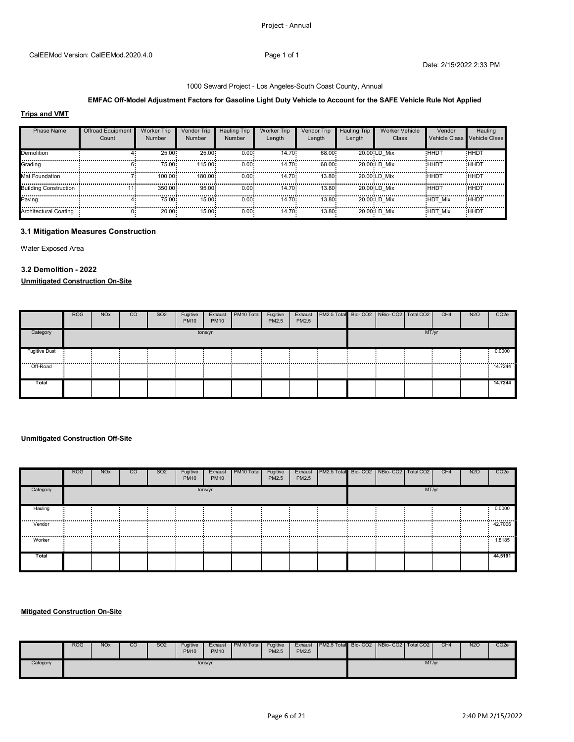Project - Annual

CalEEMod Version: CalEEMod.2020.4.0

Date: 2/15/2022 2:33 PM

1000 Seward Project - Los Angeles-South Coast County, Annual

**EMFAC Off-Model Adjustment Factors for Gasoline Light Duty Vehicle to Account for the SAFE Vehicle Rule Not Applied**

**Trips and VMT**

| Phase Name | Offroad Equipment Count | Worker Trip Number | Vendor Trip Number | Hauling Trip Number | Worker Trip Length | Vendor Trip Length | Hauling Trip Length | Worker Vehicle Class | Vendor Vehicle Class | Hauling Vehicle Class |
|---|---|---|---|---|---|---|---|---|---|---|
| Demolition | 4 | 25.00 | 25.00 | 0.00 | 14.70 | 68.00 | 20.00 | LD_Mix | HHDT | HHDT |
| Grading | 6 | 75.00 | 115.00 | 0.00 | 14.70 | 68.00 | 20.00 | LD_Mix | HHDT | HHDT |
| Mat Foundation | 7 | 100.00 | 180.00 | 0.00 | 14.70 | 13.80 | 20.00 | LD_Mix | HHDT | HHDT |
| Building Construction | 11 | 350.00 | 95.00 | 0.00 | 14.70 | 13.80 | 20.00 | LD_Mix | HHDT | HHDT |
| Paving | 4 | 75.00 | 15.00 | 0.00 | 14.70 | 13.80 | 20.00 | LD_Mix | HDT_Mix | HHDT |
| Architectural Coating | 0 | 20.00 | 15.00 | 0.00 | 14.70 | 13.80 | 20.00 | LD_Mix | HDT_Mix | HHDT |

### 3.1 Mitigation Measures Construction

Water Exposed Area

### 3.2 Demolition - 2022

**Unmitigated Construction On-Site**

| | ROG | NOx | CO | SO2 | Fugitive PM10 | Exhaust PM10 | PM10 Total | Fugitive PM2.5 | Exhaust PM2.5 | PM2.5 Total | Bio- CO2 | NBio- CO2 | Total CO2 | CH4 | N2O | CO2e |
|---|---|---|---|---|---|---|---|---|---|---|---|---|---|---|---|---|
| Category | tons/yr | | | | | | | | | | MT/yr | | | | | |
| Fugitive Dust | | | | | | | | | | | | | | | | 0.0000 |
| Off-Road | | | | | | | | | | | | | | | | 14.7244 |
| Total | | | | | | | | | | | | | | | | 14.7244 |

**Unmitigated Construction Off-Site**

| | ROG | NOx | CO | SO2 | Fugitive PM10 | Exhaust PM10 | PM10 Total | Fugitive PM2.5 | Exhaust PM2.5 | PM2.5 Total | Bio- CO2 | NBio- CO2 | Total CO2 | CH4 | N2O | CO2e |
|---|---|---|---|---|---|---|---|---|---|---|---|---|---|---|---|---|
| Category | tons/yr | | | | | | | | | | MT/yr | | | | | |
| Hauling | | | | | | | | | | | | | | | | 0.0000 |
| Vendor | | | | | | | | | | | | | | | | 42.7006 |
| Worker | | | | | | | | | | | | | | | | 1.8185 |
| Total | | | | | | | | | | | | | | | | 44.5191 |

**Mitigated Construction On-Site**

| | ROG | NOx | CO | SO2 | Fugitive PM10 | Exhaust PM10 | PM10 Total | Fugitive PM2.5 | Exhaust PM2.5 | PM2.5 Total | Bio- CO2 | NBio- CO2 | Total CO2 | CH4 | N2O | CO2e |
|---|---|---|---|---|---|---|---|---|---|---|---|---|---|---|---|---|
| Category | tons/yr | | | | | | | | | | MT/yr | | | | | |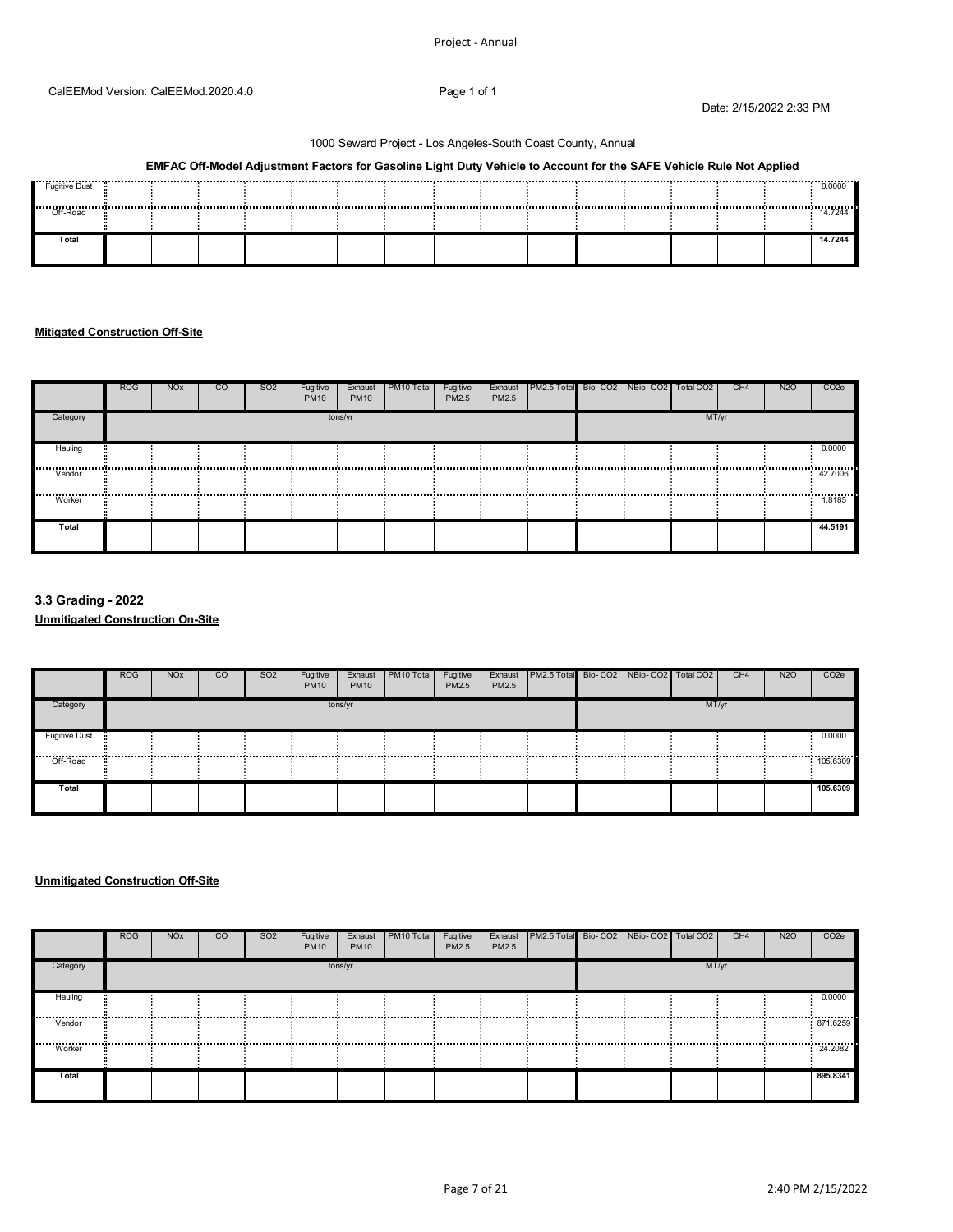CalEEMod Version: CalEEMod.2020.4.0

Date: 2/15/2022 2:33 PM

1000 Seward Project - Los Angeles-South Coast County, Annual

**EMFAC Off-Model Adjustment Factors for Gasoline Light Duty Vehicle to Account for the SAFE Vehicle Rule Not Applied**

| | ROG | NOx | CO | SO2 | Fugitive PM10 | Exhaust PM10 | PM10 Total | Fugitive PM2.5 | Exhaust PM2.5 | PM2.5 Total | Bio- CO2 | NBio- CO2 | Total CO2 | CH4 | N2O | CO2e |
|---|---|---|---|---|---|---|---|---|---|---|---|---|---|---|---|---|
| Fugitive Dust | | | | | | | | | | | | | | | | 0.0000 |
| Off-Road | | | | | | | | | | | | | | | | 14.7244 |
| Total | | | | | | | | | | | | | | | | 14.7244 |

**Mitigated Construction Off-Site**

| | ROG | NOx | CO | SO2 | Fugitive PM10 | Exhaust PM10 | PM10 Total | Fugitive PM2.5 | Exhaust PM2.5 | PM2.5 Total | Bio- CO2 | NBio- CO2 | Total CO2 | CH4 | N2O | CO2e |
|---|---|---|---|---|---|---|---|---|---|---|---|---|---|---|---|---|
| Category | tons/yr | | | | | | | | | | MT/yr | | | | | |
| Hauling | | | | | | | | | | | | | | | | 0.0000 |
| Vendor | | | | | | | | | | | | | | | | 42.7006 |
| Worker | | | | | | | | | | | | | | | | 1.8185 |
| Total | | | | | | | | | | | | | | | | 44.5191 |

### 3.3 Grading - 2022

**Unmitigated Construction On-Site**

| | ROG | NOx | CO | SO2 | Fugitive PM10 | Exhaust PM10 | PM10 Total | Fugitive PM2.5 | Exhaust PM2.5 | PM2.5 Total | Bio- CO2 | NBio- CO2 | Total CO2 | CH4 | N2O | CO2e |
|---|---|---|---|---|---|---|---|---|---|---|---|---|---|---|---|---|
| Category | tons/yr | | | | | | | | | | MT/yr | | | | | |
| Fugitive Dust | | | | | | | | | | | | | | | | 0.0000 |
| Off-Road | | | | | | | | | | | | | | | | 105.6309 |
| Total | | | | | | | | | | | | | | | | 105.6309 |

**Unmitigated Construction Off-Site**

| | ROG | NOx | CO | SO2 | Fugitive PM10 | Exhaust PM10 | PM10 Total | Fugitive PM2.5 | Exhaust PM2.5 | PM2.5 Total | Bio- CO2 | NBio- CO2 | Total CO2 | CH4 | N2O | CO2e |
|---|---|---|---|---|---|---|---|---|---|---|---|---|---|---|---|---|
| Category | tons/yr | | | | | | | | | | MT/yr | | | | | |
| Hauling | | | | | | | | | | | | | | | | 0.0000 |
| Vendor | | | | | | | | | | | | | | | | 871.6259 |
| Worker | | | | | | | | | | | | | | | | 24.2082 |
| Total | | | | | | | | | | | | | | | | 895.8341 |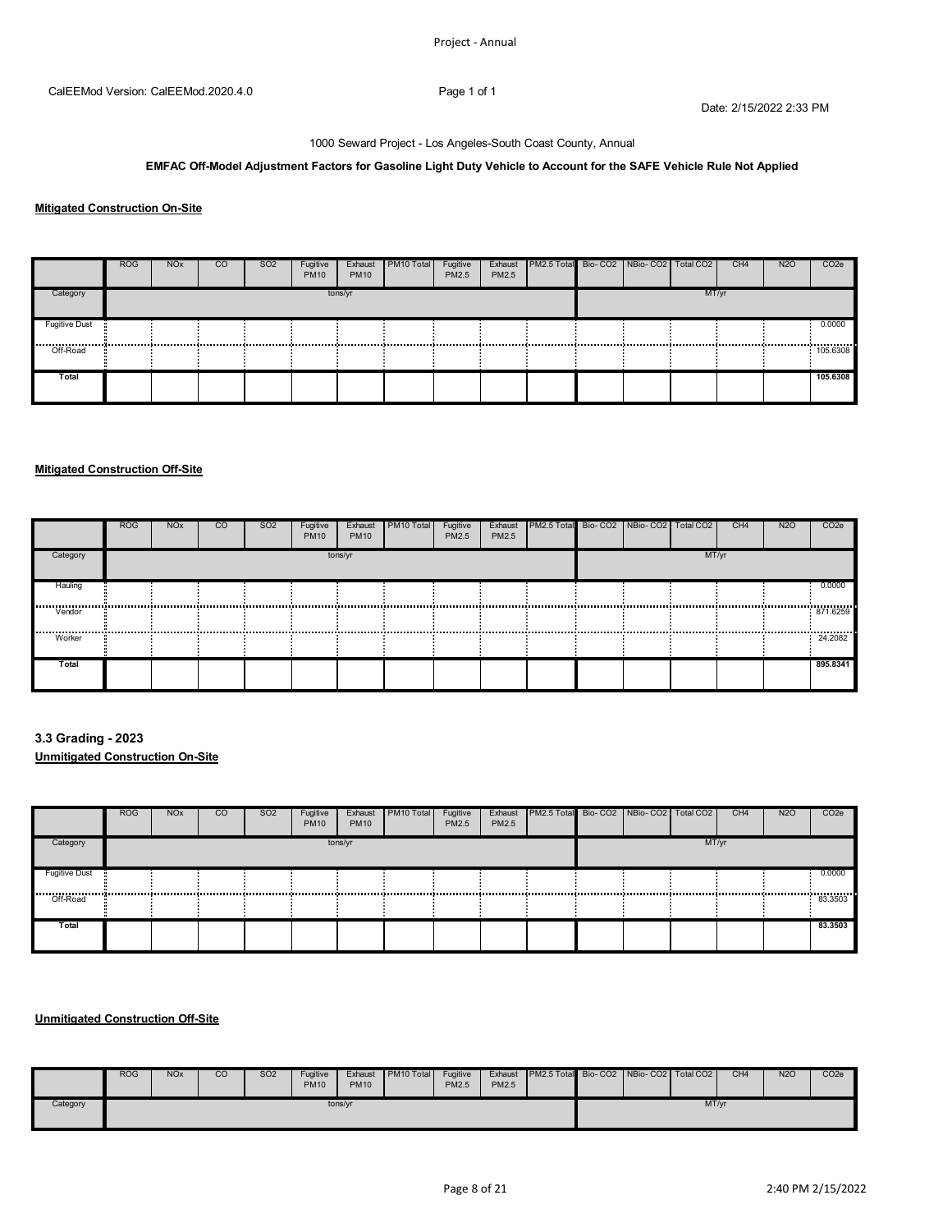1000 Seward Project - Los Angeles-South Coast County, Annual

**EMFAC Off-Model Adjustment Factors for Gasoline Light Duty Vehicle to Account for the SAFE Vehicle Rule Not Applied**

**Mitigated Construction On-Site**

| | ROG | NOx | CO | SO2 | Fugitive PM10 | Exhaust PM10 | PM10 Total | Fugitive PM2.5 | Exhaust PM2.5 | PM2.5 Total | Bio- CO2 | NBio- CO2 | Total CO2 | CH4 | N2O | CO2e |
|---|---|---|---|---|---|---|---|---|---|---|---|---|---|---|---|---|
| Category | tons/yr | | | | | | | | | | MT/yr | | | | | |
| Fugitive Dust | | | | | | | | | | | | | | | | 0.0000 |
| Off-Road | | | | | | | | | | | | | | | | 105.6308 |
| Total | | | | | | | | | | | | | | | | 105.6308 |

**Mitigated Construction Off-Site**

| | ROG | NOx | CO | SO2 | Fugitive PM10 | Exhaust PM10 | PM10 Total | Fugitive PM2.5 | Exhaust PM2.5 | PM2.5 Total | Bio- CO2 | NBio- CO2 | Total CO2 | CH4 | N2O | CO2e |
|---|---|---|---|---|---|---|---|---|---|---|---|---|---|---|---|---|
| Category | tons/yr | | | | | | | | | | MT/yr | | | | | |
| Hauling | | | | | | | | | | | | | | | | 0.0000 |
| Vendor | | | | | | | | | | | | | | | | 871.6259 |
| Worker | | | | | | | | | | | | | | | | 24.2082 |
| Total | | | | | | | | | | | | | | | | 895.8341 |

### 3.3 Grading - 2023

**Unmitigated Construction On-Site**

| | ROG | NOx | CO | SO2 | Fugitive PM10 | Exhaust PM10 | PM10 Total | Fugitive PM2.5 | Exhaust PM2.5 | PM2.5 Total | Bio- CO2 | NBio- CO2 | Total CO2 | CH4 | N2O | CO2e |
|---|---|---|---|---|---|---|---|---|---|---|---|---|---|---|---|---|
| Category | tons/yr | | | | | | | | | | MT/yr | | | | | |
| Fugitive Dust | | | | | | | | | | | | | | | | 0.0000 |
| Off-Road | | | | | | | | | | | | | | | | 83.3503 |
| Total | | | | | | | | | | | | | | | | 83.3503 |

**Unmitigated Construction Off-Site**

| | ROG | NOx | CO | SO2 | Fugitive PM10 | Exhaust PM10 | PM10 Total | Fugitive PM2.5 | Exhaust PM2.5 | PM2.5 Total | Bio- CO2 | NBio- CO2 | Total CO2 | CH4 | N2O | CO2e |
|---|---|---|---|---|---|---|---|---|---|---|---|---|---|---|---|---|
| Category | tons/yr | | | | | | | | | | MT/yr | | | | | |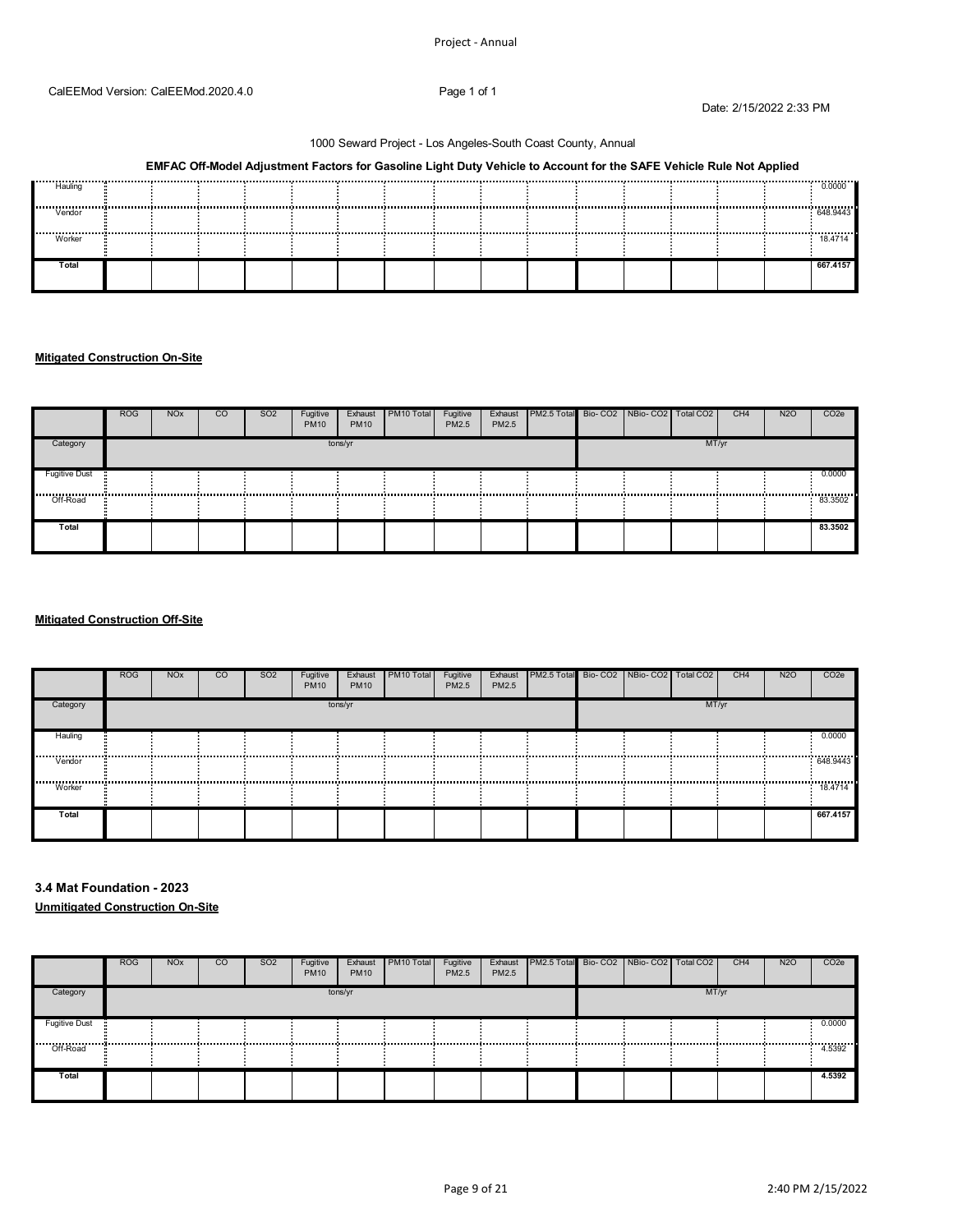CalEEMod Version: CalEEMod.2020.4.0

Date: 2/15/2022 2:33 PM

1000 Seward Project - Los Angeles-South Coast County, Annual

**EMFAC Off-Model Adjustment Factors for Gasoline Light Duty Vehicle to Account for the SAFE Vehicle Rule Not Applied**

| | ROG | NOx | CO | SO2 | Fugitive PM10 | Exhaust PM10 | PM10 Total | Fugitive PM2.5 | Exhaust PM2.5 | PM2.5 Total | Bio- CO2 | NBio- CO2 | Total CO2 | CH4 | N2O | CO2e |
|---|---|---|---|---|---|---|---|---|---|---|---|---|---|---|---|---|
| Hauling | | | | | | | | | | | | | | | | 0.0000 |
| Vendor | | | | | | | | | | | | | | | | 648.9443 |
| Worker | | | | | | | | | | | | | | | | 18.4714 |
| **Total** | | | | | | | | | | | | | | | | **667.4157** |

**Mitigated Construction On-Site**

| | ROG | NOx | CO | SO2 | Fugitive PM10 | Exhaust PM10 | PM10 Total | Fugitive PM2.5 | Exhaust PM2.5 | PM2.5 Total | Bio- CO2 | NBio- CO2 | Total CO2 | CH4 | N2O | CO2e |
|---|---|---|---|---|---|---|---|---|---|---|---|---|---|---|---|---|
| Category | tons/yr | | | | | | | | | | MT/yr | | | | | |
| Fugitive Dust | | | | | | | | | | | | | | | | 0.0000 |
| Off-Road | | | | | | | | | | | | | | | | 83.3502 |
| **Total** | | | | | | | | | | | | | | | | **83.3502** |

**Mitigated Construction Off-Site**

| | ROG | NOx | CO | SO2 | Fugitive PM10 | Exhaust PM10 | PM10 Total | Fugitive PM2.5 | Exhaust PM2.5 | PM2.5 Total | Bio- CO2 | NBio- CO2 | Total CO2 | CH4 | N2O | CO2e |
|---|---|---|---|---|---|---|---|---|---|---|---|---|---|---|---|---|
| Category | tons/yr | | | | | | | | | | MT/yr | | | | | |
| Hauling | | | | | | | | | | | | | | | | 0.0000 |
| Vendor | | | | | | | | | | | | | | | | 648.9443 |
| Worker | | | | | | | | | | | | | | | | 18.4714 |
| **Total** | | | | | | | | | | | | | | | | **667.4157** |

### 3.4 Mat Foundation - 2023

**Unmitigated Construction On-Site**

| | ROG | NOx | CO | SO2 | Fugitive PM10 | Exhaust PM10 | PM10 Total | Fugitive PM2.5 | Exhaust PM2.5 | PM2.5 Total | Bio- CO2 | NBio- CO2 | Total CO2 | CH4 | N2O | CO2e |
|---|---|---|---|---|---|---|---|---|---|---|---|---|---|---|---|---|
| Category | tons/yr | | | | | | | | | | MT/yr | | | | | |
| Fugitive Dust | | | | | | | | | | | | | | | | 0.0000 |
| Off-Road | | | | | | | | | | | | | | | | 4.5392 |
| **Total** | | | | | | | | | | | | | | | | **4.5392** |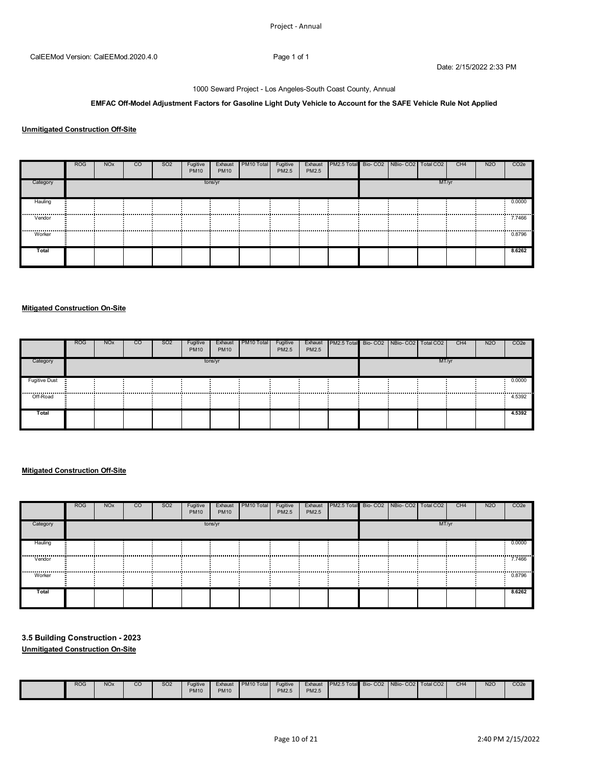Project - Annual

CalEEMod Version: CalEEMod.2020.4.0

Page 1 of 1

Date: 2/15/2022 2:33 PM

1000 Seward Project - Los Angeles-South Coast County, Annual

**EMFAC Off-Model Adjustment Factors for Gasoline Light Duty Vehicle to Account for the SAFE Vehicle Rule Not Applied**

**Unmitigated Construction Off-Site**

| | ROG | NOx | CO | SO2 | Fugitive PM10 | Exhaust PM10 | PM10 Total | Fugitive PM2.5 | Exhaust PM2.5 | PM2.5 Total | Bio- CO2 | NBio- CO2 | Total CO2 | CH4 | N2O | CO2e |
|---|---|---|---|---|---|---|---|---|---|---|---|---|---|---|---|---|
| Category | tons/yr | | | | | | | | | | MT/yr | | | | | |
| Hauling | | | | | | | | | | | | | | | | 0.0000 |
| Vendor | | | | | | | | | | | | | | | | 7.7466 |
| Worker | | | | | | | | | | | | | | | | 0.8796 |
| **Total** | | | | | | | | | | | | | | | | **8.6262** |

**Mitigated Construction On-Site**

| | ROG | NOx | CO | SO2 | Fugitive PM10 | Exhaust PM10 | PM10 Total | Fugitive PM2.5 | Exhaust PM2.5 | PM2.5 Total | Bio- CO2 | NBio- CO2 | Total CO2 | CH4 | N2O | CO2e |
|---|---|---|---|---|---|---|---|---|---|---|---|---|---|---|---|---|
| Category | tons/yr | | | | | | | | | | MT/yr | | | | | |
| Fugitive Dust | | | | | | | | | | | | | | | | 0.0000 |
| Off-Road | | | | | | | | | | | | | | | | 4.5392 |
| **Total** | | | | | | | | | | | | | | | | **4.5392** |

**Mitigated Construction Off-Site**

| | ROG | NOx | CO | SO2 | Fugitive PM10 | Exhaust PM10 | PM10 Total | Fugitive PM2.5 | Exhaust PM2.5 | PM2.5 Total | Bio- CO2 | NBio- CO2 | Total CO2 | CH4 | N2O | CO2e |
|---|---|---|---|---|---|---|---|---|---|---|---|---|---|---|---|---|
| Category | tons/yr | | | | | | | | | | MT/yr | | | | | |
| Hauling | | | | | | | | | | | | | | | | 0.0000 |
| Vendor | | | | | | | | | | | | | | | | 7.7466 |
| Worker | | | | | | | | | | | | | | | | 0.8796 |
| **Total** | | | | | | | | | | | | | | | | **8.6262** |

### 3.5 Building Construction - 2023

**Unmitigated Construction On-Site**

| | ROG | NOx | CO | SO2 | Fugitive PM10 | Exhaust PM10 | PM10 Total | Fugitive PM2.5 | Exhaust PM2.5 | PM2.5 Total | Bio- CO2 | NBio- CO2 | Total CO2 | CH4 | N2O | CO2e |
|---|---|---|---|---|---|---|---|---|---|---|---|---|---|---|---|---|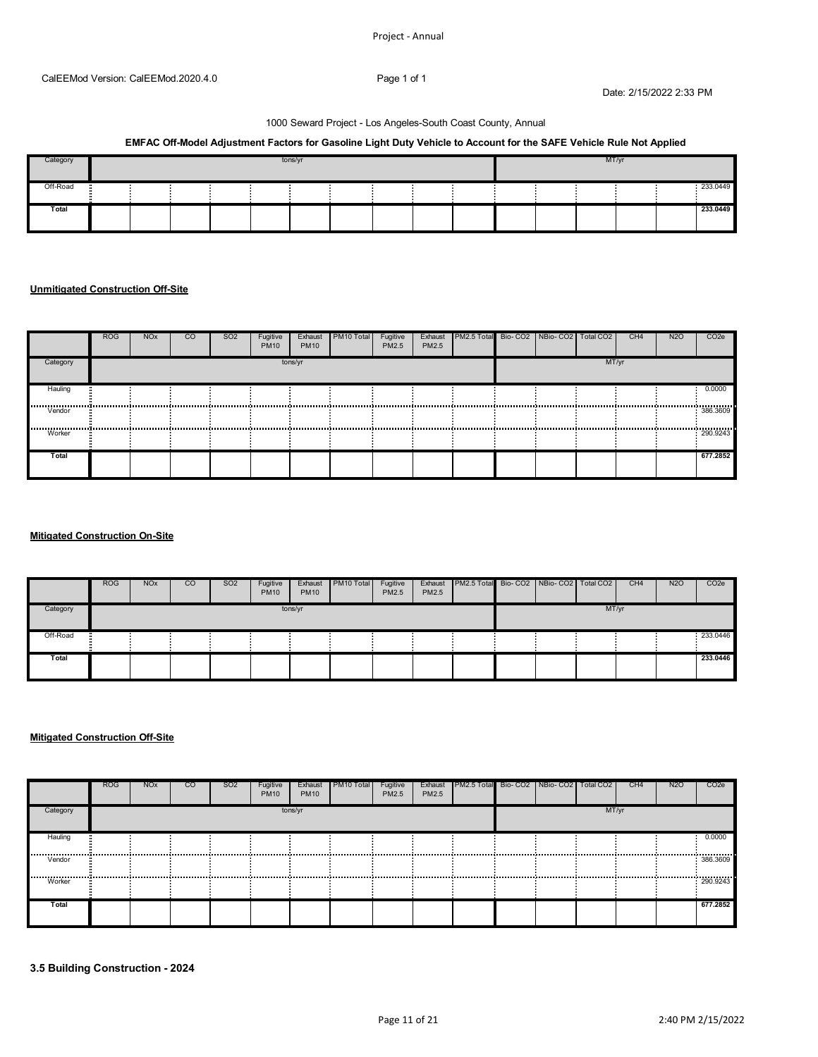1000 Seward Project - Los Angeles-South Coast County, Annual

**EMFAC Off-Model Adjustment Factors for Gasoline Light Duty Vehicle to Account for the SAFE Vehicle Rule Not Applied**

| Category | tons/yr | | | | | | | | | | MT/yr | | | | | |
|---|---|---|---|---|---|---|---|---|---|---|---|---|---|---|---|---|
| Off-Road | | | | | | | | | | | | | | | | 233.0449 |
| Total | | | | | | | | | | | | | | | | 233.0449 |

**Unmitigated Construction Off-Site**

| | ROG | NOx | CO | SO2 | Fugitive PM10 | Exhaust PM10 | PM10 Total | Fugitive PM2.5 | Exhaust PM2.5 | PM2.5 Total | Bio- CO2 | NBio- CO2 | Total CO2 | CH4 | N2O | CO2e |
|---|---|---|---|---|---|---|---|---|---|---|---|---|---|---|---|---|
| Category | tons/yr | | | | | | | | | | MT/yr | | | | | |
| Hauling | | | | | | | | | | | | | | | | 0.0000 |
| Vendor | | | | | | | | | | | | | | | | 386.3609 |
| Worker | | | | | | | | | | | | | | | | 290.9243 |
| Total | | | | | | | | | | | | | | | | 677.2852 |

**Mitigated Construction On-Site**

| | ROG | NOx | CO | SO2 | Fugitive PM10 | Exhaust PM10 | PM10 Total | Fugitive PM2.5 | Exhaust PM2.5 | PM2.5 Total | Bio- CO2 | NBio- CO2 | Total CO2 | CH4 | N2O | CO2e |
|---|---|---|---|---|---|---|---|---|---|---|---|---|---|---|---|---|
| Category | tons/yr | | | | | | | | | | MT/yr | | | | | |
| Off-Road | | | | | | | | | | | | | | | | 233.0446 |
| Total | | | | | | | | | | | | | | | | 233.0446 |

**Mitigated Construction Off-Site**

| | ROG | NOx | CO | SO2 | Fugitive PM10 | Exhaust PM10 | PM10 Total | Fugitive PM2.5 | Exhaust PM2.5 | PM2.5 Total | Bio- CO2 | NBio- CO2 | Total CO2 | CH4 | N2O | CO2e |
|---|---|---|---|---|---|---|---|---|---|---|---|---|---|---|---|---|
| Category | tons/yr | | | | | | | | | | MT/yr | | | | | |
| Hauling | | | | | | | | | | | | | | | | 0.0000 |
| Vendor | | | | | | | | | | | | | | | | 386.3609 |
| Worker | | | | | | | | | | | | | | | | 290.9243 |
| Total | | | | | | | | | | | | | | | | 677.2852 |

### 3.5 Building Construction - 2024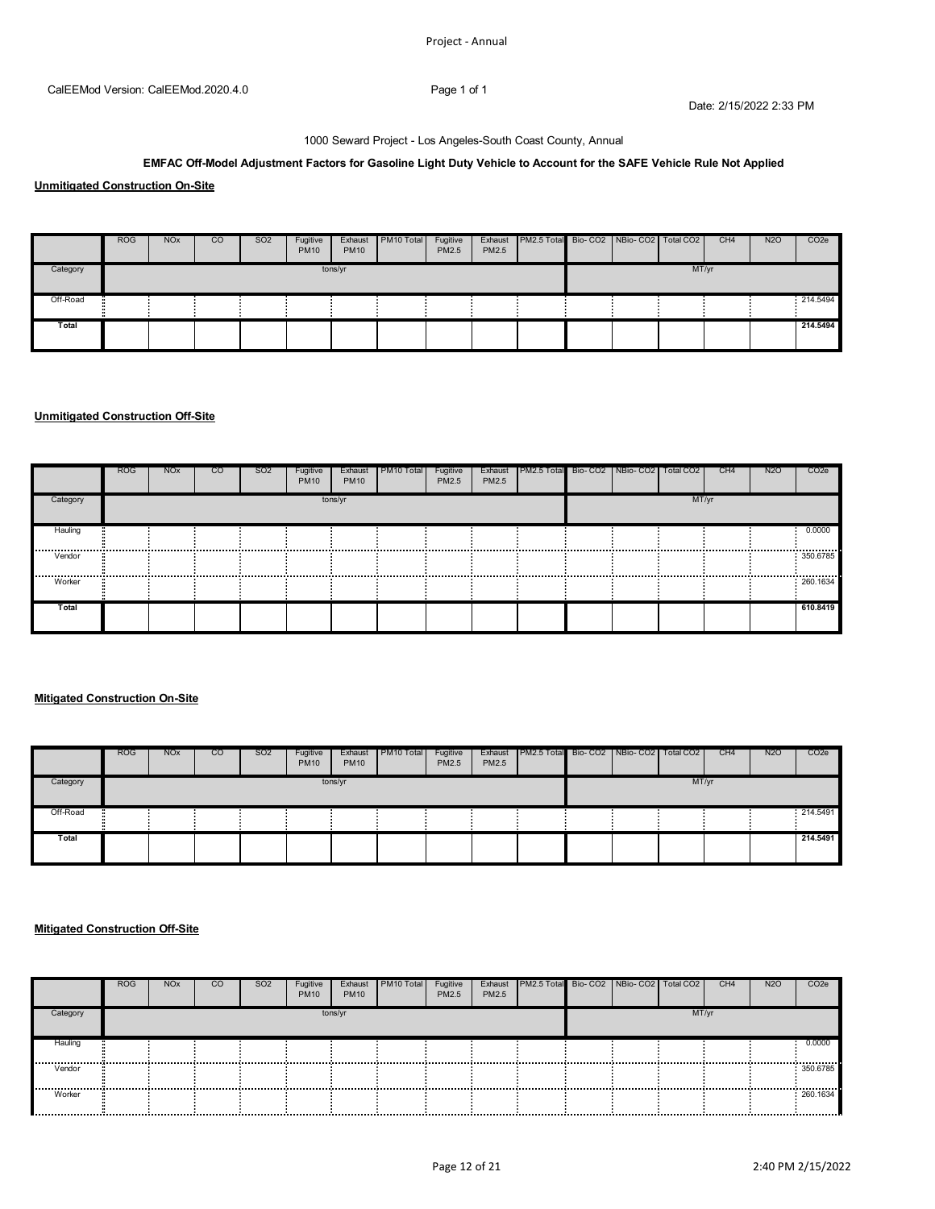CalEEMod Version: CalEEMod.2020.4.0

Date: 2/15/2022 2:33 PM

1000 Seward Project - Los Angeles-South Coast County, Annual

**EMFAC Off-Model Adjustment Factors for Gasoline Light Duty Vehicle to Account for the SAFE Vehicle Rule Not Applied**

**Unmitigated Construction On-Site**

| | ROG | NOx | CO | SO2 | Fugitive PM10 | Exhaust PM10 | PM10 Total | Fugitive PM2.5 | Exhaust PM2.5 | PM2.5 Total | Bio- CO2 | NBio- CO2 | Total CO2 | CH4 | N2O | CO2e |
|---|---|---|---|---|---|---|---|---|---|---|---|---|---|---|---|---|
| Category | tons/yr | | | | | | | | | | MT/yr | | | | | |
| Off-Road | | | | | | | | | | | | | | | | 214.5494 |
| Total | | | | | | | | | | | | | | | | 214.5494 |

**Unmitigated Construction Off-Site**

| | ROG | NOx | CO | SO2 | Fugitive PM10 | Exhaust PM10 | PM10 Total | Fugitive PM2.5 | Exhaust PM2.5 | PM2.5 Total | Bio- CO2 | NBio- CO2 | Total CO2 | CH4 | N2O | CO2e |
|---|---|---|---|---|---|---|---|---|---|---|---|---|---|---|---|---|
| Category | tons/yr | | | | | | | | | | MT/yr | | | | | |
| Hauling | | | | | | | | | | | | | | | | 0.0000 |
| Vendor | | | | | | | | | | | | | | | | 350.6785 |
| Worker | | | | | | | | | | | | | | | | 260.1634 |
| Total | | | | | | | | | | | | | | | | 610.8419 |

**Mitigated Construction On-Site**

| | ROG | NOx | CO | SO2 | Fugitive PM10 | Exhaust PM10 | PM10 Total | Fugitive PM2.5 | Exhaust PM2.5 | PM2.5 Total | Bio- CO2 | NBio- CO2 | Total CO2 | CH4 | N2O | CO2e |
|---|---|---|---|---|---|---|---|---|---|---|---|---|---|---|---|---|
| Category | tons/yr | | | | | | | | | | MT/yr | | | | | |
| Off-Road | | | | | | | | | | | | | | | | 214.5491 |
| Total | | | | | | | | | | | | | | | | 214.5491 |

**Mitigated Construction Off-Site**

| | ROG | NOx | CO | SO2 | Fugitive PM10 | Exhaust PM10 | PM10 Total | Fugitive PM2.5 | Exhaust PM2.5 | PM2.5 Total | Bio- CO2 | NBio- CO2 | Total CO2 | CH4 | N2O | CO2e |
|---|---|---|---|---|---|---|---|---|---|---|---|---|---|---|---|---|
| Category | tons/yr | | | | | | | | | | MT/yr | | | | | |
| Hauling | | | | | | | | | | | | | | | | 0.0000 |
| Vendor | | | | | | | | | | | | | | | | 350.6785 |
| Worker | | | | | | | | | | | | | | | | 260.1634 |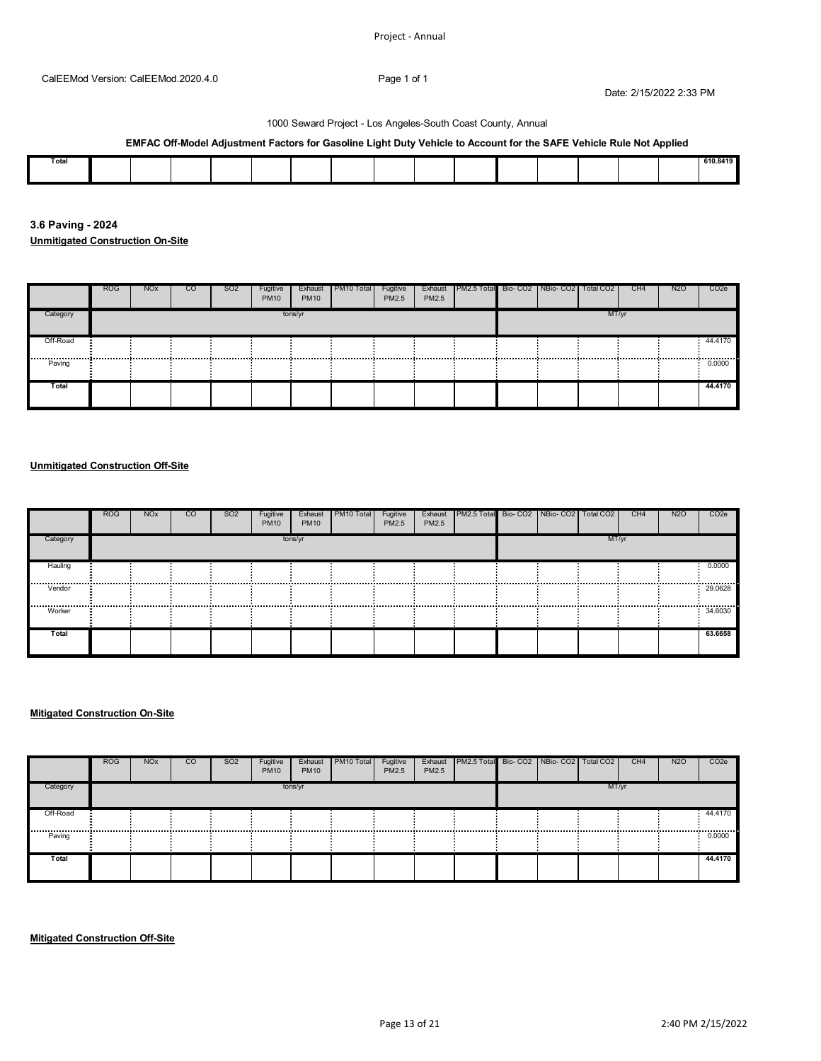Project - Annual

CalEEMod Version: CalEEMod.2020.4.0

Date: 2/15/2022 2:33 PM

1000 Seward Project - Los Angeles-South Coast County, Annual

**EMFAC Off-Model Adjustment Factors for Gasoline Light Duty Vehicle to Account for the SAFE Vehicle Rule Not Applied**

| | | | | | | | | | | | | | | | |
|---|---|---|---|---|---|---|---|---|---|---|---|---|---|---|---|
| **Total** | | | | | | | | | | | | | | | **610.8419** |

### 3.6 Paving - 2024

**Unmitigated Construction On-Site**

| | ROG | NOx | CO | SO2 | Fugitive PM10 | Exhaust PM10 | PM10 Total | Fugitive PM2.5 | Exhaust PM2.5 | PM2.5 Total | Bio- CO2 | NBio- CO2 | Total CO2 | CH4 | N2O | CO2e |
|---|---|---|---|---|---|---|---|---|---|---|---|---|---|---|---|---|
| Category | tons/yr | | | | | | | | | | MT/yr | | | | | |
| Off-Road | | | | | | | | | | | | | | | | 44.4170 |
| Paving | | | | | | | | | | | | | | | | 0.0000 |
| **Total** | | | | | | | | | | | | | | | | **44.4170** |

**Unmitigated Construction Off-Site**

| | ROG | NOx | CO | SO2 | Fugitive PM10 | Exhaust PM10 | PM10 Total | Fugitive PM2.5 | Exhaust PM2.5 | PM2.5 Total | Bio- CO2 | NBio- CO2 | Total CO2 | CH4 | N2O | CO2e |
|---|---|---|---|---|---|---|---|---|---|---|---|---|---|---|---|---|
| Category | tons/yr | | | | | | | | | | MT/yr | | | | | |
| Hauling | | | | | | | | | | | | | | | | 0.0000 |
| Vendor | | | | | | | | | | | | | | | | 29.0628 |
| Worker | | | | | | | | | | | | | | | | 34.6030 |
| **Total** | | | | | | | | | | | | | | | | **63.6658** |

**Mitigated Construction On-Site**

| | ROG | NOx | CO | SO2 | Fugitive PM10 | Exhaust PM10 | PM10 Total | Fugitive PM2.5 | Exhaust PM2.5 | PM2.5 Total | Bio- CO2 | NBio- CO2 | Total CO2 | CH4 | N2O | CO2e |
|---|---|---|---|---|---|---|---|---|---|---|---|---|---|---|---|---|
| Category | tons/yr | | | | | | | | | | MT/yr | | | | | |
| Off-Road | | | | | | | | | | | | | | | | 44.4170 |
| Paving | | | | | | | | | | | | | | | | 0.0000 |
| **Total** | | | | | | | | | | | | | | | | **44.4170** |

**Mitigated Construction Off-Site**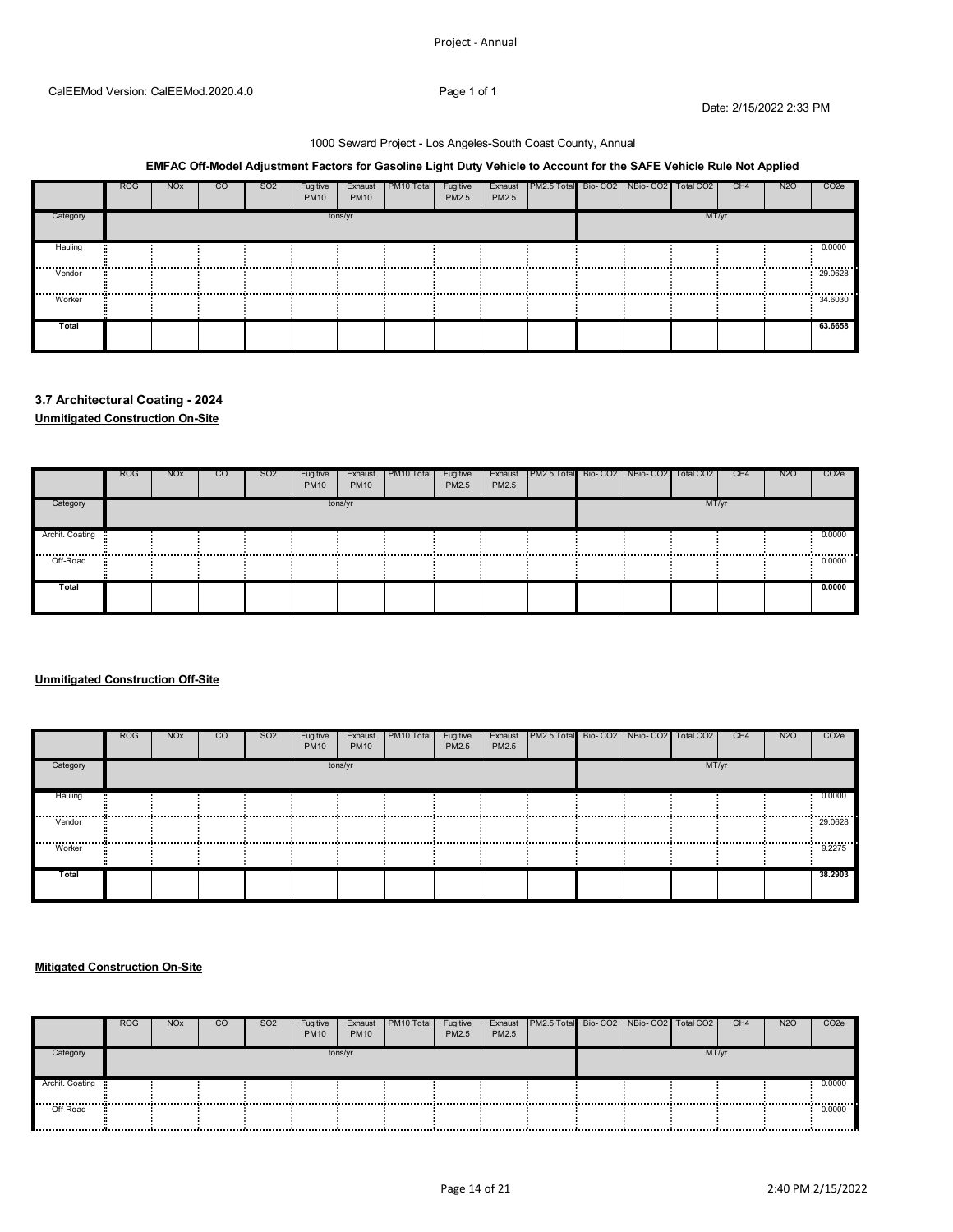CalEEMod Version: CalEEMod.2020.4.0

1000 Seward Project - Los Angeles-South Coast County, Annual

**EMFAC Off-Model Adjustment Factors for Gasoline Light Duty Vehicle to Account for the SAFE Vehicle Rule Not Applied**

| | ROG | NOx | CO | SO2 | Fugitive PM10 | Exhaust PM10 | PM10 Total | Fugitive PM2.5 | Exhaust PM2.5 | PM2.5 Total | Bio- CO2 | NBio- CO2 | Total CO2 | CH4 | N2O | CO2e |
|---|---|---|---|---|---|---|---|---|---|---|---|---|---|---|---|---|
| Category | tons/yr | | | | | | | | | | MT/yr | | | | | |
| Hauling | | | | | | | | | | | | | | | | 0.0000 |
| Vendor | | | | | | | | | | | | | | | | 29.0628 |
| Worker | | | | | | | | | | | | | | | | 34.6030 |
| **Total** | | | | | | | | | | | | | | | | **63.6658** |

### 3.7 Architectural Coating - 2024

**Unmitigated Construction On-Site**

| | ROG | NOx | CO | SO2 | Fugitive PM10 | Exhaust PM10 | PM10 Total | Fugitive PM2.5 | Exhaust PM2.5 | PM2.5 Total | Bio- CO2 | NBio- CO2 | Total CO2 | CH4 | N2O | CO2e |
|---|---|---|---|---|---|---|---|---|---|---|---|---|---|---|---|---|
| Category | tons/yr | | | | | | | | | | MT/yr | | | | | |
| Archit. Coating | | | | | | | | | | | | | | | | 0.0000 |
| Off-Road | | | | | | | | | | | | | | | | 0.0000 |
| **Total** | | | | | | | | | | | | | | | | **0.0000** |

**Unmitigated Construction Off-Site**

| | ROG | NOx | CO | SO2 | Fugitive PM10 | Exhaust PM10 | PM10 Total | Fugitive PM2.5 | Exhaust PM2.5 | PM2.5 Total | Bio- CO2 | NBio- CO2 | Total CO2 | CH4 | N2O | CO2e |
|---|---|---|---|---|---|---|---|---|---|---|---|---|---|---|---|---|
| Category | tons/yr | | | | | | | | | | MT/yr | | | | | |
| Hauling | | | | | | | | | | | | | | | | 0.0000 |
| Vendor | | | | | | | | | | | | | | | | 29.0628 |
| Worker | | | | | | | | | | | | | | | | 9.2275 |
| **Total** | | | | | | | | | | | | | | | | **38.2903** |

**Mitigated Construction On-Site**

| | ROG | NOx | CO | SO2 | Fugitive PM10 | Exhaust PM10 | PM10 Total | Fugitive PM2.5 | Exhaust PM2.5 | PM2.5 Total | Bio- CO2 | NBio- CO2 | Total CO2 | CH4 | N2O | CO2e |
|---|---|---|---|---|---|---|---|---|---|---|---|---|---|---|---|---|
| Category | tons/yr | | | | | | | | | | MT/yr | | | | | |
| Archit. Coating | | | | | | | | | | | | | | | | 0.0000 |
| Off-Road | | | | | | | | | | | | | | | | 0.0000 |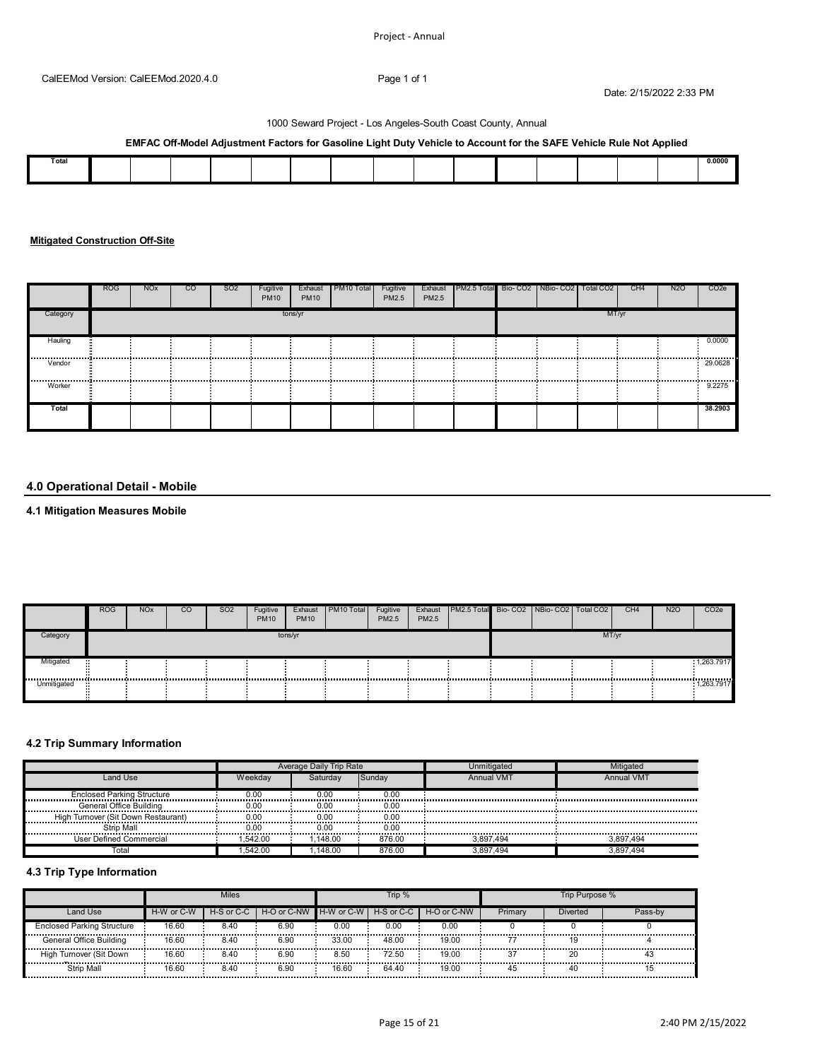CalEEMod Version: CalEEMod.2020.4.0

Date: 2/15/2022 2:33 PM

1000 Seward Project - Los Angeles-South Coast County, Annual

**EMFAC Off-Model Adjustment Factors for Gasoline Light Duty Vehicle to Account for the SAFE Vehicle Rule Not Applied**

| | | | | | | | | | | | | | | | |
|---|---|---|---|---|---|---|---|---|---|---|---|---|---|---|---|
| **Total** | | | | | | | | | | | | | | | **0.0000** |

**Mitigated Construction Off-Site**

| | ROG | NOx | CO | SO2 | Fugitive PM10 | Exhaust PM10 | PM10 Total | Fugitive PM2.5 | Exhaust PM2.5 | PM2.5 Total | Bio- CO2 | NBio- CO2 | Total CO2 | CH4 | N2O | CO2e |
|---|---|---|---|---|---|---|---|---|---|---|---|---|---|---|---|---|
| Category | tons/yr | | | | | | | | | | MT/yr | | | | | |
| Hauling | | | | | | | | | | | | | | | | 0.0000 |
| Vendor | | | | | | | | | | | | | | | | 29.0628 |
| Worker | | | | | | | | | | | | | | | | 9.2275 |
| **Total** | | | | | | | | | | | | | | | | **38.2903** |

## 4.0 Operational Detail - Mobile

### 4.1 Mitigation Measures Mobile

| | ROG | NOx | CO | SO2 | Fugitive PM10 | Exhaust PM10 | PM10 Total | Fugitive PM2.5 | Exhaust PM2.5 | PM2.5 Total | Bio- CO2 | NBio- CO2 | Total CO2 | CH4 | N2O | CO2e |
|---|---|---|---|---|---|---|---|---|---|---|---|---|---|---|---|---|
| Category | tons/yr | | | | | | | | | | MT/yr | | | | | |
| Mitigated | | | | | | | | | | | | | | | | 1,263.7917 |
| Unmitigated | | | | | | | | | | | | | | | | 1,263.7917 |

### 4.2 Trip Summary Information

| | Average Daily Trip Rate | | | Unmitigated | Mitigated |
|---|---|---|---|---|---|
| Land Use | Weekday | Saturday | Sunday | Annual VMT | Annual VMT |
| Enclosed Parking Structure | 0.00 | 0.00 | 0.00 | | |
| General Office Building | 0.00 | 0.00 | 0.00 | | |
| High Turnover (Sit Down Restaurant) | 0.00 | 0.00 | 0.00 | | |
| Strip Mall | 0.00 | 0.00 | 0.00 | | |
| User Defined Commercial | 1,542.00 | 1,148.00 | 876.00 | 3,897,494 | 3,897,494 |
| Total | 1,542.00 | 1,148.00 | 876.00 | 3,897,494 | 3,897,494 |

### 4.3 Trip Type Information

| | Miles | | | Trip % | | | Trip Purpose % | | |
|---|---|---|---|---|---|---|---|---|---|
| Land Use | H-W or C-W | H-S or C-C | H-O or C-NW | H-W or C-W | H-S or C-C | H-O or C-NW | Primary | Diverted | Pass-by |
| Enclosed Parking Structure | 16.60 | 8.40 | 6.90 | 0.00 | 0.00 | 0.00 | 0 | 0 | 0 |
| General Office Building | 16.60 | 8.40 | 6.90 | 33.00 | 48.00 | 19.00 | 77 | 19 | 4 |
| High Turnover (Sit Down | 16.60 | 8.40 | 6.90 | 8.50 | 72.50 | 19.00 | 37 | 20 | 43 |
| Strip Mall | 16.60 | 8.40 | 6.90 | 16.60 | 64.40 | 19.00 | 45 | 40 | 15 |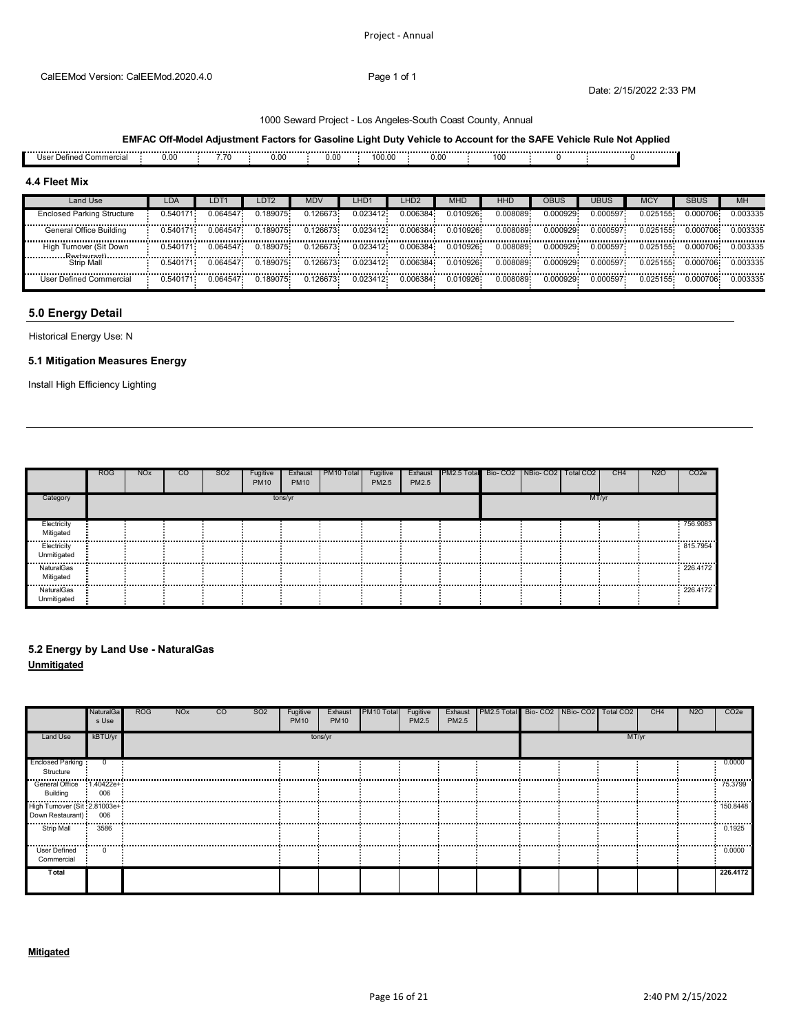CalEEMod Version: CalEEMod.2020.4.0

1000 Seward Project - Los Angeles-South Coast County, Annual

**EMFAC Off-Model Adjustment Factors for Gasoline Light Duty Vehicle to Account for the SAFE Vehicle Rule Not Applied**

| User Defined Commercial | 0.00 | 7.70 | 0.00 | 0.00 | 100.00 | 0.00 | 100 | 0 | 0 |
|---|---|---|---|---|---|---|---|---|---|

### 4.4 Fleet Mix

| Land Use | LDA | LDT1 | LDT2 | MDV | LHD1 | LHD2 | MHD | HHD | OBUS | UBUS | MCY | SBUS | MH |
|---|---|---|---|---|---|---|---|---|---|---|---|---|---|
| Enclosed Parking Structure | 0.540171 | 0.064547 | 0.189075 | 0.126673 | 0.023412 | 0.006384 | 0.010926 | 0.008089 | 0.000929 | 0.000597 | 0.025155 | 0.000706 | 0.003335 |
| General Office Building | 0.540171 | 0.064547 | 0.189075 | 0.126673 | 0.023412 | 0.006384 | 0.010926 | 0.008089 | 0.000929 | 0.000597 | 0.025155 | 0.000706 | 0.003335 |
| High Turnover (Sit Down Restaurant) | 0.540171 | 0.064547 | 0.189075 | 0.126673 | 0.023412 | 0.006384 | 0.010926 | 0.008089 | 0.000929 | 0.000597 | 0.025155 | 0.000706 | 0.003335 |
| Strip Mall | 0.540171 | 0.064547 | 0.189075 | 0.126673 | 0.023412 | 0.006384 | 0.010926 | 0.008089 | 0.000929 | 0.000597 | 0.025155 | 0.000706 | 0.003335 |
| User Defined Commercial | 0.540171 | 0.064547 | 0.189075 | 0.126673 | 0.023412 | 0.006384 | 0.010926 | 0.008089 | 0.000929 | 0.000597 | 0.025155 | 0.000706 | 0.003335 |

## 5.0 Energy Detail

Historical Energy Use: N

### 5.1 Mitigation Measures Energy

Install High Efficiency Lighting

| | ROG | NOx | CO | SO2 | Fugitive PM10 | Exhaust PM10 | PM10 Total | Fugitive PM2.5 | Exhaust PM2.5 | PM2.5 Total | Bio- CO2 | NBio- CO2 | Total CO2 | CH4 | N2O | CO2e |
|---|---|---|---|---|---|---|---|---|---|---|---|---|---|---|---|---|
| Category | tons/yr | | | | | | | | | | MT/yr | | | | | |
| Electricity Mitigated | | | | | | | | | | | | | | | | 756.9083 |
| Electricity Unmitigated | | | | | | | | | | | | | | | | 815.7954 |
| NaturalGas Mitigated | | | | | | | | | | | | | | | | 226.4172 |
| NaturalGas Unmitigated | | | | | | | | | | | | | | | | 226.4172 |

### 5.2 Energy by Land Use - NaturalGas

**Unmitigated**

| | NaturalGas Use | ROG | NOx | CO | SO2 | Fugitive PM10 | Exhaust PM10 | PM10 Total | Fugitive PM2.5 | Exhaust PM2.5 | PM2.5 Total | Bio- CO2 | NBio- CO2 | Total CO2 | CH4 | N2O | CO2e |
|---|---|---|---|---|---|---|---|---|---|---|---|---|---|---|---|---|---|
| Land Use | kBTU/yr | tons/yr | | | | | | | | | | MT/yr | | | | | |
| Enclosed Parking Structure | 0 | | | | | | | | | | | | | | | | 0.0000 |
| General Office Building | 1.40422e+006 | | | | | | | | | | | | | | | | 75.3799 |
| High Turnover (Sit Down Restaurant) | 2.81003e+006 | | | | | | | | | | | | | | | | 150.8448 |
| Strip Mall | 3586 | | | | | | | | | | | | | | | | 0.1925 |
| User Defined Commercial | 0 | | | | | | | | | | | | | | | | 0.0000 |
| **Total** | | | | | | | | | | | | | | | | | **226.4172** |

**Mitigated**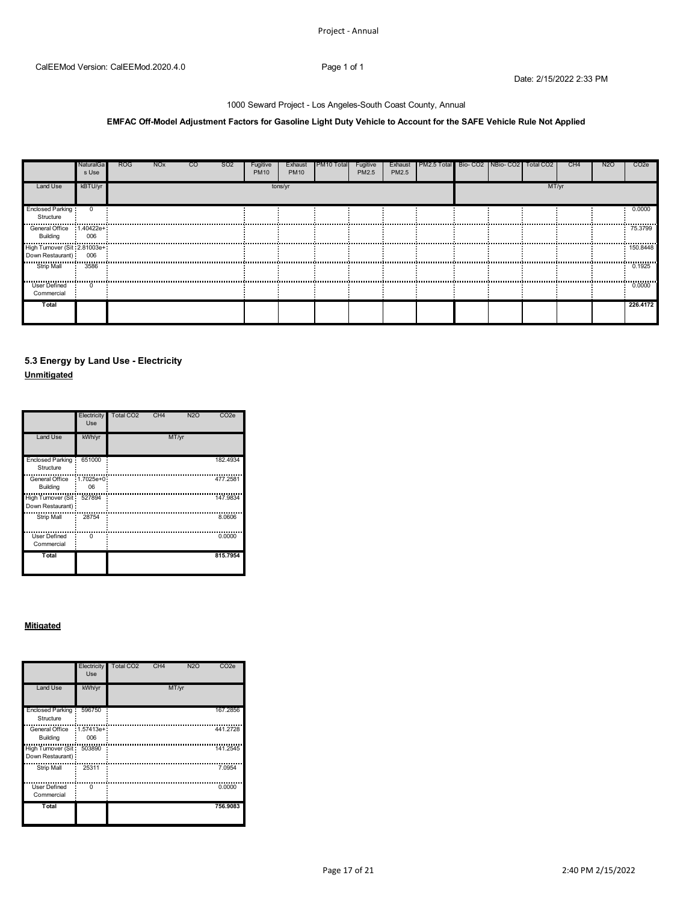CalEEMod Version: CalEEMod.2020.4.0

Date: 2/15/2022 2:33 PM

1000 Seward Project - Los Angeles-South Coast County, Annual

**EMFAC Off-Model Adjustment Factors for Gasoline Light Duty Vehicle to Account for the SAFE Vehicle Rule Not Applied**

| | NaturalGas Use | ROG | NOx | CO | SO2 | Fugitive PM10 | Exhaust PM10 | PM10 Total | Fugitive PM2.5 | Exhaust PM2.5 | PM2.5 Total | Bio- CO2 | NBio- CO2 | Total CO2 | CH4 | N2O | CO2e |
|---|---|---|---|---|---|---|---|---|---|---|---|---|---|---|---|---|---|
| Land Use | kBTU/yr | tons/yr | | | | | | | | | | MT/yr | | | | | |
| Enclosed Parking Structure | 0 | | | | | | | | | | | | | | | | 0.0000 |
| General Office Building | 1.40422e+006 | | | | | | | | | | | | | | | | 75.3799 |
| High Turnover (Sit Down Restaurant) | 2.81003e+006 | | | | | | | | | | | | | | | | 150.8448 |
| Strip Mall | 3586 | | | | | | | | | | | | | | | | 0.1925 |
| User Defined Commercial | 0 | | | | | | | | | | | | | | | | 0.0000 |
| **Total** | | | | | | | | | | | | | | | | | **226.4172** |

### 5.3 Energy by Land Use - Electricity

**Unmitigated**

| | Electricity Use | Total CO2 | CH4 | N2O | CO2e |
|---|---|---|---|---|---|
| Land Use | kWh/yr | MT/yr | | | |
| Enclosed Parking Structure | 651000 | | | | 182.4934 |
| General Office Building | 1.7025e+006 | | | | 477.2581 |
| High Turnover (Sit Down Restaurant) | 527894 | | | | 147.9834 |
| Strip Mall | 28754 | | | | 8.0606 |
| User Defined Commercial | 0 | | | | 0.0000 |
| **Total** | | | | | **815.7954** |

**Mitigated**

| | Electricity Use | Total CO2 | CH4 | N2O | CO2e |
|---|---|---|---|---|---|
| Land Use | kWh/yr | MT/yr | | | |
| Enclosed Parking Structure | 596750 | | | | 167.2856 |
| General Office Building | 1.57413e+006 | | | | 441.2728 |
| High Turnover (Sit Down Restaurant) | 503890 | | | | 141.2545 |
| Strip Mall | 25311 | | | | 7.0954 |
| User Defined Commercial | 0 | | | | 0.0000 |
| **Total** | | | | | **756.9083** |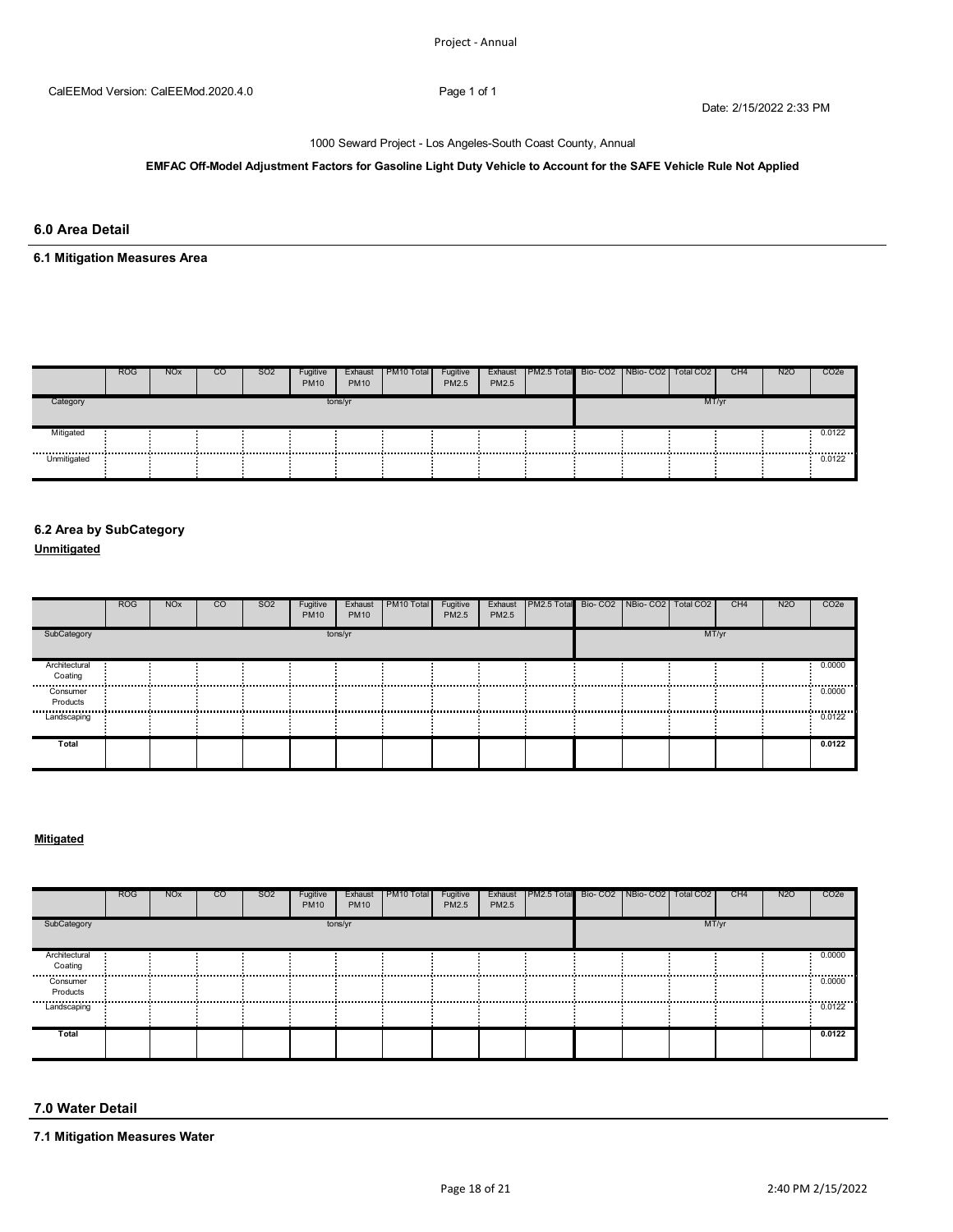CalEEMod Version: CalEEMod.2020.4.0

Date: 2/15/2022 2:33 PM

1000 Seward Project - Los Angeles-South Coast County, Annual

**EMFAC Off-Model Adjustment Factors for Gasoline Light Duty Vehicle to Account for the SAFE Vehicle Rule Not Applied**

## 6.0 Area Detail

### 6.1 Mitigation Measures Area

| | ROG | NOx | CO | SO2 | Fugitive PM10 | Exhaust PM10 | PM10 Total | Fugitive PM2.5 | Exhaust PM2.5 | PM2.5 Total | Bio- CO2 | NBio- CO2 | Total CO2 | CH4 | N2O | CO2e |
|---|---|---|---|---|---|---|---|---|---|---|---|---|---|---|---|---|
| Category | tons/yr | | | | | | | | | | MT/yr | | | | | |
| Mitigated | | | | | | | | | | | | | | | | 0.0122 |
| Unmitigated | | | | | | | | | | | | | | | | 0.0122 |

### 6.2 Area by SubCategory

**Unmitigated**

| | ROG | NOx | CO | SO2 | Fugitive PM10 | Exhaust PM10 | PM10 Total | Fugitive PM2.5 | Exhaust PM2.5 | PM2.5 Total | Bio- CO2 | NBio- CO2 | Total CO2 | CH4 | N2O | CO2e |
|---|---|---|---|---|---|---|---|---|---|---|---|---|---|---|---|---|
| SubCategory | tons/yr | | | | | | | | | | MT/yr | | | | | |
| Architectural Coating | | | | | | | | | | | | | | | | 0.0000 |
| Consumer Products | | | | | | | | | | | | | | | | 0.0000 |
| Landscaping | | | | | | | | | | | | | | | | 0.0122 |
| **Total** | | | | | | | | | | | | | | | | **0.0122** |

**Mitigated**

| | ROG | NOx | CO | SO2 | Fugitive PM10 | Exhaust PM10 | PM10 Total | Fugitive PM2.5 | Exhaust PM2.5 | PM2.5 Total | Bio- CO2 | NBio- CO2 | Total CO2 | CH4 | N2O | CO2e |
|---|---|---|---|---|---|---|---|---|---|---|---|---|---|---|---|---|
| SubCategory | tons/yr | | | | | | | | | | MT/yr | | | | | |
| Architectural Coating | | | | | | | | | | | | | | | | 0.0000 |
| Consumer Products | | | | | | | | | | | | | | | | 0.0000 |
| Landscaping | | | | | | | | | | | | | | | | 0.0122 |
| **Total** | | | | | | | | | | | | | | | | **0.0122** |

## 7.0 Water Detail

### 7.1 Mitigation Measures Water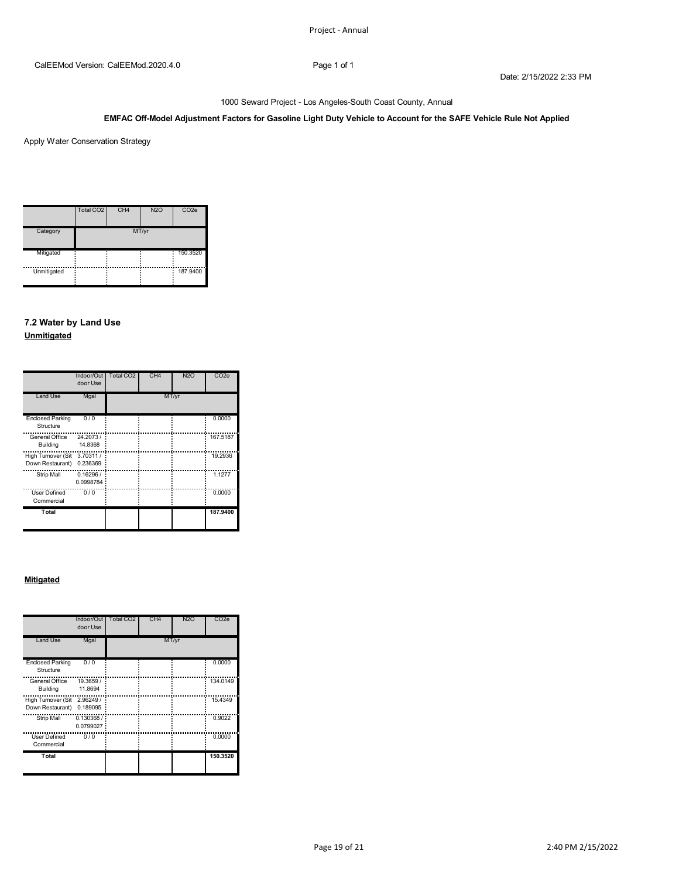1000 Seward Project - Los Angeles-South Coast County, Annual

**EMFAC Off-Model Adjustment Factors for Gasoline Light Duty Vehicle to Account for the SAFE Vehicle Rule Not Applied**

Apply Water Conservation Strategy

| | Total CO2 | CH4 | N2O | CO2e |
|---|---|---|---|---|
| Category | MT/yr | | | |
| Mitigated | | | | 150.3520 |
| Unmitigated | | | | 187.9400 |

### 7.2 Water by Land Use

**Unmitigated**

| | Indoor/Outdoor Use | Total CO2 | CH4 | N2O | CO2e |
|---|---|---|---|---|---|
| Land Use | Mgal | MT/yr | | | |
| Enclosed Parking Structure | 0 / 0 | | | | 0.0000 |
| General Office Building | 24.2073 / 14.8368 | | | | 167.5187 |
| High Turnover (Sit Down Restaurant) | 3.70311 / 0.236369 | | | | 19.2936 |
| Strip Mall | 0.16296 / 0.0998784 | | | | 1.1277 |
| User Defined Commercial | 0 / 0 | | | | 0.0000 |
| **Total** | | | | | **187.9400** |

**Mitigated**

| | Indoor/Outdoor Use | Total CO2 | CH4 | N2O | CO2e |
|---|---|---|---|---|---|
| Land Use | Mgal | MT/yr | | | |
| Enclosed Parking Structure | 0 / 0 | | | | 0.0000 |
| General Office Building | 19.3659 / 11.8694 | | | | 134.0149 |
| High Turnover (Sit Down Restaurant) | 2.96249 / 0.189095 | | | | 15.4349 |
| Strip Mall | 0.130368 / 0.0799027 | | | | 0.9022 |
| User Defined Commercial | 0 / 0 | | | | 0.0000 |
| **Total** | | | | | **150.3520** |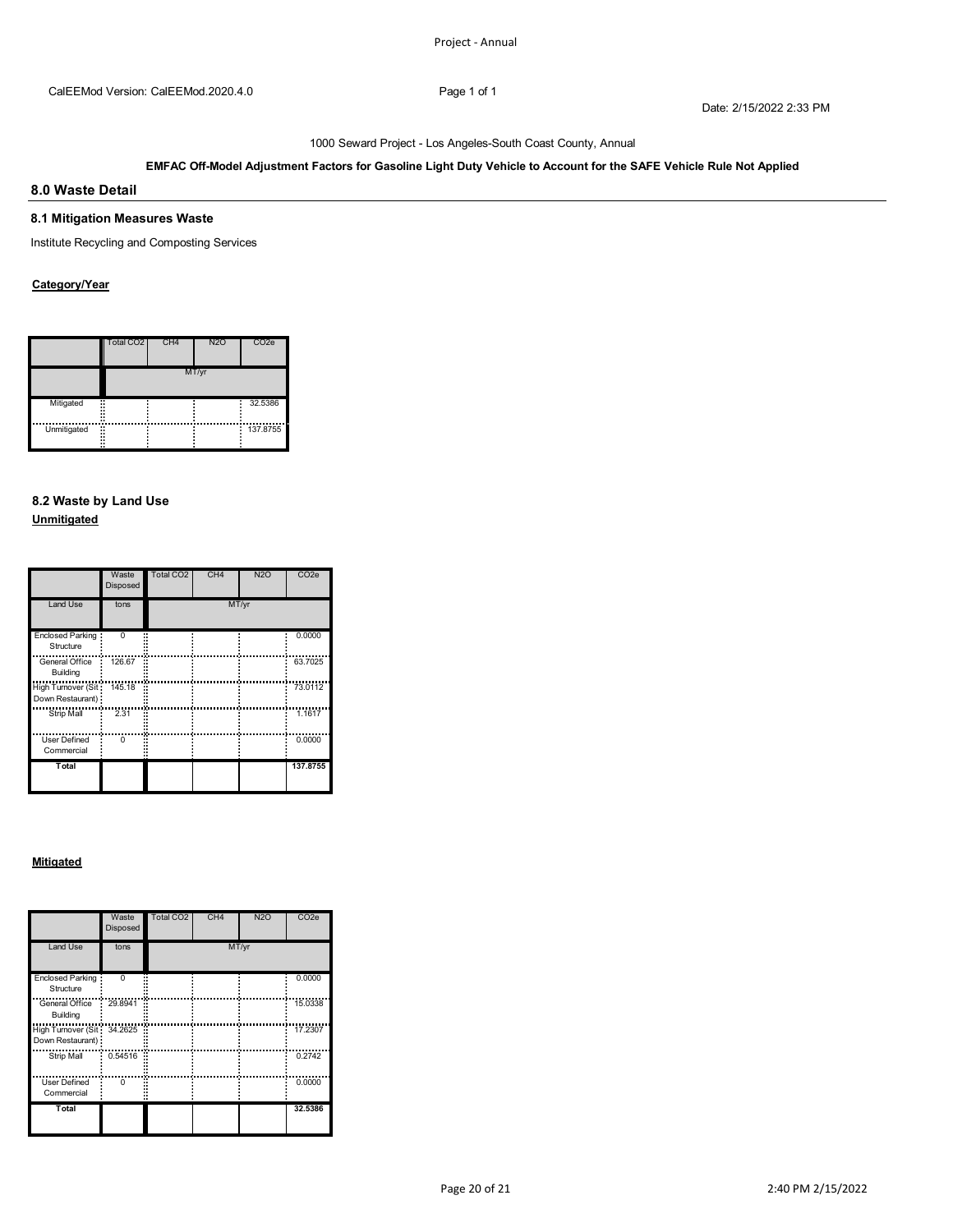CalEEMod Version: CalEEMod.2020.4.0

Date: 2/15/2022 2:33 PM

1000 Seward Project - Los Angeles-South Coast County, Annual

**EMFAC Off-Model Adjustment Factors for Gasoline Light Duty Vehicle to Account for the SAFE Vehicle Rule Not Applied**

## 8.0 Waste Detail

### 8.1 Mitigation Measures Waste

Institute Recycling and Composting Services

**Category/Year**

| | Total $CO_2$ | $CH_4$ | $N_2O$ | $CO_2e$ |
|---|---|---|---|---|
| | MT/yr | | | |
| Mitigated | | | | 32.5386 |
| Unmitigated | | | | 137.8755 |

### 8.2 Waste by Land Use

**Unmitigated**

| | Waste Disposed | Total $CO_2$ | $CH_4$ | $N_2O$ | $CO_2e$ |
|---|---|---|---|---|---|
| Land Use | tons | MT/yr | | | |
| Enclosed Parking Structure | 0 | | | | 0.0000 |
| General Office Building | 126.67 | | | | 63.7025 |
| High Turnover (Sit Down Restaurant) | 145.18 | | | | 73.0112 |
| Strip Mall | 2.31 | | | | 1.1617 |
| User Defined Commercial | 0 | | | | 0.0000 |
| **Total** | | | | | **137.8755** |

**Mitigated**

| | Waste Disposed | Total $CO_2$ | $CH_4$ | $N_2O$ | $CO_2e$ |
|---|---|---|---|---|---|
| Land Use | tons | MT/yr | | | |
| Enclosed Parking Structure | 0 | | | | 0.0000 |
| General Office Building | 29.8941 | | | | 15.0338 |
| High Turnover (Sit Down Restaurant) | 34.2625 | | | | 17.2307 |
| Strip Mall | 0.54516 | | | | 0.2742 |
| User Defined Commercial | 0 | | | | 0.0000 |
| **Total** | | | | | **32.5386** |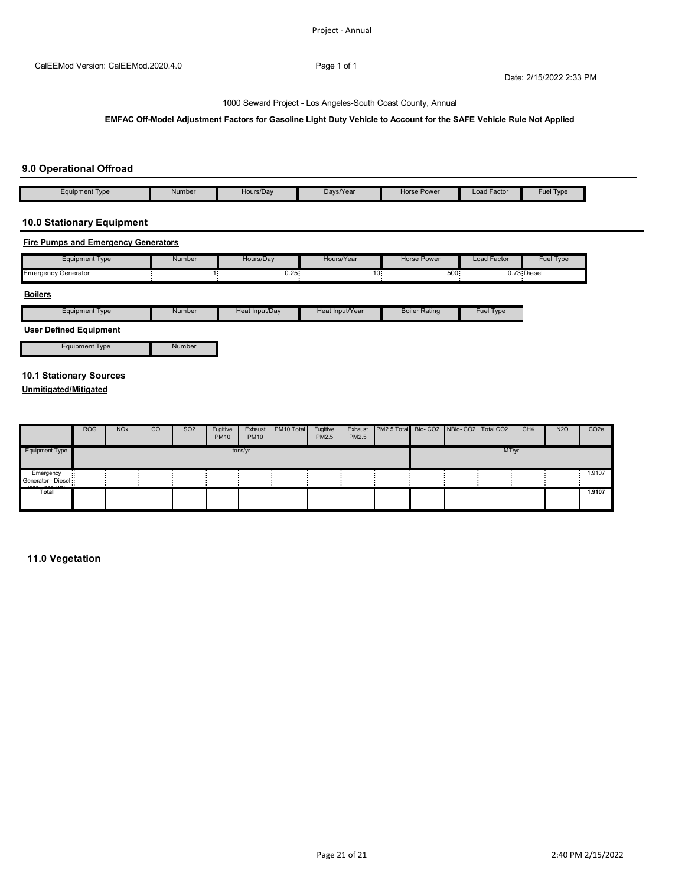CalEEMod Version: CalEEMod.2020.4.0

Date: 2/15/2022 2:33 PM

1000 Seward Project - Los Angeles-South Coast County, Annual

**EMFAC Off-Model Adjustment Factors for Gasoline Light Duty Vehicle to Account for the SAFE Vehicle Rule Not Applied**

## 9.0 Operational Offroad

| Equipment Type | Number | Hours/Day | Days/Year | Horse Power | Load Factor | Fuel Type |
|---|---|---|---|---|---|---|

## 10.0 Stationary Equipment

**Fire Pumps and Emergency Generators**

| Equipment Type | Number | Hours/Day | Hours/Year | Horse Power | Load Factor | Fuel Type |
|---|---|---|---|---|---|---|
| Emergency Generator | 1 | 0.25 | 10 | 500 | 0.73 | Diesel |

**Boilers**

| Equipment Type | Number | Heat Input/Day | Heat Input/Year | Boiler Rating | Fuel Type |
|---|---|---|---|---|---|

**User Defined Equipment**

| Equipment Type | Number |
|---|---|

### 10.1 Stationary Sources

**Unmitigated/Mitigated**

| | ROG | NOx | CO | SO2 | Fugitive PM10 | Exhaust PM10 | PM10 Total | Fugitive PM2.5 | Exhaust PM2.5 | PM2.5 Total | Bio- CO2 | NBio- CO2 | Total CO2 | CH4 | N2O | CO2e |
|---|---|---|---|---|---|---|---|---|---|---|---|---|---|---|---|---|
| Equipment Type | tons/yr | | | | | | | | | | MT/yr | | | | | |
| Emergency Generator - Diesel | | | | | | | | | | | | | | | | 1.9107 |
| Total | | | | | | | | | | | | | | | | 1.9107 |

## 11.0 Vegetation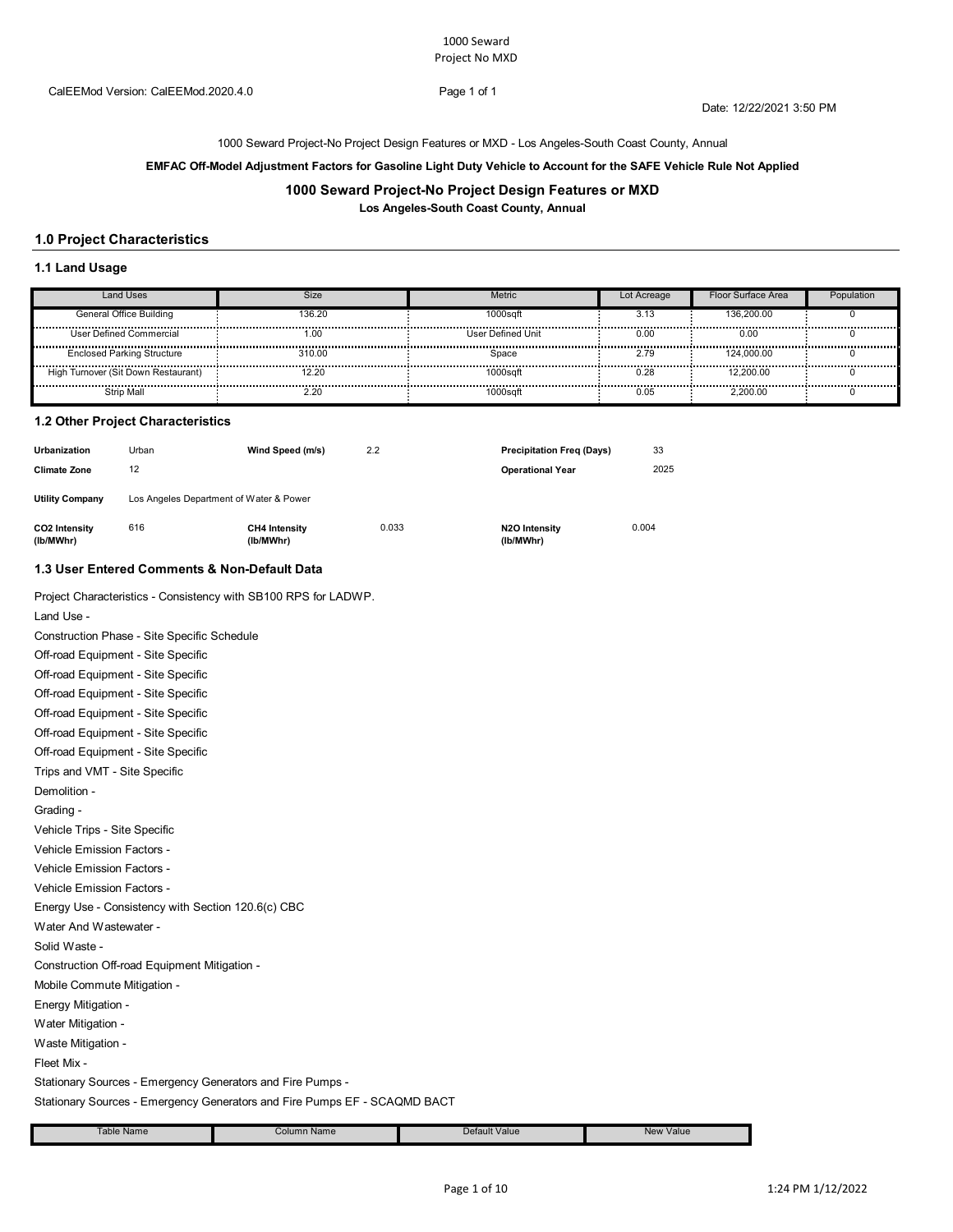CalEEMod Version: CalEEMod.2020.4.0

Date: 12/22/2021 3:50 PM

1000 Seward Project-No Project Design Features or MXD - Los Angeles-South Coast County, Annual

**EMFAC Off-Model Adjustment Factors for Gasoline Light Duty Vehicle to Account for the SAFE Vehicle Rule Not Applied**

## 1000 Seward Project-No Project Design Features or MXD

**Los Angeles-South Coast County, Annual**

### 1.0 Project Characteristics

#### 1.1 Land Usage

| Land Uses | Size | Metric | Lot Acreage | Floor Surface Area | Population |
|---|---|---|---|---|---|
| General Office Building | 136.20 | 1000sqft | 3.13 | 136,200.00 | 0 |
| User Defined Commercial | 1.00 | User Defined Unit | 0.00 | 0.00 | 0 |
| Enclosed Parking Structure | 310.00 | Space | 2.79 | 124,000.00 | 0 |
| High Turnover (Sit Down Restaurant) | 12.20 | 1000sqft | 0.28 | 12,200.00 | 0 |
| Strip Mall | 2.20 | 1000sqft | 0.05 | 2,200.00 | 0 |

#### 1.2 Other Project Characteristics

| | | | | | |
|---|---|---|---|---|---|
| **Urbanization** | Urban | **Wind Speed (m/s)** | 2.2 | **Precipitation Freq (Days)** | 33 |
| **Climate Zone** | 12 | | | **Operational Year** | 2025 |
| **Utility Company** | Los Angeles Department of Water & Power | | | | |
| **CO2 Intensity (lb/MWhr)** | 616 | **CH4 Intensity (lb/MWhr)** | 0.033 | **N2O Intensity (lb/MWhr)** | 0.004 |

#### 1.3 User Entered Comments & Non-Default Data

Project Characteristics - Consistency with SB100 RPS for LADWP.

Land Use -

Construction Phase - Site Specific Schedule

Off-road Equipment - Site Specific

Off-road Equipment - Site Specific

Off-road Equipment - Site Specific

Off-road Equipment - Site Specific

Off-road Equipment - Site Specific

Off-road Equipment - Site Specific

Trips and VMT - Site Specific

Demolition -

Grading -

Vehicle Trips - Site Specific

Vehicle Emission Factors -

Vehicle Emission Factors -

Vehicle Emission Factors -

Energy Use - Consistency with Section 120.6(c) CBC

Water And Wastewater -

Solid Waste -

Construction Off-road Equipment Mitigation -

Mobile Commute Mitigation -

Energy Mitigation -

Water Mitigation -

Waste Mitigation -

Fleet Mix -

Stationary Sources - Emergency Generators and Fire Pumps -

Stationary Sources - Emergency Generators and Fire Pumps EF - SCAQMD BACT

| Table Name | Column Name | Default Value | New Value |
|---|---|---|---|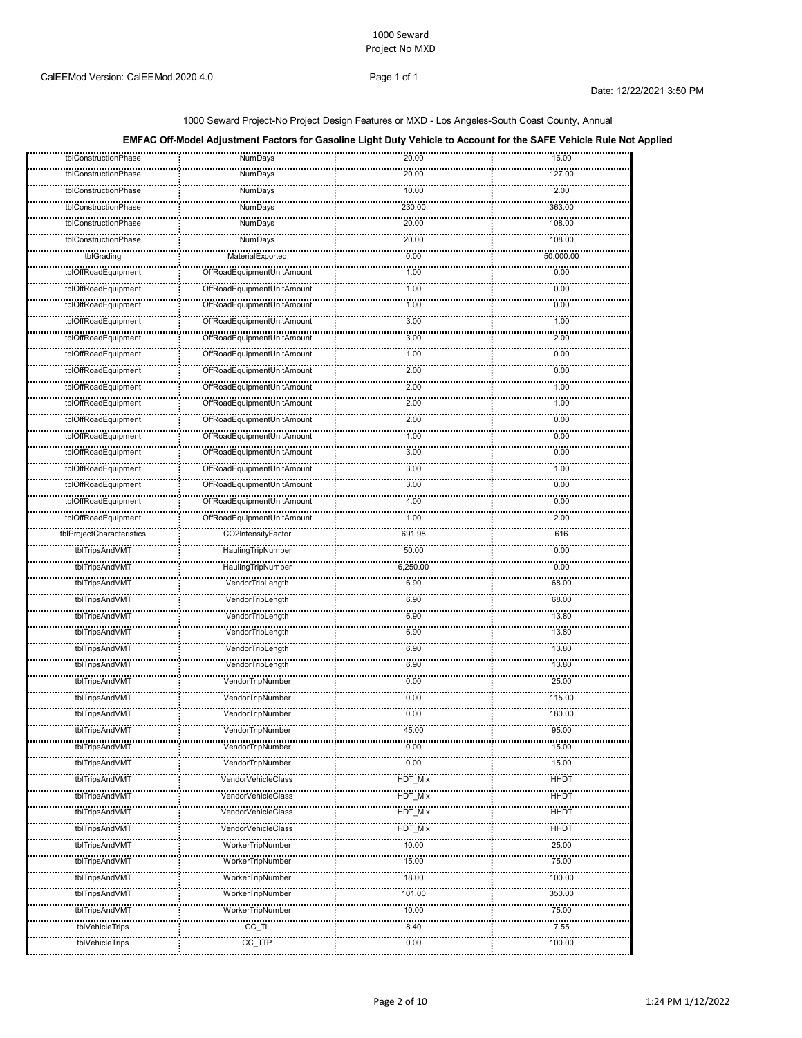1000 Seward Project-No Project Design Features or MXD - Los Angeles-South Coast County, Annual

**EMFAC Off-Model Adjustment Factors for Gasoline Light Duty Vehicle to Account for the SAFE Vehicle Rule Not Applied**

| | | | |
|---|---|---|---|
| tblConstructionPhase | NumDays | 20.00 | 16.00 |
| tblConstructionPhase | NumDays | 20.00 | 127.00 |
| tblConstructionPhase | NumDays | 10.00 | 2.00 |
| tblConstructionPhase | NumDays | 230.00 | 363.00 |
| tblConstructionPhase | NumDays | 20.00 | 108.00 |
| tblConstructionPhase | NumDays | 20.00 | 108.00 |
| tblGrading | MaterialExported | 0.00 | 50,000.00 |
| tblOffRoadEquipment | OffRoadEquipmentUnitAmount | 1.00 | 0.00 |
| tblOffRoadEquipment | OffRoadEquipmentUnitAmount | 1.00 | 0.00 |
| tblOffRoadEquipment | OffRoadEquipmentUnitAmount | 1.00 | 0.00 |
| tblOffRoadEquipment | OffRoadEquipmentUnitAmount | 3.00 | 1.00 |
| tblOffRoadEquipment | OffRoadEquipmentUnitAmount | 3.00 | 2.00 |
| tblOffRoadEquipment | OffRoadEquipmentUnitAmount | 1.00 | 0.00 |
| tblOffRoadEquipment | OffRoadEquipmentUnitAmount | 2.00 | 0.00 |
| tblOffRoadEquipment | OffRoadEquipmentUnitAmount | 2.00 | 1.00 |
| tblOffRoadEquipment | OffRoadEquipmentUnitAmount | 2.00 | 1.00 |
| tblOffRoadEquipment | OffRoadEquipmentUnitAmount | 2.00 | 0.00 |
| tblOffRoadEquipment | OffRoadEquipmentUnitAmount | 1.00 | 0.00 |
| tblOffRoadEquipment | OffRoadEquipmentUnitAmount | 3.00 | 0.00 |
| tblOffRoadEquipment | OffRoadEquipmentUnitAmount | 3.00 | 1.00 |
| tblOffRoadEquipment | OffRoadEquipmentUnitAmount | 3.00 | 0.00 |
| tblOffRoadEquipment | OffRoadEquipmentUnitAmount | 4.00 | 0.00 |
| tblOffRoadEquipment | OffRoadEquipmentUnitAmount | 1.00 | 2.00 |
| tblProjectCharacteristics | CO2IntensityFactor | 691.98 | 616 |
| tblTripsAndVMT | HaulingTripNumber | 50.00 | 0.00 |
| tblTripsAndVMT | HaulingTripNumber | 6,250.00 | 0.00 |
| tblTripsAndVMT | VendorTripLength | 6.90 | 68.00 |
| tblTripsAndVMT | VendorTripLength | 6.90 | 68.00 |
| tblTripsAndVMT | VendorTripLength | 6.90 | 13.80 |
| tblTripsAndVMT | VendorTripLength | 6.90 | 13.80 |
| tblTripsAndVMT | VendorTripLength | 6.90 | 13.80 |
| tblTripsAndVMT | VendorTripLength | 6.90 | 13.80 |
| tblTripsAndVMT | VendorTripNumber | 0.00 | 25.00 |
| tblTripsAndVMT | VendorTripNumber | 0.00 | 115.00 |
| tblTripsAndVMT | VendorTripNumber | 0.00 | 180.00 |
| tblTripsAndVMT | VendorTripNumber | 45.00 | 95.00 |
| tblTripsAndVMT | VendorTripNumber | 0.00 | 15.00 |
| tblTripsAndVMT | VendorTripNumber | 0.00 | 15.00 |
| tblTripsAndVMT | VendorVehicleClass | HDT_Mix | HHDT |
| tblTripsAndVMT | VendorVehicleClass | HDT_Mix | HHDT |
| tblTripsAndVMT | VendorVehicleClass | HDT_Mix | HHDT |
| tblTripsAndVMT | VendorVehicleClass | HDT_Mix | HHDT |
| tblTripsAndVMT | WorkerTripNumber | 10.00 | 25.00 |
| tblTripsAndVMT | WorkerTripNumber | 15.00 | 75.00 |
| tblTripsAndVMT | WorkerTripNumber | 18.00 | 100.00 |
| tblTripsAndVMT | WorkerTripNumber | 101.00 | 350.00 |
| tblTripsAndVMT | WorkerTripNumber | 10.00 | 75.00 |
| tblVehicleTrips | CC_TL | 8.40 | 7.55 |
| tblVehicleTrips | CC_TTP | 0.00 | 100.00 |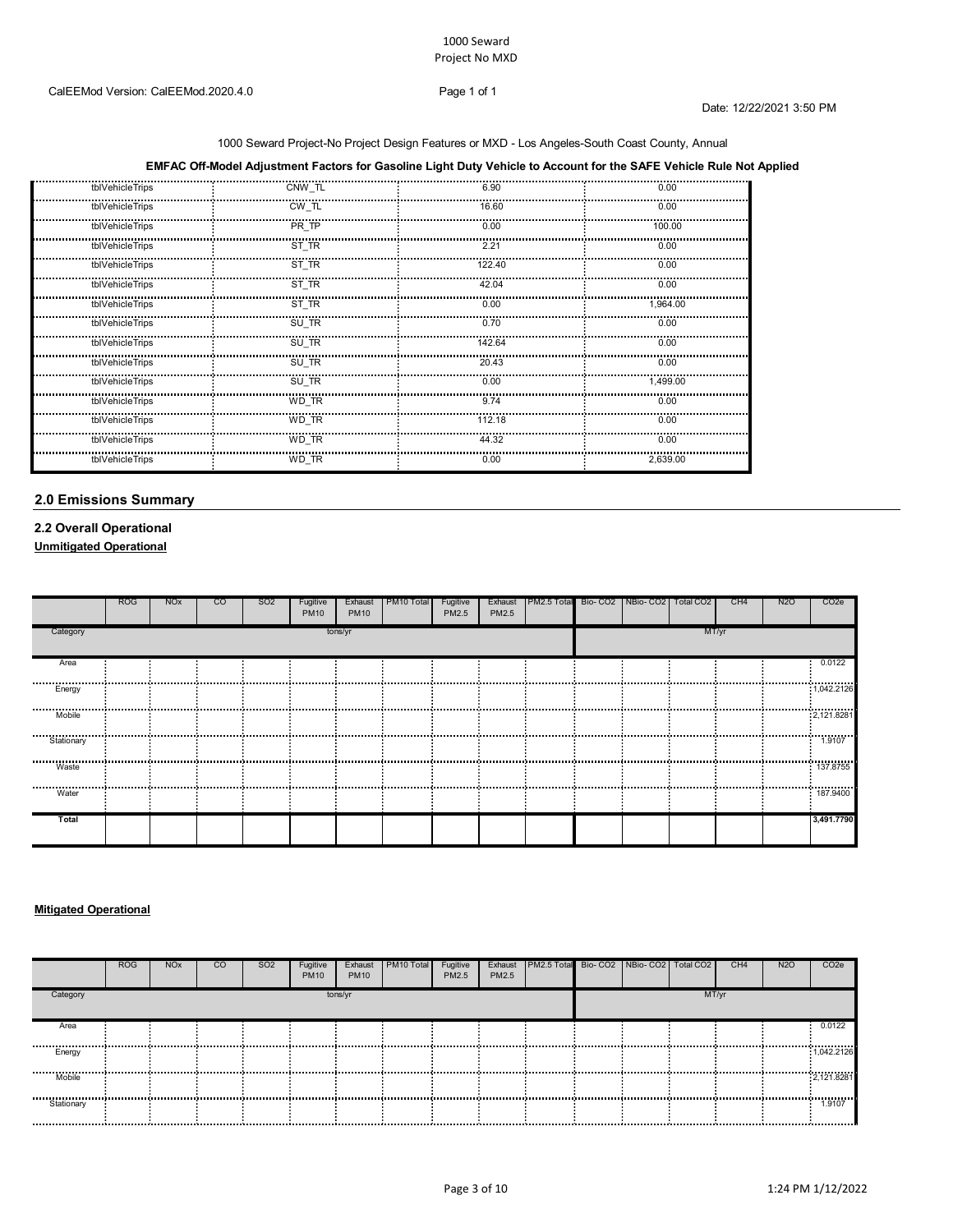1000 Seward Project-No Project Design Features or MXD - Los Angeles-South Coast County, Annual

**EMFAC Off-Model Adjustment Factors for Gasoline Light Duty Vehicle to Account for the SAFE Vehicle Rule Not Applied**

| | | | |
|---|---|---|---|
| tblVehicleTrips | CNW_TL | 6.90 | 0.00 |
| tblVehicleTrips | CW_TL | 16.60 | 0.00 |
| tblVehicleTrips | PR_TP | 0.00 | 100.00 |
| tblVehicleTrips | ST_TR | 2.21 | 0.00 |
| tblVehicleTrips | ST_TR | 122.40 | 0.00 |
| tblVehicleTrips | ST_TR | 42.04 | 0.00 |
| tblVehicleTrips | ST_TR | 0.00 | 1,964.00 |
| tblVehicleTrips | SU_TR | 0.70 | 0.00 |
| tblVehicleTrips | SU_TR | 142.64 | 0.00 |
| tblVehicleTrips | SU_TR | 20.43 | 0.00 |
| tblVehicleTrips | SU_TR | 0.00 | 1,499.00 |
| tblVehicleTrips | WD_TR | 9.74 | 0.00 |
| tblVehicleTrips | WD_TR | 112.18 | 0.00 |
| tblVehicleTrips | WD_TR | 44.32 | 0.00 |
| tblVehicleTrips | WD_TR | 0.00 | 2,639.00 |

## 2.0 Emissions Summary

### 2.2 Overall Operational

**Unmitigated Operational**

| | ROG | NOx | CO | SO2 | Fugitive PM10 | Exhaust PM10 | PM10 Total | Fugitive PM2.5 | Exhaust PM2.5 | PM2.5 Total | Bio- CO2 | NBio- CO2 | Total CO2 | CH4 | N2O | CO2e |
|---|---|---|---|---|---|---|---|---|---|---|---|---|---|---|---|---|
| Category | tons/yr | | | | | | | | | | MT/yr | | | | | |
| Area | | | | | | | | | | | | | | | | 0.0122 |
| Energy | | | | | | | | | | | | | | | | 1,042.2126 |
| Mobile | | | | | | | | | | | | | | | | 2,121.8281 |
| Stationary | | | | | | | | | | | | | | | | 1.9107 |
| Waste | | | | | | | | | | | | | | | | 137.8755 |
| Water | | | | | | | | | | | | | | | | 187.9400 |
| **Total** | | | | | | | | | | | | | | | | **3,491.7790** |

**Mitigated Operational**

| | ROG | NOx | CO | SO2 | Fugitive PM10 | Exhaust PM10 | PM10 Total | Fugitive PM2.5 | Exhaust PM2.5 | PM2.5 Total | Bio- CO2 | NBio- CO2 | Total CO2 | CH4 | N2O | CO2e |
|---|---|---|---|---|---|---|---|---|---|---|---|---|---|---|---|---|
| Category | tons/yr | | | | | | | | | | MT/yr | | | | | |
| Area | | | | | | | | | | | | | | | | 0.0122 |
| Energy | | | | | | | | | | | | | | | | 1,042.2126 |
| Mobile | | | | | | | | | | | | | | | | 2,121.8281 |
| Stationary | | | | | | | | | | | | | | | | 1.9107 |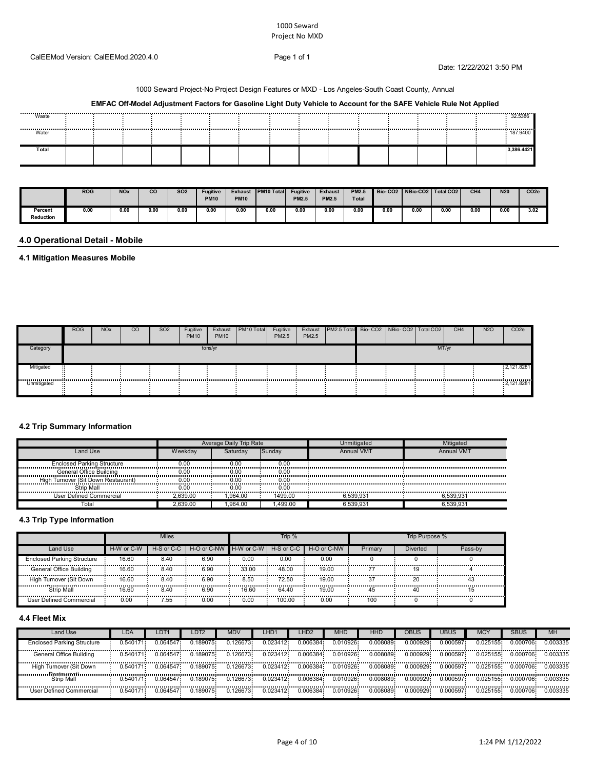1000 Seward
Project No MXD

CalEEMod Version: CalEEMod.2020.4.0

Date: 12/22/2021 3:50 PM

1000 Seward Project-No Project Design Features or MXD - Los Angeles-South Coast County, Annual

**EMFAC Off-Model Adjustment Factors for Gasoline Light Duty Vehicle to Account for the SAFE Vehicle Rule Not Applied**

| | | | | | | | | | | | | | | | |
|---|---|---|---|---|---|---|---|---|---|---|---|---|---|---|---|
| Waste | | | | | | | | | | | | | | | 32.5386 |
| Water | | | | | | | | | | | | | | | 187.9400 |
| **Total** | | | | | | | | | | | | | | | **3,386.4421** |

| | ROG | NOx | CO | SO2 | Fugitive PM10 | Exhaust PM10 | PM10 Total | Fugitive PM2.5 | Exhaust PM2.5 | PM2.5 Total | Bio- CO2 | NBio-CO2 | Total CO2 | CH4 | N20 | CO2e |
|---|---|---|---|---|---|---|---|---|---|---|---|---|---|---|---|---|
| Percent Reduction | 0.00 | 0.00 | 0.00 | 0.00 | 0.00 | 0.00 | 0.00 | 0.00 | 0.00 | 0.00 | 0.00 | 0.00 | 0.00 | 0.00 | 0.00 | 3.02 |

## 4.0 Operational Detail - Mobile

### 4.1 Mitigation Measures Mobile

| | ROG | NOx | CO | SO2 | Fugitive PM10 | Exhaust PM10 | PM10 Total | Fugitive PM2.5 | Exhaust PM2.5 | PM2.5 Total | Bio- CO2 | NBio- CO2 | Total CO2 | CH4 | N2O | CO2e |
|---|---|---|---|---|---|---|---|---|---|---|---|---|---|---|---|---|
| Category | tons/yr | | | | | | | | | | MT/yr | | | | | |
| Mitigated | | | | | | | | | | | | | | | | 2,121.8281 |
| Unmitigated | | | | | | | | | | | | | | | | 2,121.8281 |

### 4.2 Trip Summary Information

| | Average Daily Trip Rate | | | Unmitigated | Mitigated |
|---|---|---|---|---|---|
| Land Use | Weekday | Saturday | Sunday | Annual VMT | Annual VMT |
| Enclosed Parking Structure | 0.00 | 0.00 | 0.00 | | |
| General Office Building | 0.00 | 0.00 | 0.00 | | |
| High Turnover (Sit Down Restaurant) | 0.00 | 0.00 | 0.00 | | |
| Strip Mall | 0.00 | 0.00 | 0.00 | | |
| User Defined Commercial | 2,639.00 | 1,964.00 | 1499.00 | 6,539,931 | 6,539,931 |
| Total | 2,639.00 | 1,964.00 | 1,499.00 | 6,539,931 | 6,539,931 |

### 4.3 Trip Type Information

| | Miles | | | Trip % | | | Trip Purpose % | | |
|---|---|---|---|---|---|---|---|---|---|
| Land Use | H-W or C-W | H-S or C-C | H-O or C-NW | H-W or C-W | H-S or C-C | H-O or C-NW | Primary | Diverted | Pass-by |
| Enclosed Parking Structure | 16.60 | 8.40 | 6.90 | 0.00 | 0.00 | 0.00 | 0 | 0 | 0 |
| General Office Building | 16.60 | 8.40 | 6.90 | 33.00 | 48.00 | 19.00 | 77 | 19 | 4 |
| High Turnover (Sit Down Restaurant) | 16.60 | 8.40 | 6.90 | 8.50 | 72.50 | 19.00 | 37 | 20 | 43 |
| Strip Mall | 16.60 | 8.40 | 6.90 | 16.60 | 64.40 | 19.00 | 45 | 40 | 15 |
| User Defined Commercial | 0.00 | 7.55 | 0.00 | 0.00 | 100.00 | 0.00 | 100 | 0 | 0 |

### 4.4 Fleet Mix

| Land Use | LDA | LDT1 | LDT2 | MDV | LHD1 | LHD2 | MHD | HHD | OBUS | UBUS | MCY | SBUS | MH |
|---|---|---|---|---|---|---|---|---|---|---|---|---|---|
| Enclosed Parking Structure | 0.540171 | 0.064547 | 0.189075 | 0.126673 | 0.023412 | 0.006384 | 0.010926 | 0.008089 | 0.000929 | 0.000597 | 0.025155 | 0.000706 | 0.003335 |
| General Office Building | 0.540171 | 0.064547 | 0.189075 | 0.126673 | 0.023412 | 0.006384 | 0.010926 | 0.008089 | 0.000929 | 0.000597 | 0.025155 | 0.000706 | 0.003335 |
| High Turnover (Sit Down Restaurant) | 0.540171 | 0.064547 | 0.189075 | 0.126673 | 0.023412 | 0.006384 | 0.010926 | 0.008089 | 0.000929 | 0.000597 | 0.025155 | 0.000706 | 0.003335 |
| Strip Mall | 0.540171 | 0.064547 | 0.189075 | 0.126673 | 0.023412 | 0.006384 | 0.010926 | 0.008089 | 0.000929 | 0.000597 | 0.025155 | 0.000706 | 0.003335 |
| User Defined Commercial | 0.540171 | 0.064547 | 0.189075 | 0.126673 | 0.023412 | 0.006384 | 0.010926 | 0.008089 | 0.000929 | 0.000597 | 0.025155 | 0.000706 | 0.003335 |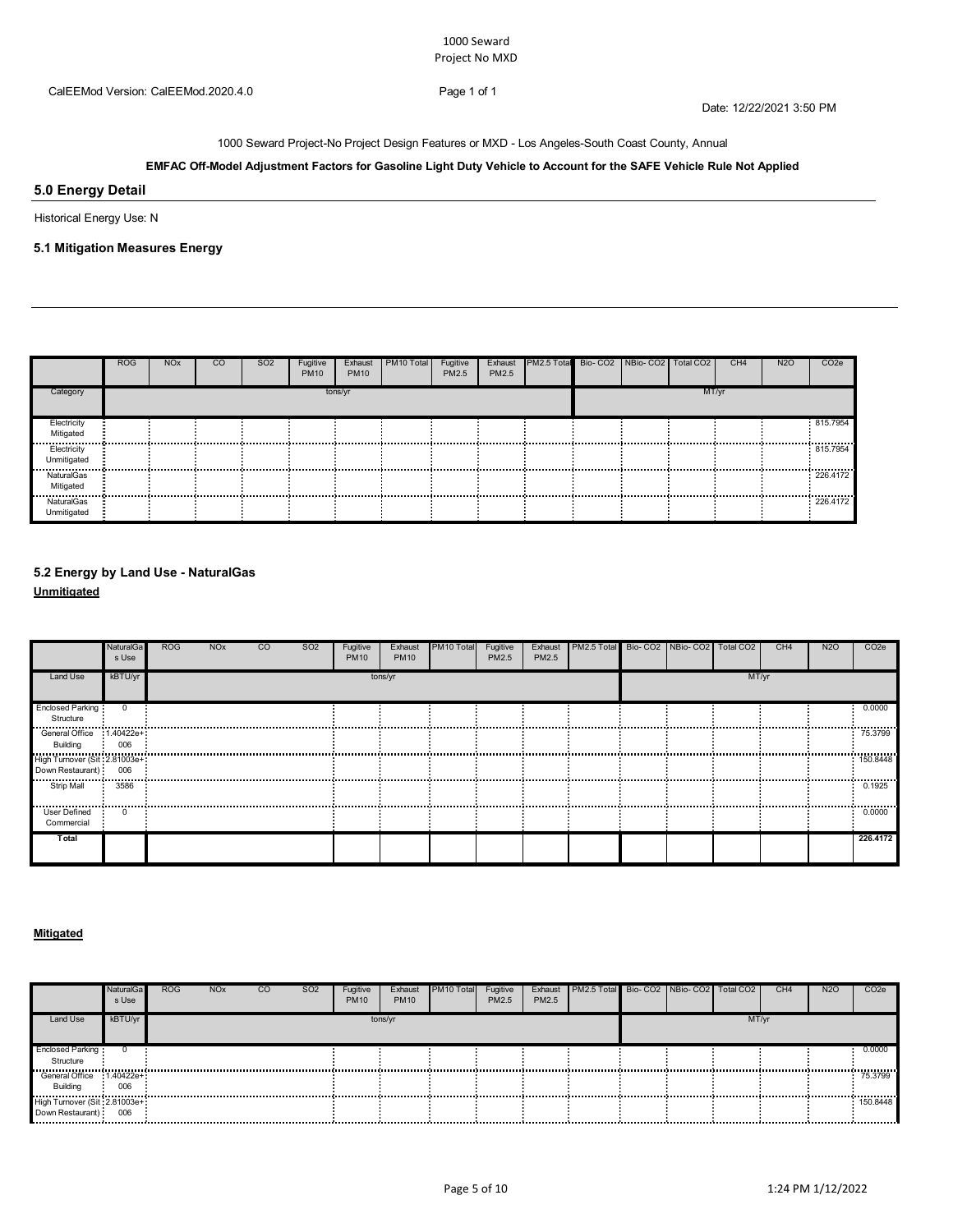CalEEMod Version: CalEEMod.2020.4.0 Page 1 of 1 Date: 12/22/2021 3:50 PM

1000 Seward Project-No Project Design Features or MXD - Los Angeles-South Coast County, Annual

**EMFAC Off-Model Adjustment Factors for Gasoline Light Duty Vehicle to Account for the SAFE Vehicle Rule Not Applied**

## 5.0 Energy Detail

Historical Energy Use: N

### 5.1 Mitigation Measures Energy

| | ROG | NOx | CO | SO2 | Fugitive PM10 | Exhaust PM10 | PM10 Total | Fugitive PM2.5 | Exhaust PM2.5 | PM2.5 Total | Bio- CO2 | NBio- CO2 | Total CO2 | CH4 | N2O | CO2e |
|---|---|---|---|---|---|---|---|---|---|---|---|---|---|---|---|---|
| Category | tons/yr | | | | | | | | | | MT/yr | | | | | |
| Electricity Mitigated | | | | | | | | | | | | | | | | 815.7954 |
| Electricity Unmitigated | | | | | | | | | | | | | | | | 815.7954 |
| NaturalGas Mitigated | | | | | | | | | | | | | | | | 226.4172 |
| NaturalGas Unmitigated | | | | | | | | | | | | | | | | 226.4172 |

### 5.2 Energy by Land Use - NaturalGas

**Unmitigated**

| | NaturalGas Use | ROG | NOx | CO | SO2 | Fugitive PM10 | Exhaust PM10 | PM10 Total | Fugitive PM2.5 | Exhaust PM2.5 | PM2.5 Total | Bio- CO2 | NBio- CO2 | Total CO2 | CH4 | N2O | CO2e |
|---|---|---|---|---|---|---|---|---|---|---|---|---|---|---|---|---|---|
| Land Use | kBTU/yr | tons/yr | | | | | | | | | | MT/yr | | | | | |
| Enclosed Parking Structure | 0 | | | | | | | | | | | | | | | | 0.0000 |
| General Office Building | 1.40422e+006 | | | | | | | | | | | | | | | | 75.3799 |
| High Turnover (Sit Down Restaurant) | 2.81003e+006 | | | | | | | | | | | | | | | | 150.8448 |
| Strip Mall | 3586 | | | | | | | | | | | | | | | | 0.1925 |
| User Defined Commercial | 0 | | | | | | | | | | | | | | | | 0.0000 |
| **Total** | | | | | | | | | | | | | | | | | **226.4172** |

**Mitigated**

| | NaturalGas Use | ROG | NOx | CO | SO2 | Fugitive PM10 | Exhaust PM10 | PM10 Total | Fugitive PM2.5 | Exhaust PM2.5 | PM2.5 Total | Bio- CO2 | NBio- CO2 | Total CO2 | CH4 | N2O | CO2e |
|---|---|---|---|---|---|---|---|---|---|---|---|---|---|---|---|---|---|
| Land Use | kBTU/yr | tons/yr | | | | | | | | | | MT/yr | | | | | |
| Enclosed Parking Structure | 0 | | | | | | | | | | | | | | | | 0.0000 |
| General Office Building | 1.40422e+006 | | | | | | | | | | | | | | | | 75.3799 |
| High Turnover (Sit Down Restaurant) | 2.81003e+006 | | | | | | | | | | | | | | | | 150.8448 |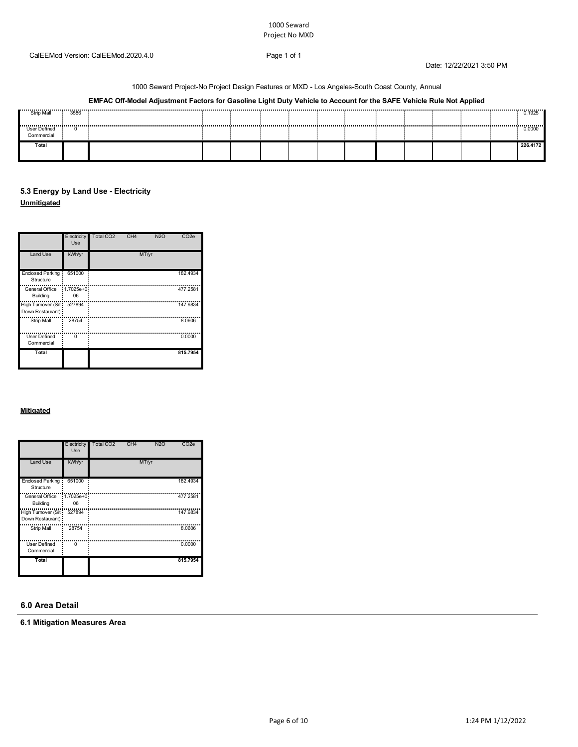1000 Seward Project-No Project Design Features or MXD - Los Angeles-South Coast County, Annual

**EMFAC Off-Model Adjustment Factors for Gasoline Light Duty Vehicle to Account for the SAFE Vehicle Rule Not Applied**

| | | | | | | | | | | | | | | |
|---|---|---|---|---|---|---|---|---|---|---|---|---|---|---|
| Strip Mall | 3586 | | | | | | | | | | | | | 0.1925 |
| User Defined Commercial | 0 | | | | | | | | | | | | | 0.0000 |
| **Total** | | | | | | | | | | | | | | **226.4172** |

## 5.3 Energy by Land Use - Electricity

**Unmitigated**

| | Electricity Use | Total CO2 | CH4 | N2O | CO2e |
|---|---|---|---|---|---|
| Land Use | kWh/yr | MT/yr | | | |
| Enclosed Parking Structure | 651000 | | | | 182.4934 |
| General Office Building | 1.7025e+006 | | | | 477.2581 |
| High Turnover (Sit Down Restaurant) | 527894 | | | | 147.9834 |
| Strip Mall | 28754 | | | | 8.0606 |
| User Defined Commercial | 0 | | | | 0.0000 |
| **Total** | | | | | **815.7954** |

**Mitigated**

| | Electricity Use | Total CO2 | CH4 | N2O | CO2e |
|---|---|---|---|---|---|
| Land Use | kWh/yr | MT/yr | | | |
| Enclosed Parking Structure | 651000 | | | | 182.4934 |
| General Office Building | 1.7025e+006 | | | | 477.2581 |
| High Turnover (Sit Down Restaurant) | 527894 | | | | 147.9834 |
| Strip Mall | 28754 | | | | 8.0606 |
| User Defined Commercial | 0 | | | | 0.0000 |
| **Total** | | | | | **815.7954** |

## 6.0 Area Detail

### 6.1 Mitigation Measures Area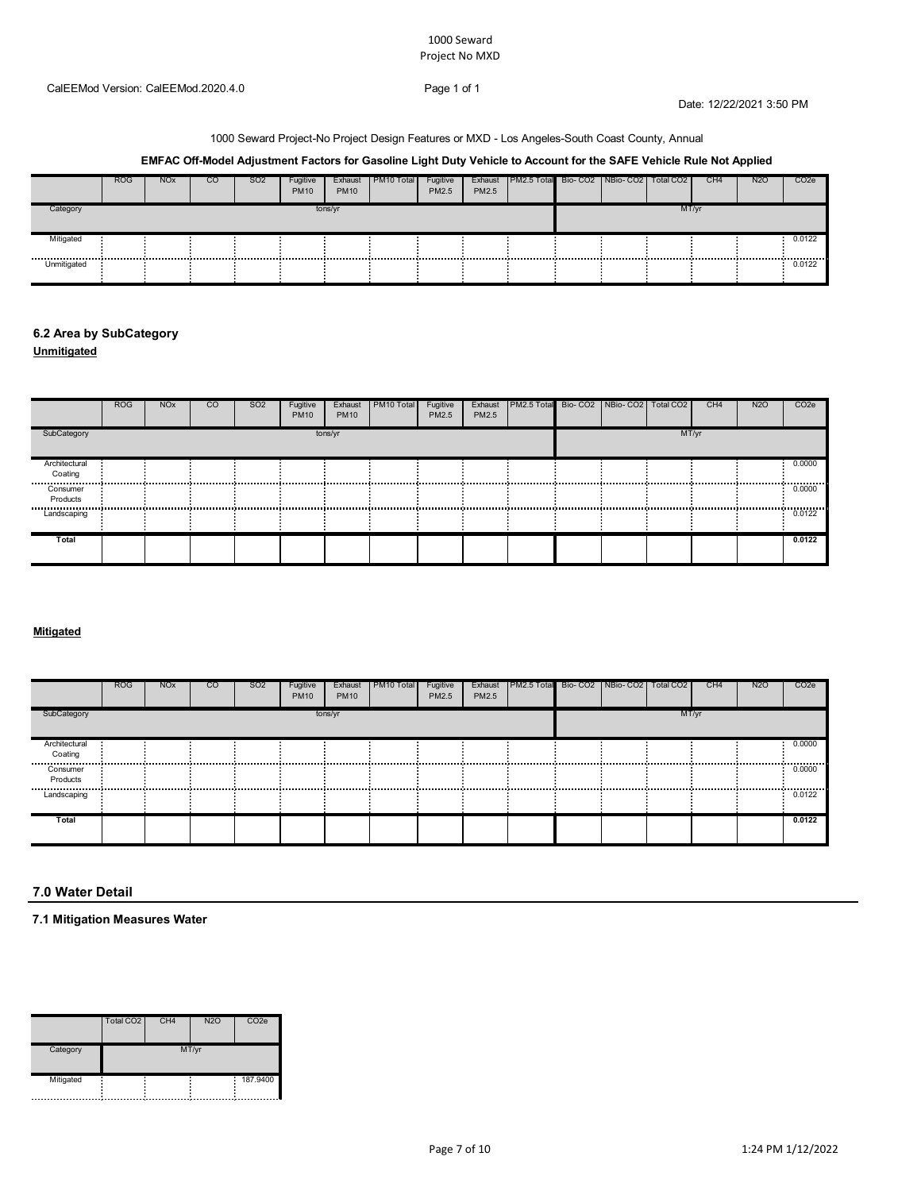1000 Seward Project-No Project Design Features or MXD - Los Angeles-South Coast County, Annual

**EMFAC Off-Model Adjustment Factors for Gasoline Light Duty Vehicle to Account for the SAFE Vehicle Rule Not Applied**

| | ROG | NOx | CO | SO2 | Fugitive PM10 | Exhaust PM10 | PM10 Total | Fugitive PM2.5 | Exhaust PM2.5 | PM2.5 Total | Bio- CO2 | NBio- CO2 | Total CO2 | CH4 | N2O | CO2e |
|---|---|---|---|---|---|---|---|---|---|---|---|---|---|---|---|---|
| Category | tons/yr | | | | | | | | | | MT/yr | | | | | |
| Mitigated | | | | | | | | | | | | | | | | 0.0122 |
| Unmitigated | | | | | | | | | | | | | | | | 0.0122 |

### 6.2 Area by SubCategory

**Unmitigated**

| | ROG | NOx | CO | SO2 | Fugitive PM10 | Exhaust PM10 | PM10 Total | Fugitive PM2.5 | Exhaust PM2.5 | PM2.5 Total | Bio- CO2 | NBio- CO2 | Total CO2 | CH4 | N2O | CO2e |
|---|---|---|---|---|---|---|---|---|---|---|---|---|---|---|---|---|
| SubCategory | tons/yr | | | | | | | | | | MT/yr | | | | | |
| Architectural Coating | | | | | | | | | | | | | | | | 0.0000 |
| Consumer Products | | | | | | | | | | | | | | | | 0.0000 |
| Landscaping | | | | | | | | | | | | | | | | 0.0122 |
| **Total** | | | | | | | | | | | | | | | | **0.0122** |

**Mitigated**

| | ROG | NOx | CO | SO2 | Fugitive PM10 | Exhaust PM10 | PM10 Total | Fugitive PM2.5 | Exhaust PM2.5 | PM2.5 Total | Bio- CO2 | NBio- CO2 | Total CO2 | CH4 | N2O | CO2e |
|---|---|---|---|---|---|---|---|---|---|---|---|---|---|---|---|---|
| SubCategory | tons/yr | | | | | | | | | | MT/yr | | | | | |
| Architectural Coating | | | | | | | | | | | | | | | | 0.0000 |
| Consumer Products | | | | | | | | | | | | | | | | 0.0000 |
| Landscaping | | | | | | | | | | | | | | | | 0.0122 |
| **Total** | | | | | | | | | | | | | | | | **0.0122** |

## 7.0 Water Detail

### 7.1 Mitigation Measures Water

| | Total CO2 | CH4 | N2O | CO2e |
|---|---|---|---|---|
| Category | MT/yr | | | |
| Mitigated | | | | 187.9400 |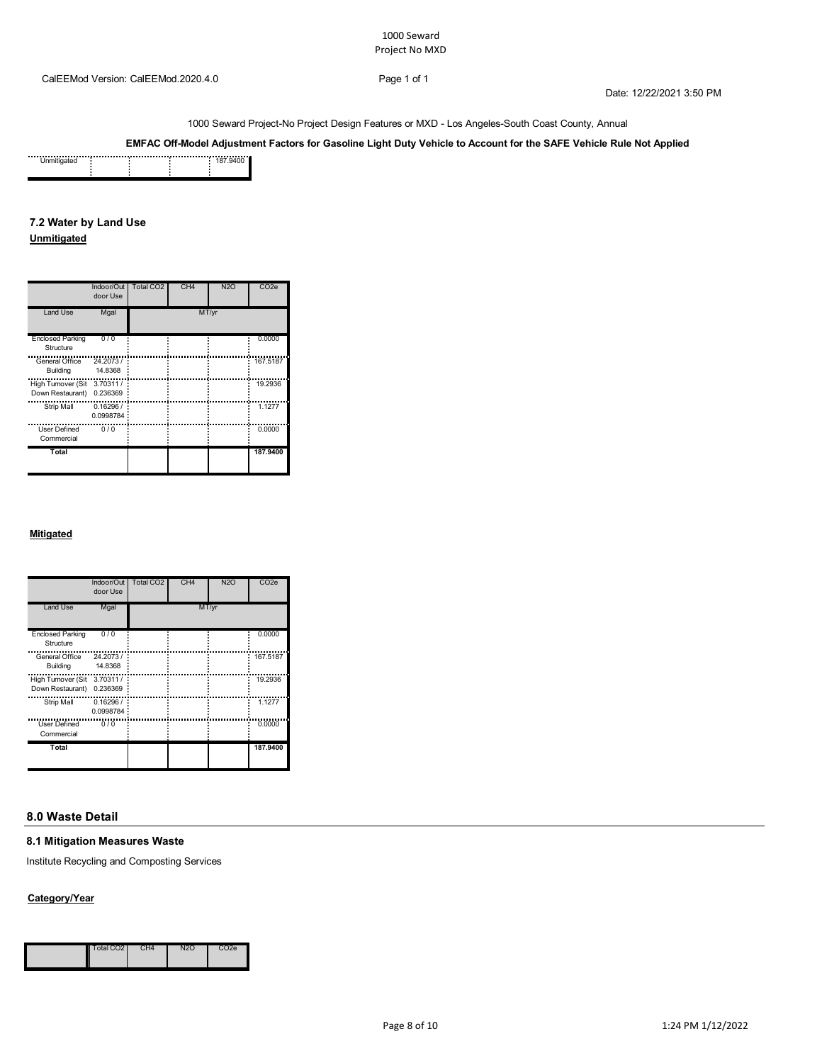CalEEMod Version: CalEEMod.2020.4.0

Date: 12/22/2021 3:50 PM

1000 Seward Project-No Project Design Features or MXD - Los Angeles-South Coast County, Annual

**EMFAC Off-Model Adjustment Factors for Gasoline Light Duty Vehicle to Account for the SAFE Vehicle Rule Not Applied**

| | | | | |
|---|---|---|---|---|
| Unmitigated | | | | 187.9400 |

### 7.2 Water by Land Use

**Unmitigated**

| | Indoor/Outdoor Use | Total $CO_2$ | $CH_4$ | $N_2O$ | $CO_2e$ |
|---|---|---|---|---|---|
| Land Use | Mgal | MT/yr | | | |
| Enclosed Parking Structure | 0 / 0 | | | | 0.0000 |
| General Office Building | 24.2073 / 14.8368 | | | | 167.5187 |
| High Turnover (Sit Down Restaurant) | 3.70311 / 0.236369 | | | | 19.2936 |
| Strip Mall | 0.16296 / 0.0998784 | | | | 1.1277 |
| User Defined Commercial | 0 / 0 | | | | 0.0000 |
| **Total** | | | | | **187.9400** |

**Mitigated**

| | Indoor/Outdoor Use | Total $CO_2$ | $CH_4$ | $N_2O$ | $CO_2e$ |
|---|---|---|---|---|---|
| Land Use | Mgal | MT/yr | | | |
| Enclosed Parking Structure | 0 / 0 | | | | 0.0000 |
| General Office Building | 24.2073 / 14.8368 | | | | 167.5187 |
| High Turnover (Sit Down Restaurant) | 3.70311 / 0.236369 | | | | 19.2936 |
| Strip Mall | 0.16296 / 0.0998784 | | | | 1.1277 |
| User Defined Commercial | 0 / 0 | | | | 0.0000 |
| **Total** | | | | | **187.9400** |

## 8.0 Waste Detail

### 8.1 Mitigation Measures Waste

Institute Recycling and Composting Services

**Category/Year**

| | Total $CO_2$ | $CH_4$ | $N_2O$ | $CO_2e$ |
|---|---|---|---|---|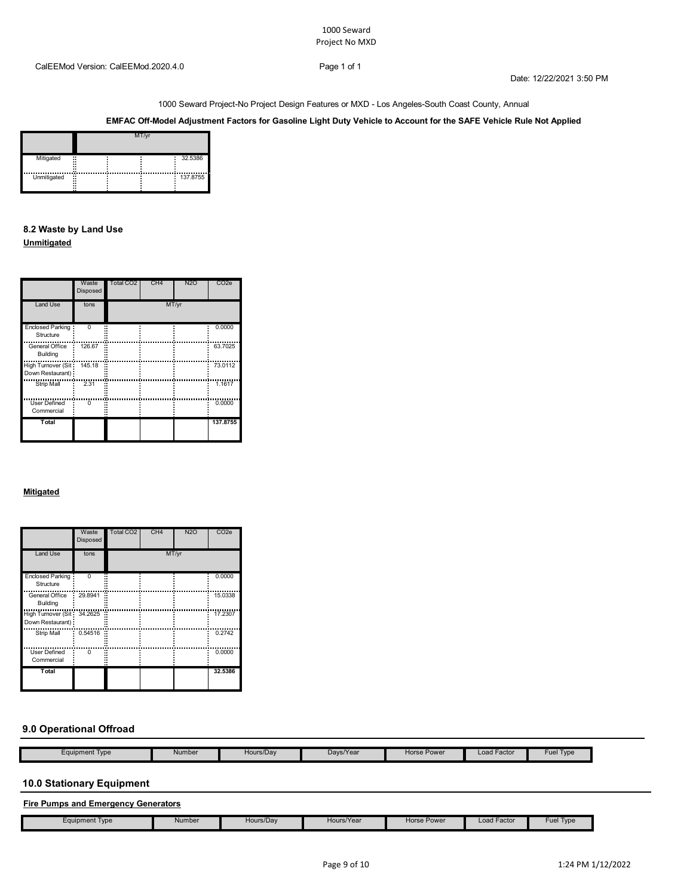1000 Seward Project-No Project Design Features or MXD - Los Angeles-South Coast County, Annual

**EMFAC Off-Model Adjustment Factors for Gasoline Light Duty Vehicle to Account for the SAFE Vehicle Rule Not Applied**

| | MT/yr | | | |
|---|---|---|---|---|
| Mitigated | | | | 32.5386 |
| Unmitigated | | | | 137.8755 |

### 8.2 Waste by Land Use

**Unmitigated**

| | Waste Disposed | Total CO2 | CH4 | N2O | CO2e |
|---|---|---|---|---|---|
| Land Use | tons | MT/yr | | | |
| Enclosed Parking Structure | 0 | | | | 0.0000 |
| General Office Building | 126.67 | | | | 63.7025 |
| High Turnover (Sit Down Restaurant) | 145.18 | | | | 73.0112 |
| Strip Mall | 2.31 | | | | 1.1617 |
| User Defined Commercial | 0 | | | | 0.0000 |
| **Total** | | | | | **137.8755** |

**Mitigated**

| | Waste Disposed | Total CO2 | CH4 | N2O | CO2e |
|---|---|---|---|---|---|
| Land Use | tons | MT/yr | | | |
| Enclosed Parking Structure | 0 | | | | 0.0000 |
| General Office Building | 29.8941 | | | | 15.0338 |
| High Turnover (Sit Down Restaurant) | 34.2625 | | | | 17.2307 |
| Strip Mall | 0.54516 | | | | 0.2742 |
| User Defined Commercial | 0 | | | | 0.0000 |
| **Total** | | | | | **32.5386** |

## 9.0 Operational Offroad

| Equipment Type | Number | Hours/Day | Days/Year | Horse Power | Load Factor | Fuel Type |
|---|---|---|---|---|---|---|

## 10.0 Stationary Equipment

**Fire Pumps and Emergency Generators**

| Equipment Type | Number | Hours/Day | Hours/Year | Horse Power | Load Factor | Fuel Type |
|---|---|---|---|---|---|---|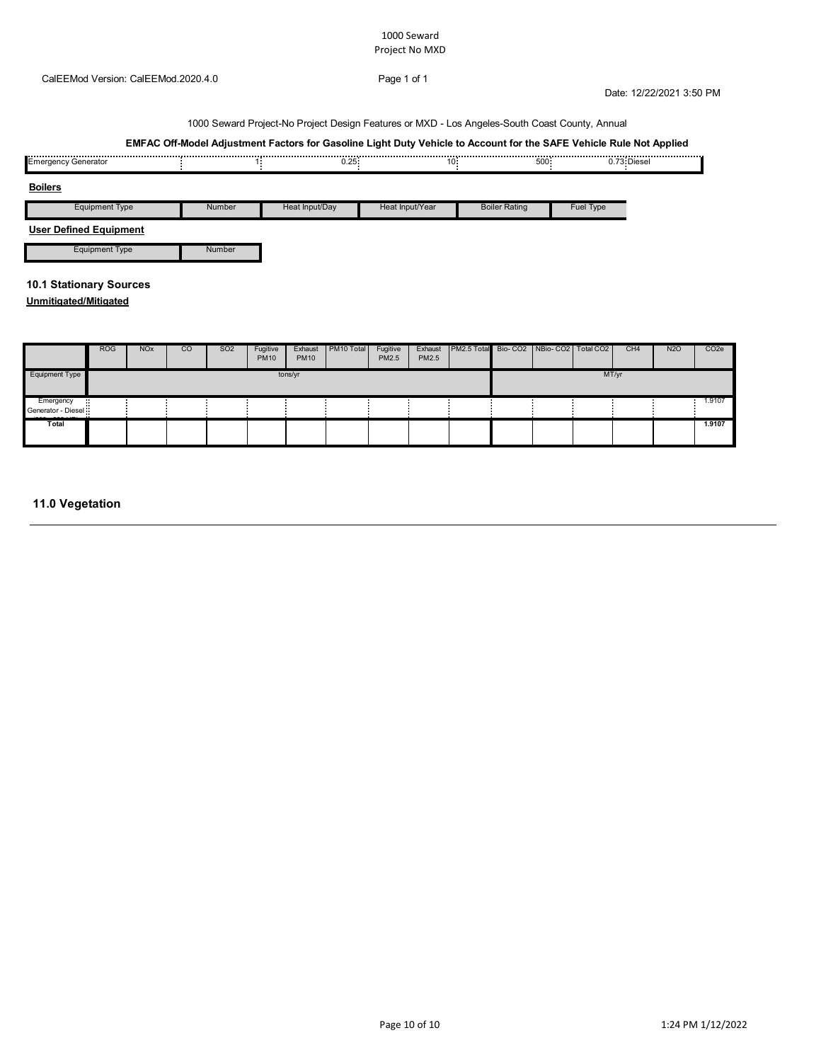CalEEMod Version: CalEEMod.2020.4.0

Date: 12/22/2021 3:50 PM

1000 Seward Project-No Project Design Features or MXD - Los Angeles-South Coast County, Annual

**EMFAC Off-Model Adjustment Factors for Gasoline Light Duty Vehicle to Account for the SAFE Vehicle Rule Not Applied**

| | | | | | | |
|---|---|---|---|---|---|---|
| Emergency Generator | 1 | 0.25 | 10 | 500 | 0.73 | Diesel |

**Boilers**

| Equipment Type | Number | Heat Input/Day | Heat Input/Year | Boiler Rating | Fuel Type |
|---|---|---|---|---|---|

**User Defined Equipment**

| Equipment Type | Number |
|---|---|

### 10.1 Stationary Sources

**Unmitigated/Mitigated**

| | ROG | NOx | CO | SO2 | Fugitive PM10 | Exhaust PM10 | PM10 Total | Fugitive PM2.5 | Exhaust PM2.5 | PM2.5 Total | Bio- CO2 | NBio- CO2 | Total CO2 | CH4 | N2O | CO2e |
|---|---|---|---|---|---|---|---|---|---|---|---|---|---|---|---|---|
| Equipment Type | tons/yr | | | | | | | | | | MT/yr | | | | | |
| Emergency Generator - Diesel | | | | | | | | | | | | | | | | 1.9107 |
| **Total** | | | | | | | | | | | | | | | | **1.9107** |

## 11.0 Vegetation